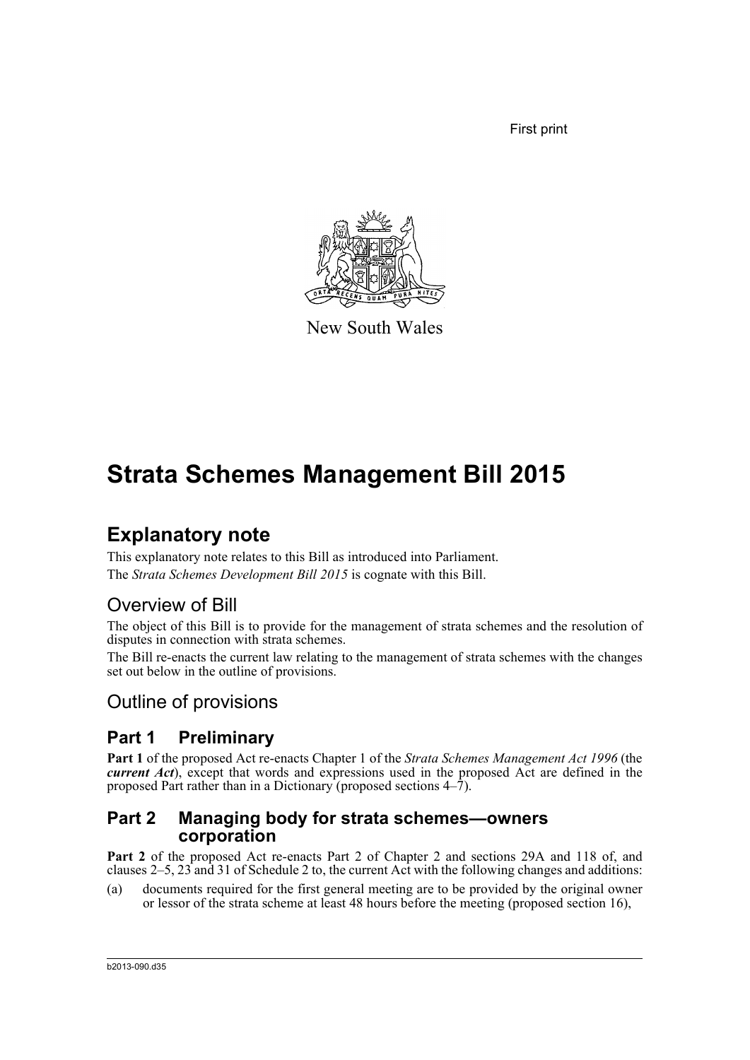First print

New South Wales

# Strata Schemes Management Bill 2015

## Explanatory note

This explanatory note relates to this Bill as introduced into Parliament.

The *Strata Schemes Development Bill 2015* is cognate with this Bill.

### Overview of Bill

The object of this Bill is to provide for the management of strata schemes and the resolution of disputes in connection with strata schemes.

The Bill re-enacts the current law relating to the management of strata schemes with the changes set out below in the outline of provisions.

### Outline of provisions

#### Part 1 Preliminary

**Part 1** of the proposed Act re-enacts Chapter 1 of the *Strata Schemes Management Act 1996* (the ***current Act***), except that words and expressions used in the proposed Act are defined in the proposed Part rather than in a Dictionary (proposed sections 4–7).

#### Part 2 Managing body for strata schemes—owners corporation

**Part 2** of the proposed Act re-enacts Part 2 of Chapter 2 and sections 29A and 118 of, and clauses 2–5, 23 and 31 of Schedule 2 to, the current Act with the following changes and additions:

(a) documents required for the first general meeting are to be provided by the original owner or lessor of the strata scheme at least 48 hours before the meeting (proposed section 16),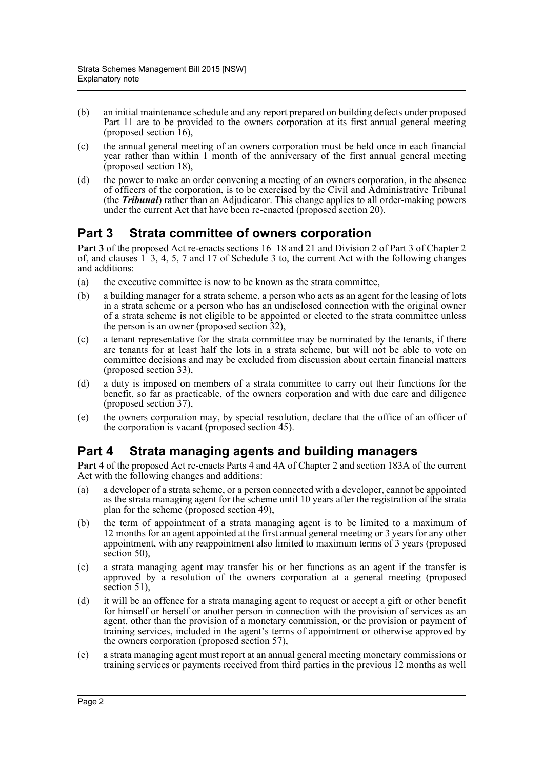(b) an initial maintenance schedule and any report prepared on building defects under proposed Part 11 are to be provided to the owners corporation at its first annual general meeting (proposed section 16),

(c) the annual general meeting of an owners corporation must be held once in each financial year rather than within 1 month of the anniversary of the first annual general meeting (proposed section 18),

(d) the power to make an order convening a meeting of an owners corporation, in the absence of officers of the corporation, is to be exercised by the Civil and Administrative Tribunal (the ***Tribunal***) rather than an Adjudicator. This change applies to all order-making powers under the current Act that have been re-enacted (proposed section 20).

## Part 3 Strata committee of owners corporation

**Part 3** of the proposed Act re-enacts sections 16–18 and 21 and Division 2 of Part 3 of Chapter 2 of, and clauses 1–3, 4, 5, 7 and 17 of Schedule 3 to, the current Act with the following changes and additions:

(a) the executive committee is now to be known as the strata committee,

(b) a building manager for a strata scheme, a person who acts as an agent for the leasing of lots in a strata scheme or a person who has an undisclosed connection with the original owner of a strata scheme is not eligible to be appointed or elected to the strata committee unless the person is an owner (proposed section 32),

(c) a tenant representative for the strata committee may be nominated by the tenants, if there are tenants for at least half the lots in a strata scheme, but will not be able to vote on committee decisions and may be excluded from discussion about certain financial matters (proposed section 33),

(d) a duty is imposed on members of a strata committee to carry out their functions for the benefit, so far as practicable, of the owners corporation and with due care and diligence (proposed section 37),

(e) the owners corporation may, by special resolution, declare that the office of an officer of the corporation is vacant (proposed section 45).

## Part 4 Strata managing agents and building managers

**Part 4** of the proposed Act re-enacts Parts 4 and 4A of Chapter 2 and section 183A of the current Act with the following changes and additions:

(a) a developer of a strata scheme, or a person connected with a developer, cannot be appointed as the strata managing agent for the scheme until 10 years after the registration of the strata plan for the scheme (proposed section 49),

(b) the term of appointment of a strata managing agent is to be limited to a maximum of 12 months for an agent appointed at the first annual general meeting or 3 years for any other appointment, with any reappointment also limited to maximum terms of 3 years (proposed section 50),

(c) a strata managing agent may transfer his or her functions as an agent if the transfer is approved by a resolution of the owners corporation at a general meeting (proposed section 51),

(d) it will be an offence for a strata managing agent to request or accept a gift or other benefit for himself or herself or another person in connection with the provision of services as an agent, other than the provision of a monetary commission, or the provision or payment of training services, included in the agent's terms of appointment or otherwise approved by the owners corporation (proposed section 57),

(e) a strata managing agent must report at an annual general meeting monetary commissions or training services or payments received from third parties in the previous 12 months as well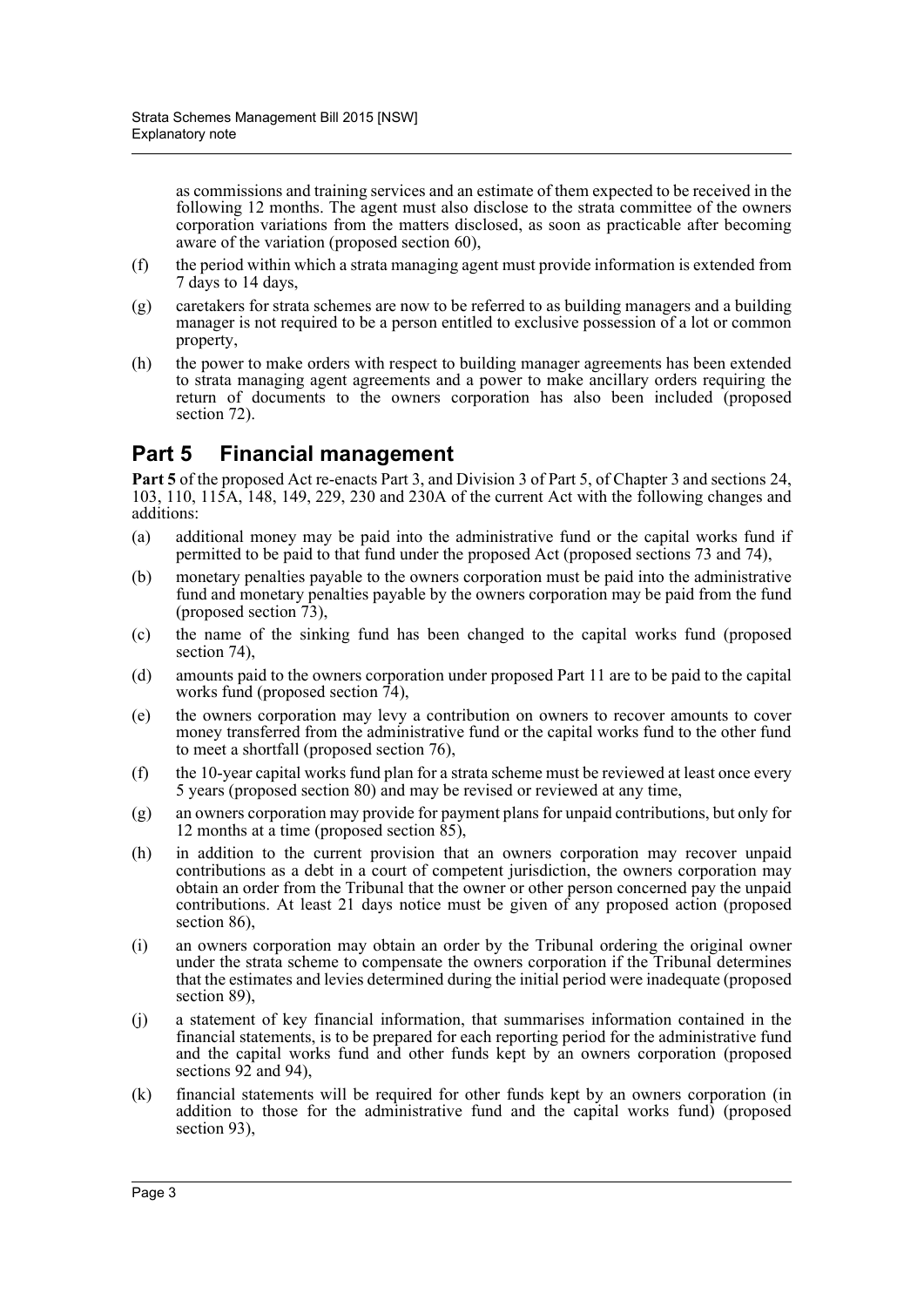as commissions and training services and an estimate of them expected to be received in the following 12 months. The agent must also disclose to the strata committee of the owners corporation variations from the matters disclosed, as soon as practicable after becoming aware of the variation (proposed section 60),

(f) the period within which a strata managing agent must provide information is extended from 7 days to 14 days,

(g) caretakers for strata schemes are now to be referred to as building managers and a building manager is not required to be a person entitled to exclusive possession of a lot or common property,

(h) the power to make orders with respect to building manager agreements has been extended to strata managing agent agreements and a power to make ancillary orders requiring the return of documents to the owners corporation has also been included (proposed section 72).

## Part 5 Financial management

**Part 5** of the proposed Act re-enacts Part 3, and Division 3 of Part 5, of Chapter 3 and sections 24, 103, 110, 115A, 148, 149, 229, 230 and 230A of the current Act with the following changes and additions:

(a) additional money may be paid into the administrative fund or the capital works fund if permitted to be paid to that fund under the proposed Act (proposed sections 73 and 74),

(b) monetary penalties payable to the owners corporation must be paid into the administrative fund and monetary penalties payable by the owners corporation may be paid from the fund (proposed section 73),

(c) the name of the sinking fund has been changed to the capital works fund (proposed section 74),

(d) amounts paid to the owners corporation under proposed Part 11 are to be paid to the capital works fund (proposed section 74),

(e) the owners corporation may levy a contribution on owners to recover amounts to cover money transferred from the administrative fund or the capital works fund to the other fund to meet a shortfall (proposed section 76),

(f) the 10-year capital works fund plan for a strata scheme must be reviewed at least once every 5 years (proposed section 80) and may be revised or reviewed at any time,

(g) an owners corporation may provide for payment plans for unpaid contributions, but only for 12 months at a time (proposed section 85),

(h) in addition to the current provision that an owners corporation may recover unpaid contributions as a debt in a court of competent jurisdiction, the owners corporation may obtain an order from the Tribunal that the owner or other person concerned pay the unpaid contributions. At least 21 days notice must be given of any proposed action (proposed section 86),

(i) an owners corporation may obtain an order by the Tribunal ordering the original owner under the strata scheme to compensate the owners corporation if the Tribunal determines that the estimates and levies determined during the initial period were inadequate (proposed section 89),

(j) a statement of key financial information, that summarises information contained in the financial statements, is to be prepared for each reporting period for the administrative fund and the capital works fund and other funds kept by an owners corporation (proposed sections 92 and 94),

(k) financial statements will be required for other funds kept by an owners corporation (in addition to those for the administrative fund and the capital works fund) (proposed section 93),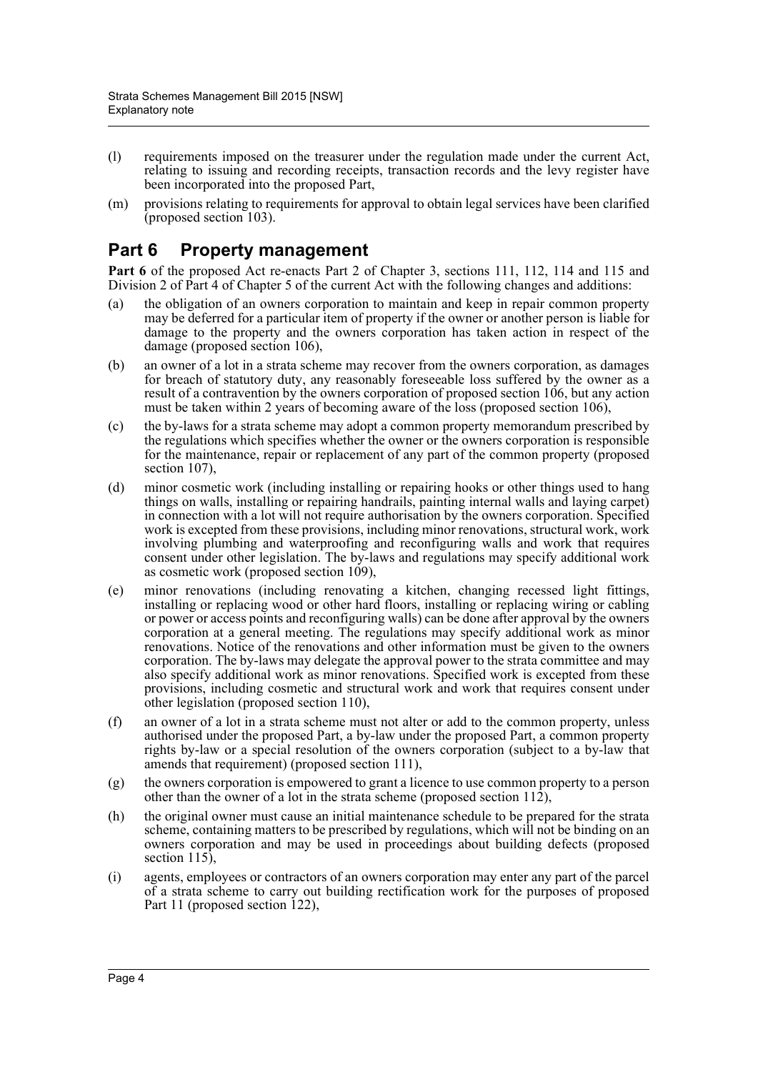(l) requirements imposed on the treasurer under the regulation made under the current Act, relating to issuing and recording receipts, transaction records and the levy register have been incorporated into the proposed Part,

(m) provisions relating to requirements for approval to obtain legal services have been clarified (proposed section 103).

## Part 6 Property management

**Part 6** of the proposed Act re-enacts Part 2 of Chapter 3, sections 111, 112, 114 and 115 and Division 2 of Part 4 of Chapter 5 of the current Act with the following changes and additions:

(a) the obligation of an owners corporation to maintain and keep in repair common property may be deferred for a particular item of property if the owner or another person is liable for damage to the property and the owners corporation has taken action in respect of the damage (proposed section 106),

(b) an owner of a lot in a strata scheme may recover from the owners corporation, as damages for breach of statutory duty, any reasonably foreseeable loss suffered by the owner as a result of a contravention by the owners corporation of proposed section 106, but any action must be taken within 2 years of becoming aware of the loss (proposed section 106),

(c) the by-laws for a strata scheme may adopt a common property memorandum prescribed by the regulations which specifies whether the owner or the owners corporation is responsible for the maintenance, repair or replacement of any part of the common property (proposed section 107),

(d) minor cosmetic work (including installing or repairing hooks or other things used to hang things on walls, installing or repairing handrails, painting internal walls and laying carpet) in connection with a lot will not require authorisation by the owners corporation. Specified work is excepted from these provisions, including minor renovations, structural work, work involving plumbing and waterproofing and reconfiguring walls and work that requires consent under other legislation. The by-laws and regulations may specify additional work as cosmetic work (proposed section 109),

(e) minor renovations (including renovating a kitchen, changing recessed light fittings, installing or replacing wood or other hard floors, installing or replacing wiring or cabling or power or access points and reconfiguring walls) can be done after approval by the owners corporation at a general meeting. The regulations may specify additional work as minor renovations. Notice of the renovations and other information must be given to the owners corporation. The by-laws may delegate the approval power to the strata committee and may also specify additional work as minor renovations. Specified work is excepted from these provisions, including cosmetic and structural work and work that requires consent under other legislation (proposed section 110),

(f) an owner of a lot in a strata scheme must not alter or add to the common property, unless authorised under the proposed Part, a by-law under the proposed Part, a common property rights by-law or a special resolution of the owners corporation (subject to a by-law that amends that requirement) (proposed section 111),

(g) the owners corporation is empowered to grant a licence to use common property to a person other than the owner of a lot in the strata scheme (proposed section 112),

(h) the original owner must cause an initial maintenance schedule to be prepared for the strata scheme, containing matters to be prescribed by regulations, which will not be binding on an owners corporation and may be used in proceedings about building defects (proposed section 115),

(i) agents, employees or contractors of an owners corporation may enter any part of the parcel of a strata scheme to carry out building rectification work for the purposes of proposed Part 11 (proposed section 122),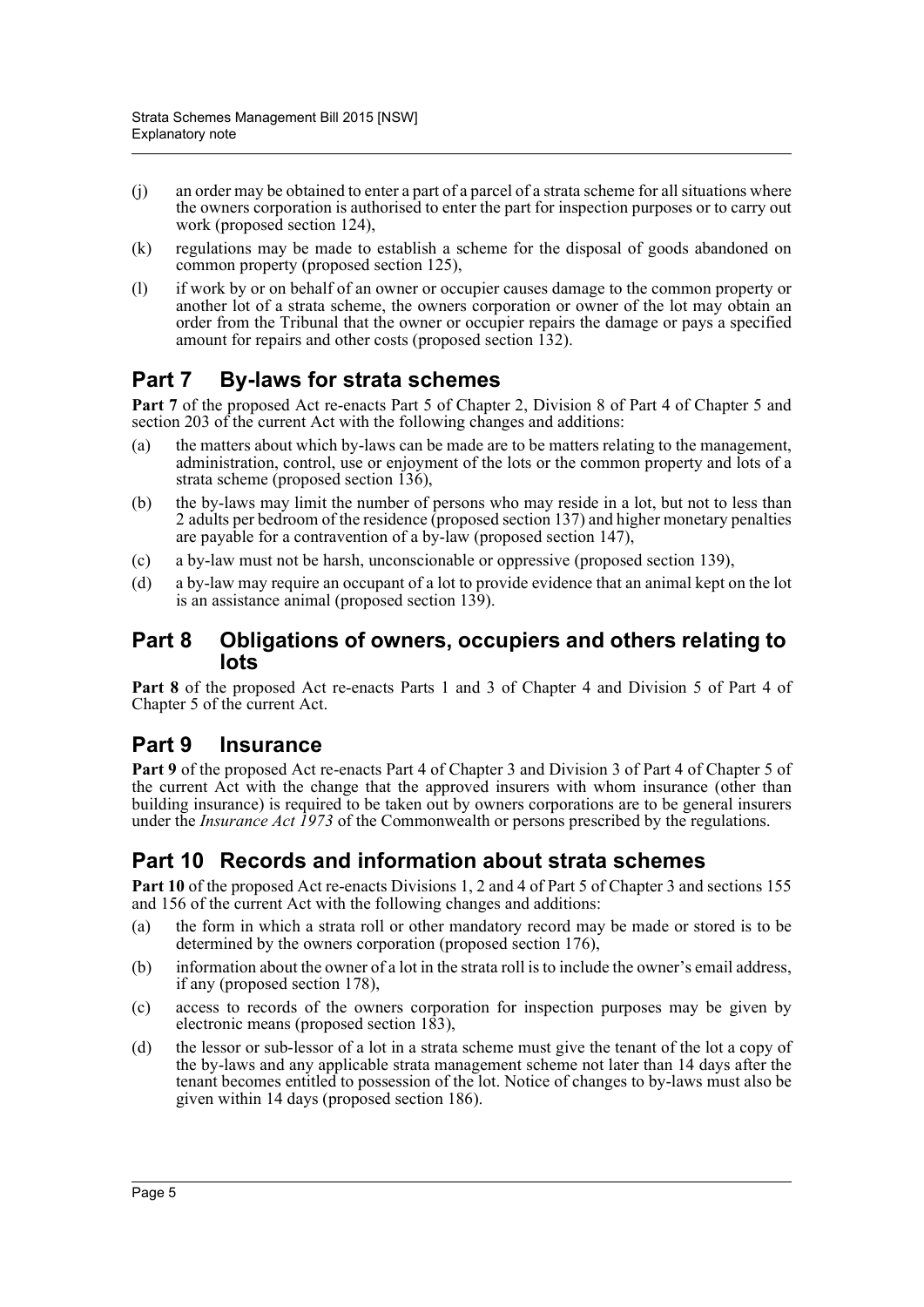(j) an order may be obtained to enter a part of a parcel of a strata scheme for all situations where the owners corporation is authorised to enter the part for inspection purposes or to carry out work (proposed section 124),

(k) regulations may be made to establish a scheme for the disposal of goods abandoned on common property (proposed section 125),

(l) if work by or on behalf of an owner or occupier causes damage to the common property or another lot of a strata scheme, the owners corporation or owner of the lot may obtain an order from the Tribunal that the owner or occupier repairs the damage or pays a specified amount for repairs and other costs (proposed section 132).

## Part 7 By-laws for strata schemes

**Part 7** of the proposed Act re-enacts Part 5 of Chapter 2, Division 8 of Part 4 of Chapter 5 and section 203 of the current Act with the following changes and additions:

(a) the matters about which by-laws can be made are to be matters relating to the management, administration, control, use or enjoyment of the lots or the common property and lots of a strata scheme (proposed section 136),

(b) the by-laws may limit the number of persons who may reside in a lot, but not to less than 2 adults per bedroom of the residence (proposed section 137) and higher monetary penalties are payable for a contravention of a by-law (proposed section 147),

(c) a by-law must not be harsh, unconscionable or oppressive (proposed section 139),

(d) a by-law may require an occupant of a lot to provide evidence that an animal kept on the lot is an assistance animal (proposed section 139).

## Part 8 Obligations of owners, occupiers and others relating to lots

**Part 8** of the proposed Act re-enacts Parts 1 and 3 of Chapter 4 and Division 5 of Part 4 of Chapter 5 of the current Act.

## Part 9 Insurance

**Part 9** of the proposed Act re-enacts Part 4 of Chapter 3 and Division 3 of Part 4 of Chapter 5 of the current Act with the change that the approved insurers with whom insurance (other than building insurance) is required to be taken out by owners corporations are to be general insurers under the *Insurance Act 1973* of the Commonwealth or persons prescribed by the regulations.

## Part 10 Records and information about strata schemes

**Part 10** of the proposed Act re-enacts Divisions 1, 2 and 4 of Part 5 of Chapter 3 and sections 155 and 156 of the current Act with the following changes and additions:

(a) the form in which a strata roll or other mandatory record may be made or stored is to be determined by the owners corporation (proposed section 176),

(b) information about the owner of a lot in the strata roll is to include the owner's email address, if any (proposed section 178),

(c) access to records of the owners corporation for inspection purposes may be given by electronic means (proposed section 183),

(d) the lessor or sub-lessor of a lot in a strata scheme must give the tenant of the lot a copy of the by-laws and any applicable strata management scheme not later than 14 days after the tenant becomes entitled to possession of the lot. Notice of changes to by-laws must also be given within 14 days (proposed section 186).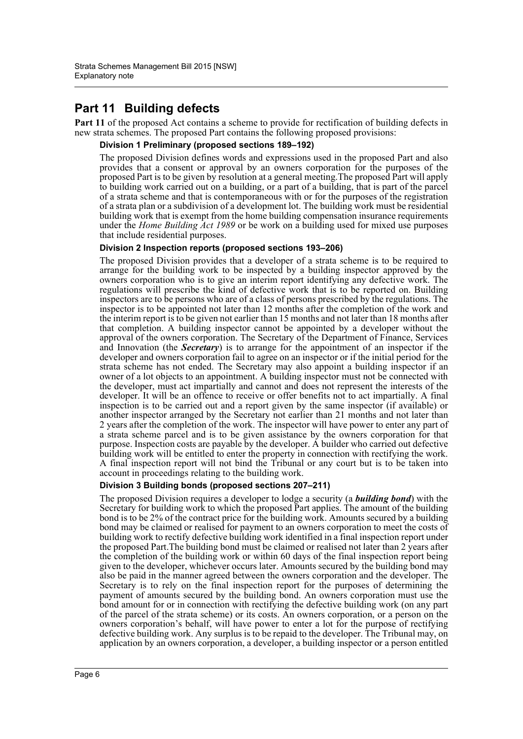## Part 11 Building defects

**Part 11** of the proposed Act contains a scheme to provide for rectification of building defects in new strata schemes. The proposed Part contains the following proposed provisions:

**Division 1 Preliminary (proposed sections 189–192)**

The proposed Division defines words and expressions used in the proposed Part and also provides that a consent or approval by an owners corporation for the purposes of the proposed Part is to be given by resolution at a general meeting.The proposed Part will apply to building work carried out on a building, or a part of a building, that is part of the parcel of a strata scheme and that is contemporaneous with or for the purposes of the registration of a strata plan or a subdivision of a development lot. The building work must be residential building work that is exempt from the home building compensation insurance requirements under the *Home Building Act 1989* or be work on a building used for mixed use purposes that include residential purposes.

**Division 2 Inspection reports (proposed sections 193–206)**

The proposed Division provides that a developer of a strata scheme is to be required to arrange for the building work to be inspected by a building inspector approved by the owners corporation who is to give an interim report identifying any defective work. The regulations will prescribe the kind of defective work that is to be reported on. Building inspectors are to be persons who are of a class of persons prescribed by the regulations. The inspector is to be appointed not later than 12 months after the completion of the work and the interim report is to be given not earlier than 15 months and not later than 18 months after that completion. A building inspector cannot be appointed by a developer without the approval of the owners corporation. The Secretary of the Department of Finance, Services and Innovation (the ***Secretary***) is to arrange for the appointment of an inspector if the developer and owners corporation fail to agree on an inspector or if the initial period for the strata scheme has not ended. The Secretary may also appoint a building inspector if an owner of a lot objects to an appointment. A building inspector must not be connected with the developer, must act impartially and cannot and does not represent the interests of the developer. It will be an offence to receive or offer benefits not to act impartially. A final inspection is to be carried out and a report given by the same inspector (if available) or another inspector arranged by the Secretary not earlier than 21 months and not later than 2 years after the completion of the work. The inspector will have power to enter any part of a strata scheme parcel and is to be given assistance by the owners corporation for that purpose. Inspection costs are payable by the developer. A builder who carried out defective building work will be entitled to enter the property in connection with rectifying the work. A final inspection report will not bind the Tribunal or any court but is to be taken into account in proceedings relating to the building work.

**Division 3 Building bonds (proposed sections 207–211)**

The proposed Division requires a developer to lodge a security (a ***building bond***) with the Secretary for building work to which the proposed Part applies. The amount of the building bond is to be 2% of the contract price for the building work. Amounts secured by a building bond may be claimed or realised for payment to an owners corporation to meet the costs of building work to rectify defective building work identified in a final inspection report under the proposed Part.The building bond must be claimed or realised not later than 2 years after the completion of the building work or within 60 days of the final inspection report being given to the developer, whichever occurs later. Amounts secured by the building bond may also be paid in the manner agreed between the owners corporation and the developer. The Secretary is to rely on the final inspection report for the purposes of determining the payment of amounts secured by the building bond. An owners corporation must use the bond amount for or in connection with rectifying the defective building work (on any part of the parcel of the strata scheme) or its costs. An owners corporation, or a person on the owners corporation's behalf, will have power to enter a lot for the purpose of rectifying defective building work. Any surplus is to be repaid to the developer. The Tribunal may, on application by an owners corporation, a developer, a building inspector or a person entitled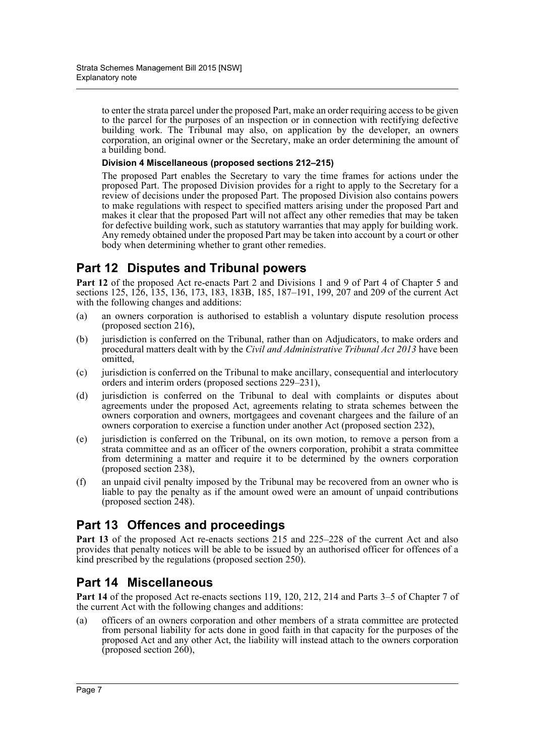to enter the strata parcel under the proposed Part, make an order requiring access to be given to the parcel for the purposes of an inspection or in connection with rectifying defective building work. The Tribunal may also, on application by the developer, an owners corporation, an original owner or the Secretary, make an order determining the amount of a building bond.

#### Division 4 Miscellaneous (proposed sections 212–215)

The proposed Part enables the Secretary to vary the time frames for actions under the proposed Part. The proposed Division provides for a right to apply to the Secretary for a review of decisions under the proposed Part. The proposed Division also contains powers to make regulations with respect to specified matters arising under the proposed Part and makes it clear that the proposed Part will not affect any other remedies that may be taken for defective building work, such as statutory warranties that may apply for building work. Any remedy obtained under the proposed Part may be taken into account by a court or other body when determining whether to grant other remedies.

## Part 12 Disputes and Tribunal powers

**Part 12** of the proposed Act re-enacts Part 2 and Divisions 1 and 9 of Part 4 of Chapter 5 and sections 125, 126, 135, 136, 173, 183, 183B, 185, 187–191, 199, 207 and 209 of the current Act with the following changes and additions:

(a) an owners corporation is authorised to establish a voluntary dispute resolution process (proposed section 216),

(b) jurisdiction is conferred on the Tribunal, rather than on Adjudicators, to make orders and procedural matters dealt with by the *Civil and Administrative Tribunal Act 2013* have been omitted,

(c) jurisdiction is conferred on the Tribunal to make ancillary, consequential and interlocutory orders and interim orders (proposed sections 229–231),

(d) jurisdiction is conferred on the Tribunal to deal with complaints or disputes about agreements under the proposed Act, agreements relating to strata schemes between the owners corporation and owners, mortgagees and covenant chargees and the failure of an owners corporation to exercise a function under another Act (proposed section 232),

(e) jurisdiction is conferred on the Tribunal, on its own motion, to remove a person from a strata committee and as an officer of the owners corporation, prohibit a strata committee from determining a matter and require it to be determined by the owners corporation (proposed section 238),

(f) an unpaid civil penalty imposed by the Tribunal may be recovered from an owner who is liable to pay the penalty as if the amount owed were an amount of unpaid contributions (proposed section 248).

## Part 13 Offences and proceedings

**Part 13** of the proposed Act re-enacts sections 215 and 225–228 of the current Act and also provides that penalty notices will be able to be issued by an authorised officer for offences of a kind prescribed by the regulations (proposed section 250).

## Part 14 Miscellaneous

**Part 14** of the proposed Act re-enacts sections 119, 120, 212, 214 and Parts 3–5 of Chapter 7 of the current Act with the following changes and additions:

(a) officers of an owners corporation and other members of a strata committee are protected from personal liability for acts done in good faith in that capacity for the purposes of the proposed Act and any other Act, the liability will instead attach to the owners corporation (proposed section 260),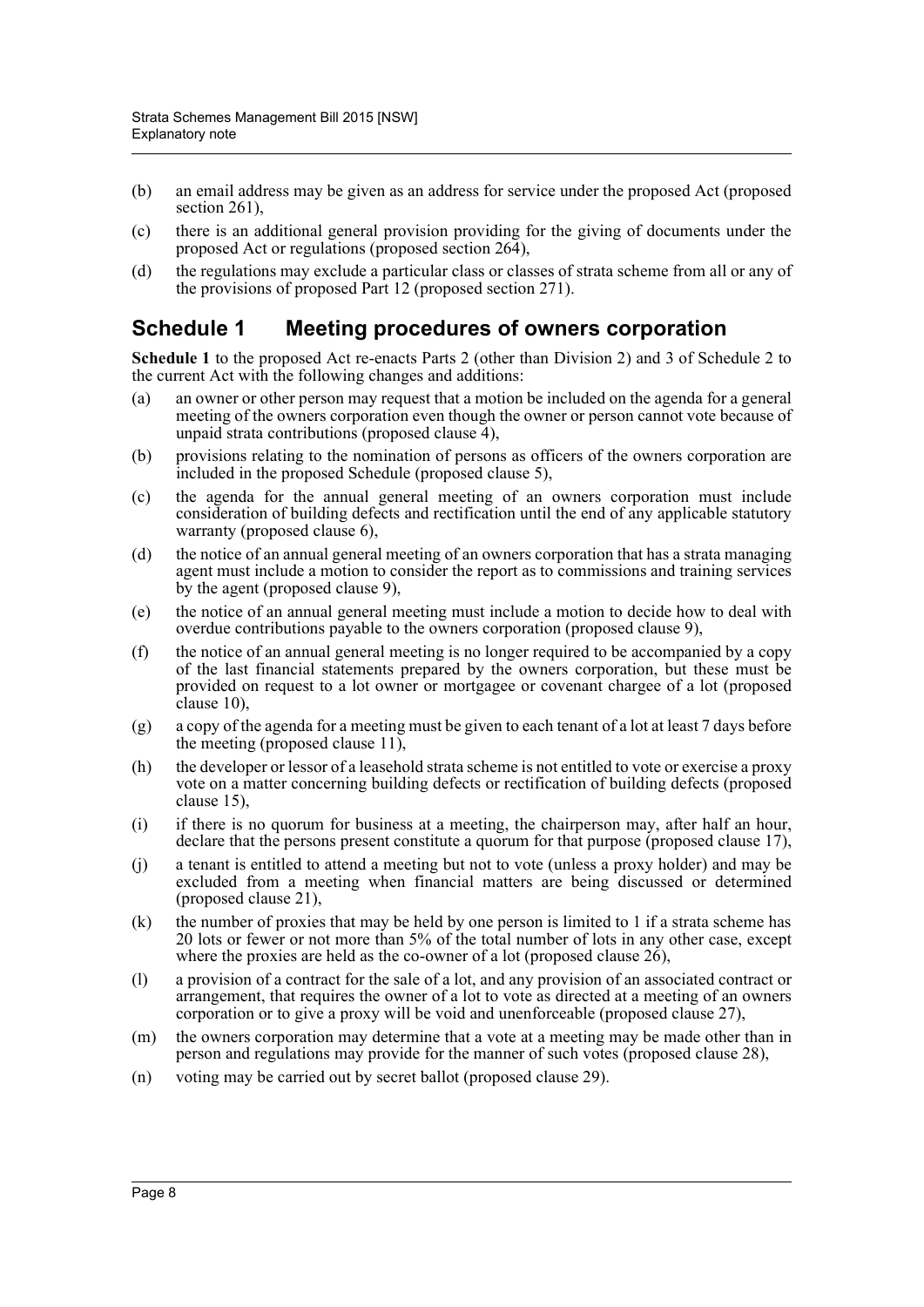(b) an email address may be given as an address for service under the proposed Act (proposed section 261),

(c) there is an additional general provision providing for the giving of documents under the proposed Act or regulations (proposed section 264),

(d) the regulations may exclude a particular class or classes of strata scheme from all or any of the provisions of proposed Part 12 (proposed section 271).

## Schedule 1 Meeting procedures of owners corporation

**Schedule 1** to the proposed Act re-enacts Parts 2 (other than Division 2) and 3 of Schedule 2 to the current Act with the following changes and additions:

(a) an owner or other person may request that a motion be included on the agenda for a general meeting of the owners corporation even though the owner or person cannot vote because of unpaid strata contributions (proposed clause 4),

(b) provisions relating to the nomination of persons as officers of the owners corporation are included in the proposed Schedule (proposed clause 5),

(c) the agenda for the annual general meeting of an owners corporation must include consideration of building defects and rectification until the end of any applicable statutory warranty (proposed clause 6),

(d) the notice of an annual general meeting of an owners corporation that has a strata managing agent must include a motion to consider the report as to commissions and training services by the agent (proposed clause 9),

(e) the notice of an annual general meeting must include a motion to decide how to deal with overdue contributions payable to the owners corporation (proposed clause 9),

(f) the notice of an annual general meeting is no longer required to be accompanied by a copy of the last financial statements prepared by the owners corporation, but these must be provided on request to a lot owner or mortgagee or covenant chargee of a lot (proposed clause 10),

(g) a copy of the agenda for a meeting must be given to each tenant of a lot at least 7 days before the meeting (proposed clause 11),

(h) the developer or lessor of a leasehold strata scheme is not entitled to vote or exercise a proxy vote on a matter concerning building defects or rectification of building defects (proposed clause 15),

(i) if there is no quorum for business at a meeting, the chairperson may, after half an hour, declare that the persons present constitute a quorum for that purpose (proposed clause 17),

(j) a tenant is entitled to attend a meeting but not to vote (unless a proxy holder) and may be excluded from a meeting when financial matters are being discussed or determined (proposed clause 21),

(k) the number of proxies that may be held by one person is limited to 1 if a strata scheme has 20 lots or fewer or not more than 5% of the total number of lots in any other case, except where the proxies are held as the co-owner of a lot (proposed clause 26),

(l) a provision of a contract for the sale of a lot, and any provision of an associated contract or arrangement, that requires the owner of a lot to vote as directed at a meeting of an owners corporation or to give a proxy will be void and unenforceable (proposed clause 27),

(m) the owners corporation may determine that a vote at a meeting may be made other than in person and regulations may provide for the manner of such votes (proposed clause 28),

(n) voting may be carried out by secret ballot (proposed clause 29).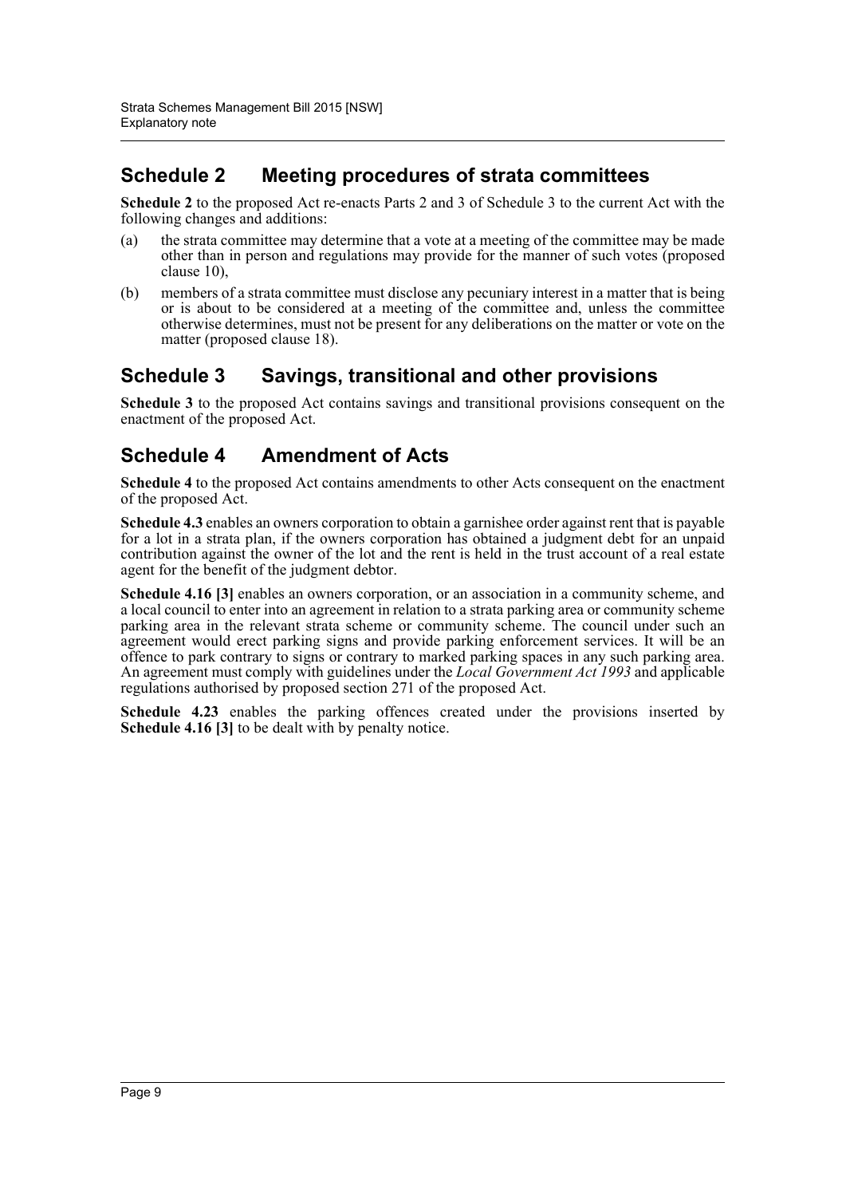## Schedule 2 Meeting procedures of strata committees

**Schedule 2** to the proposed Act re-enacts Parts 2 and 3 of Schedule 3 to the current Act with the following changes and additions:

(a) the strata committee may determine that a vote at a meeting of the committee may be made other than in person and regulations may provide for the manner of such votes (proposed clause 10),

(b) members of a strata committee must disclose any pecuniary interest in a matter that is being or is about to be considered at a meeting of the committee and, unless the committee otherwise determines, must not be present for any deliberations on the matter or vote on the matter (proposed clause 18).

## Schedule 3 Savings, transitional and other provisions

**Schedule 3** to the proposed Act contains savings and transitional provisions consequent on the enactment of the proposed Act.

## Schedule 4 Amendment of Acts

**Schedule 4** to the proposed Act contains amendments to other Acts consequent on the enactment of the proposed Act.

**Schedule 4.3** enables an owners corporation to obtain a garnishee order against rent that is payable for a lot in a strata plan, if the owners corporation has obtained a judgment debt for an unpaid contribution against the owner of the lot and the rent is held in the trust account of a real estate agent for the benefit of the judgment debtor.

**Schedule 4.16 [3]** enables an owners corporation, or an association in a community scheme, and a local council to enter into an agreement in relation to a strata parking area or community scheme parking area in the relevant strata scheme or community scheme. The council under such an agreement would erect parking signs and provide parking enforcement services. It will be an offence to park contrary to signs or contrary to marked parking spaces in any such parking area. An agreement must comply with guidelines under the *Local Government Act 1993* and applicable regulations authorised by proposed section 271 of the proposed Act.

**Schedule 4.23** enables the parking offences created under the provisions inserted by **Schedule 4.16 [3]** to be dealt with by penalty notice.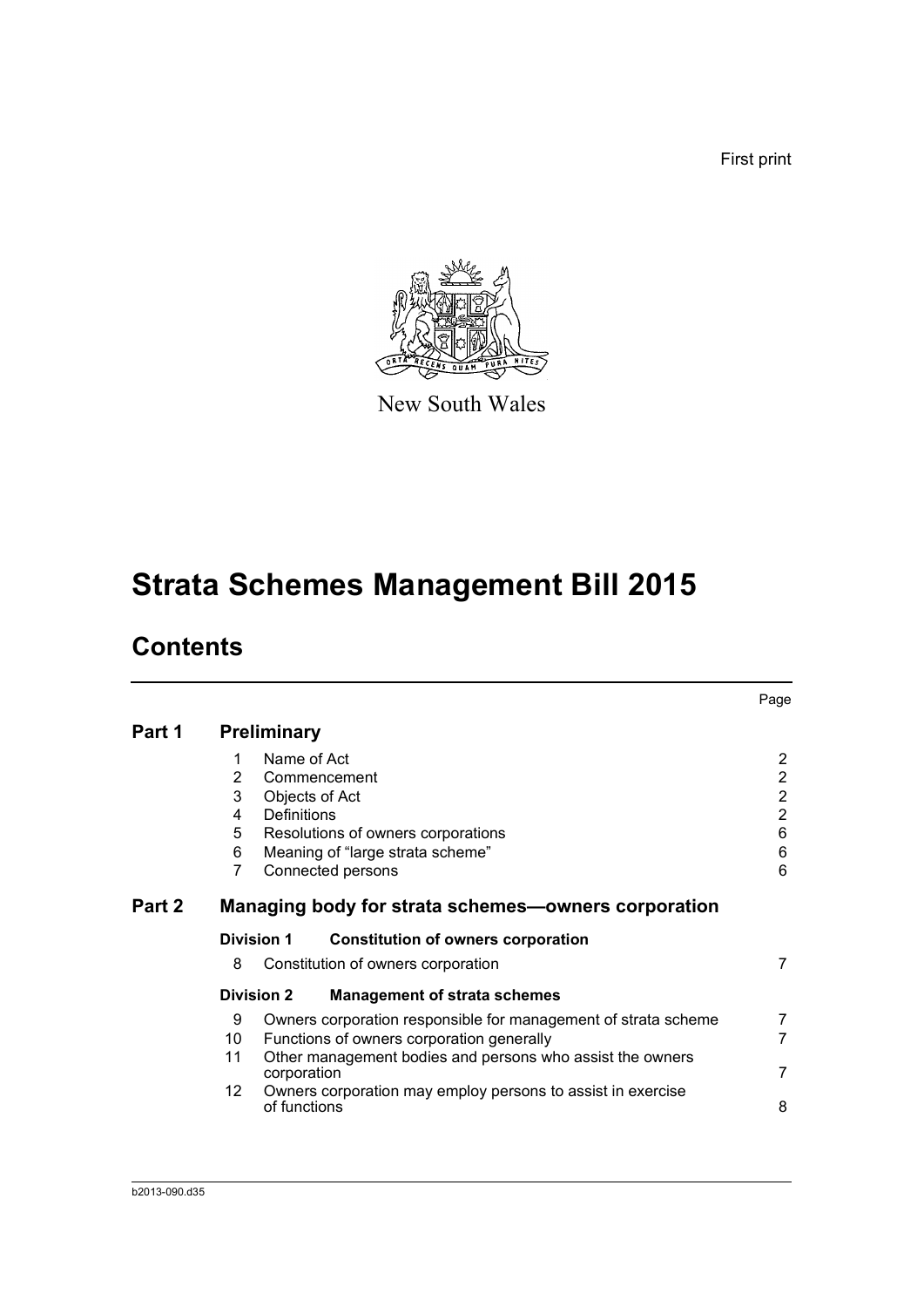First print

New South Wales

# Strata Schemes Management Bill 2015

## Contents

| | | Page |
|---|---|---|
| **Part 1** | **Preliminary** | |
| 1 | Name of Act | 2 |
| 2 | Commencement | 2 |
| 3 | Objects of Act | 2 |
| 4 | Definitions | 2 |
| 5 | Resolutions of owners corporations | 6 |
| 6 | Meaning of "large strata scheme" | 6 |
| 7 | Connected persons | 6 |
| **Part 2** | **Managing body for strata schemes—owners corporation** | |
| **Division 1** | **Constitution of owners corporation** | |
| 8 | Constitution of owners corporation | 7 |
| **Division 2** | **Management of strata schemes** | |
| 9 | Owners corporation responsible for management of strata scheme | 7 |
| 10 | Functions of owners corporation generally | 7 |
| 11 | Other management bodies and persons who assist the owners corporation | 7 |
| 12 | Owners corporation may employ persons to assist in exercise of functions | 8 |

b2013-090.d35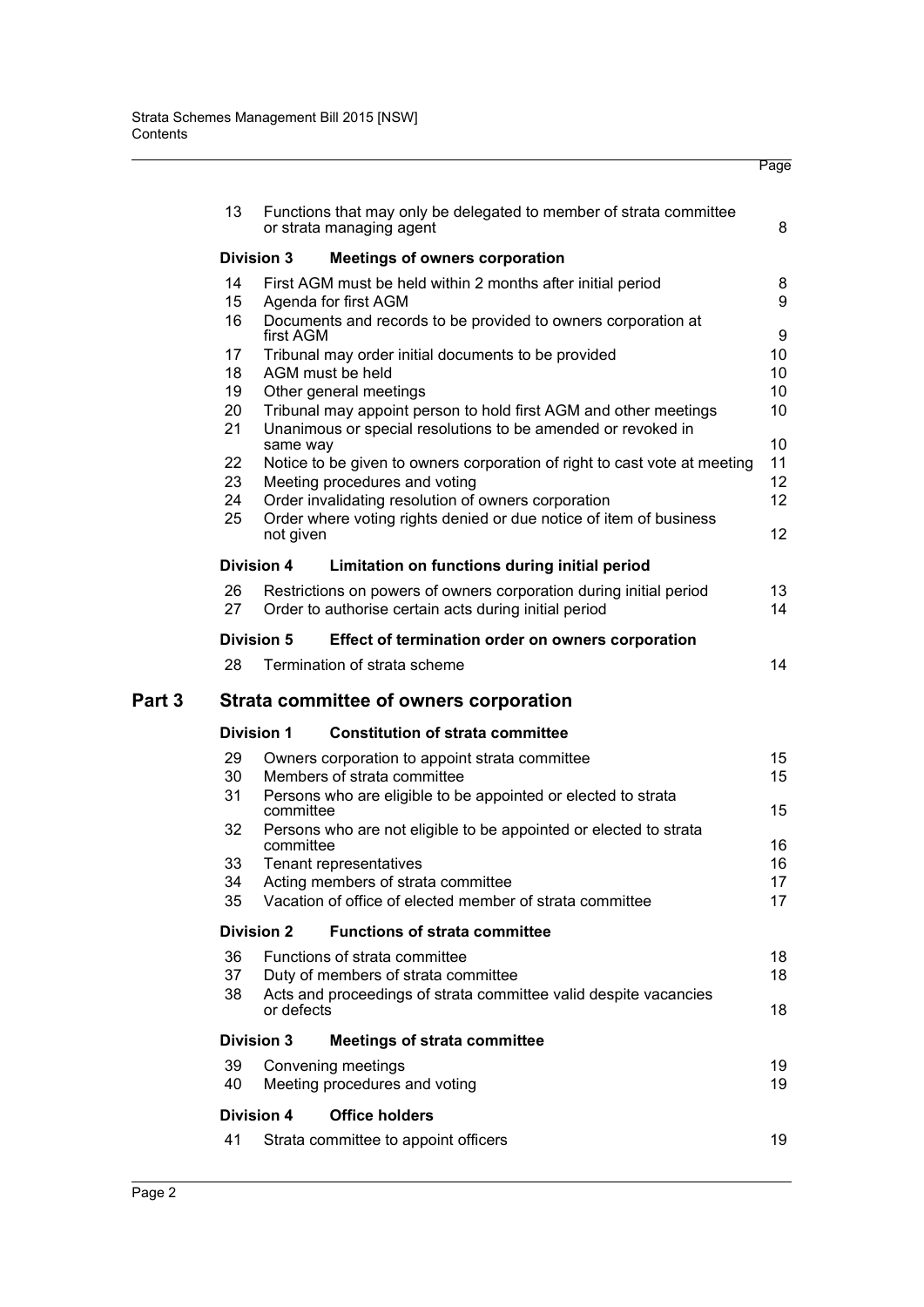| | | Page |
|---|---|---|
| 13 | Functions that may only be delegated to member of strata committee or strata managing agent | 8 |
| **Division 3** | **Meetings of owners corporation** | |
| 14 | First AGM must be held within 2 months after initial period | 8 |
| 15 | Agenda for first AGM | 9 |
| 16 | Documents and records to be provided to owners corporation at first AGM | 9 |
| 17 | Tribunal may order initial documents to be provided | 10 |
| 18 | AGM must be held | 10 |
| 19 | Other general meetings | 10 |
| 20 | Tribunal may appoint person to hold first AGM and other meetings | 10 |
| 21 | Unanimous or special resolutions to be amended or revoked in same way | 10 |
| 22 | Notice to be given to owners corporation of right to cast vote at meeting | 11 |
| 23 | Meeting procedures and voting | 12 |
| 24 | Order invalidating resolution of owners corporation | 12 |
| 25 | Order where voting rights denied or due notice of item of business not given | 12 |
| **Division 4** | **Limitation on functions during initial period** | |
| 26 | Restrictions on powers of owners corporation during initial period | 13 |
| 27 | Order to authorise certain acts during initial period | 14 |
| **Division 5** | **Effect of termination order on owners corporation** | |
| 28 | Termination of strata scheme | 14 |

## Part 3 Strata committee of owners corporation

| | | |
|---|---|---|
| **Division 1** | **Constitution of strata committee** | |
| 29 | Owners corporation to appoint strata committee | 15 |
| 30 | Members of strata committee | 15 |
| 31 | Persons who are eligible to be appointed or elected to strata committee | 15 |
| 32 | Persons who are not eligible to be appointed or elected to strata committee | 16 |
| 33 | Tenant representatives | 16 |
| 34 | Acting members of strata committee | 17 |
| 35 | Vacation of office of elected member of strata committee | 17 |
| **Division 2** | **Functions of strata committee** | |
| 36 | Functions of strata committee | 18 |
| 37 | Duty of members of strata committee | 18 |
| 38 | Acts and proceedings of strata committee valid despite vacancies or defects | 18 |
| **Division 3** | **Meetings of strata committee** | |
| 39 | Convening meetings | 19 |
| 40 | Meeting procedures and voting | 19 |
| **Division 4** | **Office holders** | |
| 41 | Strata committee to appoint officers | 19 |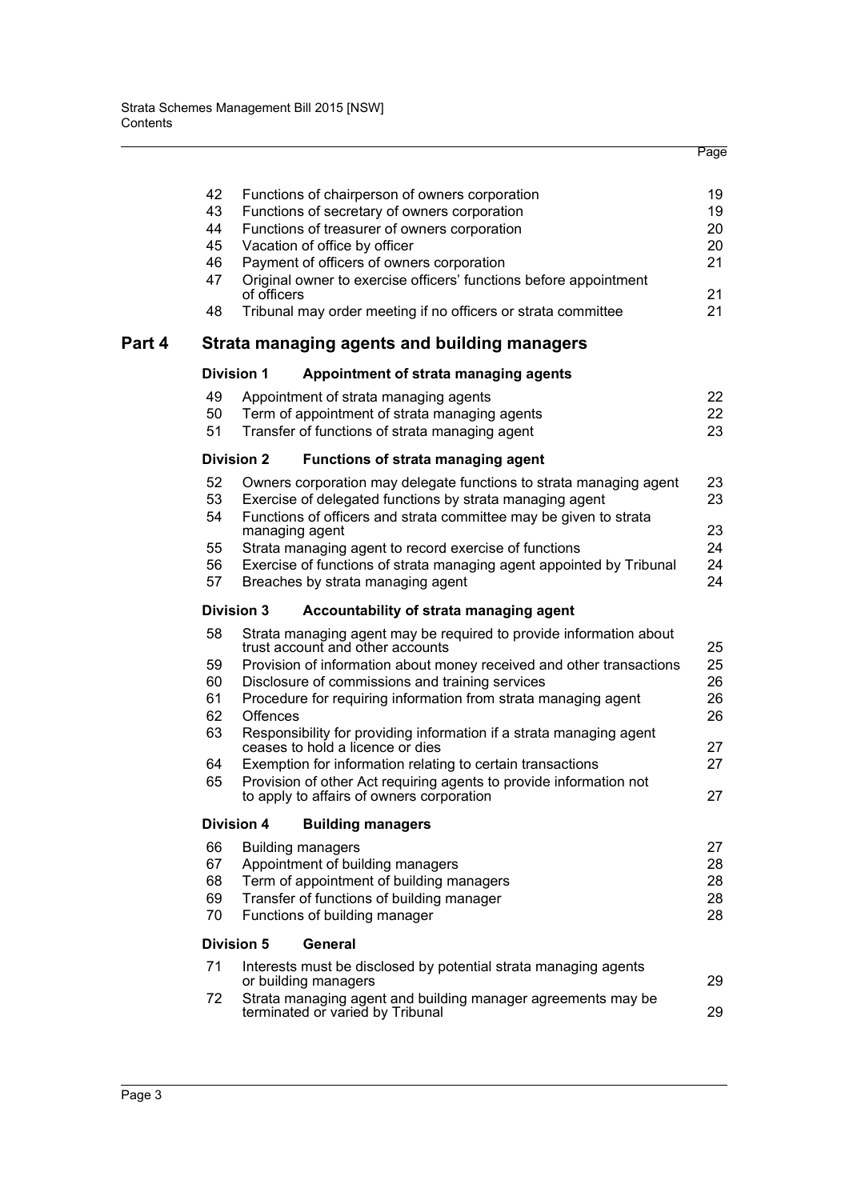| | | Page |
|---|---|---|
| 42 | Functions of chairperson of owners corporation | 19 |
| 43 | Functions of secretary of owners corporation | 19 |
| 44 | Functions of treasurer of owners corporation | 20 |
| 45 | Vacation of office by officer | 20 |
| 46 | Payment of officers of owners corporation | 21 |
| 47 | Original owner to exercise officers' functions before appointment of officers | 21 |
| 48 | Tribunal may order meeting if no officers or strata committee | 21 |

## Part 4 Strata managing agents and building managers

### Division 1 Appointment of strata managing agents

| | | |
|---|---|---|
| 49 | Appointment of strata managing agents | 22 |
| 50 | Term of appointment of strata managing agents | 22 |
| 51 | Transfer of functions of strata managing agent | 23 |

### Division 2 Functions of strata managing agent

| | | |
|---|---|---|
| 52 | Owners corporation may delegate functions to strata managing agent | 23 |
| 53 | Exercise of delegated functions by strata managing agent | 23 |
| 54 | Functions of officers and strata committee may be given to strata managing agent | 23 |
| 55 | Strata managing agent to record exercise of functions | 24 |
| 56 | Exercise of functions of strata managing agent appointed by Tribunal | 24 |
| 57 | Breaches by strata managing agent | 24 |

### Division 3 Accountability of strata managing agent

| | | |
|---|---|---|
| 58 | Strata managing agent may be required to provide information about trust account and other accounts | 25 |
| 59 | Provision of information about money received and other transactions | 25 |
| 60 | Disclosure of commissions and training services | 26 |
| 61 | Procedure for requiring information from strata managing agent | 26 |
| 62 | Offences | 26 |
| 63 | Responsibility for providing information if a strata managing agent ceases to hold a licence or dies | 27 |
| 64 | Exemption for information relating to certain transactions | 27 |
| 65 | Provision of other Act requiring agents to provide information not to apply to affairs of owners corporation | 27 |

### Division 4 Building managers

| | | |
|---|---|---|
| 66 | Building managers | 27 |
| 67 | Appointment of building managers | 28 |
| 68 | Term of appointment of building managers | 28 |
| 69 | Transfer of functions of building manager | 28 |
| 70 | Functions of building manager | 28 |

### Division 5 General

| | | |
|---|---|---|
| 71 | Interests must be disclosed by potential strata managing agents or building managers | 29 |
| 72 | Strata managing agent and building manager agreements may be terminated or varied by Tribunal | 29 |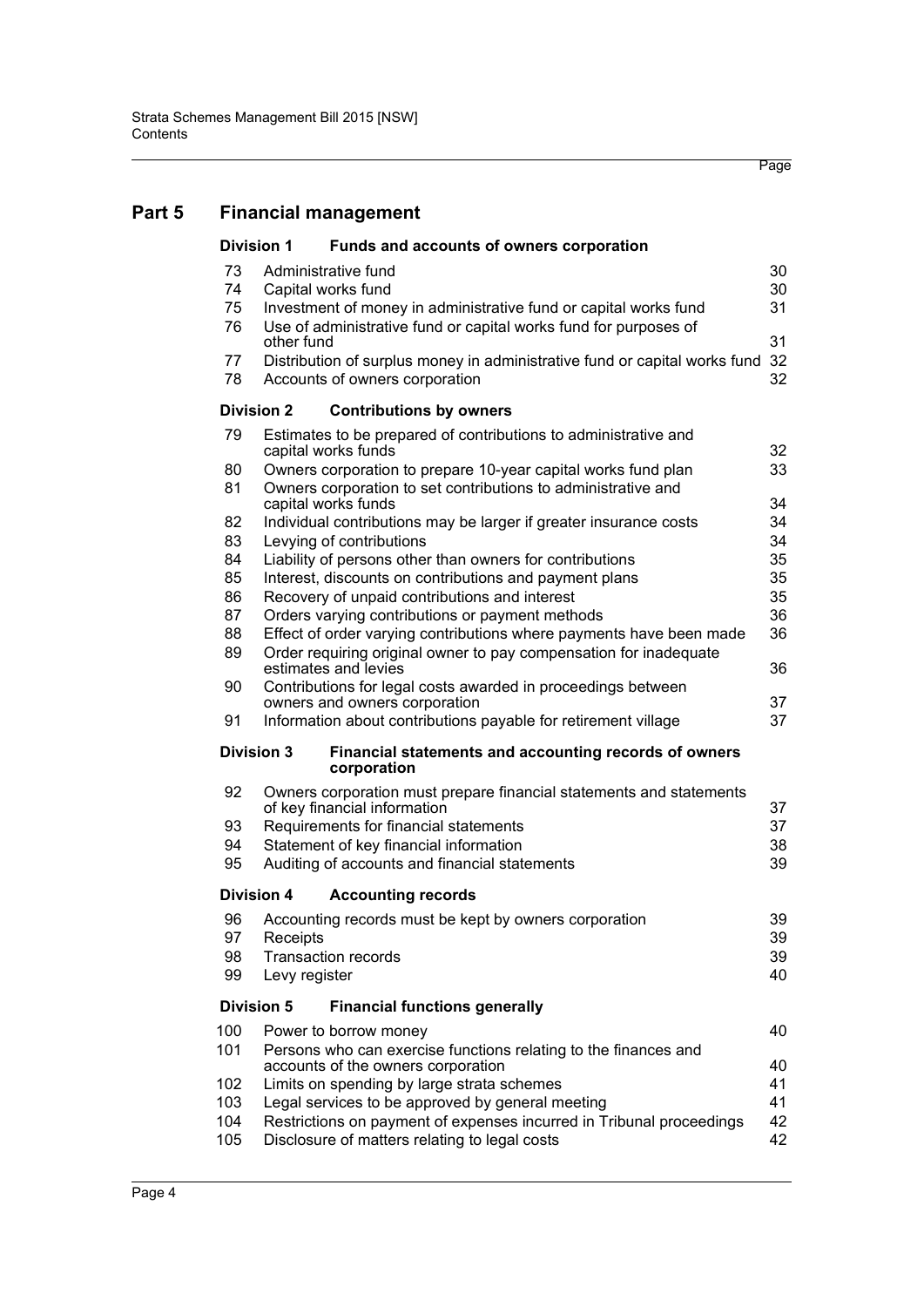## Part 5 Financial management

### Division 1 Funds and accounts of owners corporation

| | | |
|---|---|---|
| 73 | Administrative fund | 30 |
| 74 | Capital works fund | 30 |
| 75 | Investment of money in administrative fund or capital works fund | 31 |
| 76 | Use of administrative fund or capital works fund for purposes of other fund | 31 |
| 77 | Distribution of surplus money in administrative fund or capital works fund | 32 |
| 78 | Accounts of owners corporation | 32 |

### Division 2 Contributions by owners

| | | |
|---|---|---|
| 79 | Estimates to be prepared of contributions to administrative and capital works funds | 32 |
| 80 | Owners corporation to prepare 10-year capital works fund plan | 33 |
| 81 | Owners corporation to set contributions to administrative and capital works funds | 34 |
| 82 | Individual contributions may be larger if greater insurance costs | 34 |
| 83 | Levying of contributions | 34 |
| 84 | Liability of persons other than owners for contributions | 35 |
| 85 | Interest, discounts on contributions and payment plans | 35 |
| 86 | Recovery of unpaid contributions and interest | 35 |
| 87 | Orders varying contributions or payment methods | 36 |
| 88 | Effect of order varying contributions where payments have been made | 36 |
| 89 | Order requiring original owner to pay compensation for inadequate estimates and levies | 36 |
| 90 | Contributions for legal costs awarded in proceedings between owners and owners corporation | 37 |
| 91 | Information about contributions payable for retirement village | 37 |

### Division 3 Financial statements and accounting records of owners corporation

| | | |
|---|---|---|
| 92 | Owners corporation must prepare financial statements and statements of key financial information | 37 |
| 93 | Requirements for financial statements | 37 |
| 94 | Statement of key financial information | 38 |
| 95 | Auditing of accounts and financial statements | 39 |

### Division 4 Accounting records

| | | |
|---|---|---|
| 96 | Accounting records must be kept by owners corporation | 39 |
| 97 | Receipts | 39 |
| 98 | Transaction records | 39 |
| 99 | Levy register | 40 |

### Division 5 Financial functions generally

| | | |
|---|---|---|
| 100 | Power to borrow money | 40 |
| 101 | Persons who can exercise functions relating to the finances and accounts of the owners corporation | 40 |
| 102 | Limits on spending by large strata schemes | 41 |
| 103 | Legal services to be approved by general meeting | 41 |
| 104 | Restrictions on payment of expenses incurred in Tribunal proceedings | 42 |
| 105 | Disclosure of matters relating to legal costs | 42 |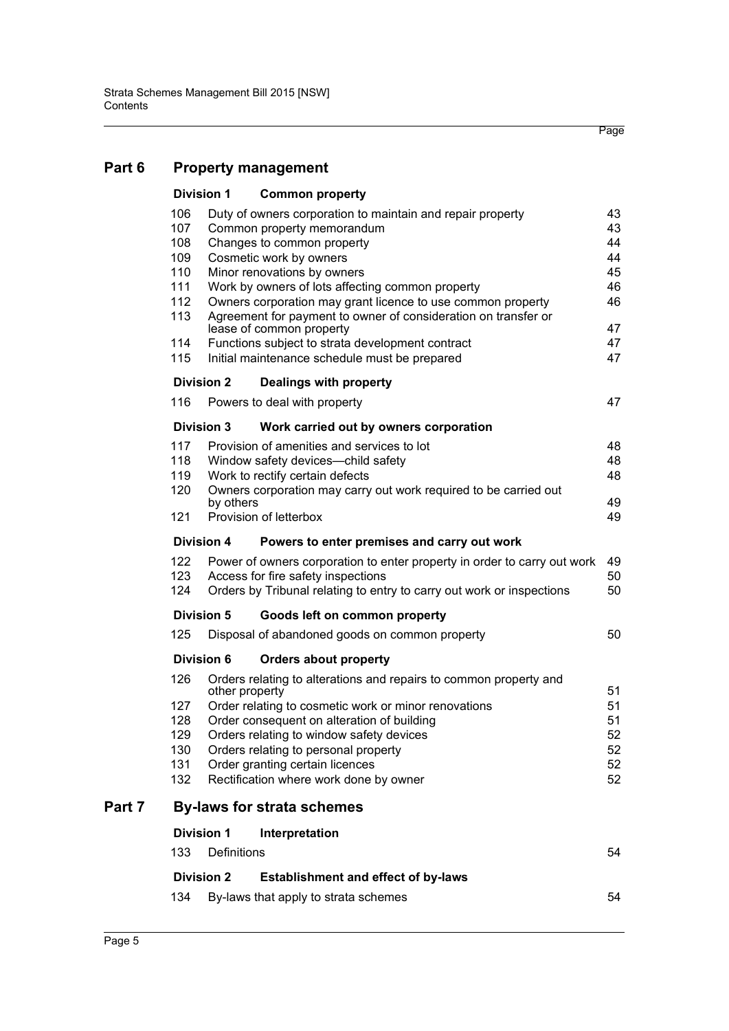## Part 6 Property management

### Division 1 Common property

| | | |
|---|---|---|
| 106 | Duty of owners corporation to maintain and repair property | 43 |
| 107 | Common property memorandum | 43 |
| 108 | Changes to common property | 44 |
| 109 | Cosmetic work by owners | 44 |
| 110 | Minor renovations by owners | 45 |
| 111 | Work by owners of lots affecting common property | 46 |
| 112 | Owners corporation may grant licence to use common property | 46 |
| 113 | Agreement for payment to owner of consideration on transfer or lease of common property | 47 |
| 114 | Functions subject to strata development contract | 47 |
| 115 | Initial maintenance schedule must be prepared | 47 |

### Division 2 Dealings with property

| | | |
|---|---|---|
| 116 | Powers to deal with property | 47 |

### Division 3 Work carried out by owners corporation

| | | |
|---|---|---|
| 117 | Provision of amenities and services to lot | 48 |
| 118 | Window safety devices—child safety | 48 |
| 119 | Work to rectify certain defects | 48 |
| 120 | Owners corporation may carry out work required to be carried out by others | 49 |
| 121 | Provision of letterbox | 49 |

### Division 4 Powers to enter premises and carry out work

| | | |
|---|---|---|
| 122 | Power of owners corporation to enter property in order to carry out work | 49 |
| 123 | Access for fire safety inspections | 50 |
| 124 | Orders by Tribunal relating to entry to carry out work or inspections | 50 |

### Division 5 Goods left on common property

| | | |
|---|---|---|
| 125 | Disposal of abandoned goods on common property | 50 |

### Division 6 Orders about property

| | | |
|---|---|---|
| 126 | Orders relating to alterations and repairs to common property and other property | 51 |
| 127 | Order relating to cosmetic work or minor renovations | 51 |
| 128 | Order consequent on alteration of building | 51 |
| 129 | Orders relating to window safety devices | 52 |
| 130 | Orders relating to personal property | 52 |
| 131 | Order granting certain licences | 52 |
| 132 | Rectification where work done by owner | 52 |

## Part 7 By-laws for strata schemes

### Division 1 Interpretation

| | | |
|---|---|---|
| 133 | Definitions | 54 |

### Division 2 Establishment and effect of by-laws

| | | |
|---|---|---|
| 134 | By-laws that apply to strata schemes | 54 |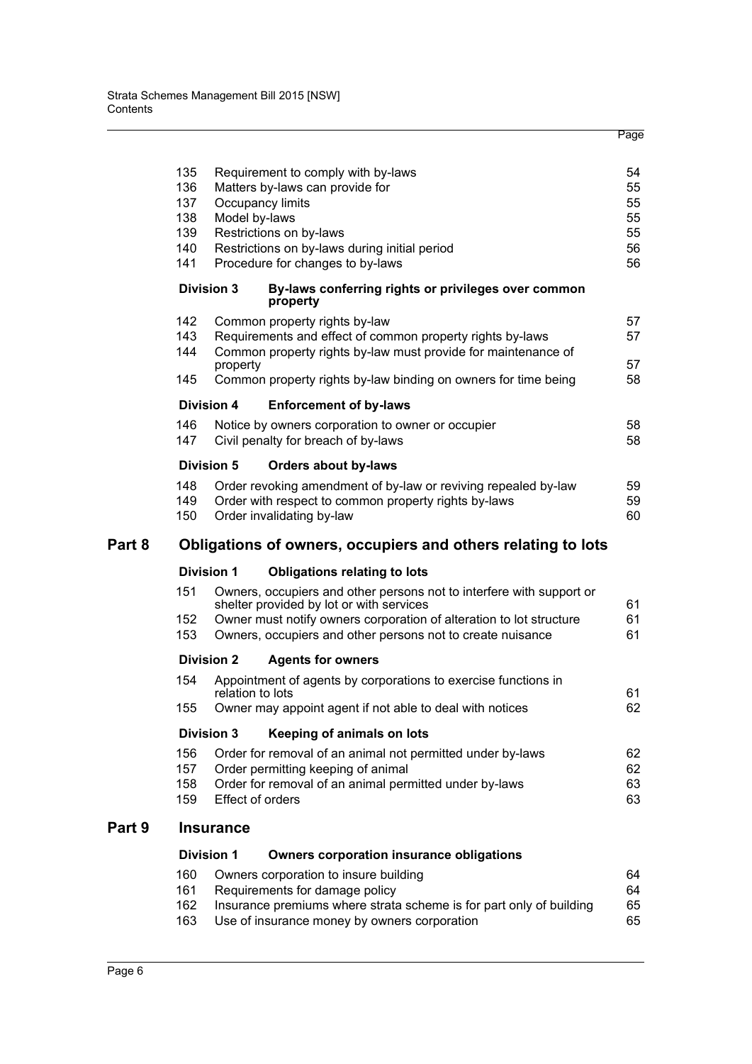| | | Page |
|---|---|---|
| 135 | Requirement to comply with by-laws | 54 |
| 136 | Matters by-laws can provide for | 55 |
| 137 | Occupancy limits | 55 |
| 138 | Model by-laws | 55 |
| 139 | Restrictions on by-laws | 55 |
| 140 | Restrictions on by-laws during initial period | 56 |
| 141 | Procedure for changes to by-laws | 56 |

**Division 3 By-laws conferring rights or privileges over common property**

| | | |
|---|---|---|
| 142 | Common property rights by-law | 57 |
| 143 | Requirements and effect of common property rights by-laws | 57 |
| 144 | Common property rights by-law must provide for maintenance of property | 57 |
| 145 | Common property rights by-law binding on owners for time being | 58 |

**Division 4 Enforcement of by-laws**

| | | |
|---|---|---|
| 146 | Notice by owners corporation to owner or occupier | 58 |
| 147 | Civil penalty for breach of by-laws | 58 |

**Division 5 Orders about by-laws**

| | | |
|---|---|---|
| 148 | Order revoking amendment of by-law or reviving repealed by-law | 59 |
| 149 | Order with respect to common property rights by-laws | 59 |
| 150 | Order invalidating by-law | 60 |

## Part 8 Obligations of owners, occupiers and others relating to lots

**Division 1 Obligations relating to lots**

| | | |
|---|---|---|
| 151 | Owners, occupiers and other persons not to interfere with support or shelter provided by lot or with services | 61 |
| 152 | Owner must notify owners corporation of alteration to lot structure | 61 |
| 153 | Owners, occupiers and other persons not to create nuisance | 61 |

**Division 2 Agents for owners**

| | | |
|---|---|---|
| 154 | Appointment of agents by corporations to exercise functions in relation to lots | 61 |
| 155 | Owner may appoint agent if not able to deal with notices | 62 |

**Division 3 Keeping of animals on lots**

| | | |
|---|---|---|
| 156 | Order for removal of an animal not permitted under by-laws | 62 |
| 157 | Order permitting keeping of animal | 62 |
| 158 | Order for removal of an animal permitted under by-laws | 63 |
| 159 | Effect of orders | 63 |

## Part 9 Insurance

**Division 1 Owners corporation insurance obligations**

| | | |
|---|---|---|
| 160 | Owners corporation to insure building | 64 |
| 161 | Requirements for damage policy | 64 |
| 162 | Insurance premiums where strata scheme is for part only of building | 65 |
| 163 | Use of insurance money by owners corporation | 65 |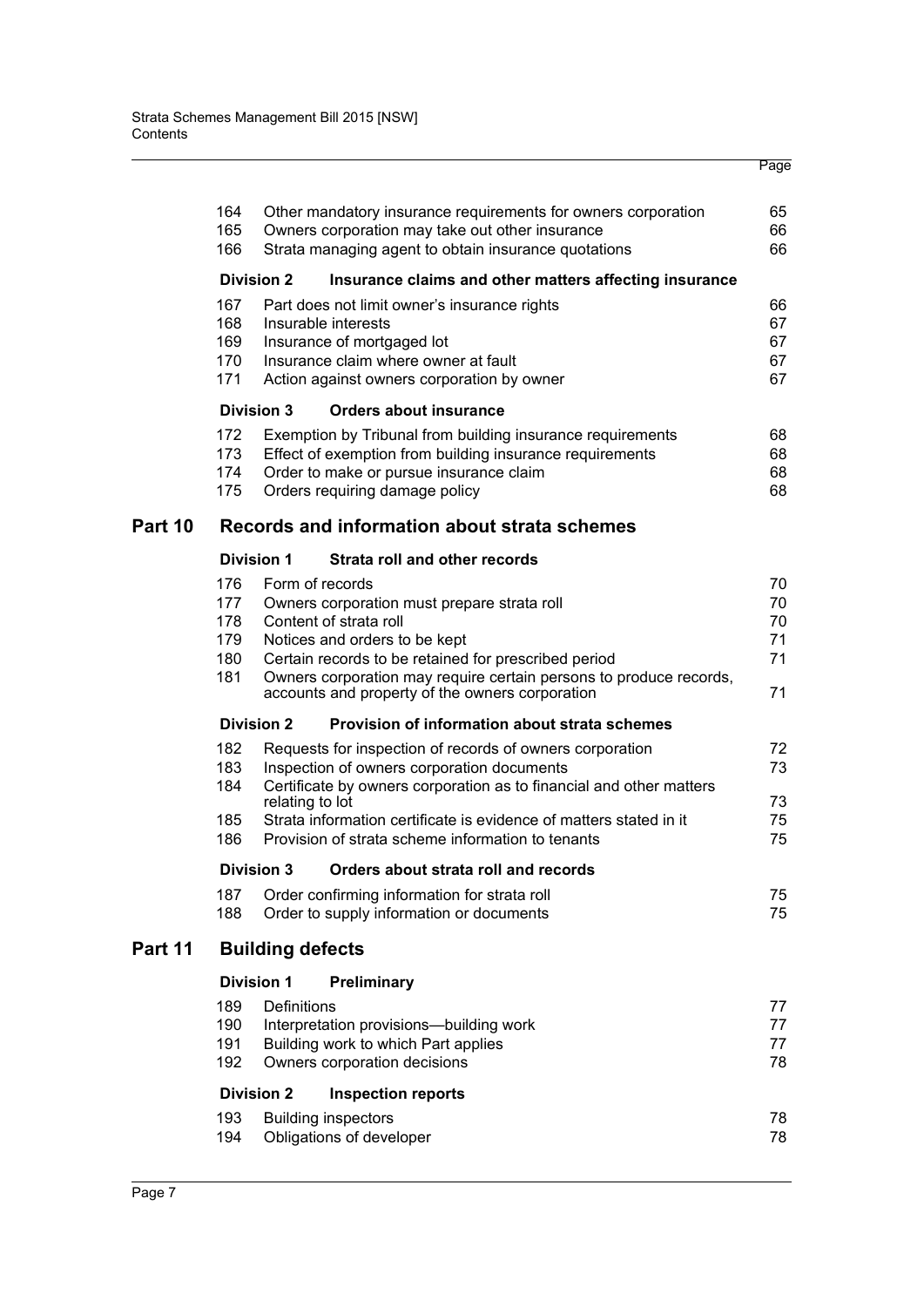| | | Page |
|---|---|---|
| 164 | Other mandatory insurance requirements for owners corporation | 65 |
| 165 | Owners corporation may take out other insurance | 66 |
| 166 | Strata managing agent to obtain insurance quotations | 66 |
| **Division 2** | **Insurance claims and other matters affecting insurance** | |
| 167 | Part does not limit owner's insurance rights | 66 |
| 168 | Insurable interests | 67 |
| 169 | Insurance of mortgaged lot | 67 |
| 170 | Insurance claim where owner at fault | 67 |
| 171 | Action against owners corporation by owner | 67 |
| **Division 3** | **Orders about insurance** | |
| 172 | Exemption by Tribunal from building insurance requirements | 68 |
| 173 | Effect of exemption from building insurance requirements | 68 |
| 174 | Order to make or pursue insurance claim | 68 |
| 175 | Orders requiring damage policy | 68 |

## Part 10 Records and information about strata schemes

| | | |
|---|---|---|
| **Division 1** | **Strata roll and other records** | |
| 176 | Form of records | 70 |
| 177 | Owners corporation must prepare strata roll | 70 |
| 178 | Content of strata roll | 70 |
| 179 | Notices and orders to be kept | 71 |
| 180 | Certain records to be retained for prescribed period | 71 |
| 181 | Owners corporation may require certain persons to produce records, accounts and property of the owners corporation | 71 |
| **Division 2** | **Provision of information about strata schemes** | |
| 182 | Requests for inspection of records of owners corporation | 72 |
| 183 | Inspection of owners corporation documents | 73 |
| 184 | Certificate by owners corporation as to financial and other matters relating to lot | 73 |
| 185 | Strata information certificate is evidence of matters stated in it | 75 |
| 186 | Provision of strata scheme information to tenants | 75 |
| **Division 3** | **Orders about strata roll and records** | |
| 187 | Order confirming information for strata roll | 75 |
| 188 | Order to supply information or documents | 75 |

## Part 11 Building defects

| | | |
|---|---|---|
| **Division 1** | **Preliminary** | |
| 189 | Definitions | 77 |
| 190 | Interpretation provisions—building work | 77 |
| 191 | Building work to which Part applies | 77 |
| 192 | Owners corporation decisions | 78 |
| **Division 2** | **Inspection reports** | |
| 193 | Building inspectors | 78 |
| 194 | Obligations of developer | 78 |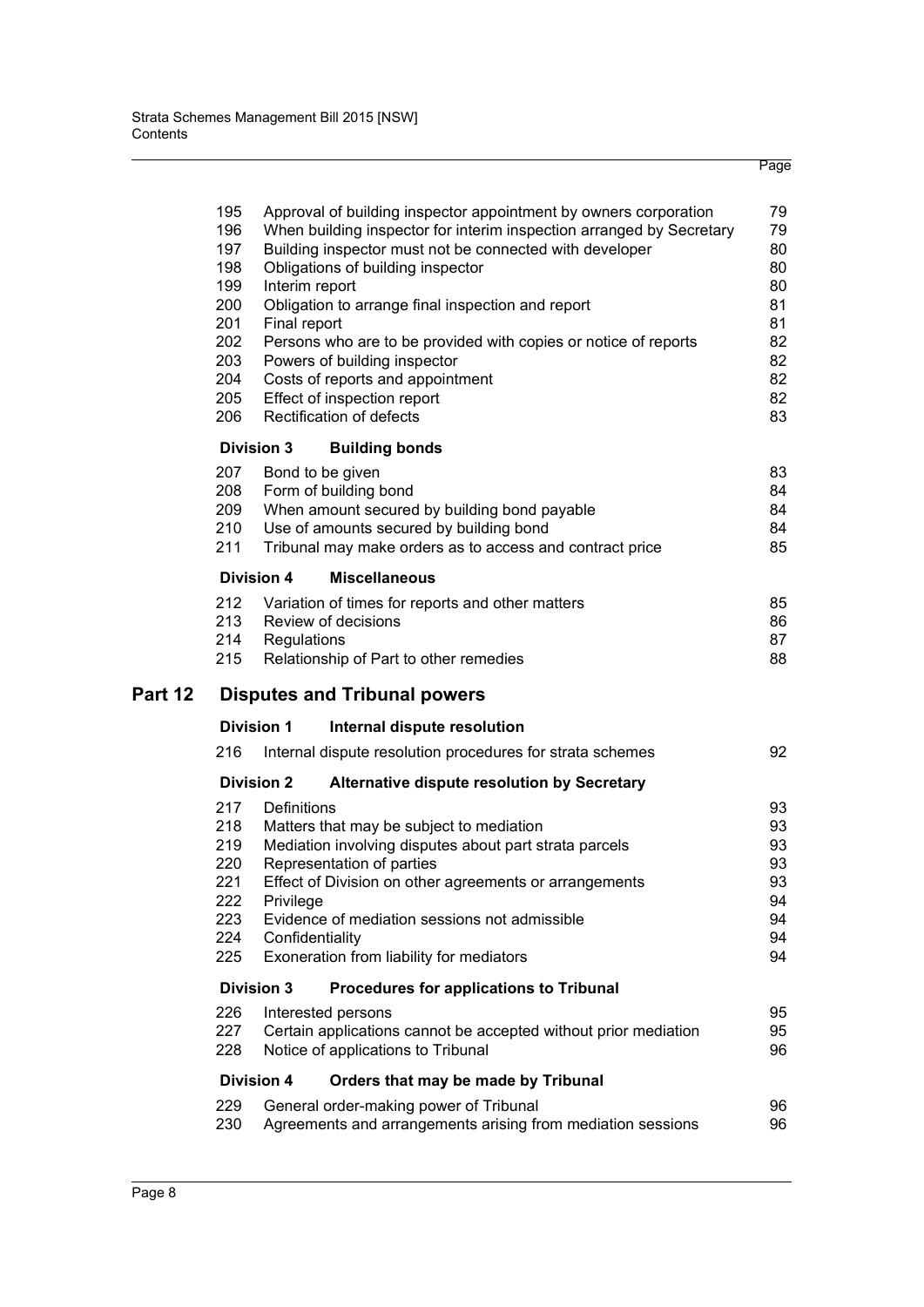| | | Page |
|---|---|---|
| 195 | Approval of building inspector appointment by owners corporation | 79 |
| 196 | When building inspector for interim inspection arranged by Secretary | 79 |
| 197 | Building inspector must not be connected with developer | 80 |
| 198 | Obligations of building inspector | 80 |
| 199 | Interim report | 80 |
| 200 | Obligation to arrange final inspection and report | 81 |
| 201 | Final report | 81 |
| 202 | Persons who are to be provided with copies or notice of reports | 82 |
| 203 | Powers of building inspector | 82 |
| 204 | Costs of reports and appointment | 82 |
| 205 | Effect of inspection report | 82 |
| 206 | Rectification of defects | 83 |

**Division 3 Building bonds**

| | | |
|---|---|---|
| 207 | Bond to be given | 83 |
| 208 | Form of building bond | 84 |
| 209 | When amount secured by building bond payable | 84 |
| 210 | Use of amounts secured by building bond | 84 |
| 211 | Tribunal may make orders as to access and contract price | 85 |

**Division 4 Miscellaneous**

| | | |
|---|---|---|
| 212 | Variation of times for reports and other matters | 85 |
| 213 | Review of decisions | 86 |
| 214 | Regulations | 87 |
| 215 | Relationship of Part to other remedies | 88 |

## Part 12 Disputes and Tribunal powers

**Division 1 Internal dispute resolution**

| | | |
|---|---|---|
| 216 | Internal dispute resolution procedures for strata schemes | 92 |

**Division 2 Alternative dispute resolution by Secretary**

| | | |
|---|---|---|
| 217 | Definitions | 93 |
| 218 | Matters that may be subject to mediation | 93 |
| 219 | Mediation involving disputes about part strata parcels | 93 |
| 220 | Representation of parties | 93 |
| 221 | Effect of Division on other agreements or arrangements | 93 |
| 222 | Privilege | 94 |
| 223 | Evidence of mediation sessions not admissible | 94 |
| 224 | Confidentiality | 94 |
| 225 | Exoneration from liability for mediators | 94 |

**Division 3 Procedures for applications to Tribunal**

| | | |
|---|---|---|
| 226 | Interested persons | 95 |
| 227 | Certain applications cannot be accepted without prior mediation | 95 |
| 228 | Notice of applications to Tribunal | 96 |

**Division 4 Orders that may be made by Tribunal**

| | | |
|---|---|---|
| 229 | General order-making power of Tribunal | 96 |
| 230 | Agreements and arrangements arising from mediation sessions | 96 |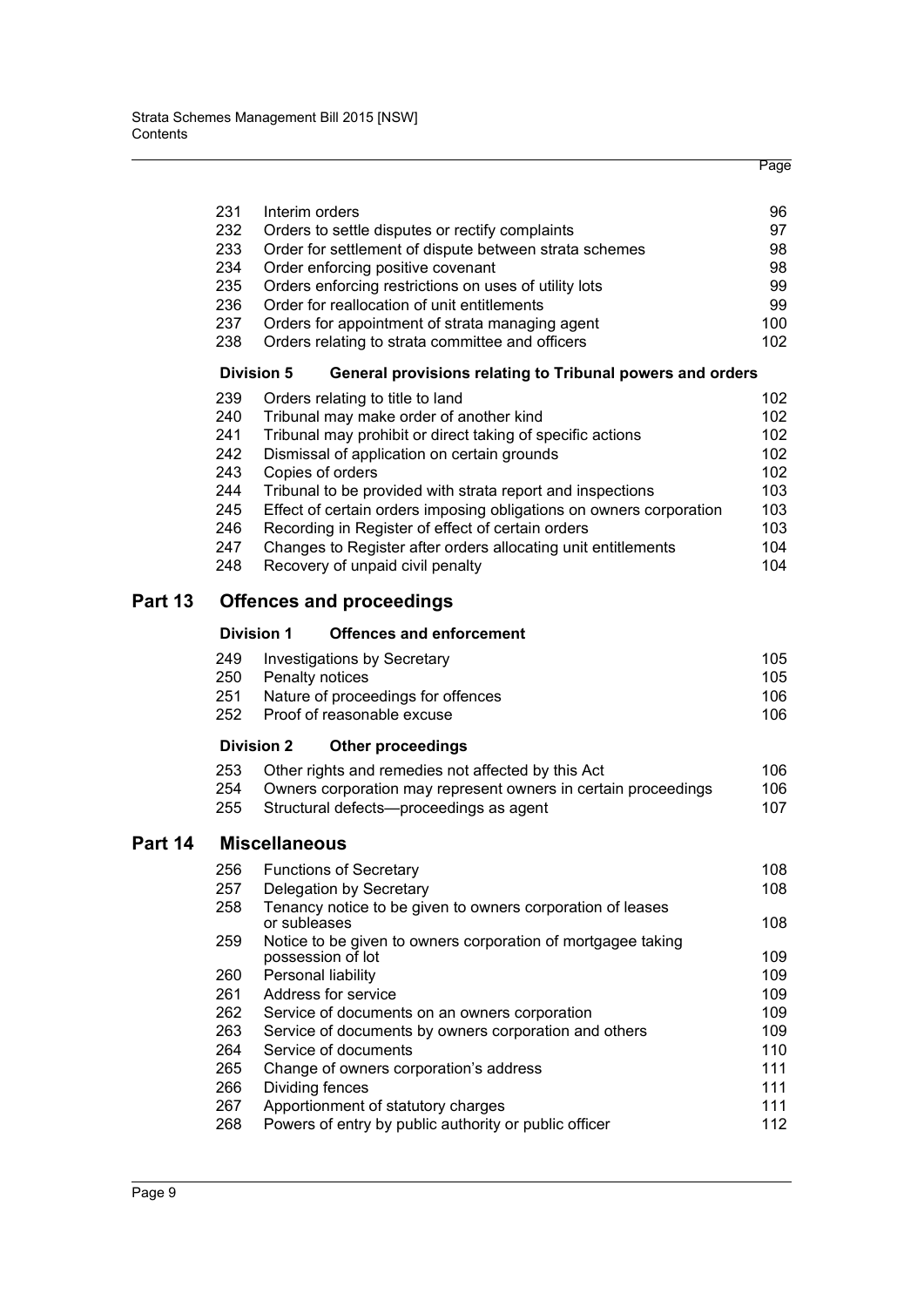| | | Page |
|---|---|---|
| 231 | Interim orders | 96 |
| 232 | Orders to settle disputes or rectify complaints | 97 |
| 233 | Order for settlement of dispute between strata schemes | 98 |
| 234 | Order enforcing positive covenant | 98 |
| 235 | Orders enforcing restrictions on uses of utility lots | 99 |
| 236 | Order for reallocation of unit entitlements | 99 |
| 237 | Orders for appointment of strata managing agent | 100 |
| 238 | Orders relating to strata committee and officers | 102 |

**Division 5 General provisions relating to Tribunal powers and orders**

| | | |
|---|---|---|
| 239 | Orders relating to title to land | 102 |
| 240 | Tribunal may make order of another kind | 102 |
| 241 | Tribunal may prohibit or direct taking of specific actions | 102 |
| 242 | Dismissal of application on certain grounds | 102 |
| 243 | Copies of orders | 102 |
| 244 | Tribunal to be provided with strata report and inspections | 103 |
| 245 | Effect of certain orders imposing obligations on owners corporation | 103 |
| 246 | Recording in Register of effect of certain orders | 103 |
| 247 | Changes to Register after orders allocating unit entitlements | 104 |
| 248 | Recovery of unpaid civil penalty | 104 |

## Part 13 Offences and proceedings

**Division 1 Offences and enforcement**

| | | |
|---|---|---|
| 249 | Investigations by Secretary | 105 |
| 250 | Penalty notices | 105 |
| 251 | Nature of proceedings for offences | 106 |
| 252 | Proof of reasonable excuse | 106 |

**Division 2 Other proceedings**

| | | |
|---|---|---|
| 253 | Other rights and remedies not affected by this Act | 106 |
| 254 | Owners corporation may represent owners in certain proceedings | 106 |
| 255 | Structural defects—proceedings as agent | 107 |

## Part 14 Miscellaneous

| | | |
|---|---|---|
| 256 | Functions of Secretary | 108 |
| 257 | Delegation by Secretary | 108 |
| 258 | Tenancy notice to be given to owners corporation of leases or subleases | 108 |
| 259 | Notice to be given to owners corporation of mortgagee taking possession of lot | 109 |
| 260 | Personal liability | 109 |
| 261 | Address for service | 109 |
| 262 | Service of documents on an owners corporation | 109 |
| 263 | Service of documents by owners corporation and others | 109 |
| 264 | Service of documents | 110 |
| 265 | Change of owners corporation's address | 111 |
| 266 | Dividing fences | 111 |
| 267 | Apportionment of statutory charges | 111 |
| 268 | Powers of entry by public authority or public officer | 112 |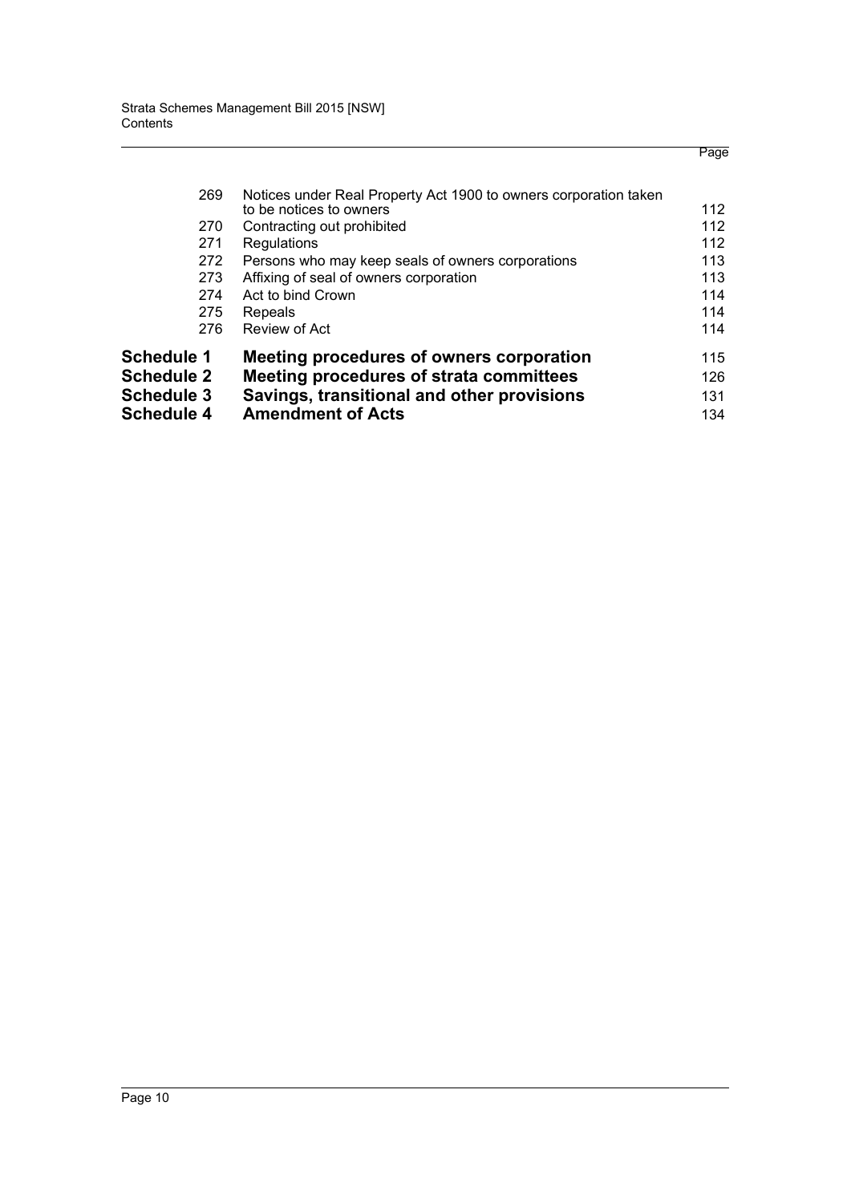| | | Page |
|---|---|---|
| 269 | Notices under Real Property Act 1900 to owners corporation taken to be notices to owners | 112 |
| 270 | Contracting out prohibited | 112 |
| 271 | Regulations | 112 |
| 272 | Persons who may keep seals of owners corporations | 113 |
| 273 | Affixing of seal of owners corporation | 113 |
| 274 | Act to bind Crown | 114 |
| 275 | Repeals | 114 |
| 276 | Review of Act | 114 |
| **Schedule 1** | **Meeting procedures of owners corporation** | 115 |
| **Schedule 2** | **Meeting procedures of strata committees** | 126 |
| **Schedule 3** | **Savings, transitional and other provisions** | 131 |
| **Schedule 4** | **Amendment of Acts** | 134 |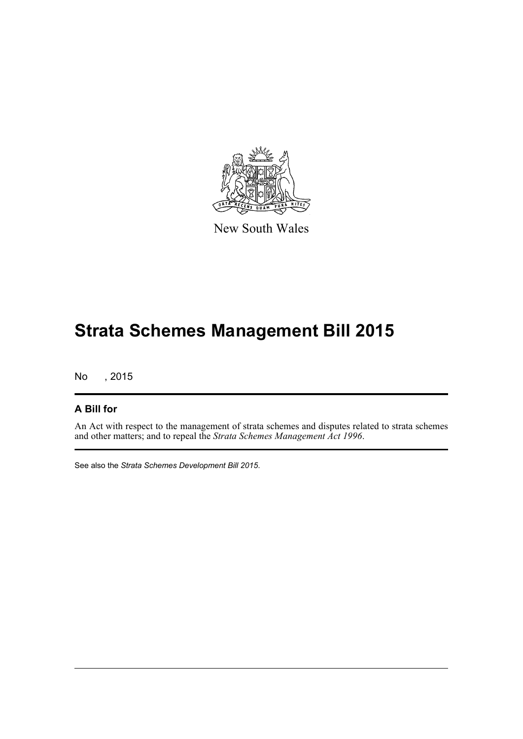New South Wales

# Strata Schemes Management Bill 2015

No , 2015

## A Bill for

An Act with respect to the management of strata schemes and disputes related to strata schemes and other matters; and to repeal the *Strata Schemes Management Act 1996*.

See also the *Strata Schemes Development Bill 2015*.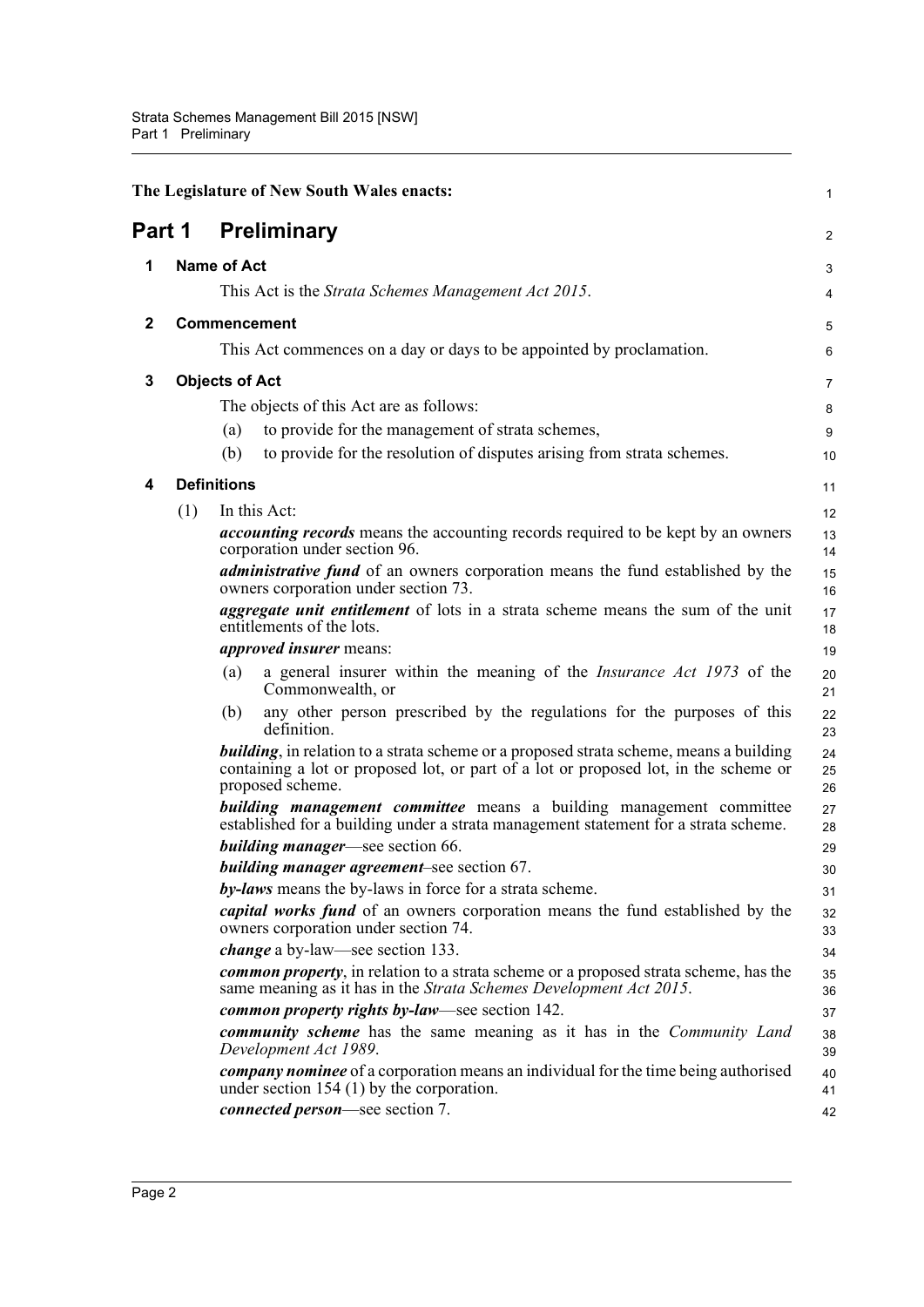The Legislature of New South Wales enacts:

# Part 1 Preliminary

## 1 Name of Act

This Act is the *Strata Schemes Management Act 2015*.

## 2 Commencement

This Act commences on a day or days to be appointed by proclamation.

## 3 Objects of Act

The objects of this Act are as follows:

(a) to provide for the management of strata schemes,

(b) to provide for the resolution of disputes arising from strata schemes.

## 4 Definitions

(1) In this Act:

***accounting records*** means the accounting records required to be kept by an owners corporation under section 96.

***administrative fund*** of an owners corporation means the fund established by the owners corporation under section 73.

***aggregate unit entitlement*** of lots in a strata scheme means the sum of the unit entitlements of the lots.

***approved insurer*** means:

(a) a general insurer within the meaning of the *Insurance Act 1973* of the Commonwealth, or

(b) any other person prescribed by the regulations for the purposes of this definition.

***building***, in relation to a strata scheme or a proposed strata scheme, means a building containing a lot or proposed lot, or part of a lot or proposed lot, in the scheme or proposed scheme.

***building management committee*** means a building management committee established for a building under a strata management statement for a strata scheme.

***building manager***—see section 66.

***building manager agreement***–see section 67.

***by-laws*** means the by-laws in force for a strata scheme.

***capital works fund*** of an owners corporation means the fund established by the owners corporation under section 74.

***change*** a by-law—see section 133.

***common property***, in relation to a strata scheme or a proposed strata scheme, has the same meaning as it has in the *Strata Schemes Development Act 2015*.

***common property rights by-law***—see section 142.

***community scheme*** has the same meaning as it has in the *Community Land Development Act 1989*.

***company nominee*** of a corporation means an individual for the time being authorised under section 154 (1) by the corporation.

***connected person***—see section 7.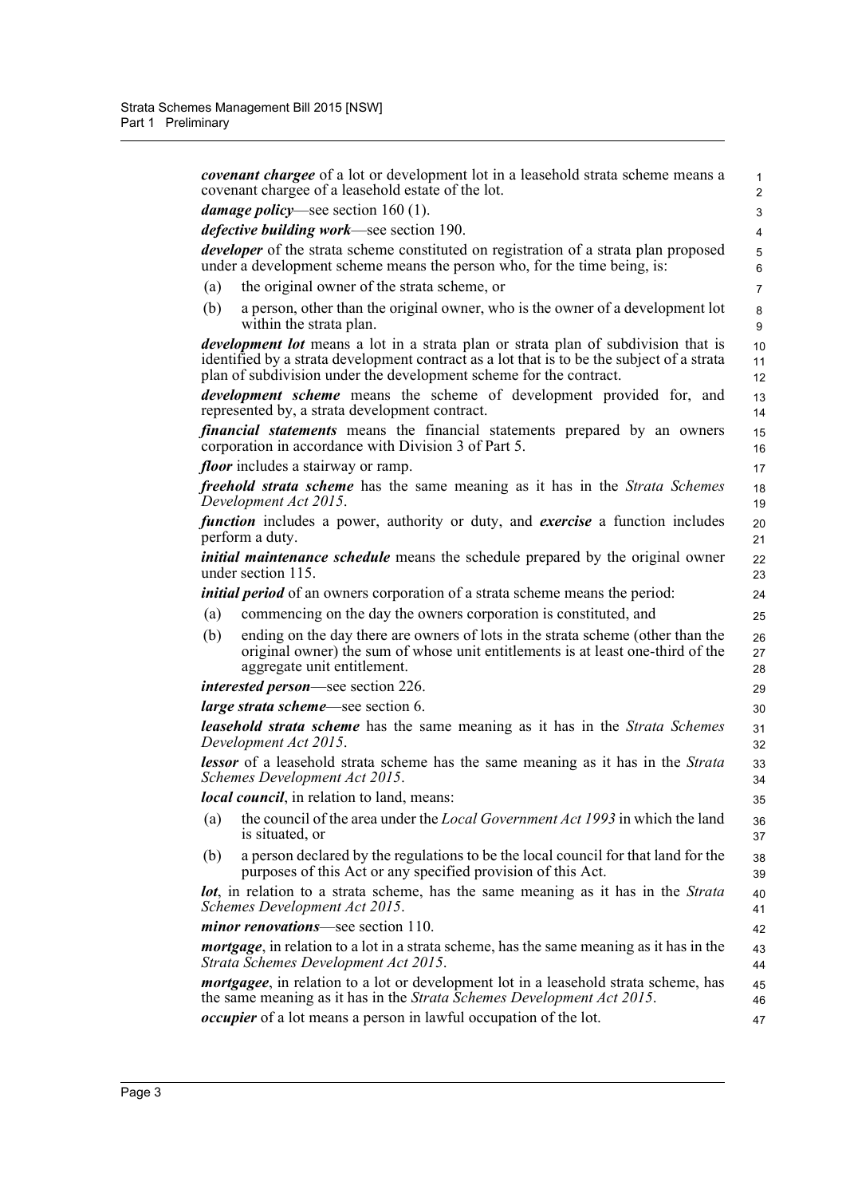***covenant chargee*** of a lot or development lot in a leasehold strata scheme means a covenant chargee of a leasehold estate of the lot.

***damage policy***—see section 160 (1).

***defective building work***—see section 190.

***developer*** of the strata scheme constituted on registration of a strata plan proposed under a development scheme means the person who, for the time being, is:

(a) the original owner of the strata scheme, or

(b) a person, other than the original owner, who is the owner of a development lot within the strata plan.

***development lot*** means a lot in a strata plan or strata plan of subdivision that is identified by a strata development contract as a lot that is to be the subject of a strata plan of subdivision under the development scheme for the contract.

***development scheme*** means the scheme of development provided for, and represented by, a strata development contract.

***financial statements*** means the financial statements prepared by an owners corporation in accordance with Division 3 of Part 5.

***floor*** includes a stairway or ramp.

***freehold strata scheme*** has the same meaning as it has in the *Strata Schemes Development Act 2015*.

***function*** includes a power, authority or duty, and ***exercise*** a function includes perform a duty.

***initial maintenance schedule*** means the schedule prepared by the original owner under section 115.

***initial period*** of an owners corporation of a strata scheme means the period:

(a) commencing on the day the owners corporation is constituted, and

(b) ending on the day there are owners of lots in the strata scheme (other than the original owner) the sum of whose unit entitlements is at least one-third of the aggregate unit entitlement.

***interested person***—see section 226.

***large strata scheme***—see section 6.

***leasehold strata scheme*** has the same meaning as it has in the *Strata Schemes Development Act 2015*.

***lessor*** of a leasehold strata scheme has the same meaning as it has in the *Strata Schemes Development Act 2015*.

***local council***, in relation to land, means:

(a) the council of the area under the *Local Government Act 1993* in which the land is situated, or

(b) a person declared by the regulations to be the local council for that land for the purposes of this Act or any specified provision of this Act.

***lot***, in relation to a strata scheme, has the same meaning as it has in the *Strata Schemes Development Act 2015*.

***minor renovations***—see section 110.

***mortgage***, in relation to a lot in a strata scheme, has the same meaning as it has in the *Strata Schemes Development Act 2015*.

***mortgagee***, in relation to a lot or development lot in a leasehold strata scheme, has the same meaning as it has in the *Strata Schemes Development Act 2015*.

***occupier*** of a lot means a person in lawful occupation of the lot.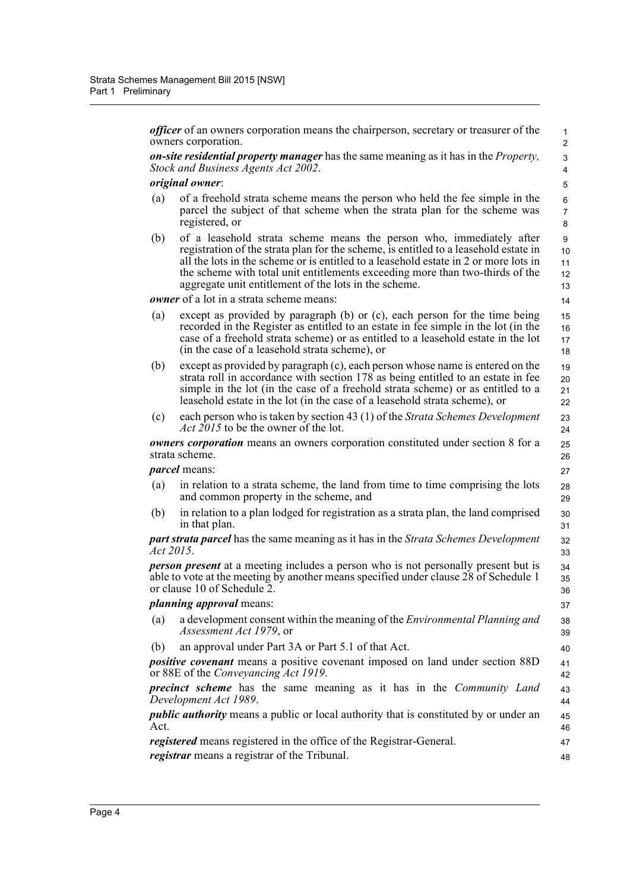***officer*** of an owners corporation means the chairperson, secretary or treasurer of the owners corporation.

***on-site residential property manager*** has the same meaning as it has in the *Property, Stock and Business Agents Act 2002*.

***original owner***:

(a) of a freehold strata scheme means the person who held the fee simple in the parcel the subject of that scheme when the strata plan for the scheme was registered, or

(b) of a leasehold strata scheme means the person who, immediately after registration of the strata plan for the scheme, is entitled to a leasehold estate in all the lots in the scheme or is entitled to a leasehold estate in 2 or more lots in the scheme with total unit entitlements exceeding more than two-thirds of the aggregate unit entitlement of the lots in the scheme.

***owner*** of a lot in a strata scheme means:

(a) except as provided by paragraph (b) or (c), each person for the time being recorded in the Register as entitled to an estate in fee simple in the lot (in the case of a freehold strata scheme) or as entitled to a leasehold estate in the lot (in the case of a leasehold strata scheme), or

(b) except as provided by paragraph (c), each person whose name is entered on the strata roll in accordance with section 178 as being entitled to an estate in fee simple in the lot (in the case of a freehold strata scheme) or as entitled to a leasehold estate in the lot (in the case of a leasehold strata scheme), or

(c) each person who is taken by section 43 (1) of the *Strata Schemes Development Act 2015* to be the owner of the lot.

***owners corporation*** means an owners corporation constituted under section 8 for a strata scheme.

***parcel*** means:

(a) in relation to a strata scheme, the land from time to time comprising the lots and common property in the scheme, and

(b) in relation to a plan lodged for registration as a strata plan, the land comprised in that plan.

***part strata parcel*** has the same meaning as it has in the *Strata Schemes Development Act 2015*.

***person present*** at a meeting includes a person who is not personally present but is able to vote at the meeting by another means specified under clause 28 of Schedule 1 or clause 10 of Schedule 2.

***planning approval*** means:

(a) a development consent within the meaning of the *Environmental Planning and Assessment Act 1979*, or

(b) an approval under Part 3A or Part 5.1 of that Act.

***positive covenant*** means a positive covenant imposed on land under section 88D or 88E of the *Conveyancing Act 1919*.

***precinct scheme*** has the same meaning as it has in the *Community Land Development Act 1989*.

***public authority*** means a public or local authority that is constituted by or under an Act.

***registered*** means registered in the office of the Registrar-General.

***registrar*** means a registrar of the Tribunal.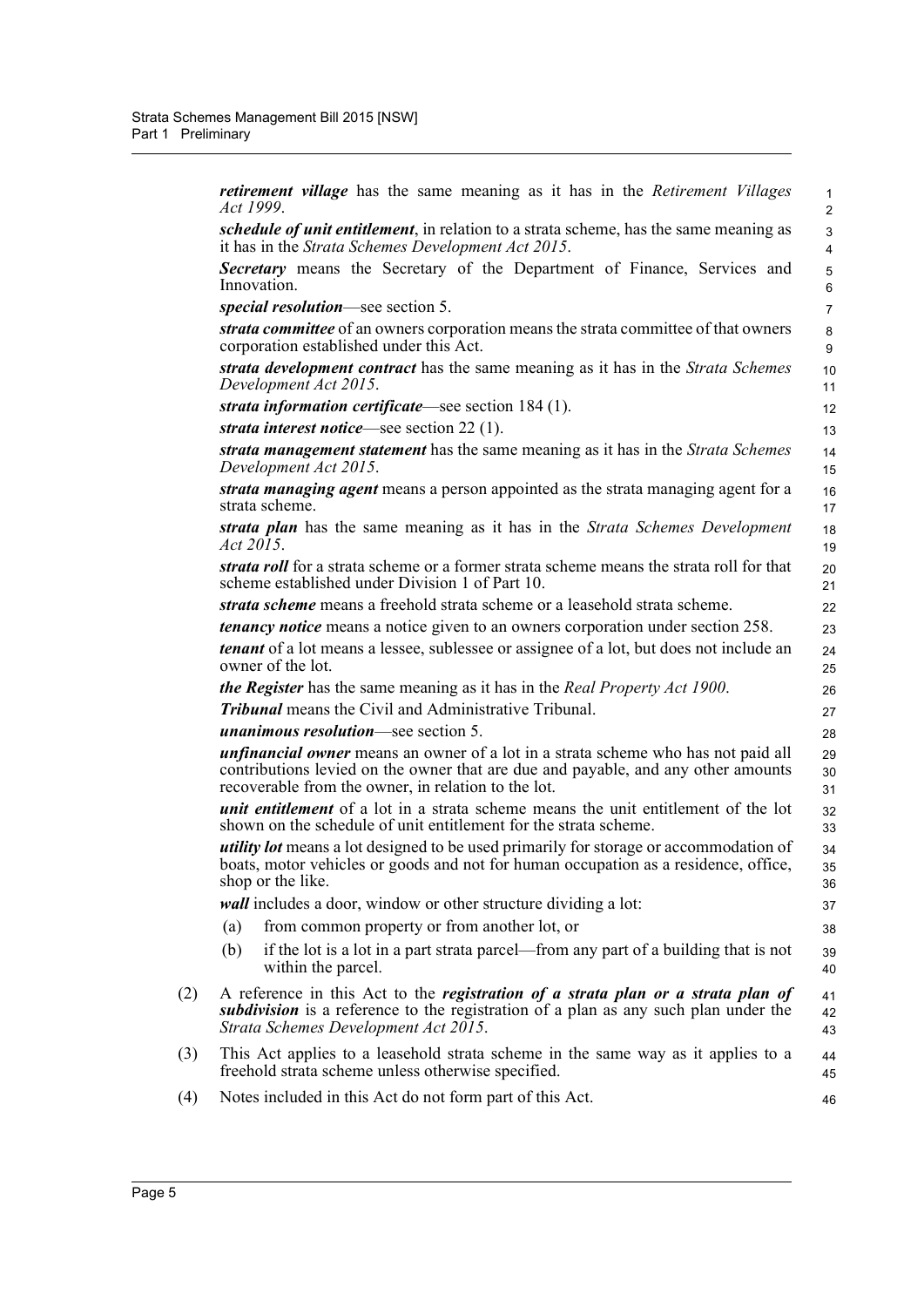***retirement village*** has the same meaning as it has in the *Retirement Villages Act 1999*.

***schedule of unit entitlement***, in relation to a strata scheme, has the same meaning as it has in the *Strata Schemes Development Act 2015*.

***Secretary*** means the Secretary of the Department of Finance, Services and Innovation.

***special resolution***—see section 5.

***strata committee*** of an owners corporation means the strata committee of that owners corporation established under this Act.

***strata development contract*** has the same meaning as it has in the *Strata Schemes Development Act 2015*.

***strata information certificate***—see section 184 (1).

***strata interest notice***—see section 22 (1).

***strata management statement*** has the same meaning as it has in the *Strata Schemes Development Act 2015*.

***strata managing agent*** means a person appointed as the strata managing agent for a strata scheme.

***strata plan*** has the same meaning as it has in the *Strata Schemes Development Act 2015*.

***strata roll*** for a strata scheme or a former strata scheme means the strata roll for that scheme established under Division 1 of Part 10.

***strata scheme*** means a freehold strata scheme or a leasehold strata scheme.

***tenancy notice*** means a notice given to an owners corporation under section 258.

***tenant*** of a lot means a lessee, sublessee or assignee of a lot, but does not include an owner of the lot.

***the Register*** has the same meaning as it has in the *Real Property Act 1900*.

***Tribunal*** means the Civil and Administrative Tribunal.

***unanimous resolution***—see section 5.

***unfinancial owner*** means an owner of a lot in a strata scheme who has not paid all contributions levied on the owner that are due and payable, and any other amounts recoverable from the owner, in relation to the lot.

***unit entitlement*** of a lot in a strata scheme means the unit entitlement of the lot shown on the schedule of unit entitlement for the strata scheme.

***utility lot*** means a lot designed to be used primarily for storage or accommodation of boats, motor vehicles or goods and not for human occupation as a residence, office, shop or the like.

***wall*** includes a door, window or other structure dividing a lot:

(a) from common property or from another lot, or

(b) if the lot is a lot in a part strata parcel—from any part of a building that is not within the parcel.

(2) A reference in this Act to the ***registration of a strata plan or a strata plan of subdivision*** is a reference to the registration of a plan as any such plan under the *Strata Schemes Development Act 2015*.

(3) This Act applies to a leasehold strata scheme in the same way as it applies to a freehold strata scheme unless otherwise specified.

(4) Notes included in this Act do not form part of this Act.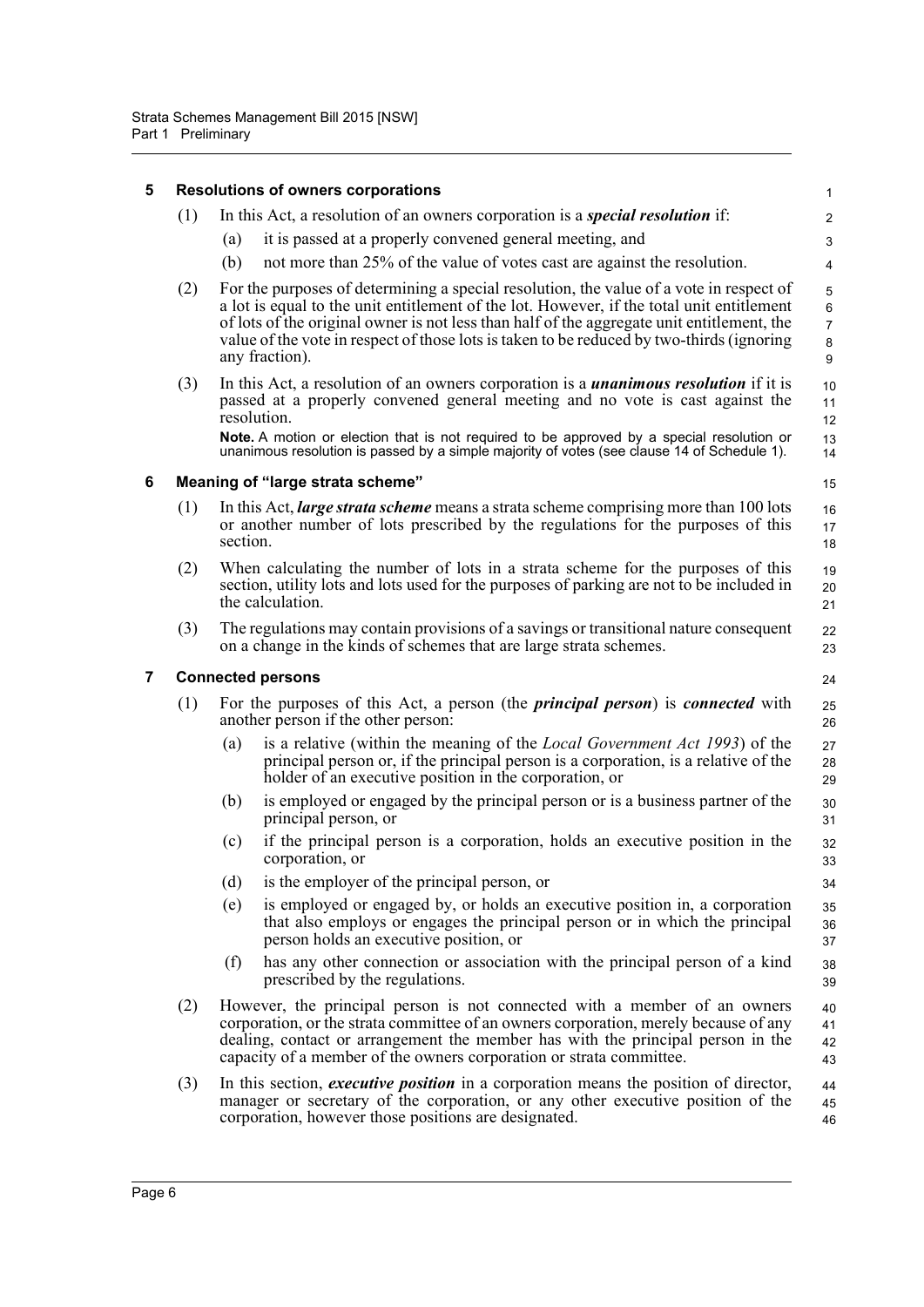## 5 Resolutions of owners corporations

(1) In this Act, a resolution of an owners corporation is a ***special resolution*** if:

(a) it is passed at a properly convened general meeting, and

(b) not more than 25% of the value of votes cast are against the resolution.

(2) For the purposes of determining a special resolution, the value of a vote in respect of a lot is equal to the unit entitlement of the lot. However, if the total unit entitlement of lots of the original owner is not less than half of the aggregate unit entitlement, the value of the vote in respect of those lots is taken to be reduced by two-thirds (ignoring any fraction).

(3) In this Act, a resolution of an owners corporation is a ***unanimous resolution*** if it is passed at a properly convened general meeting and no vote is cast against the resolution.

**Note.** A motion or election that is not required to be approved by a special resolution or unanimous resolution is passed by a simple majority of votes (see clause 14 of Schedule 1).

## 6 Meaning of "large strata scheme"

(1) In this Act, ***large strata scheme*** means a strata scheme comprising more than 100 lots or another number of lots prescribed by the regulations for the purposes of this section.

(2) When calculating the number of lots in a strata scheme for the purposes of this section, utility lots and lots used for the purposes of parking are not to be included in the calculation.

(3) The regulations may contain provisions of a savings or transitional nature consequent on a change in the kinds of schemes that are large strata schemes.

## 7 Connected persons

(1) For the purposes of this Act, a person (the ***principal person***) is ***connected*** with another person if the other person:

(a) is a relative (within the meaning of the *Local Government Act 1993*) of the principal person or, if the principal person is a corporation, is a relative of the holder of an executive position in the corporation, or

(b) is employed or engaged by the principal person or is a business partner of the principal person, or

(c) if the principal person is a corporation, holds an executive position in the corporation, or

(d) is the employer of the principal person, or

(e) is employed or engaged by, or holds an executive position in, a corporation that also employs or engages the principal person or in which the principal person holds an executive position, or

(f) has any other connection or association with the principal person of a kind prescribed by the regulations.

(2) However, the principal person is not connected with a member of an owners corporation, or the strata committee of an owners corporation, merely because of any dealing, contact or arrangement the member has with the principal person in the capacity of a member of the owners corporation or strata committee.

(3) In this section, ***executive position*** in a corporation means the position of director, manager or secretary of the corporation, or any other executive position of the corporation, however those positions are designated.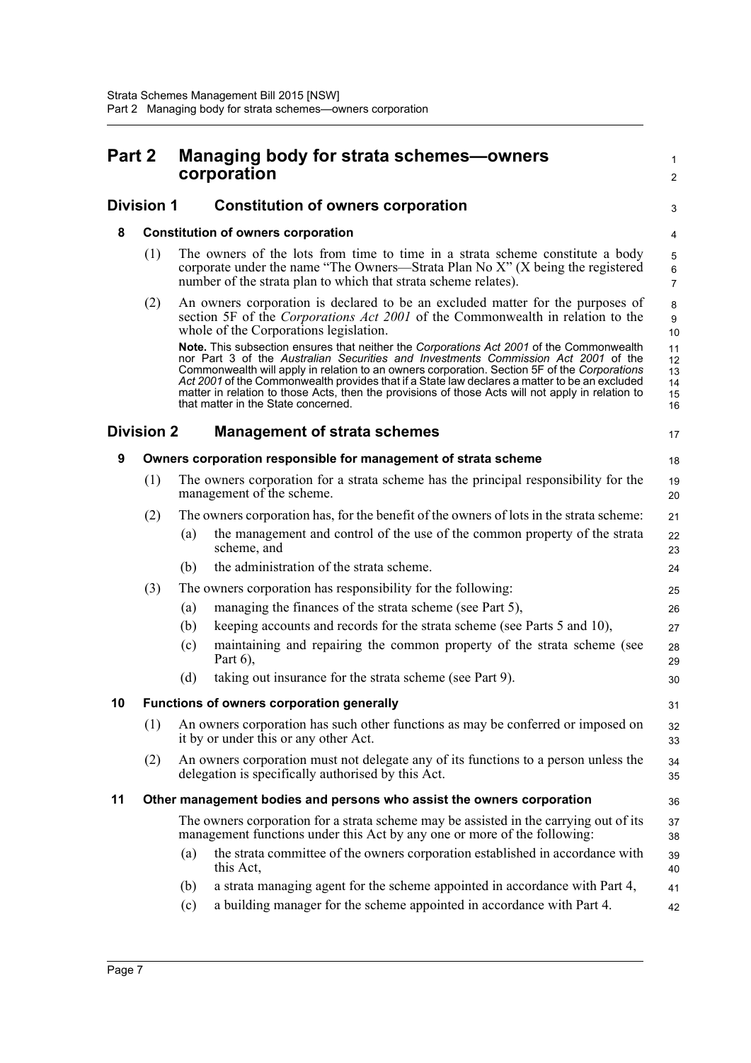# Part 2 Managing body for strata schemes—owners corporation

## Division 1 Constitution of owners corporation

### 8 Constitution of owners corporation

(1) The owners of the lots from time to time in a strata scheme constitute a body corporate under the name "The Owners—Strata Plan No X" (X being the registered number of the strata plan to which that strata scheme relates).

(2) An owners corporation is declared to be an excluded matter for the purposes of section 5F of the *Corporations Act 2001* of the Commonwealth in relation to the whole of the Corporations legislation.

**Note.** This subsection ensures that neither the *Corporations Act 2001* of the Commonwealth nor Part 3 of the *Australian Securities and Investments Commission Act 2001* of the Commonwealth will apply in relation to an owners corporation. Section 5F of the *Corporations Act 2001* of the Commonwealth provides that if a State law declares a matter to be an excluded matter in relation to those Acts, then the provisions of those Acts will not apply in relation to that matter in the State concerned.

## Division 2 Management of strata schemes

### 9 Owners corporation responsible for management of strata scheme

(1) The owners corporation for a strata scheme has the principal responsibility for the management of the scheme.

(2) The owners corporation has, for the benefit of the owners of lots in the strata scheme:

- (a) the management and control of the use of the common property of the strata scheme, and
- (b) the administration of the strata scheme.

(3) The owners corporation has responsibility for the following:

- (a) managing the finances of the strata scheme (see Part 5),
- (b) keeping accounts and records for the strata scheme (see Parts 5 and 10),
- (c) maintaining and repairing the common property of the strata scheme (see Part 6),
- (d) taking out insurance for the strata scheme (see Part 9).

### 10 Functions of owners corporation generally

(1) An owners corporation has such other functions as may be conferred or imposed on it by or under this or any other Act.

(2) An owners corporation must not delegate any of its functions to a person unless the delegation is specifically authorised by this Act.

### 11 Other management bodies and persons who assist the owners corporation

The owners corporation for a strata scheme may be assisted in the carrying out of its management functions under this Act by any one or more of the following:

- (a) the strata committee of the owners corporation established in accordance with this Act,
- (b) a strata managing agent for the scheme appointed in accordance with Part 4,
- (c) a building manager for the scheme appointed in accordance with Part 4.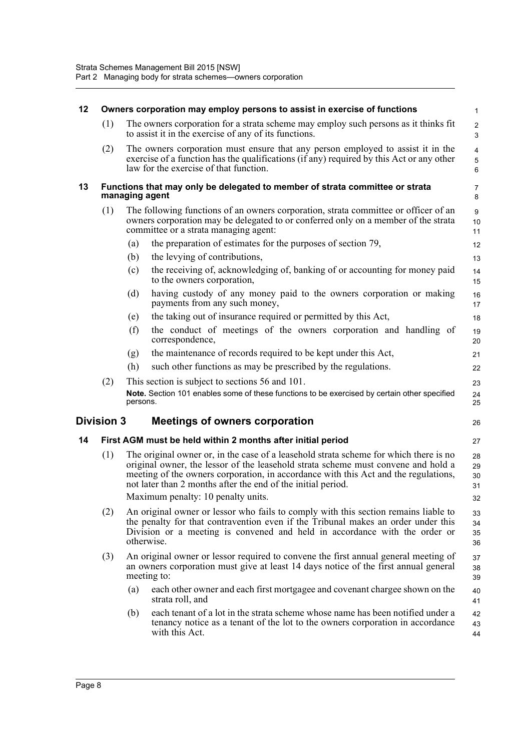### 12 Owners corporation may employ persons to assist in exercise of functions

(1) The owners corporation for a strata scheme may employ such persons as it thinks fit to assist it in the exercise of any of its functions.

(2) The owners corporation must ensure that any person employed to assist it in the exercise of a function has the qualifications (if any) required by this Act or any other law for the exercise of that function.

### 13 Functions that may only be delegated to member of strata committee or strata managing agent

(1) The following functions of an owners corporation, strata committee or officer of an owners corporation may be delegated to or conferred only on a member of the strata committee or a strata managing agent:

- (a) the preparation of estimates for the purposes of section 79,
- (b) the levying of contributions,
- (c) the receiving of, acknowledging of, banking of or accounting for money paid to the owners corporation,
- (d) having custody of any money paid to the owners corporation or making payments from any such money,
- (e) the taking out of insurance required or permitted by this Act,
- (f) the conduct of meetings of the owners corporation and handling of correspondence,
- (g) the maintenance of records required to be kept under this Act,
- (h) such other functions as may be prescribed by the regulations.

(2) This section is subject to sections 56 and 101.

**Note.** Section 101 enables some of these functions to be exercised by certain other specified persons.

## Division 3 Meetings of owners corporation

### 14 First AGM must be held within 2 months after initial period

(1) The original owner or, in the case of a leasehold strata scheme for which there is no original owner, the lessor of the leasehold strata scheme must convene and hold a meeting of the owners corporation, in accordance with this Act and the regulations, not later than 2 months after the end of the initial period.

Maximum penalty: 10 penalty units.

(2) An original owner or lessor who fails to comply with this section remains liable to the penalty for that contravention even if the Tribunal makes an order under this Division or a meeting is convened and held in accordance with the order or otherwise.

(3) An original owner or lessor required to convene the first annual general meeting of an owners corporation must give at least 14 days notice of the first annual general meeting to:

- (a) each other owner and each first mortgagee and covenant chargee shown on the strata roll, and
- (b) each tenant of a lot in the strata scheme whose name has been notified under a tenancy notice as a tenant of the lot to the owners corporation in accordance with this Act.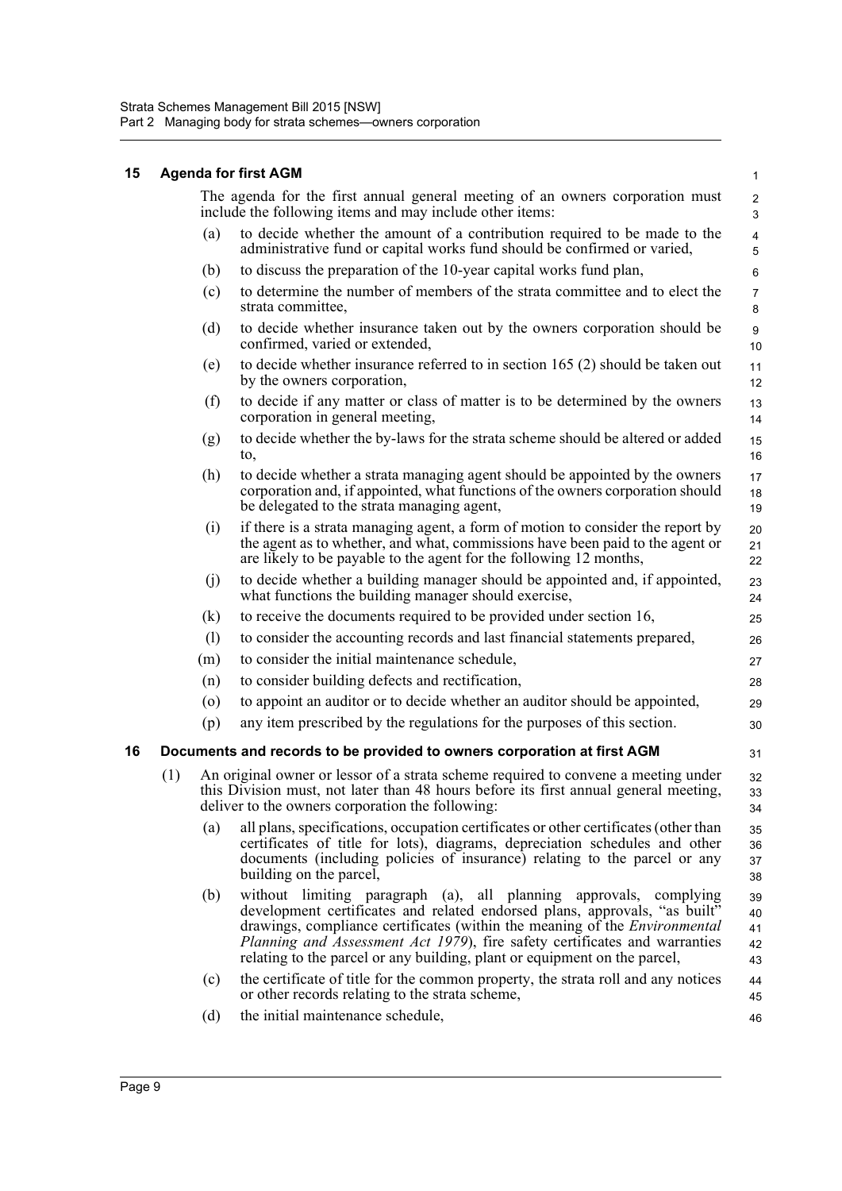### 15 Agenda for first AGM

The agenda for the first annual general meeting of an owners corporation must include the following items and may include other items:

(a) to decide whether the amount of a contribution required to be made to the administrative fund or capital works fund should be confirmed or varied,

(b) to discuss the preparation of the 10-year capital works fund plan,

(c) to determine the number of members of the strata committee and to elect the strata committee,

(d) to decide whether insurance taken out by the owners corporation should be confirmed, varied or extended,

(e) to decide whether insurance referred to in section 165 (2) should be taken out by the owners corporation,

(f) to decide if any matter or class of matter is to be determined by the owners corporation in general meeting,

(g) to decide whether the by-laws for the strata scheme should be altered or added to,

(h) to decide whether a strata managing agent should be appointed by the owners corporation and, if appointed, what functions of the owners corporation should be delegated to the strata managing agent,

(i) if there is a strata managing agent, a form of motion to consider the report by the agent as to whether, and what, commissions have been paid to the agent or are likely to be payable to the agent for the following 12 months,

(j) to decide whether a building manager should be appointed and, if appointed, what functions the building manager should exercise,

(k) to receive the documents required to be provided under section 16,

(l) to consider the accounting records and last financial statements prepared,

(m) to consider the initial maintenance schedule,

(n) to consider building defects and rectification,

(o) to appoint an auditor or to decide whether an auditor should be appointed,

(p) any item prescribed by the regulations for the purposes of this section.

### 16 Documents and records to be provided to owners corporation at first AGM

(1) An original owner or lessor of a strata scheme required to convene a meeting under this Division must, not later than 48 hours before its first annual general meeting, deliver to the owners corporation the following:

(a) all plans, specifications, occupation certificates or other certificates (other than certificates of title for lots), diagrams, depreciation schedules and other documents (including policies of insurance) relating to the parcel or any building on the parcel,

(b) without limiting paragraph (a), all planning approvals, complying development certificates and related endorsed plans, approvals, "as built" drawings, compliance certificates (within the meaning of the *Environmental Planning and Assessment Act 1979*), fire safety certificates and warranties relating to the parcel or any building, plant or equipment on the parcel,

(c) the certificate of title for the common property, the strata roll and any notices or other records relating to the strata scheme,

(d) the initial maintenance schedule,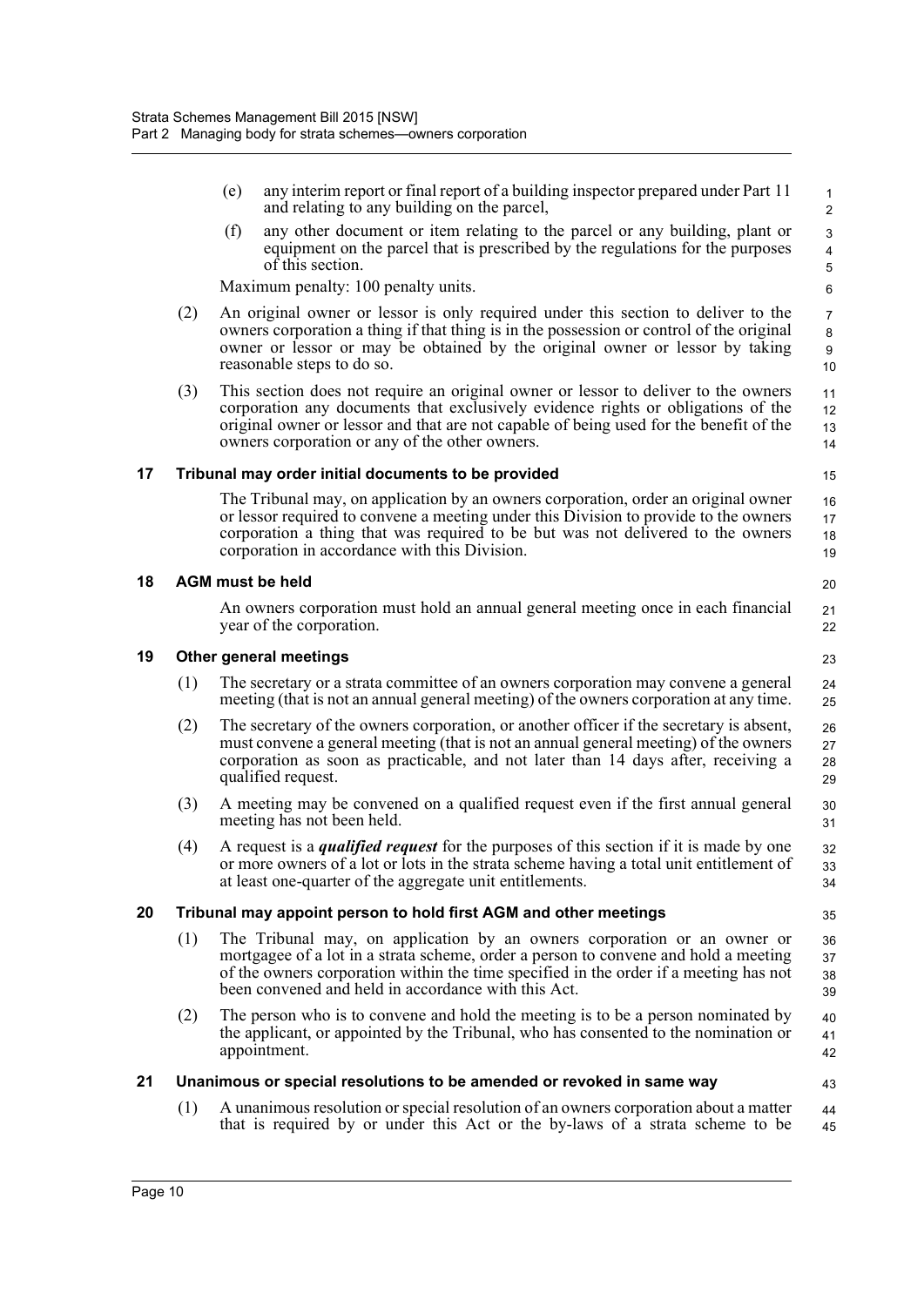(e) any interim report or final report of a building inspector prepared under Part 11 and relating to any building on the parcel,

(f) any other document or item relating to the parcel or any building, plant or equipment on the parcel that is prescribed by the regulations for the purposes of this section.

Maximum penalty: 100 penalty units.

(2) An original owner or lessor is only required under this section to deliver to the owners corporation a thing if that thing is in the possession or control of the original owner or lessor or may be obtained by the original owner or lessor by taking reasonable steps to do so.

(3) This section does not require an original owner or lessor to deliver to the owners corporation any documents that exclusively evidence rights or obligations of the original owner or lessor and that are not capable of being used for the benefit of the owners corporation or any of the other owners.

### 17 Tribunal may order initial documents to be provided

The Tribunal may, on application by an owners corporation, order an original owner or lessor required to convene a meeting under this Division to provide to the owners corporation a thing that was required to be but was not delivered to the owners corporation in accordance with this Division.

### 18 AGM must be held

An owners corporation must hold an annual general meeting once in each financial year of the corporation.

### 19 Other general meetings

(1) The secretary or a strata committee of an owners corporation may convene a general meeting (that is not an annual general meeting) of the owners corporation at any time.

(2) The secretary of the owners corporation, or another officer if the secretary is absent, must convene a general meeting (that is not an annual general meeting) of the owners corporation as soon as practicable, and not later than 14 days after, receiving a qualified request.

(3) A meeting may be convened on a qualified request even if the first annual general meeting has not been held.

(4) A request is a ***qualified request*** for the purposes of this section if it is made by one or more owners of a lot or lots in the strata scheme having a total unit entitlement of at least one-quarter of the aggregate unit entitlements.

### 20 Tribunal may appoint person to hold first AGM and other meetings

(1) The Tribunal may, on application by an owners corporation or an owner or mortgagee of a lot in a strata scheme, order a person to convene and hold a meeting of the owners corporation within the time specified in the order if a meeting has not been convened and held in accordance with this Act.

(2) The person who is to convene and hold the meeting is to be a person nominated by the applicant, or appointed by the Tribunal, who has consented to the nomination or appointment.

### 21 Unanimous or special resolutions to be amended or revoked in same way

(1) A unanimous resolution or special resolution of an owners corporation about a matter that is required by or under this Act or the by-laws of a strata scheme to be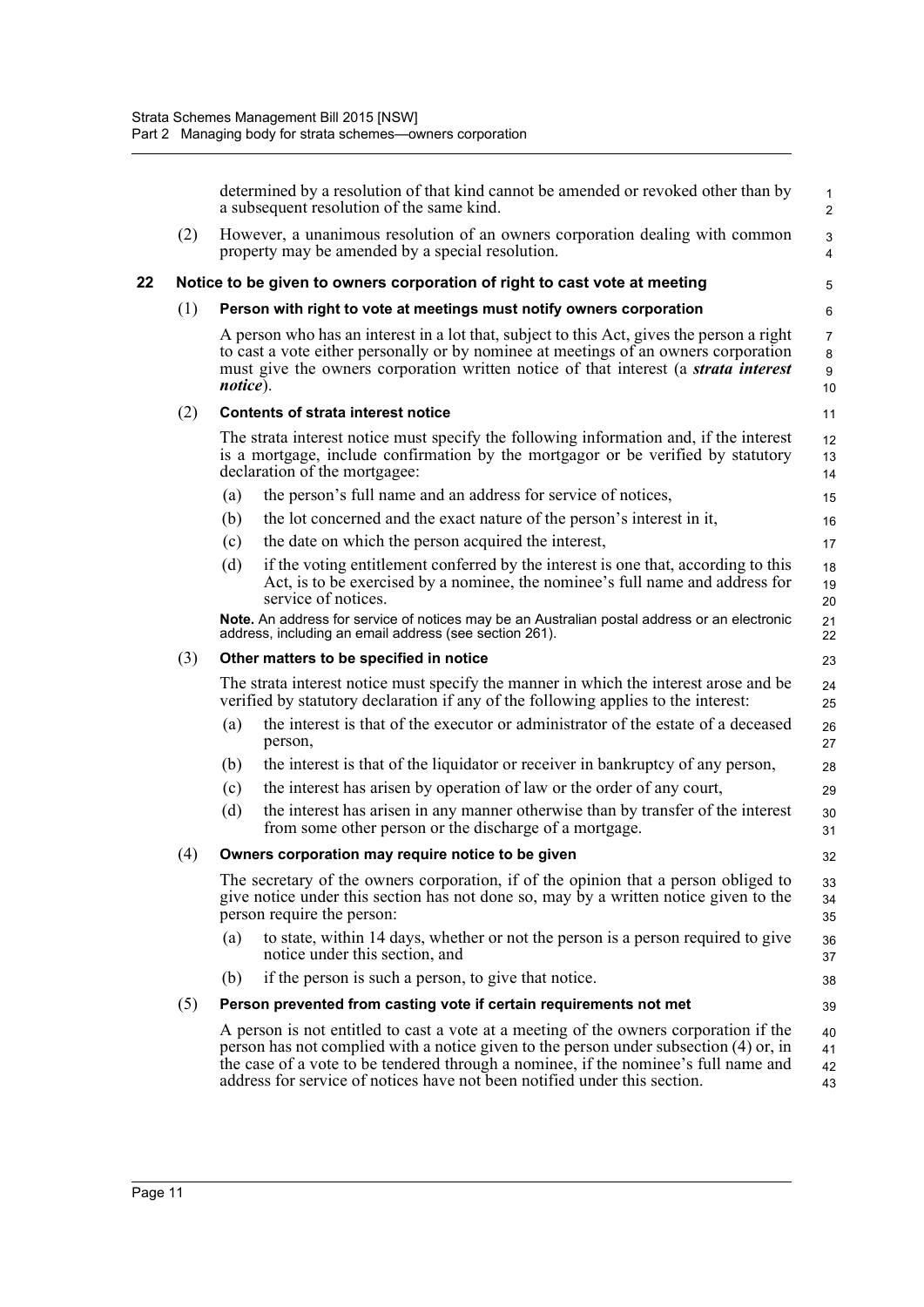determined by a resolution of that kind cannot be amended or revoked other than by a subsequent resolution of the same kind.

(2) However, a unanimous resolution of an owners corporation dealing with common property may be amended by a special resolution.

## 22 Notice to be given to owners corporation of right to cast vote at meeting

### (1) Person with right to vote at meetings must notify owners corporation

A person who has an interest in a lot that, subject to this Act, gives the person a right to cast a vote either personally or by nominee at meetings of an owners corporation must give the owners corporation written notice of that interest (a ***strata interest notice***).

### (2) Contents of strata interest notice

The strata interest notice must specify the following information and, if the interest is a mortgage, include confirmation by the mortgagor or be verified by statutory declaration of the mortgagee:

(a) the person's full name and an address for service of notices,

(b) the lot concerned and the exact nature of the person's interest in it,

(c) the date on which the person acquired the interest,

(d) if the voting entitlement conferred by the interest is one that, according to this Act, is to be exercised by a nominee, the nominee's full name and address for service of notices.

**Note.** An address for service of notices may be an Australian postal address or an electronic address, including an email address (see section 261).

### (3) Other matters to be specified in notice

The strata interest notice must specify the manner in which the interest arose and be verified by statutory declaration if any of the following applies to the interest:

(a) the interest is that of the executor or administrator of the estate of a deceased person,

(b) the interest is that of the liquidator or receiver in bankruptcy of any person,

(c) the interest has arisen by operation of law or the order of any court,

(d) the interest has arisen in any manner otherwise than by transfer of the interest from some other person or the discharge of a mortgage.

### (4) Owners corporation may require notice to be given

The secretary of the owners corporation, if of the opinion that a person obliged to give notice under this section has not done so, may by a written notice given to the person require the person:

(a) to state, within 14 days, whether or not the person is a person required to give notice under this section, and

(b) if the person is such a person, to give that notice.

### (5) Person prevented from casting vote if certain requirements not met

A person is not entitled to cast a vote at a meeting of the owners corporation if the person has not complied with a notice given to the person under subsection (4) or, in the case of a vote to be tendered through a nominee, if the nominee's full name and address for service of notices have not been notified under this section.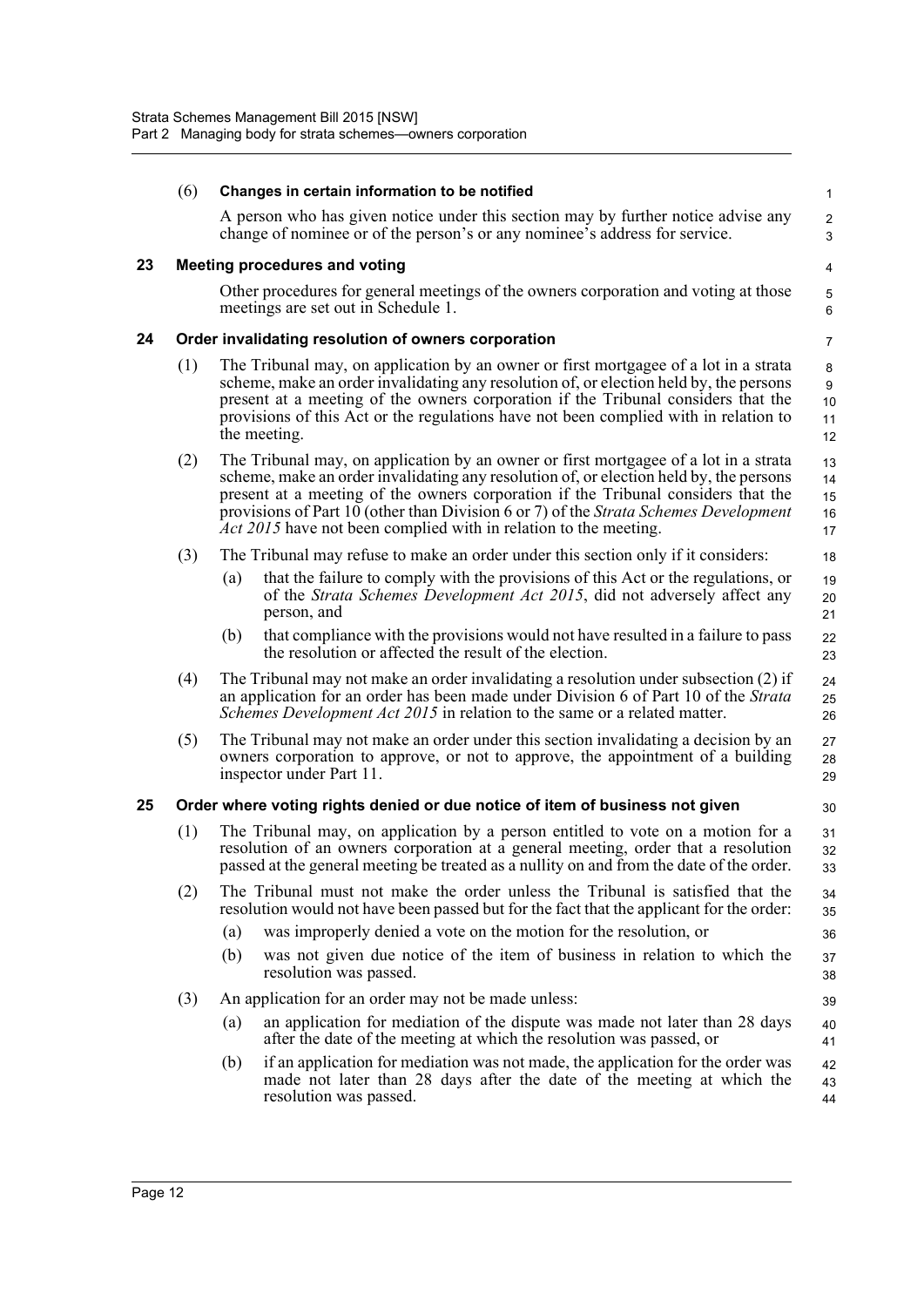**(6) Changes in certain information to be notified**

A person who has given notice under this section may by further notice advise any change of nominee or of the person's or any nominee's address for service.

### 23 Meeting procedures and voting

Other procedures for general meetings of the owners corporation and voting at those meetings are set out in Schedule 1.

### 24 Order invalidating resolution of owners corporation

(1) The Tribunal may, on application by an owner or first mortgagee of a lot in a strata scheme, make an order invalidating any resolution of, or election held by, the persons present at a meeting of the owners corporation if the Tribunal considers that the provisions of this Act or the regulations have not been complied with in relation to the meeting.

(2) The Tribunal may, on application by an owner or first mortgagee of a lot in a strata scheme, make an order invalidating any resolution of, or election held by, the persons present at a meeting of the owners corporation if the Tribunal considers that the provisions of Part 10 (other than Division 6 or 7) of the *Strata Schemes Development Act 2015* have not been complied with in relation to the meeting.

(3) The Tribunal may refuse to make an order under this section only if it considers:

(a) that the failure to comply with the provisions of this Act or the regulations, or of the *Strata Schemes Development Act 2015*, did not adversely affect any person, and

(b) that compliance with the provisions would not have resulted in a failure to pass the resolution or affected the result of the election.

(4) The Tribunal may not make an order invalidating a resolution under subsection (2) if an application for an order has been made under Division 6 of Part 10 of the *Strata Schemes Development Act 2015* in relation to the same or a related matter.

(5) The Tribunal may not make an order under this section invalidating a decision by an owners corporation to approve, or not to approve, the appointment of a building inspector under Part 11.

### 25 Order where voting rights denied or due notice of item of business not given

(1) The Tribunal may, on application by a person entitled to vote on a motion for a resolution of an owners corporation at a general meeting, order that a resolution passed at the general meeting be treated as a nullity on and from the date of the order.

(2) The Tribunal must not make the order unless the Tribunal is satisfied that the resolution would not have been passed but for the fact that the applicant for the order:

(a) was improperly denied a vote on the motion for the resolution, or

(b) was not given due notice of the item of business in relation to which the resolution was passed.

(3) An application for an order may not be made unless:

(a) an application for mediation of the dispute was made not later than 28 days after the date of the meeting at which the resolution was passed, or

(b) if an application for mediation was not made, the application for the order was made not later than 28 days after the date of the meeting at which the resolution was passed.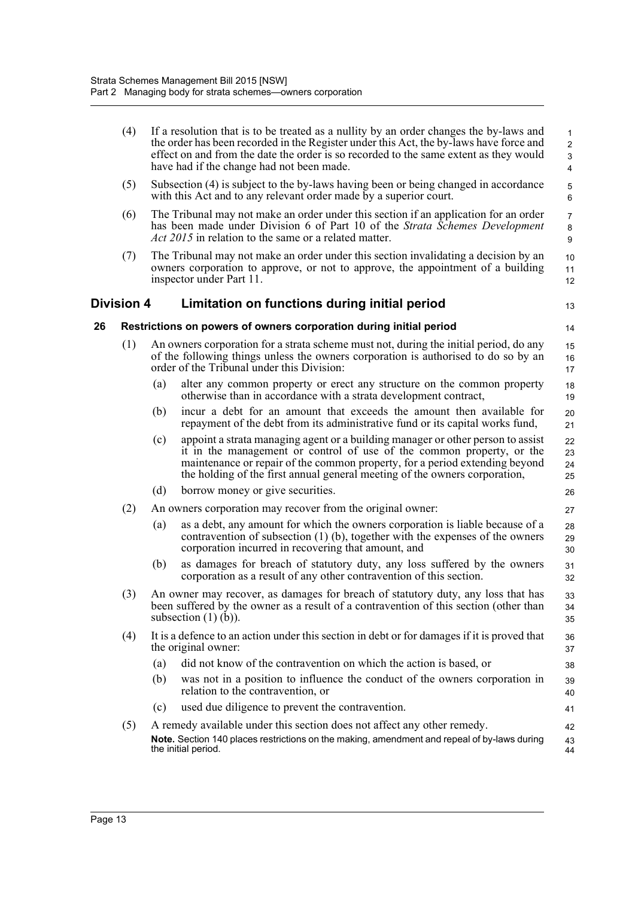(4) If a resolution that is to be treated as a nullity by an order changes the by-laws and the order has been recorded in the Register under this Act, the by-laws have force and effect on and from the date the order is so recorded to the same extent as they would have had if the change had not been made.

(5) Subsection (4) is subject to the by-laws having been or being changed in accordance with this Act and to any relevant order made by a superior court.

(6) The Tribunal may not make an order under this section if an application for an order has been made under Division 6 of Part 10 of the *Strata Schemes Development Act 2015* in relation to the same or a related matter.

(7) The Tribunal may not make an order under this section invalidating a decision by an owners corporation to approve, or not to approve, the appointment of a building inspector under Part 11.

## Division 4 Limitation on functions during initial period

### 26 Restrictions on powers of owners corporation during initial period

(1) An owners corporation for a strata scheme must not, during the initial period, do any of the following things unless the owners corporation is authorised to do so by an order of the Tribunal under this Division:

- (a) alter any common property or erect any structure on the common property otherwise than in accordance with a strata development contract,
- (b) incur a debt for an amount that exceeds the amount then available for repayment of the debt from its administrative fund or its capital works fund,
- (c) appoint a strata managing agent or a building manager or other person to assist it in the management or control of use of the common property, or the maintenance or repair of the common property, for a period extending beyond the holding of the first annual general meeting of the owners corporation,
- (d) borrow money or give securities.

(2) An owners corporation may recover from the original owner:

- (a) as a debt, any amount for which the owners corporation is liable because of a contravention of subsection (1) (b), together with the expenses of the owners corporation incurred in recovering that amount, and
- (b) as damages for breach of statutory duty, any loss suffered by the owners corporation as a result of any other contravention of this section.

(3) An owner may recover, as damages for breach of statutory duty, any loss that has been suffered by the owner as a result of a contravention of this section (other than subsection (1) (b)).

(4) It is a defence to an action under this section in debt or for damages if it is proved that the original owner:

- (a) did not know of the contravention on which the action is based, or
- (b) was not in a position to influence the conduct of the owners corporation in relation to the contravention, or
- (c) used due diligence to prevent the contravention.

(5) A remedy available under this section does not affect any other remedy.

**Note.** Section 140 places restrictions on the making, amendment and repeal of by-laws during the initial period.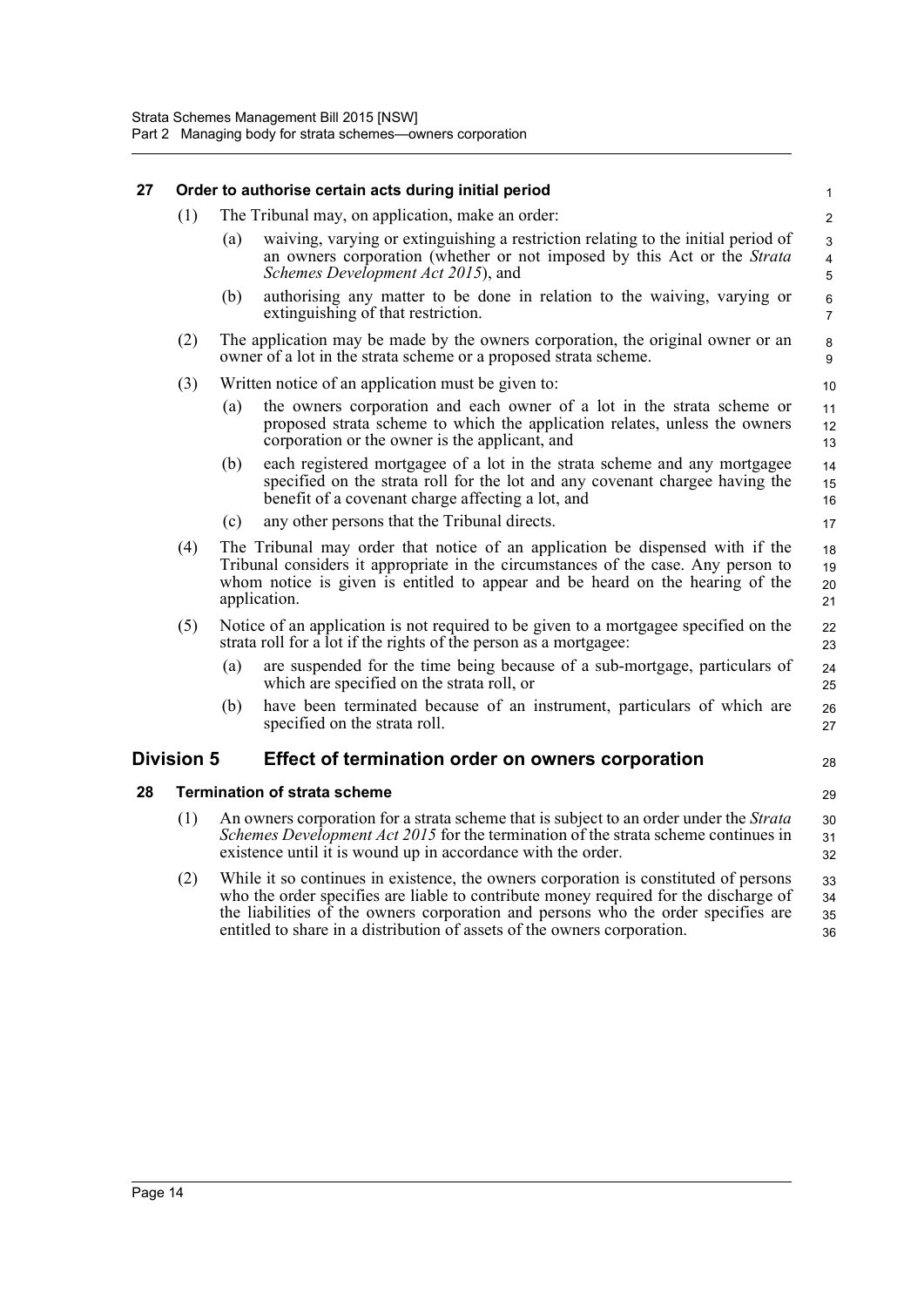## 27 Order to authorise certain acts during initial period

(1) The Tribunal may, on application, make an order:

(a) waiving, varying or extinguishing a restriction relating to the initial period of an owners corporation (whether or not imposed by this Act or the *Strata Schemes Development Act 2015*), and

(b) authorising any matter to be done in relation to the waiving, varying or extinguishing of that restriction.

(2) The application may be made by the owners corporation, the original owner or an owner of a lot in the strata scheme or a proposed strata scheme.

(3) Written notice of an application must be given to:

(a) the owners corporation and each owner of a lot in the strata scheme or proposed strata scheme to which the application relates, unless the owners corporation or the owner is the applicant, and

(b) each registered mortgagee of a lot in the strata scheme and any mortgagee specified on the strata roll for the lot and any covenant chargee having the benefit of a covenant charge affecting a lot, and

(c) any other persons that the Tribunal directs.

(4) The Tribunal may order that notice of an application be dispensed with if the Tribunal considers it appropriate in the circumstances of the case. Any person to whom notice is given is entitled to appear and be heard on the hearing of the application.

(5) Notice of an application is not required to be given to a mortgagee specified on the strata roll for a lot if the rights of the person as a mortgagee:

(a) are suspended for the time being because of a sub-mortgage, particulars of which are specified on the strata roll, or

(b) have been terminated because of an instrument, particulars of which are specified on the strata roll.

# Division 5 Effect of termination order on owners corporation

## 28 Termination of strata scheme

(1) An owners corporation for a strata scheme that is subject to an order under the *Strata Schemes Development Act 2015* for the termination of the strata scheme continues in existence until it is wound up in accordance with the order.

(2) While it so continues in existence, the owners corporation is constituted of persons who the order specifies are liable to contribute money required for the discharge of the liabilities of the owners corporation and persons who the order specifies are entitled to share in a distribution of assets of the owners corporation.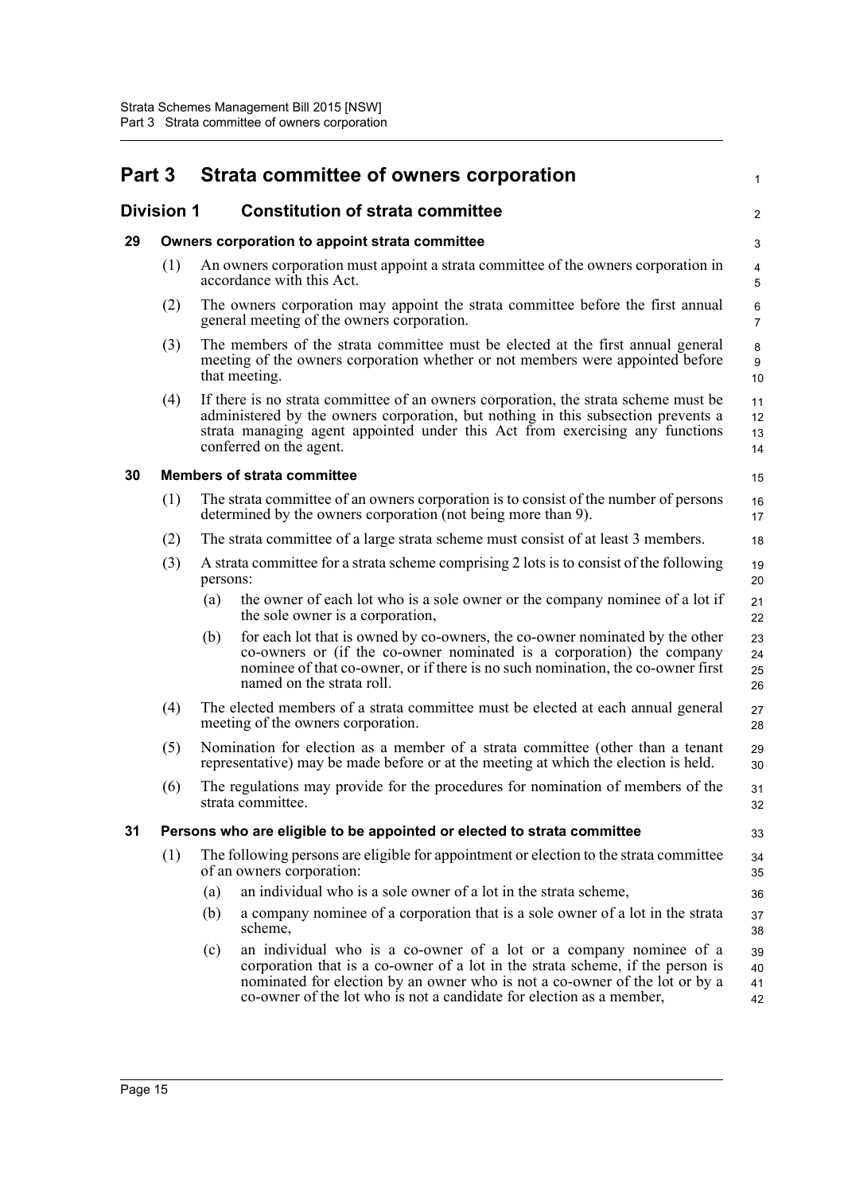# Part 3 Strata committee of owners corporation

## Division 1 Constitution of strata committee

### 29 Owners corporation to appoint strata committee

(1) An owners corporation must appoint a strata committee of the owners corporation in accordance with this Act.

(2) The owners corporation may appoint the strata committee before the first annual general meeting of the owners corporation.

(3) The members of the strata committee must be elected at the first annual general meeting of the owners corporation whether or not members were appointed before that meeting.

(4) If there is no strata committee of an owners corporation, the strata scheme must be administered by the owners corporation, but nothing in this subsection prevents a strata managing agent appointed under this Act from exercising any functions conferred on the agent.

### 30 Members of strata committee

(1) The strata committee of an owners corporation is to consist of the number of persons determined by the owners corporation (not being more than 9).

(2) The strata committee of a large strata scheme must consist of at least 3 members.

(3) A strata committee for a strata scheme comprising 2 lots is to consist of the following persons:

(a) the owner of each lot who is a sole owner or the company nominee of a lot if the sole owner is a corporation,

(b) for each lot that is owned by co-owners, the co-owner nominated by the other co-owners or (if the co-owner nominated is a corporation) the company nominee of that co-owner, or if there is no such nomination, the co-owner first named on the strata roll.

(4) The elected members of a strata committee must be elected at each annual general meeting of the owners corporation.

(5) Nomination for election as a member of a strata committee (other than a tenant representative) may be made before or at the meeting at which the election is held.

(6) The regulations may provide for the procedures for nomination of members of the strata committee.

### 31 Persons who are eligible to be appointed or elected to strata committee

(1) The following persons are eligible for appointment or election to the strata committee of an owners corporation:

(a) an individual who is a sole owner of a lot in the strata scheme,

(b) a company nominee of a corporation that is a sole owner of a lot in the strata scheme,

(c) an individual who is a co-owner of a lot or a company nominee of a corporation that is a co-owner of a lot in the strata scheme, if the person is nominated for election by an owner who is not a co-owner of the lot or by a co-owner of the lot who is not a candidate for election as a member,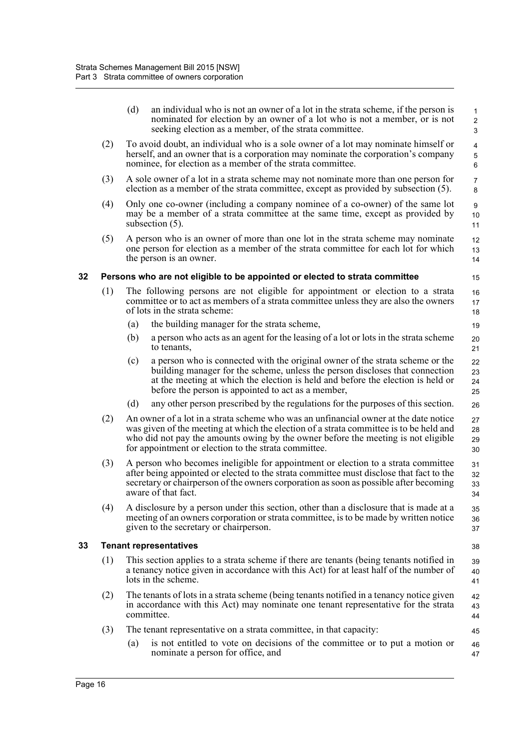(d) an individual who is not an owner of a lot in the strata scheme, if the person is nominated for election by an owner of a lot who is not a member, or is not seeking election as a member, of the strata committee.

(2) To avoid doubt, an individual who is a sole owner of a lot may nominate himself or herself, and an owner that is a corporation may nominate the corporation's company nominee, for election as a member of the strata committee.

(3) A sole owner of a lot in a strata scheme may not nominate more than one person for election as a member of the strata committee, except as provided by subsection (5).

(4) Only one co-owner (including a company nominee of a co-owner) of the same lot may be a member of a strata committee at the same time, except as provided by subsection (5).

(5) A person who is an owner of more than one lot in the strata scheme may nominate one person for election as a member of the strata committee for each lot for which the person is an owner.

### 32 Persons who are not eligible to be appointed or elected to strata committee

(1) The following persons are not eligible for appointment or election to a strata committee or to act as members of a strata committee unless they are also the owners of lots in the strata scheme:

(a) the building manager for the strata scheme,

(b) a person who acts as an agent for the leasing of a lot or lots in the strata scheme to tenants,

(c) a person who is connected with the original owner of the strata scheme or the building manager for the scheme, unless the person discloses that connection at the meeting at which the election is held and before the election is held or before the person is appointed to act as a member,

(d) any other person prescribed by the regulations for the purposes of this section.

(2) An owner of a lot in a strata scheme who was an unfinancial owner at the date notice was given of the meeting at which the election of a strata committee is to be held and who did not pay the amounts owing by the owner before the meeting is not eligible for appointment or election to the strata committee.

(3) A person who becomes ineligible for appointment or election to a strata committee after being appointed or elected to the strata committee must disclose that fact to the secretary or chairperson of the owners corporation as soon as possible after becoming aware of that fact.

(4) A disclosure by a person under this section, other than a disclosure that is made at a meeting of an owners corporation or strata committee, is to be made by written notice given to the secretary or chairperson.

### 33 Tenant representatives

(1) This section applies to a strata scheme if there are tenants (being tenants notified in a tenancy notice given in accordance with this Act) for at least half of the number of lots in the scheme.

(2) The tenants of lots in a strata scheme (being tenants notified in a tenancy notice given in accordance with this Act) may nominate one tenant representative for the strata committee.

(3) The tenant representative on a strata committee, in that capacity:

(a) is not entitled to vote on decisions of the committee or to put a motion or nominate a person for office, and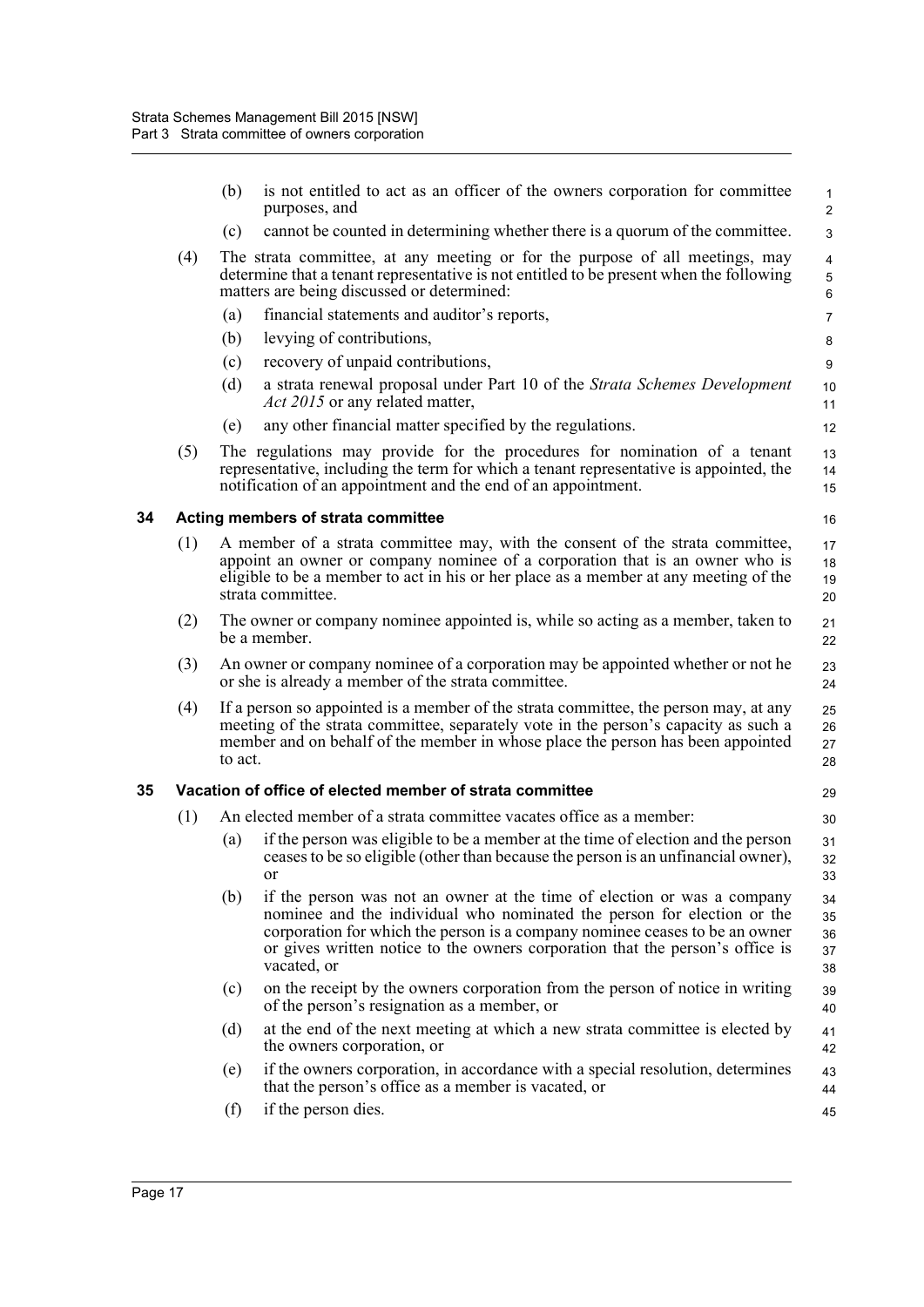(b) is not entitled to act as an officer of the owners corporation for committee purposes, and

(c) cannot be counted in determining whether there is a quorum of the committee.

(4) The strata committee, at any meeting or for the purpose of all meetings, may determine that a tenant representative is not entitled to be present when the following matters are being discussed or determined:

(a) financial statements and auditor's reports,

(b) levying of contributions,

(c) recovery of unpaid contributions,

(d) a strata renewal proposal under Part 10 of the *Strata Schemes Development Act 2015* or any related matter,

(e) any other financial matter specified by the regulations.

(5) The regulations may provide for the procedures for nomination of a tenant representative, including the term for which a tenant representative is appointed, the notification of an appointment and the end of an appointment.

### 34 Acting members of strata committee

(1) A member of a strata committee may, with the consent of the strata committee, appoint an owner or company nominee of a corporation that is an owner who is eligible to be a member to act in his or her place as a member at any meeting of the strata committee.

(2) The owner or company nominee appointed is, while so acting as a member, taken to be a member.

(3) An owner or company nominee of a corporation may be appointed whether or not he or she is already a member of the strata committee.

(4) If a person so appointed is a member of the strata committee, the person may, at any meeting of the strata committee, separately vote in the person's capacity as such a member and on behalf of the member in whose place the person has been appointed to act.

### 35 Vacation of office of elected member of strata committee

(1) An elected member of a strata committee vacates office as a member:

(a) if the person was eligible to be a member at the time of election and the person ceases to be so eligible (other than because the person is an unfinancial owner), or

(b) if the person was not an owner at the time of election or was a company nominee and the individual who nominated the person for election or the corporation for which the person is a company nominee ceases to be an owner or gives written notice to the owners corporation that the person's office is vacated, or

(c) on the receipt by the owners corporation from the person of notice in writing of the person's resignation as a member, or

(d) at the end of the next meeting at which a new strata committee is elected by the owners corporation, or

(e) if the owners corporation, in accordance with a special resolution, determines that the person's office as a member is vacated, or

(f) if the person dies.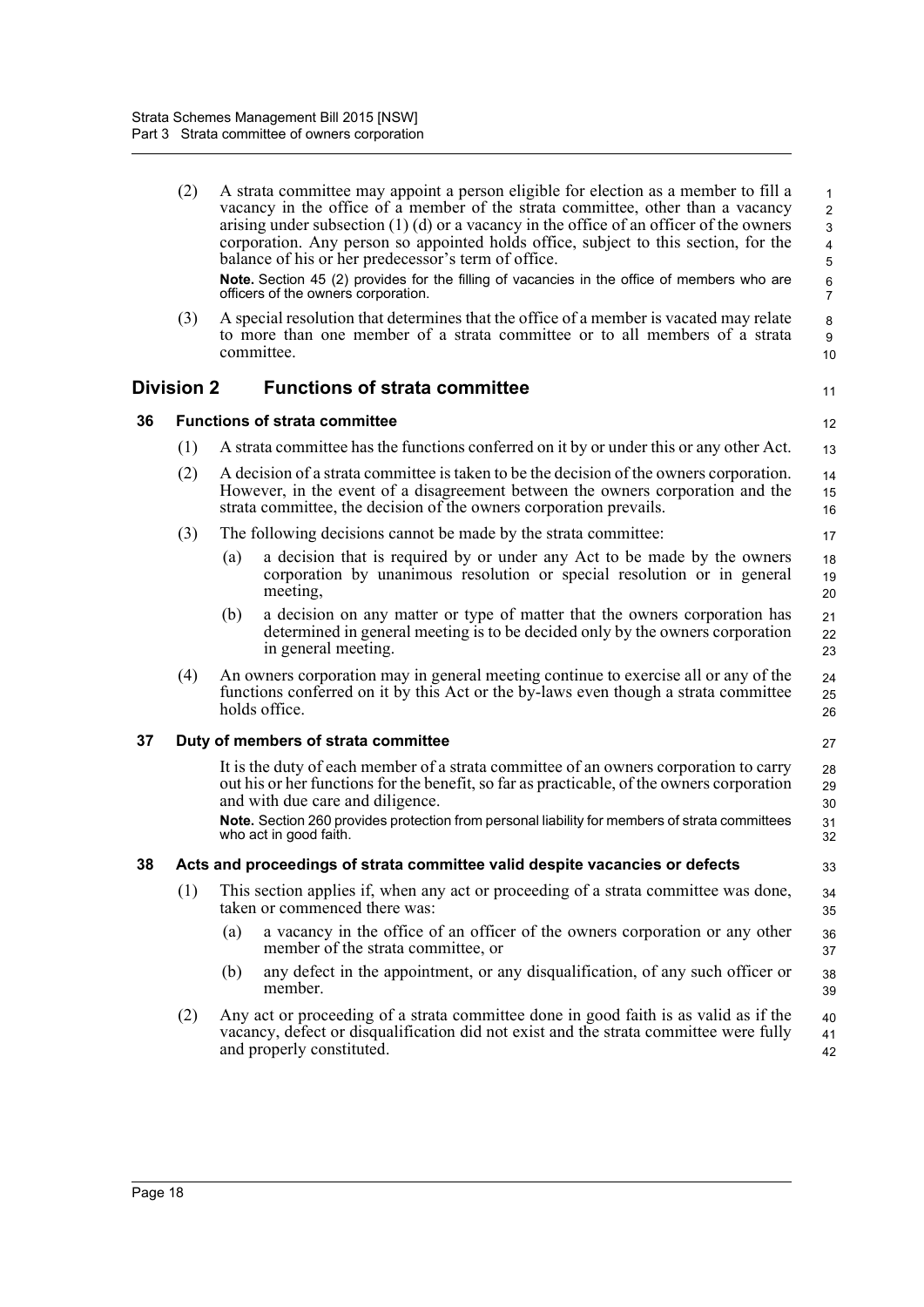(2) A strata committee may appoint a person eligible for election as a member to fill a vacancy in the office of a member of the strata committee, other than a vacancy arising under subsection (1) (d) or a vacancy in the office of an officer of the owners corporation. Any person so appointed holds office, subject to this section, for the balance of his or her predecessor's term of office.

**Note.** Section 45 (2) provides for the filling of vacancies in the office of members who are officers of the owners corporation.

(3) A special resolution that determines that the office of a member is vacated may relate to more than one member of a strata committee or to all members of a strata committee.

## Division 2 Functions of strata committee

### 36 Functions of strata committee

(1) A strata committee has the functions conferred on it by or under this or any other Act.

(2) A decision of a strata committee is taken to be the decision of the owners corporation. However, in the event of a disagreement between the owners corporation and the strata committee, the decision of the owners corporation prevails.

(3) The following decisions cannot be made by the strata committee:

- (a) a decision that is required by or under any Act to be made by the owners corporation by unanimous resolution or special resolution or in general meeting,
- (b) a decision on any matter or type of matter that the owners corporation has determined in general meeting is to be decided only by the owners corporation in general meeting.

(4) An owners corporation may in general meeting continue to exercise all or any of the functions conferred on it by this Act or the by-laws even though a strata committee holds office.

### 37 Duty of members of strata committee

It is the duty of each member of a strata committee of an owners corporation to carry out his or her functions for the benefit, so far as practicable, of the owners corporation and with due care and diligence.

**Note.** Section 260 provides protection from personal liability for members of strata committees who act in good faith.

### 38 Acts and proceedings of strata committee valid despite vacancies or defects

(1) This section applies if, when any act or proceeding of a strata committee was done, taken or commenced there was:

- (a) a vacancy in the office of an officer of the owners corporation or any other member of the strata committee, or
- (b) any defect in the appointment, or any disqualification, of any such officer or member.

(2) Any act or proceeding of a strata committee done in good faith is as valid as if the vacancy, defect or disqualification did not exist and the strata committee were fully and properly constituted.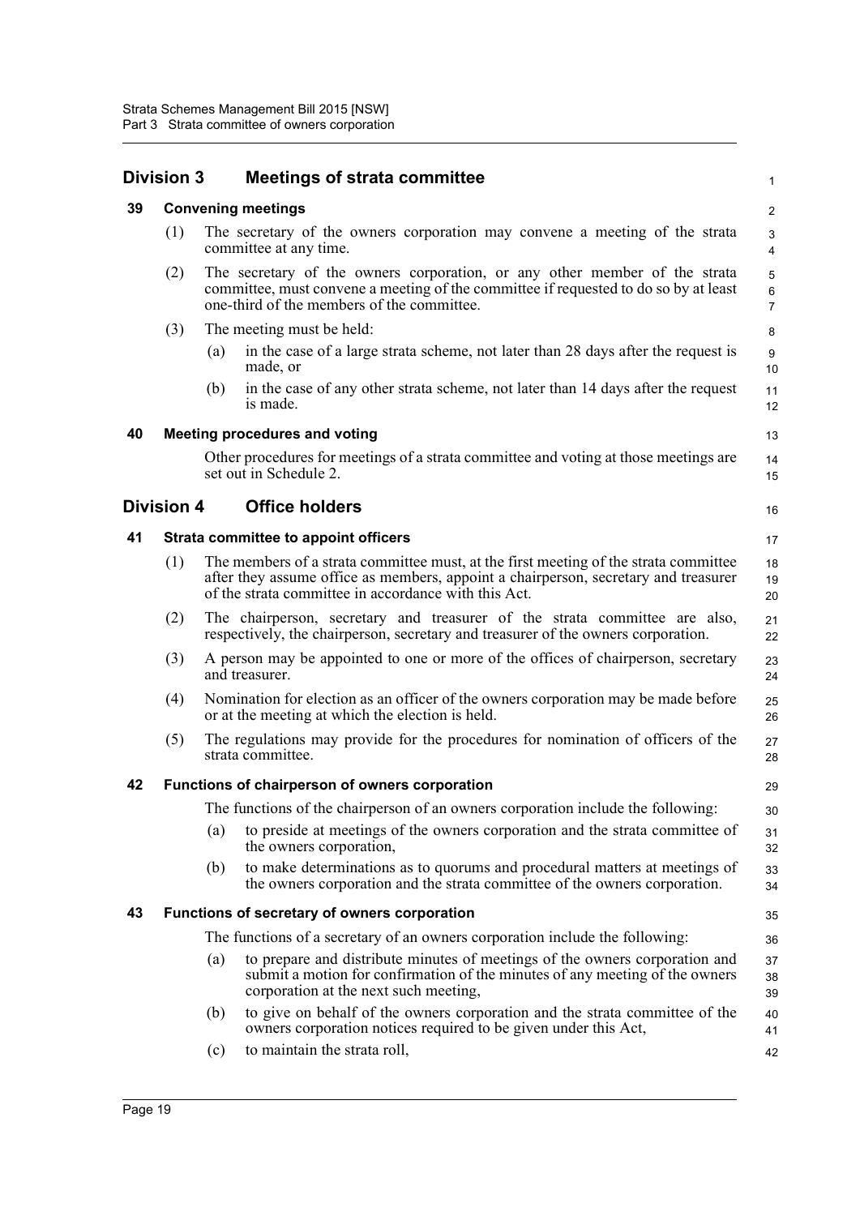## Division 3 Meetings of strata committee

### 39 Convening meetings

(1) The secretary of the owners corporation may convene a meeting of the strata committee at any time.

(2) The secretary of the owners corporation, or any other member of the strata committee, must convene a meeting of the committee if requested to do so by at least one-third of the members of the committee.

(3) The meeting must be held:

(a) in the case of a large strata scheme, not later than 28 days after the request is made, or

(b) in the case of any other strata scheme, not later than 14 days after the request is made.

### 40 Meeting procedures and voting

Other procedures for meetings of a strata committee and voting at those meetings are set out in Schedule 2.

## Division 4 Office holders

### 41 Strata committee to appoint officers

(1) The members of a strata committee must, at the first meeting of the strata committee after they assume office as members, appoint a chairperson, secretary and treasurer of the strata committee in accordance with this Act.

(2) The chairperson, secretary and treasurer of the strata committee are also, respectively, the chairperson, secretary and treasurer of the owners corporation.

(3) A person may be appointed to one or more of the offices of chairperson, secretary and treasurer.

(4) Nomination for election as an officer of the owners corporation may be made before or at the meeting at which the election is held.

(5) The regulations may provide for the procedures for nomination of officers of the strata committee.

### 42 Functions of chairperson of owners corporation

The functions of the chairperson of an owners corporation include the following:

(a) to preside at meetings of the owners corporation and the strata committee of the owners corporation,

(b) to make determinations as to quorums and procedural matters at meetings of the owners corporation and the strata committee of the owners corporation.

### 43 Functions of secretary of owners corporation

The functions of a secretary of an owners corporation include the following:

(a) to prepare and distribute minutes of meetings of the owners corporation and submit a motion for confirmation of the minutes of any meeting of the owners corporation at the next such meeting,

(b) to give on behalf of the owners corporation and the strata committee of the owners corporation notices required to be given under this Act,

(c) to maintain the strata roll,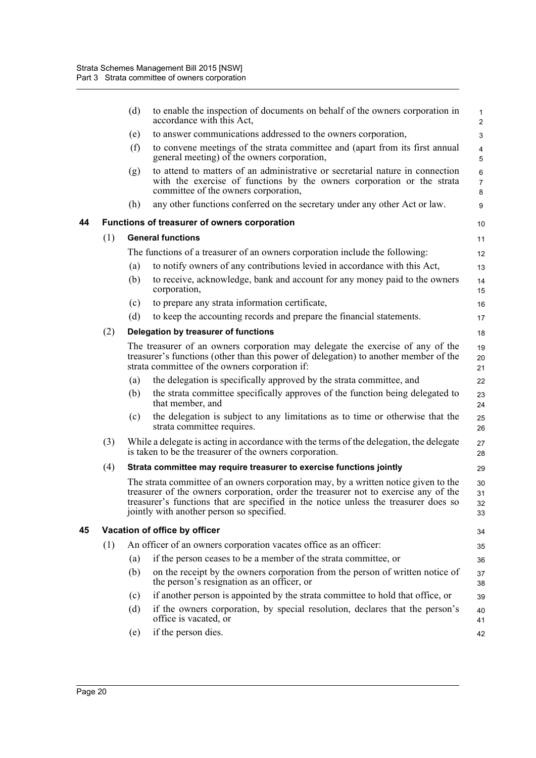(d) to enable the inspection of documents on behalf of the owners corporation in accordance with this Act,

(e) to answer communications addressed to the owners corporation,

(f) to convene meetings of the strata committee and (apart from its first annual general meeting) of the owners corporation,

(g) to attend to matters of an administrative or secretarial nature in connection with the exercise of functions by the owners corporation or the strata committee of the owners corporation,

(h) any other functions conferred on the secretary under any other Act or law.

### 44 Functions of treasurer of owners corporation

(1) **General functions**

The functions of a treasurer of an owners corporation include the following:

(a) to notify owners of any contributions levied in accordance with this Act,

(b) to receive, acknowledge, bank and account for any money paid to the owners corporation,

(c) to prepare any strata information certificate,

(d) to keep the accounting records and prepare the financial statements.

(2) **Delegation by treasurer of functions**

The treasurer of an owners corporation may delegate the exercise of any of the treasurer's functions (other than this power of delegation) to another member of the strata committee of the owners corporation if:

(a) the delegation is specifically approved by the strata committee, and

(b) the strata committee specifically approves of the function being delegated to that member, and

(c) the delegation is subject to any limitations as to time or otherwise that the strata committee requires.

(3) While a delegate is acting in accordance with the terms of the delegation, the delegate is taken to be the treasurer of the owners corporation.

(4) **Strata committee may require treasurer to exercise functions jointly**

The strata committee of an owners corporation may, by a written notice given to the treasurer of the owners corporation, order the treasurer not to exercise any of the treasurer's functions that are specified in the notice unless the treasurer does so jointly with another person so specified.

### 45 Vacation of office by officer

(1) An officer of an owners corporation vacates office as an officer:

(a) if the person ceases to be a member of the strata committee, or

(b) on the receipt by the owners corporation from the person of written notice of the person's resignation as an officer, or

(c) if another person is appointed by the strata committee to hold that office, or

(d) if the owners corporation, by special resolution, declares that the person's office is vacated, or

(e) if the person dies.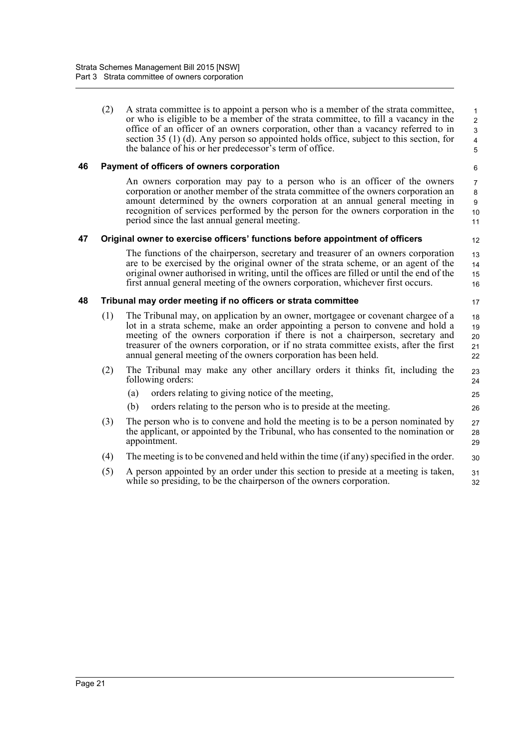(2) A strata committee is to appoint a person who is a member of the strata committee, or who is eligible to be a member of the strata committee, to fill a vacancy in the office of an officer of an owners corporation, other than a vacancy referred to in section 35 (1) (d). Any person so appointed holds office, subject to this section, for the balance of his or her predecessor's term of office.

### 46 Payment of officers of owners corporation

An owners corporation may pay to a person who is an officer of the owners corporation or another member of the strata committee of the owners corporation an amount determined by the owners corporation at an annual general meeting in recognition of services performed by the person for the owners corporation in the period since the last annual general meeting.

### 47 Original owner to exercise officers' functions before appointment of officers

The functions of the chairperson, secretary and treasurer of an owners corporation are to be exercised by the original owner of the strata scheme, or an agent of the original owner authorised in writing, until the offices are filled or until the end of the first annual general meeting of the owners corporation, whichever first occurs.

### 48 Tribunal may order meeting if no officers or strata committee

(1) The Tribunal may, on application by an owner, mortgagee or covenant chargee of a lot in a strata scheme, make an order appointing a person to convene and hold a meeting of the owners corporation if there is not a chairperson, secretary and treasurer of the owners corporation, or if no strata committee exists, after the first annual general meeting of the owners corporation has been held.

(2) The Tribunal may make any other ancillary orders it thinks fit, including the following orders:

- (a) orders relating to giving notice of the meeting,
- (b) orders relating to the person who is to preside at the meeting.

(3) The person who is to convene and hold the meeting is to be a person nominated by the applicant, or appointed by the Tribunal, who has consented to the nomination or appointment.

(4) The meeting is to be convened and held within the time (if any) specified in the order.

(5) A person appointed by an order under this section to preside at a meeting is taken, while so presiding, to be the chairperson of the owners corporation.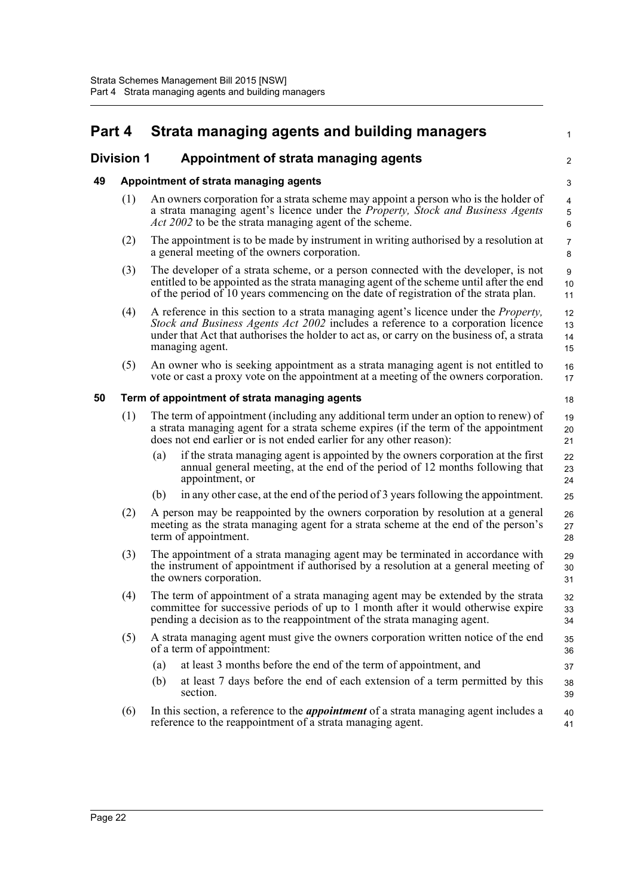# Part 4 Strata managing agents and building managers

## Division 1 Appointment of strata managing agents

### 49 Appointment of strata managing agents

(1) An owners corporation for a strata scheme may appoint a person who is the holder of a strata managing agent's licence under the *Property, Stock and Business Agents Act 2002* to be the strata managing agent of the scheme.

(2) The appointment is to be made by instrument in writing authorised by a resolution at a general meeting of the owners corporation.

(3) The developer of a strata scheme, or a person connected with the developer, is not entitled to be appointed as the strata managing agent of the scheme until after the end of the period of 10 years commencing on the date of registration of the strata plan.

(4) A reference in this section to a strata managing agent's licence under the *Property, Stock and Business Agents Act 2002* includes a reference to a corporation licence under that Act that authorises the holder to act as, or carry on the business of, a strata managing agent.

(5) An owner who is seeking appointment as a strata managing agent is not entitled to vote or cast a proxy vote on the appointment at a meeting of the owners corporation.

### 50 Term of appointment of strata managing agents

(1) The term of appointment (including any additional term under an option to renew) of a strata managing agent for a strata scheme expires (if the term of the appointment does not end earlier or is not ended earlier for any other reason):

- (a) if the strata managing agent is appointed by the owners corporation at the first annual general meeting, at the end of the period of 12 months following that appointment, or
- (b) in any other case, at the end of the period of 3 years following the appointment.

(2) A person may be reappointed by the owners corporation by resolution at a general meeting as the strata managing agent for a strata scheme at the end of the person's term of appointment.

(3) The appointment of a strata managing agent may be terminated in accordance with the instrument of appointment if authorised by a resolution at a general meeting of the owners corporation.

(4) The term of appointment of a strata managing agent may be extended by the strata committee for successive periods of up to 1 month after it would otherwise expire pending a decision as to the reappointment of the strata managing agent.

(5) A strata managing agent must give the owners corporation written notice of the end of a term of appointment:

- (a) at least 3 months before the end of the term of appointment, and
- (b) at least 7 days before the end of each extension of a term permitted by this section.

(6) In this section, a reference to the ***appointment*** of a strata managing agent includes a reference to the reappointment of a strata managing agent.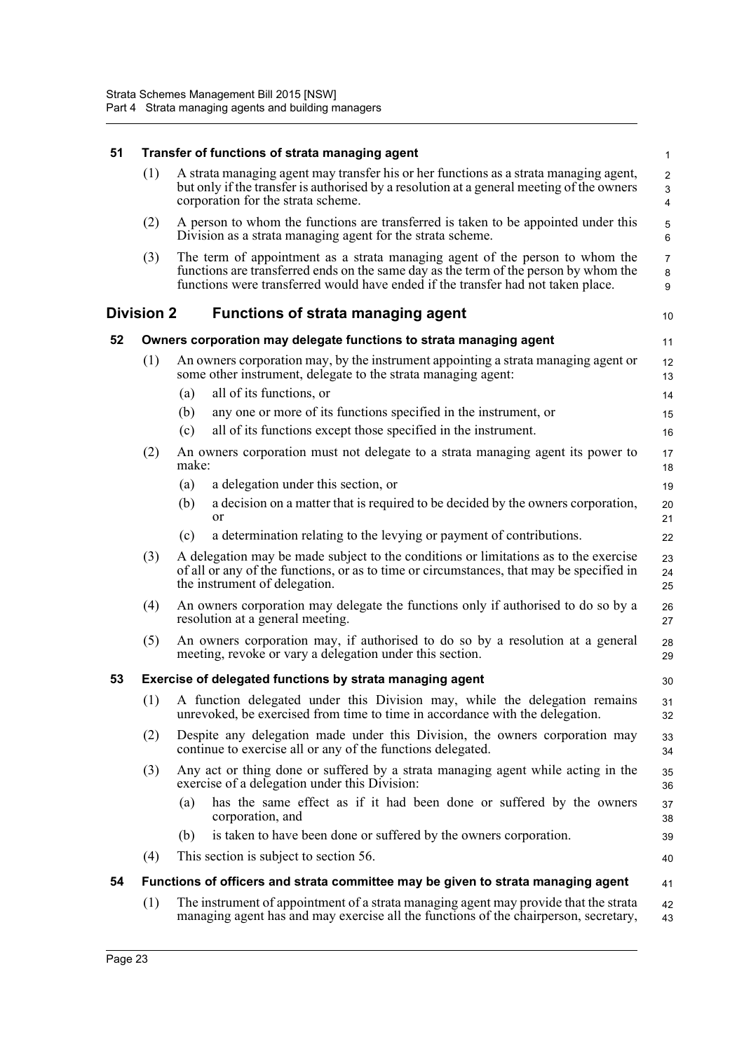### 51 Transfer of functions of strata managing agent

(1) A strata managing agent may transfer his or her functions as a strata managing agent, but only if the transfer is authorised by a resolution at a general meeting of the owners corporation for the strata scheme.

(2) A person to whom the functions are transferred is taken to be appointed under this Division as a strata managing agent for the strata scheme.

(3) The term of appointment as a strata managing agent of the person to whom the functions are transferred ends on the same day as the term of the person by whom the functions were transferred would have ended if the transfer had not taken place.

## Division 2 Functions of strata managing agent

### 52 Owners corporation may delegate functions to strata managing agent

(1) An owners corporation may, by the instrument appointing a strata managing agent or some other instrument, delegate to the strata managing agent:

- (a) all of its functions, or
- (b) any one or more of its functions specified in the instrument, or
- (c) all of its functions except those specified in the instrument.

(2) An owners corporation must not delegate to a strata managing agent its power to make:

- (a) a delegation under this section, or
- (b) a decision on a matter that is required to be decided by the owners corporation, or
- (c) a determination relating to the levying or payment of contributions.

(3) A delegation may be made subject to the conditions or limitations as to the exercise of all or any of the functions, or as to time or circumstances, that may be specified in the instrument of delegation.

(4) An owners corporation may delegate the functions only if authorised to do so by a resolution at a general meeting.

(5) An owners corporation may, if authorised to do so by a resolution at a general meeting, revoke or vary a delegation under this section.

### 53 Exercise of delegated functions by strata managing agent

(1) A function delegated under this Division may, while the delegation remains unrevoked, be exercised from time to time in accordance with the delegation.

(2) Despite any delegation made under this Division, the owners corporation may continue to exercise all or any of the functions delegated.

(3) Any act or thing done or suffered by a strata managing agent while acting in the exercise of a delegation under this Division:

- (a) has the same effect as if it had been done or suffered by the owners corporation, and
- (b) is taken to have been done or suffered by the owners corporation.

(4) This section is subject to section 56.

### 54 Functions of officers and strata committee may be given to strata managing agent

(1) The instrument of appointment of a strata managing agent may provide that the strata managing agent has and may exercise all the functions of the chairperson, secretary,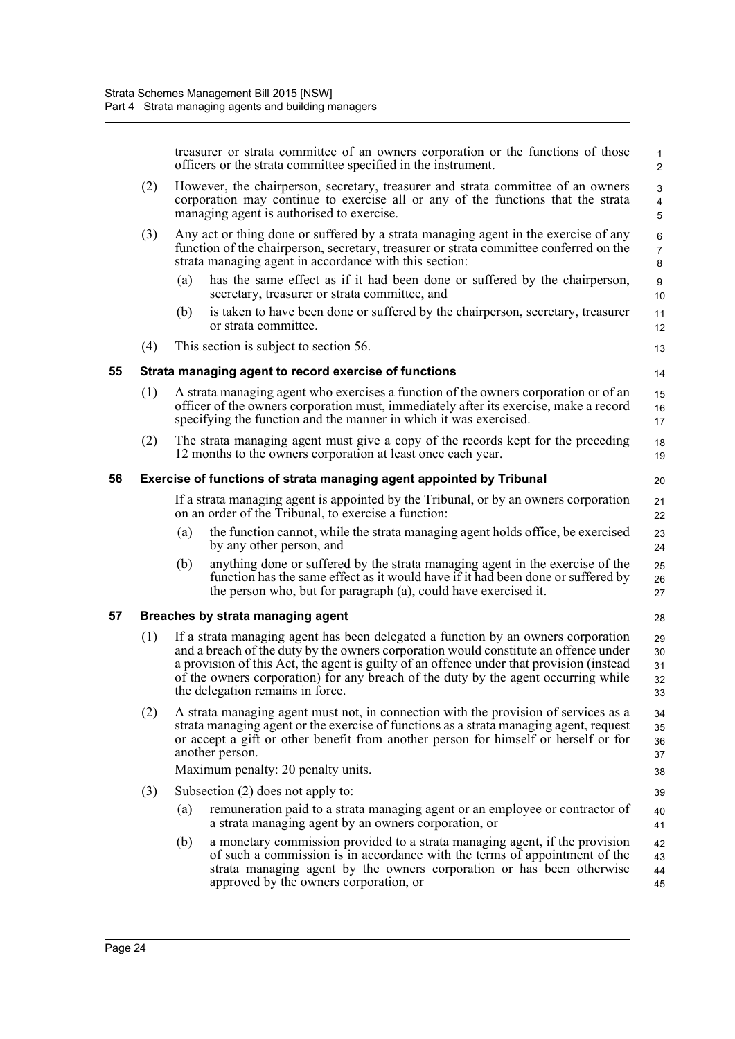treasurer or strata committee of an owners corporation or the functions of those officers or the strata committee specified in the instrument.

(2) However, the chairperson, secretary, treasurer and strata committee of an owners corporation may continue to exercise all or any of the functions that the strata managing agent is authorised to exercise.

(3) Any act or thing done or suffered by a strata managing agent in the exercise of any function of the chairperson, secretary, treasurer or strata committee conferred on the strata managing agent in accordance with this section:

(a) has the same effect as if it had been done or suffered by the chairperson, secretary, treasurer or strata committee, and

(b) is taken to have been done or suffered by the chairperson, secretary, treasurer or strata committee.

(4) This section is subject to section 56.

### 55 Strata managing agent to record exercise of functions

(1) A strata managing agent who exercises a function of the owners corporation or of an officer of the owners corporation must, immediately after its exercise, make a record specifying the function and the manner in which it was exercised.

(2) The strata managing agent must give a copy of the records kept for the preceding 12 months to the owners corporation at least once each year.

### 56 Exercise of functions of strata managing agent appointed by Tribunal

If a strata managing agent is appointed by the Tribunal, or by an owners corporation on an order of the Tribunal, to exercise a function:

(a) the function cannot, while the strata managing agent holds office, be exercised by any other person, and

(b) anything done or suffered by the strata managing agent in the exercise of the function has the same effect as it would have if it had been done or suffered by the person who, but for paragraph (a), could have exercised it.

### 57 Breaches by strata managing agent

(1) If a strata managing agent has been delegated a function by an owners corporation and a breach of the duty by the owners corporation would constitute an offence under a provision of this Act, the agent is guilty of an offence under that provision (instead of the owners corporation) for any breach of the duty by the agent occurring while the delegation remains in force.

(2) A strata managing agent must not, in connection with the provision of services as a strata managing agent or the exercise of functions as a strata managing agent, request or accept a gift or other benefit from another person for himself or herself or for another person.

Maximum penalty: 20 penalty units.

(3) Subsection (2) does not apply to:

(a) remuneration paid to a strata managing agent or an employee or contractor of a strata managing agent by an owners corporation, or

(b) a monetary commission provided to a strata managing agent, if the provision of such a commission is in accordance with the terms of appointment of the strata managing agent by the owners corporation or has been otherwise approved by the owners corporation, or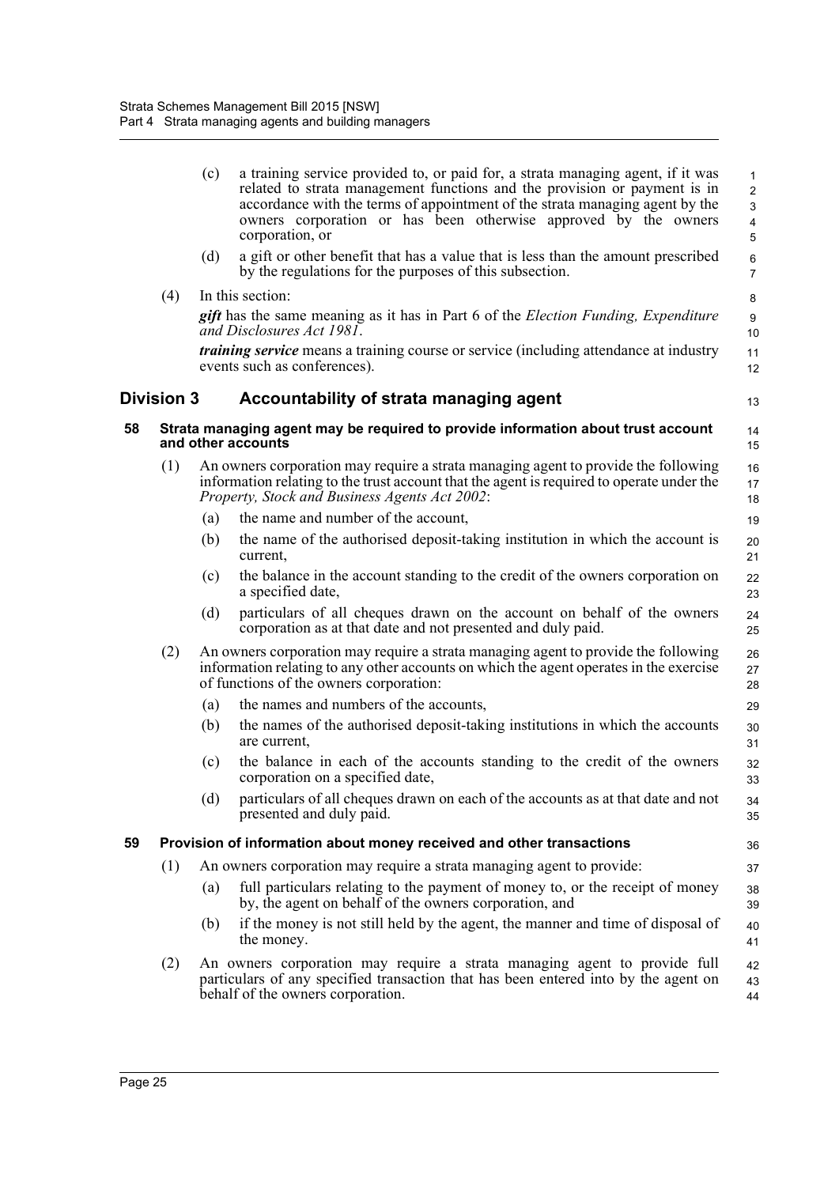(c) a training service provided to, or paid for, a strata managing agent, if it was related to strata management functions and the provision or payment is in accordance with the terms of appointment of the strata managing agent by the owners corporation or has been otherwise approved by the owners corporation, or

(d) a gift or other benefit that has a value that is less than the amount prescribed by the regulations for the purposes of this subsection.

(4) In this section:

***gift*** has the same meaning as it has in Part 6 of the *Election Funding, Expenditure and Disclosures Act 1981*.

***training service*** means a training course or service (including attendance at industry events such as conferences).

## Division 3 Accountability of strata managing agent

### 58 Strata managing agent may be required to provide information about trust account and other accounts

(1) An owners corporation may require a strata managing agent to provide the following information relating to the trust account that the agent is required to operate under the *Property, Stock and Business Agents Act 2002*:

(a) the name and number of the account,

(b) the name of the authorised deposit-taking institution in which the account is current,

(c) the balance in the account standing to the credit of the owners corporation on a specified date,

(d) particulars of all cheques drawn on the account on behalf of the owners corporation as at that date and not presented and duly paid.

(2) An owners corporation may require a strata managing agent to provide the following information relating to any other accounts on which the agent operates in the exercise of functions of the owners corporation:

(a) the names and numbers of the accounts,

(b) the names of the authorised deposit-taking institutions in which the accounts are current,

(c) the balance in each of the accounts standing to the credit of the owners corporation on a specified date,

(d) particulars of all cheques drawn on each of the accounts as at that date and not presented and duly paid.

### 59 Provision of information about money received and other transactions

(1) An owners corporation may require a strata managing agent to provide:

(a) full particulars relating to the payment of money to, or the receipt of money by, the agent on behalf of the owners corporation, and

(b) if the money is not still held by the agent, the manner and time of disposal of the money.

(2) An owners corporation may require a strata managing agent to provide full particulars of any specified transaction that has been entered into by the agent on behalf of the owners corporation.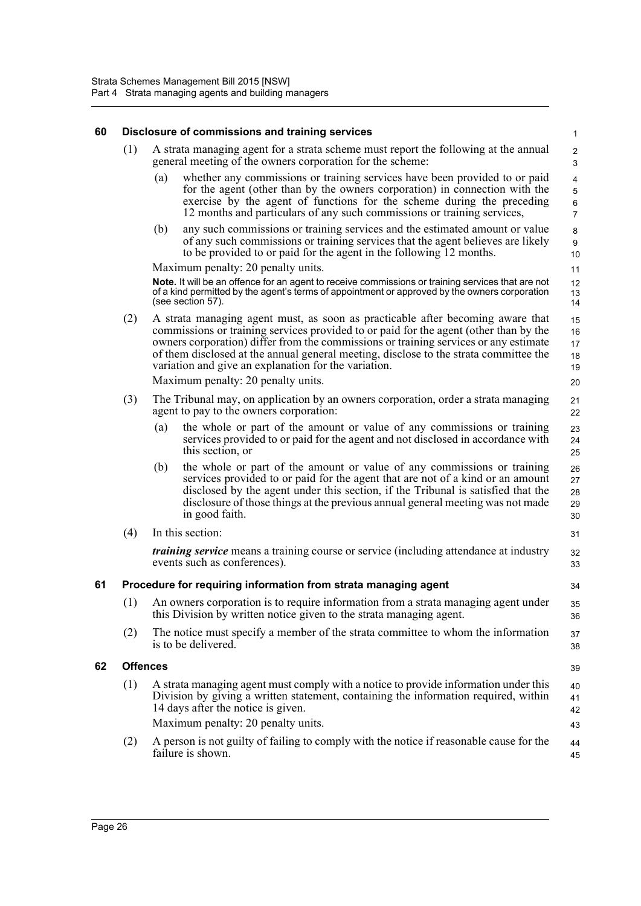## 60 Disclosure of commissions and training services

(1) A strata managing agent for a strata scheme must report the following at the annual general meeting of the owners corporation for the scheme:

(a) whether any commissions or training services have been provided to or paid for the agent (other than by the owners corporation) in connection with the exercise by the agent of functions for the scheme during the preceding 12 months and particulars of any such commissions or training services,

(b) any such commissions or training services and the estimated amount or value of any such commissions or training services that the agent believes are likely to be provided to or paid for the agent in the following 12 months.

Maximum penalty: 20 penalty units.

**Note.** It will be an offence for an agent to receive commissions or training services that are not of a kind permitted by the agent's terms of appointment or approved by the owners corporation (see section 57).

(2) A strata managing agent must, as soon as practicable after becoming aware that commissions or training services provided to or paid for the agent (other than by the owners corporation) differ from the commissions or training services or any estimate of them disclosed at the annual general meeting, disclose to the strata committee the variation and give an explanation for the variation.

Maximum penalty: 20 penalty units.

(3) The Tribunal may, on application by an owners corporation, order a strata managing agent to pay to the owners corporation:

(a) the whole or part of the amount or value of any commissions or training services provided to or paid for the agent and not disclosed in accordance with this section, or

(b) the whole or part of the amount or value of any commissions or training services provided to or paid for the agent that are not of a kind or an amount disclosed by the agent under this section, if the Tribunal is satisfied that the disclosure of those things at the previous annual general meeting was not made in good faith.

(4) In this section:

***training service*** means a training course or service (including attendance at industry events such as conferences).

## 61 Procedure for requiring information from strata managing agent

(1) An owners corporation is to require information from a strata managing agent under this Division by written notice given to the strata managing agent.

(2) The notice must specify a member of the strata committee to whom the information is to be delivered.

## 62 Offences

(1) A strata managing agent must comply with a notice to provide information under this Division by giving a written statement, containing the information required, within 14 days after the notice is given.

Maximum penalty: 20 penalty units.

(2) A person is not guilty of failing to comply with the notice if reasonable cause for the failure is shown.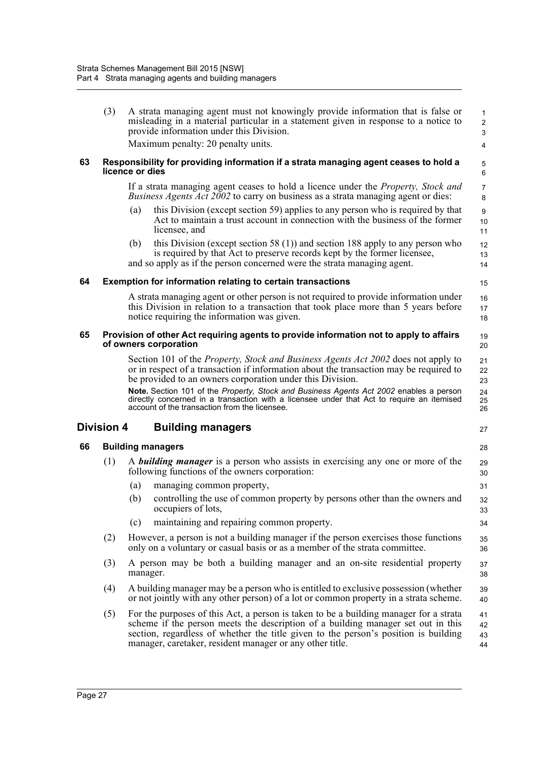(3) A strata managing agent must not knowingly provide information that is false or misleading in a material particular in a statement given in response to a notice to provide information under this Division.

Maximum penalty: 20 penalty units.

### 63 Responsibility for providing information if a strata managing agent ceases to hold a licence or dies

If a strata managing agent ceases to hold a licence under the *Property, Stock and Business Agents Act 2002* to carry on business as a strata managing agent or dies:

(a) this Division (except section 59) applies to any person who is required by that Act to maintain a trust account in connection with the business of the former licensee, and

(b) this Division (except section 58 (1)) and section 188 apply to any person who is required by that Act to preserve records kept by the former licensee,

and so apply as if the person concerned were the strata managing agent.

### 64 Exemption for information relating to certain transactions

A strata managing agent or other person is not required to provide information under this Division in relation to a transaction that took place more than 5 years before notice requiring the information was given.

### 65 Provision of other Act requiring agents to provide information not to apply to affairs of owners corporation

Section 101 of the *Property, Stock and Business Agents Act 2002* does not apply to or in respect of a transaction if information about the transaction may be required to be provided to an owners corporation under this Division.

**Note.** Section 101 of the *Property, Stock and Business Agents Act 2002* enables a person directly concerned in a transaction with a licensee under that Act to require an itemised account of the transaction from the licensee.

## Division 4 Building managers

### 66 Building managers

(1) A ***building manager*** is a person who assists in exercising any one or more of the following functions of the owners corporation:

(a) managing common property,

(b) controlling the use of common property by persons other than the owners and occupiers of lots,

(c) maintaining and repairing common property.

(2) However, a person is not a building manager if the person exercises those functions only on a voluntary or casual basis or as a member of the strata committee.

(3) A person may be both a building manager and an on-site residential property manager.

(4) A building manager may be a person who is entitled to exclusive possession (whether or not jointly with any other person) of a lot or common property in a strata scheme.

(5) For the purposes of this Act, a person is taken to be a building manager for a strata scheme if the person meets the description of a building manager set out in this section, regardless of whether the title given to the person's position is building manager, caretaker, resident manager or any other title.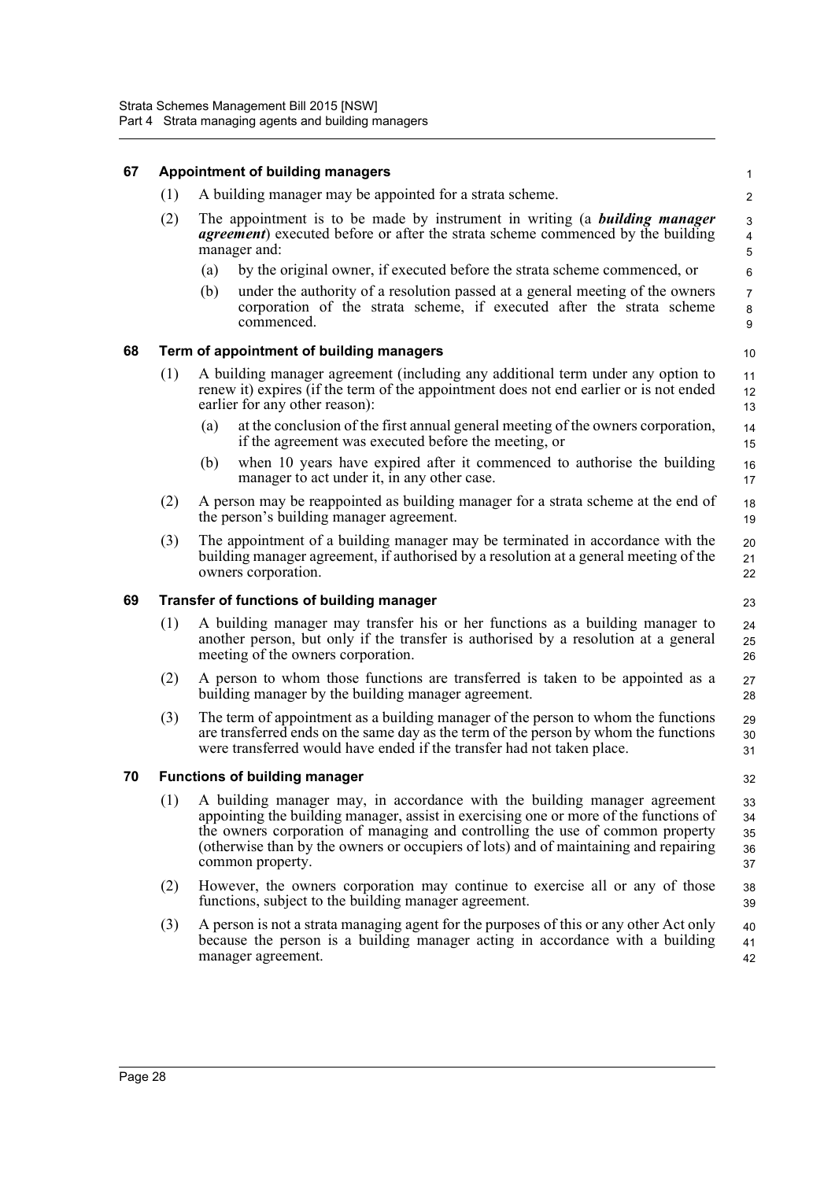## 67 Appointment of building managers

(1) A building manager may be appointed for a strata scheme.

(2) The appointment is to be made by instrument in writing (a ***building manager agreement***) executed before or after the strata scheme commenced by the building manager and:

(a) by the original owner, if executed before the strata scheme commenced, or

(b) under the authority of a resolution passed at a general meeting of the owners corporation of the strata scheme, if executed after the strata scheme commenced.

## 68 Term of appointment of building managers

(1) A building manager agreement (including any additional term under any option to renew it) expires (if the term of the appointment does not end earlier or is not ended earlier for any other reason):

(a) at the conclusion of the first annual general meeting of the owners corporation, if the agreement was executed before the meeting, or

(b) when 10 years have expired after it commenced to authorise the building manager to act under it, in any other case.

(2) A person may be reappointed as building manager for a strata scheme at the end of the person's building manager agreement.

(3) The appointment of a building manager may be terminated in accordance with the building manager agreement, if authorised by a resolution at a general meeting of the owners corporation.

## 69 Transfer of functions of building manager

(1) A building manager may transfer his or her functions as a building manager to another person, but only if the transfer is authorised by a resolution at a general meeting of the owners corporation.

(2) A person to whom those functions are transferred is taken to be appointed as a building manager by the building manager agreement.

(3) The term of appointment as a building manager of the person to whom the functions are transferred ends on the same day as the term of the person by whom the functions were transferred would have ended if the transfer had not taken place.

## 70 Functions of building manager

(1) A building manager may, in accordance with the building manager agreement appointing the building manager, assist in exercising one or more of the functions of the owners corporation of managing and controlling the use of common property (otherwise than by the owners or occupiers of lots) and of maintaining and repairing common property.

(2) However, the owners corporation may continue to exercise all or any of those functions, subject to the building manager agreement.

(3) A person is not a strata managing agent for the purposes of this or any other Act only because the person is a building manager acting in accordance with a building manager agreement.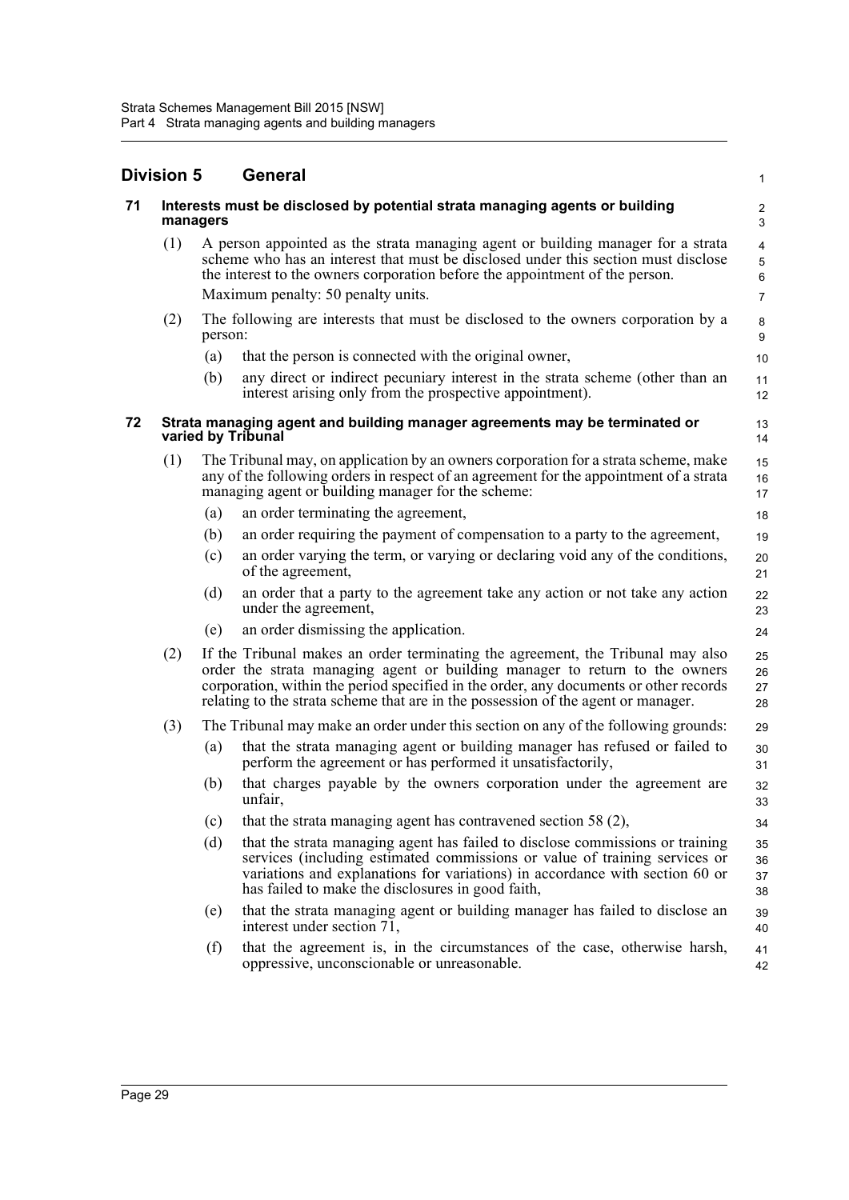## Division 5 General

### 71 Interests must be disclosed by potential strata managing agents or building managers

(1) A person appointed as the strata managing agent or building manager for a strata scheme who has an interest that must be disclosed under this section must disclose the interest to the owners corporation before the appointment of the person.

Maximum penalty: 50 penalty units.

(2) The following are interests that must be disclosed to the owners corporation by a person:

(a) that the person is connected with the original owner,

(b) any direct or indirect pecuniary interest in the strata scheme (other than an interest arising only from the prospective appointment).

### 72 Strata managing agent and building manager agreements may be terminated or varied by Tribunal

(1) The Tribunal may, on application by an owners corporation for a strata scheme, make any of the following orders in respect of an agreement for the appointment of a strata managing agent or building manager for the scheme:

(a) an order terminating the agreement,

(b) an order requiring the payment of compensation to a party to the agreement,

(c) an order varying the term, or varying or declaring void any of the conditions, of the agreement,

(d) an order that a party to the agreement take any action or not take any action under the agreement,

(e) an order dismissing the application.

(2) If the Tribunal makes an order terminating the agreement, the Tribunal may also order the strata managing agent or building manager to return to the owners corporation, within the period specified in the order, any documents or other records relating to the strata scheme that are in the possession of the agent or manager.

(3) The Tribunal may make an order under this section on any of the following grounds:

(a) that the strata managing agent or building manager has refused or failed to perform the agreement or has performed it unsatisfactorily,

(b) that charges payable by the owners corporation under the agreement are unfair,

(c) that the strata managing agent has contravened section 58 (2),

(d) that the strata managing agent has failed to disclose commissions or training services (including estimated commissions or value of training services or variations and explanations for variations) in accordance with section 60 or has failed to make the disclosures in good faith,

(e) that the strata managing agent or building manager has failed to disclose an interest under section 71,

(f) that the agreement is, in the circumstances of the case, otherwise harsh, oppressive, unconscionable or unreasonable.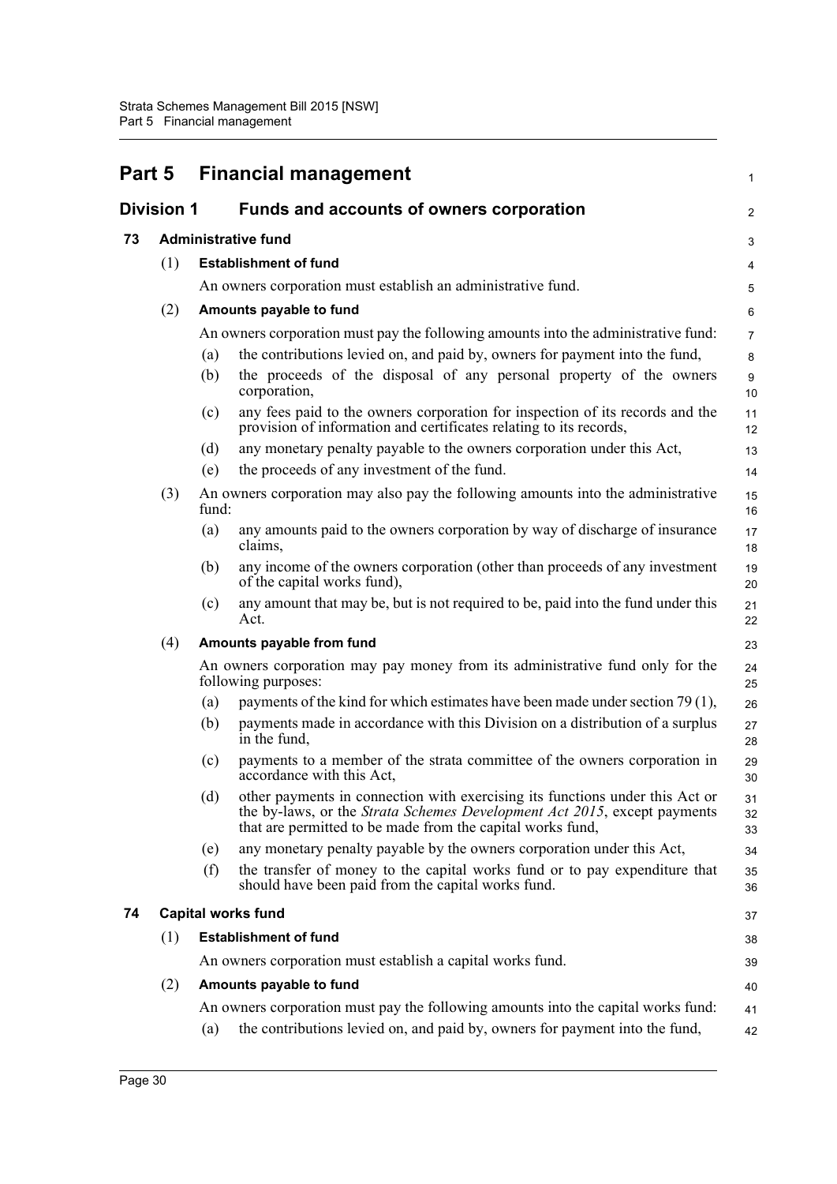# Part 5 Financial management

## Division 1 Funds and accounts of owners corporation

### 73 Administrative fund

(1) **Establishment of fund**

An owners corporation must establish an administrative fund.

(2) **Amounts payable to fund**

An owners corporation must pay the following amounts into the administrative fund:

(a) the contributions levied on, and paid by, owners for payment into the fund,

(b) the proceeds of the disposal of any personal property of the owners corporation,

(c) any fees paid to the owners corporation for inspection of its records and the provision of information and certificates relating to its records,

(d) any monetary penalty payable to the owners corporation under this Act,

(e) the proceeds of any investment of the fund.

(3) An owners corporation may also pay the following amounts into the administrative fund:

(a) any amounts paid to the owners corporation by way of discharge of insurance claims,

(b) any income of the owners corporation (other than proceeds of any investment of the capital works fund),

(c) any amount that may be, but is not required to be, paid into the fund under this Act.

(4) **Amounts payable from fund**

An owners corporation may pay money from its administrative fund only for the following purposes:

(a) payments of the kind for which estimates have been made under section 79 (1),

(b) payments made in accordance with this Division on a distribution of a surplus in the fund,

(c) payments to a member of the strata committee of the owners corporation in accordance with this Act,

(d) other payments in connection with exercising its functions under this Act or the by-laws, or the *Strata Schemes Development Act 2015*, except payments that are permitted to be made from the capital works fund,

(e) any monetary penalty payable by the owners corporation under this Act,

(f) the transfer of money to the capital works fund or to pay expenditure that should have been paid from the capital works fund.

### 74 Capital works fund

(1) **Establishment of fund**

An owners corporation must establish a capital works fund.

(2) **Amounts payable to fund**

An owners corporation must pay the following amounts into the capital works fund:

(a) the contributions levied on, and paid by, owners for payment into the fund,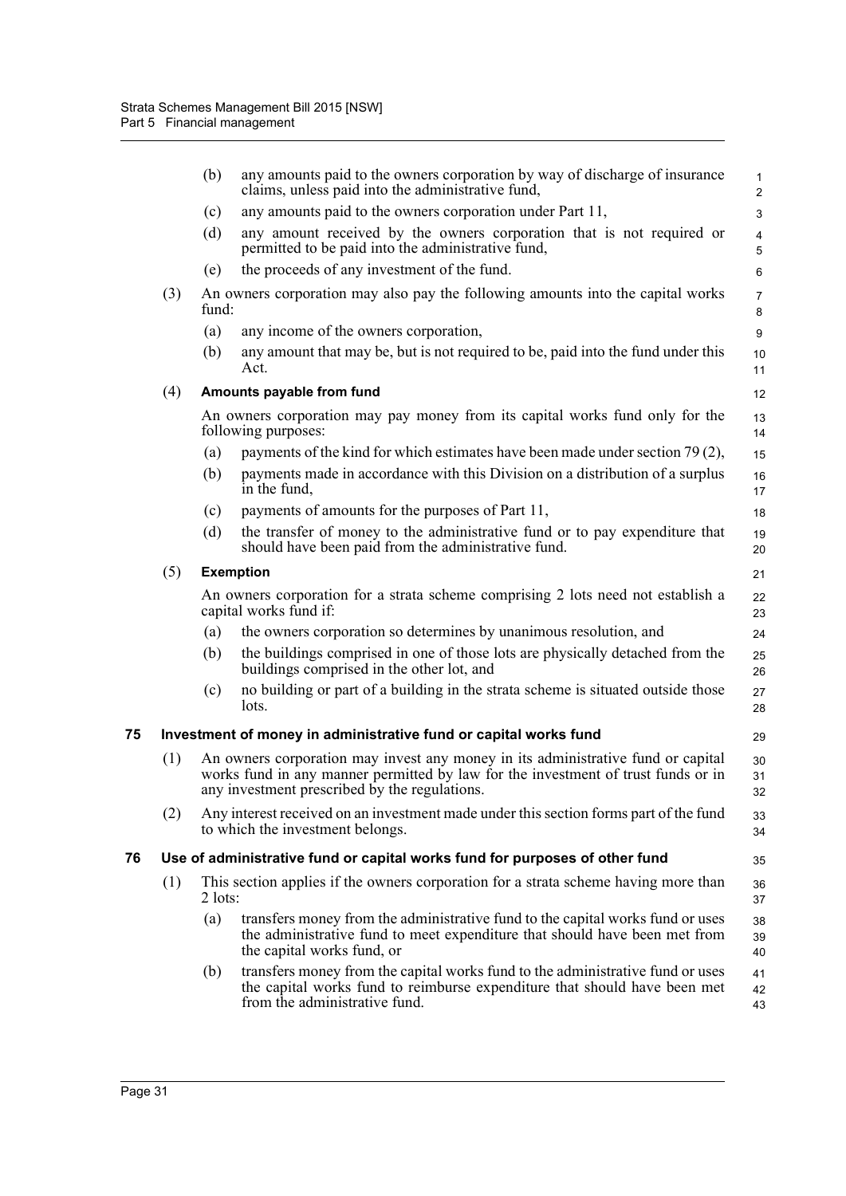(b) any amounts paid to the owners corporation by way of discharge of insurance claims, unless paid into the administrative fund,

(c) any amounts paid to the owners corporation under Part 11,

(d) any amount received by the owners corporation that is not required or permitted to be paid into the administrative fund,

(e) the proceeds of any investment of the fund.

(3) An owners corporation may also pay the following amounts into the capital works fund:

(a) any income of the owners corporation,

(b) any amount that may be, but is not required to be, paid into the fund under this Act.

(4) **Amounts payable from fund**

An owners corporation may pay money from its capital works fund only for the following purposes:

(a) payments of the kind for which estimates have been made under section 79 (2),

(b) payments made in accordance with this Division on a distribution of a surplus in the fund,

(c) payments of amounts for the purposes of Part 11,

(d) the transfer of money to the administrative fund or to pay expenditure that should have been paid from the administrative fund.

(5) **Exemption**

An owners corporation for a strata scheme comprising 2 lots need not establish a capital works fund if:

(a) the owners corporation so determines by unanimous resolution, and

(b) the buildings comprised in one of those lots are physically detached from the buildings comprised in the other lot, and

(c) no building or part of a building in the strata scheme is situated outside those lots.

### 75 Investment of money in administrative fund or capital works fund

(1) An owners corporation may invest any money in its administrative fund or capital works fund in any manner permitted by law for the investment of trust funds or in any investment prescribed by the regulations.

(2) Any interest received on an investment made under this section forms part of the fund to which the investment belongs.

### 76 Use of administrative fund or capital works fund for purposes of other fund

(1) This section applies if the owners corporation for a strata scheme having more than 2 lots:

(a) transfers money from the administrative fund to the capital works fund or uses the administrative fund to meet expenditure that should have been met from the capital works fund, or

(b) transfers money from the capital works fund to the administrative fund or uses the capital works fund to reimburse expenditure that should have been met from the administrative fund.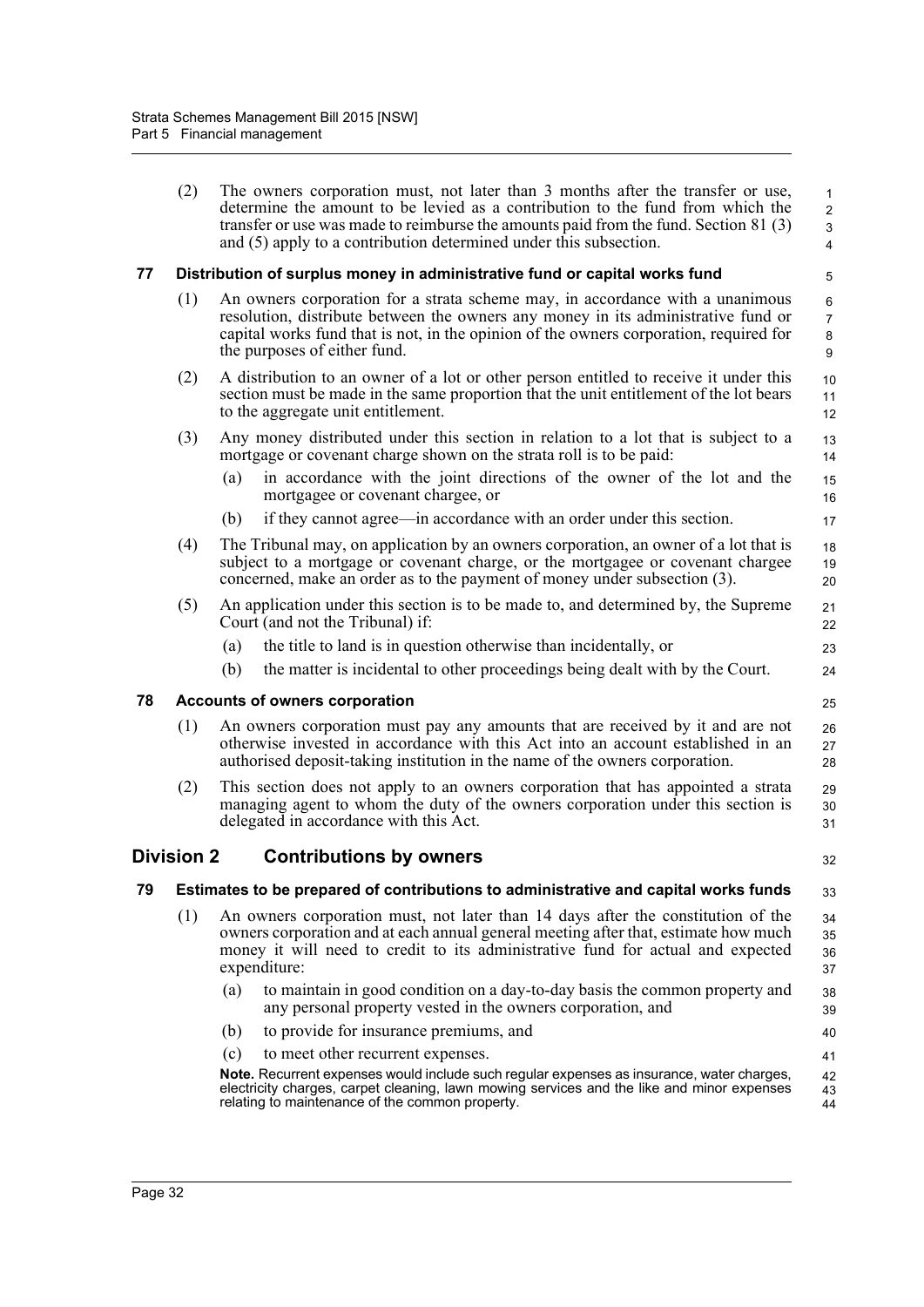(2) The owners corporation must, not later than 3 months after the transfer or use, determine the amount to be levied as a contribution to the fund from which the transfer or use was made to reimburse the amounts paid from the fund. Section 81 (3) and (5) apply to a contribution determined under this subsection.

### 77 Distribution of surplus money in administrative fund or capital works fund

(1) An owners corporation for a strata scheme may, in accordance with a unanimous resolution, distribute between the owners any money in its administrative fund or capital works fund that is not, in the opinion of the owners corporation, required for the purposes of either fund.

(2) A distribution to an owner of a lot or other person entitled to receive it under this section must be made in the same proportion that the unit entitlement of the lot bears to the aggregate unit entitlement.

(3) Any money distributed under this section in relation to a lot that is subject to a mortgage or covenant charge shown on the strata roll is to be paid:

- (a) in accordance with the joint directions of the owner of the lot and the mortgagee or covenant chargee, or
- (b) if they cannot agree—in accordance with an order under this section.

(4) The Tribunal may, on application by an owners corporation, an owner of a lot that is subject to a mortgage or covenant charge, or the mortgagee or covenant chargee concerned, make an order as to the payment of money under subsection (3).

(5) An application under this section is to be made to, and determined by, the Supreme Court (and not the Tribunal) if:

- (a) the title to land is in question otherwise than incidentally, or
- (b) the matter is incidental to other proceedings being dealt with by the Court.

### 78 Accounts of owners corporation

(1) An owners corporation must pay any amounts that are received by it and are not otherwise invested in accordance with this Act into an account established in an authorised deposit-taking institution in the name of the owners corporation.

(2) This section does not apply to an owners corporation that has appointed a strata managing agent to whom the duty of the owners corporation under this section is delegated in accordance with this Act.

## Division 2 Contributions by owners

### 79 Estimates to be prepared of contributions to administrative and capital works funds

(1) An owners corporation must, not later than 14 days after the constitution of the owners corporation and at each annual general meeting after that, estimate how much money it will need to credit to its administrative fund for actual and expected expenditure:

- (a) to maintain in good condition on a day-to-day basis the common property and any personal property vested in the owners corporation, and
- (b) to provide for insurance premiums, and
- (c) to meet other recurrent expenses.

**Note.** Recurrent expenses would include such regular expenses as insurance, water charges, electricity charges, carpet cleaning, lawn mowing services and the like and minor expenses relating to maintenance of the common property.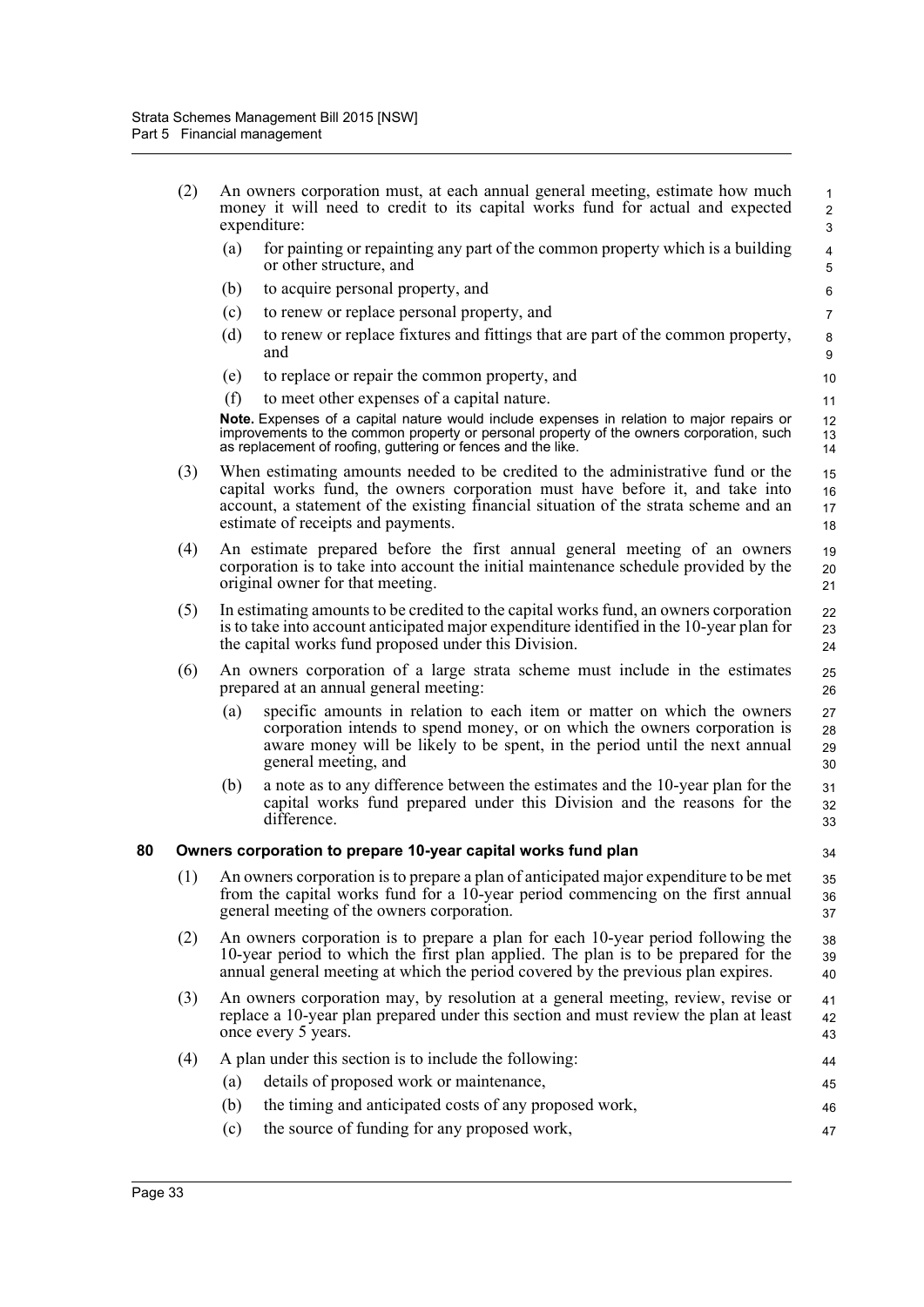(2) An owners corporation must, at each annual general meeting, estimate how much money it will need to credit to its capital works fund for actual and expected expenditure:

- (a) for painting or repainting any part of the common property which is a building or other structure, and
- (b) to acquire personal property, and
- (c) to renew or replace personal property, and
- (d) to renew or replace fixtures and fittings that are part of the common property, and
- (e) to replace or repair the common property, and
- (f) to meet other expenses of a capital nature.

**Note.** Expenses of a capital nature would include expenses in relation to major repairs or improvements to the common property or personal property of the owners corporation, such as replacement of roofing, guttering or fences and the like.

(3) When estimating amounts needed to be credited to the administrative fund or the capital works fund, the owners corporation must have before it, and take into account, a statement of the existing financial situation of the strata scheme and an estimate of receipts and payments.

(4) An estimate prepared before the first annual general meeting of an owners corporation is to take into account the initial maintenance schedule provided by the original owner for that meeting.

(5) In estimating amounts to be credited to the capital works fund, an owners corporation is to take into account anticipated major expenditure identified in the 10-year plan for the capital works fund proposed under this Division.

(6) An owners corporation of a large strata scheme must include in the estimates prepared at an annual general meeting:

- (a) specific amounts in relation to each item or matter on which the owners corporation intends to spend money, or on which the owners corporation is aware money will be likely to be spent, in the period until the next annual general meeting, and
- (b) a note as to any difference between the estimates and the 10-year plan for the capital works fund prepared under this Division and the reasons for the difference.

### 80 Owners corporation to prepare 10-year capital works fund plan

(1) An owners corporation is to prepare a plan of anticipated major expenditure to be met from the capital works fund for a 10-year period commencing on the first annual general meeting of the owners corporation.

(2) An owners corporation is to prepare a plan for each 10-year period following the 10-year period to which the first plan applied. The plan is to be prepared for the annual general meeting at which the period covered by the previous plan expires.

(3) An owners corporation may, by resolution at a general meeting, review, revise or replace a 10-year plan prepared under this section and must review the plan at least once every 5 years.

(4) A plan under this section is to include the following:

- (a) details of proposed work or maintenance,
- (b) the timing and anticipated costs of any proposed work,
- (c) the source of funding for any proposed work,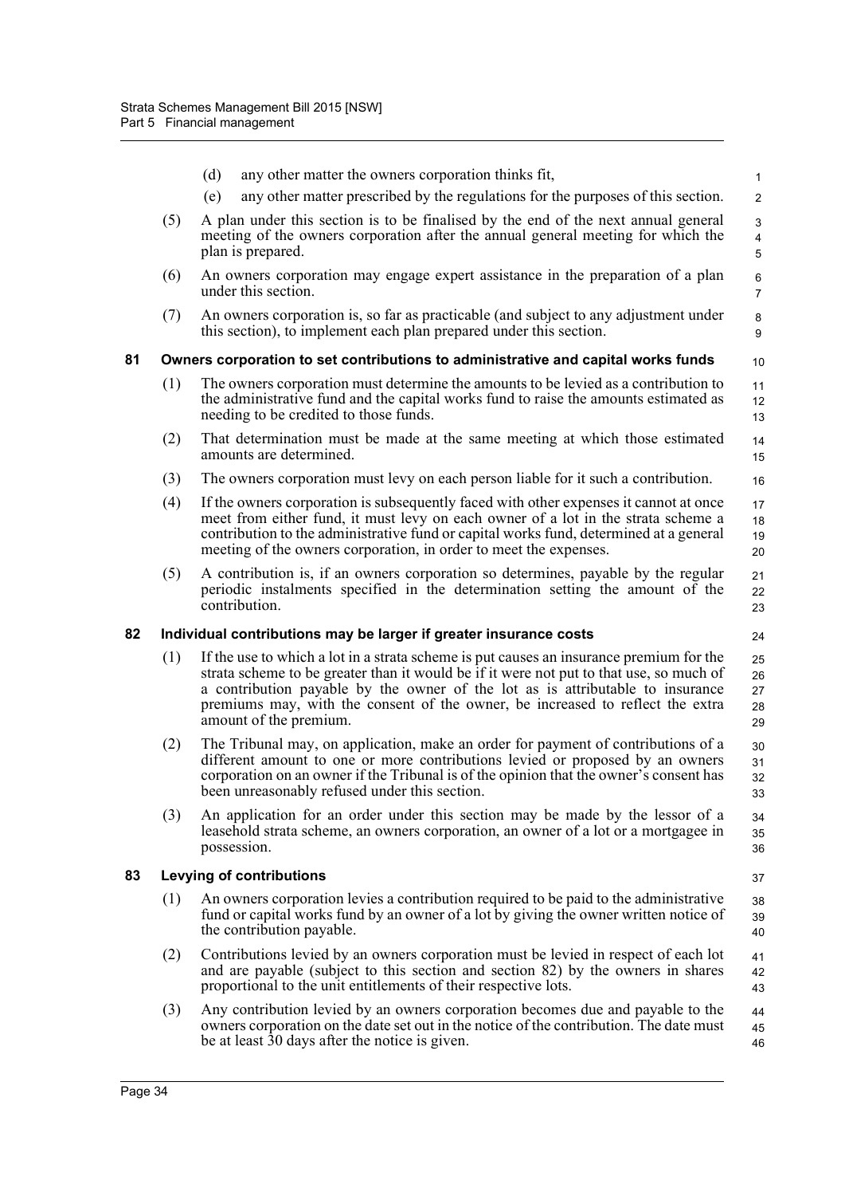(d) any other matter the owners corporation thinks fit,

(e) any other matter prescribed by the regulations for the purposes of this section.

(5) A plan under this section is to be finalised by the end of the next annual general meeting of the owners corporation after the annual general meeting for which the plan is prepared.

(6) An owners corporation may engage expert assistance in the preparation of a plan under this section.

(7) An owners corporation is, so far as practicable (and subject to any adjustment under this section), to implement each plan prepared under this section.

### 81 Owners corporation to set contributions to administrative and capital works funds

(1) The owners corporation must determine the amounts to be levied as a contribution to the administrative fund and the capital works fund to raise the amounts estimated as needing to be credited to those funds.

(2) That determination must be made at the same meeting at which those estimated amounts are determined.

(3) The owners corporation must levy on each person liable for it such a contribution.

(4) If the owners corporation is subsequently faced with other expenses it cannot at once meet from either fund, it must levy on each owner of a lot in the strata scheme a contribution to the administrative fund or capital works fund, determined at a general meeting of the owners corporation, in order to meet the expenses.

(5) A contribution is, if an owners corporation so determines, payable by the regular periodic instalments specified in the determination setting the amount of the contribution.

### 82 Individual contributions may be larger if greater insurance costs

(1) If the use to which a lot in a strata scheme is put causes an insurance premium for the strata scheme to be greater than it would be if it were not put to that use, so much of a contribution payable by the owner of the lot as is attributable to insurance premiums may, with the consent of the owner, be increased to reflect the extra amount of the premium.

(2) The Tribunal may, on application, make an order for payment of contributions of a different amount to one or more contributions levied or proposed by an owners corporation on an owner if the Tribunal is of the opinion that the owner's consent has been unreasonably refused under this section.

(3) An application for an order under this section may be made by the lessor of a leasehold strata scheme, an owners corporation, an owner of a lot or a mortgagee in possession.

### 83 Levying of contributions

(1) An owners corporation levies a contribution required to be paid to the administrative fund or capital works fund by an owner of a lot by giving the owner written notice of the contribution payable.

(2) Contributions levied by an owners corporation must be levied in respect of each lot and are payable (subject to this section and section 82) by the owners in shares proportional to the unit entitlements of their respective lots.

(3) Any contribution levied by an owners corporation becomes due and payable to the owners corporation on the date set out in the notice of the contribution. The date must be at least 30 days after the notice is given.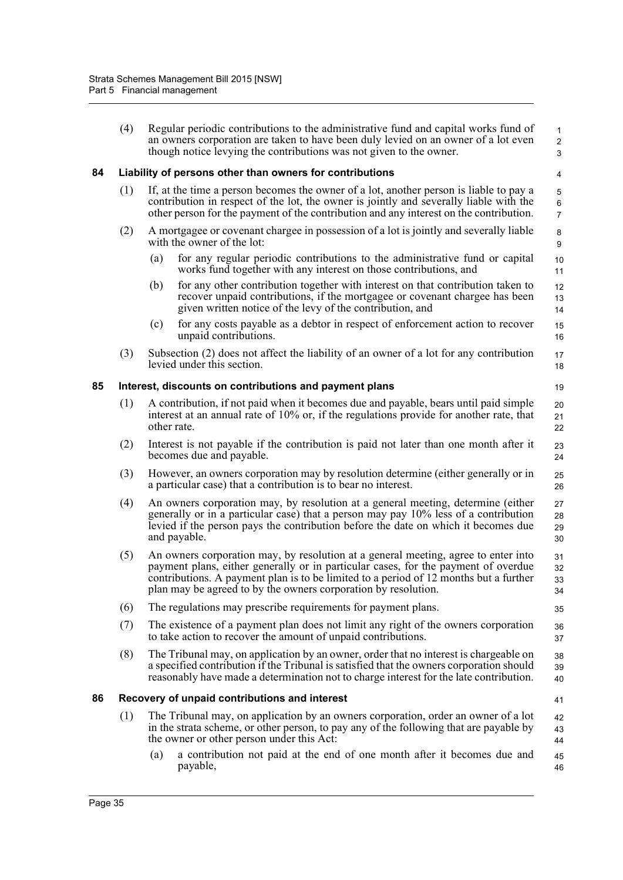(4) Regular periodic contributions to the administrative fund and capital works fund of an owners corporation are taken to have been duly levied on an owner of a lot even though notice levying the contributions was not given to the owner.

### 84 Liability of persons other than owners for contributions

(1) If, at the time a person becomes the owner of a lot, another person is liable to pay a contribution in respect of the lot, the owner is jointly and severally liable with the other person for the payment of the contribution and any interest on the contribution.

(2) A mortgagee or covenant chargee in possession of a lot is jointly and severally liable with the owner of the lot:

- (a) for any regular periodic contributions to the administrative fund or capital works fund together with any interest on those contributions, and
- (b) for any other contribution together with interest on that contribution taken to recover unpaid contributions, if the mortgagee or covenant chargee has been given written notice of the levy of the contribution, and
- (c) for any costs payable as a debtor in respect of enforcement action to recover unpaid contributions.

(3) Subsection (2) does not affect the liability of an owner of a lot for any contribution levied under this section.

### 85 Interest, discounts on contributions and payment plans

(1) A contribution, if not paid when it becomes due and payable, bears until paid simple interest at an annual rate of 10% or, if the regulations provide for another rate, that other rate.

(2) Interest is not payable if the contribution is paid not later than one month after it becomes due and payable.

(3) However, an owners corporation may by resolution determine (either generally or in a particular case) that a contribution is to bear no interest.

(4) An owners corporation may, by resolution at a general meeting, determine (either generally or in a particular case) that a person may pay 10% less of a contribution levied if the person pays the contribution before the date on which it becomes due and payable.

(5) An owners corporation may, by resolution at a general meeting, agree to enter into payment plans, either generally or in particular cases, for the payment of overdue contributions. A payment plan is to be limited to a period of 12 months but a further plan may be agreed to by the owners corporation by resolution.

(6) The regulations may prescribe requirements for payment plans.

(7) The existence of a payment plan does not limit any right of the owners corporation to take action to recover the amount of unpaid contributions.

(8) The Tribunal may, on application by an owner, order that no interest is chargeable on a specified contribution if the Tribunal is satisfied that the owners corporation should reasonably have made a determination not to charge interest for the late contribution.

### 86 Recovery of unpaid contributions and interest

(1) The Tribunal may, on application by an owners corporation, order an owner of a lot in the strata scheme, or other person, to pay any of the following that are payable by the owner or other person under this Act:

- (a) a contribution not paid at the end of one month after it becomes due and payable,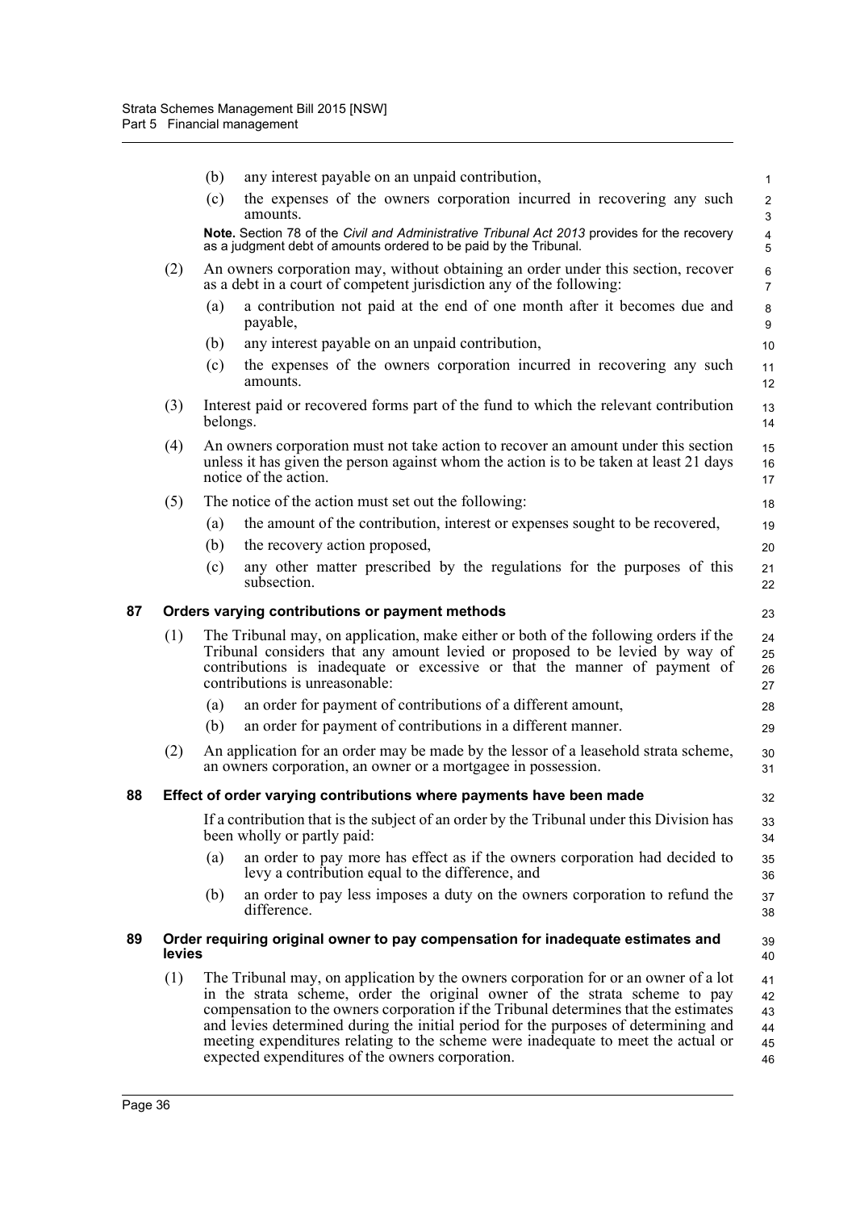(b) any interest payable on an unpaid contribution,

(c) the expenses of the owners corporation incurred in recovering any such amounts.

**Note.** Section 78 of the *Civil and Administrative Tribunal Act 2013* provides for the recovery as a judgment debt of amounts ordered to be paid by the Tribunal.

(2) An owners corporation may, without obtaining an order under this section, recover as a debt in a court of competent jurisdiction any of the following:

(a) a contribution not paid at the end of one month after it becomes due and payable,

(b) any interest payable on an unpaid contribution,

(c) the expenses of the owners corporation incurred in recovering any such amounts.

(3) Interest paid or recovered forms part of the fund to which the relevant contribution belongs.

(4) An owners corporation must not take action to recover an amount under this section unless it has given the person against whom the action is to be taken at least 21 days notice of the action.

(5) The notice of the action must set out the following:

(a) the amount of the contribution, interest or expenses sought to be recovered,

(b) the recovery action proposed,

(c) any other matter prescribed by the regulations for the purposes of this subsection.

## 87 Orders varying contributions or payment methods

(1) The Tribunal may, on application, make either or both of the following orders if the Tribunal considers that any amount levied or proposed to be levied by way of contributions is inadequate or excessive or that the manner of payment of contributions is unreasonable:

(a) an order for payment of contributions of a different amount,

(b) an order for payment of contributions in a different manner.

(2) An application for an order may be made by the lessor of a leasehold strata scheme, an owners corporation, an owner or a mortgagee in possession.

## 88 Effect of order varying contributions where payments have been made

If a contribution that is the subject of an order by the Tribunal under this Division has been wholly or partly paid:

(a) an order to pay more has effect as if the owners corporation had decided to levy a contribution equal to the difference, and

(b) an order to pay less imposes a duty on the owners corporation to refund the difference.

## 89 Order requiring original owner to pay compensation for inadequate estimates and levies

(1) The Tribunal may, on application by the owners corporation for or an owner of a lot in the strata scheme, order the original owner of the strata scheme to pay compensation to the owners corporation if the Tribunal determines that the estimates and levies determined during the initial period for the purposes of determining and meeting expenditures relating to the scheme were inadequate to meet the actual or expected expenditures of the owners corporation.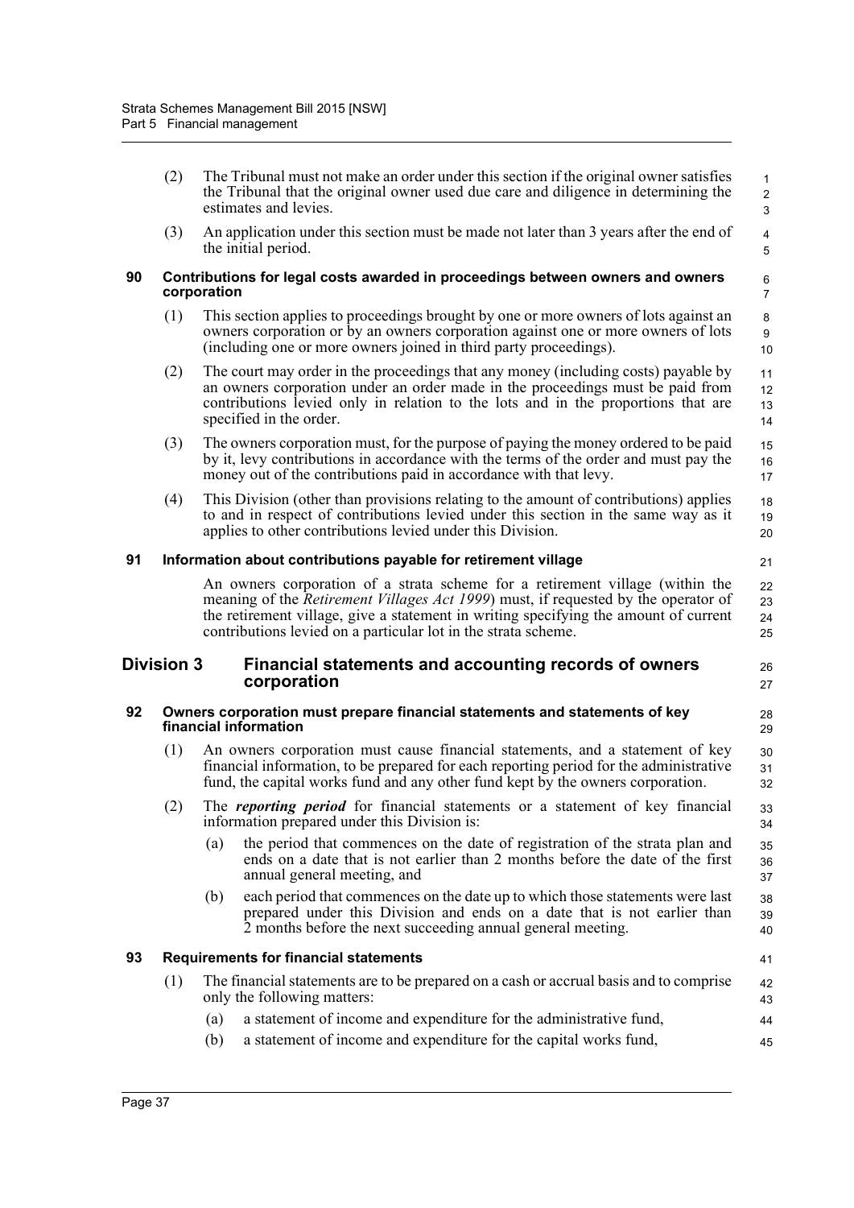(2) The Tribunal must not make an order under this section if the original owner satisfies the Tribunal that the original owner used due care and diligence in determining the estimates and levies.

(3) An application under this section must be made not later than 3 years after the end of the initial period.

### 90 Contributions for legal costs awarded in proceedings between owners and owners corporation

(1) This section applies to proceedings brought by one or more owners of lots against an owners corporation or by an owners corporation against one or more owners of lots (including one or more owners joined in third party proceedings).

(2) The court may order in the proceedings that any money (including costs) payable by an owners corporation under an order made in the proceedings must be paid from contributions levied only in relation to the lots and in the proportions that are specified in the order.

(3) The owners corporation must, for the purpose of paying the money ordered to be paid by it, levy contributions in accordance with the terms of the order and must pay the money out of the contributions paid in accordance with that levy.

(4) This Division (other than provisions relating to the amount of contributions) applies to and in respect of contributions levied under this section in the same way as it applies to other contributions levied under this Division.

### 91 Information about contributions payable for retirement village

An owners corporation of a strata scheme for a retirement village (within the meaning of the *Retirement Villages Act 1999*) must, if requested by the operator of the retirement village, give a statement in writing specifying the amount of current contributions levied on a particular lot in the strata scheme.

## Division 3 Financial statements and accounting records of owners corporation

### 92 Owners corporation must prepare financial statements and statements of key financial information

(1) An owners corporation must cause financial statements, and a statement of key financial information, to be prepared for each reporting period for the administrative fund, the capital works fund and any other fund kept by the owners corporation.

(2) The ***reporting period*** for financial statements or a statement of key financial information prepared under this Division is:

(a) the period that commences on the date of registration of the strata plan and ends on a date that is not earlier than 2 months before the date of the first annual general meeting, and

(b) each period that commences on the date up to which those statements were last prepared under this Division and ends on a date that is not earlier than 2 months before the next succeeding annual general meeting.

### 93 Requirements for financial statements

(1) The financial statements are to be prepared on a cash or accrual basis and to comprise only the following matters:

(a) a statement of income and expenditure for the administrative fund,

(b) a statement of income and expenditure for the capital works fund,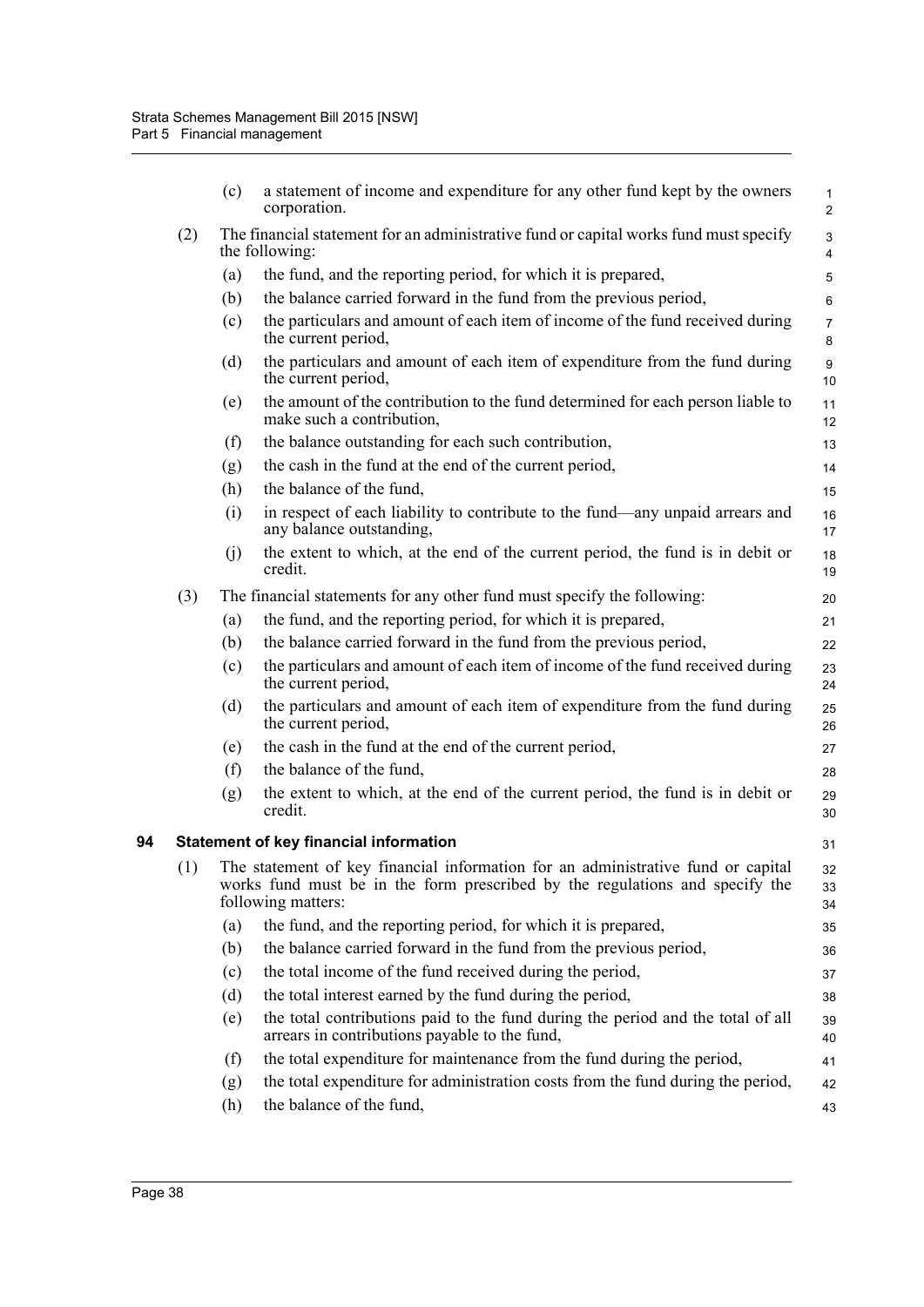(c) a statement of income and expenditure for any other fund kept by the owners corporation.

(2) The financial statement for an administrative fund or capital works fund must specify the following:

(a) the fund, and the reporting period, for which it is prepared,

(b) the balance carried forward in the fund from the previous period,

(c) the particulars and amount of each item of income of the fund received during the current period,

(d) the particulars and amount of each item of expenditure from the fund during the current period,

(e) the amount of the contribution to the fund determined for each person liable to make such a contribution,

(f) the balance outstanding for each such contribution,

(g) the cash in the fund at the end of the current period,

(h) the balance of the fund,

(i) in respect of each liability to contribute to the fund—any unpaid arrears and any balance outstanding,

(j) the extent to which, at the end of the current period, the fund is in debit or credit.

(3) The financial statements for any other fund must specify the following:

(a) the fund, and the reporting period, for which it is prepared,

(b) the balance carried forward in the fund from the previous period,

(c) the particulars and amount of each item of income of the fund received during the current period,

(d) the particulars and amount of each item of expenditure from the fund during the current period,

(e) the cash in the fund at the end of the current period,

(f) the balance of the fund,

(g) the extent to which, at the end of the current period, the fund is in debit or credit.

## 94 Statement of key financial information

(1) The statement of key financial information for an administrative fund or capital works fund must be in the form prescribed by the regulations and specify the following matters:

(a) the fund, and the reporting period, for which it is prepared,

(b) the balance carried forward in the fund from the previous period,

(c) the total income of the fund received during the period,

(d) the total interest earned by the fund during the period,

(e) the total contributions paid to the fund during the period and the total of all arrears in contributions payable to the fund,

(f) the total expenditure for maintenance from the fund during the period,

(g) the total expenditure for administration costs from the fund during the period,

(h) the balance of the fund,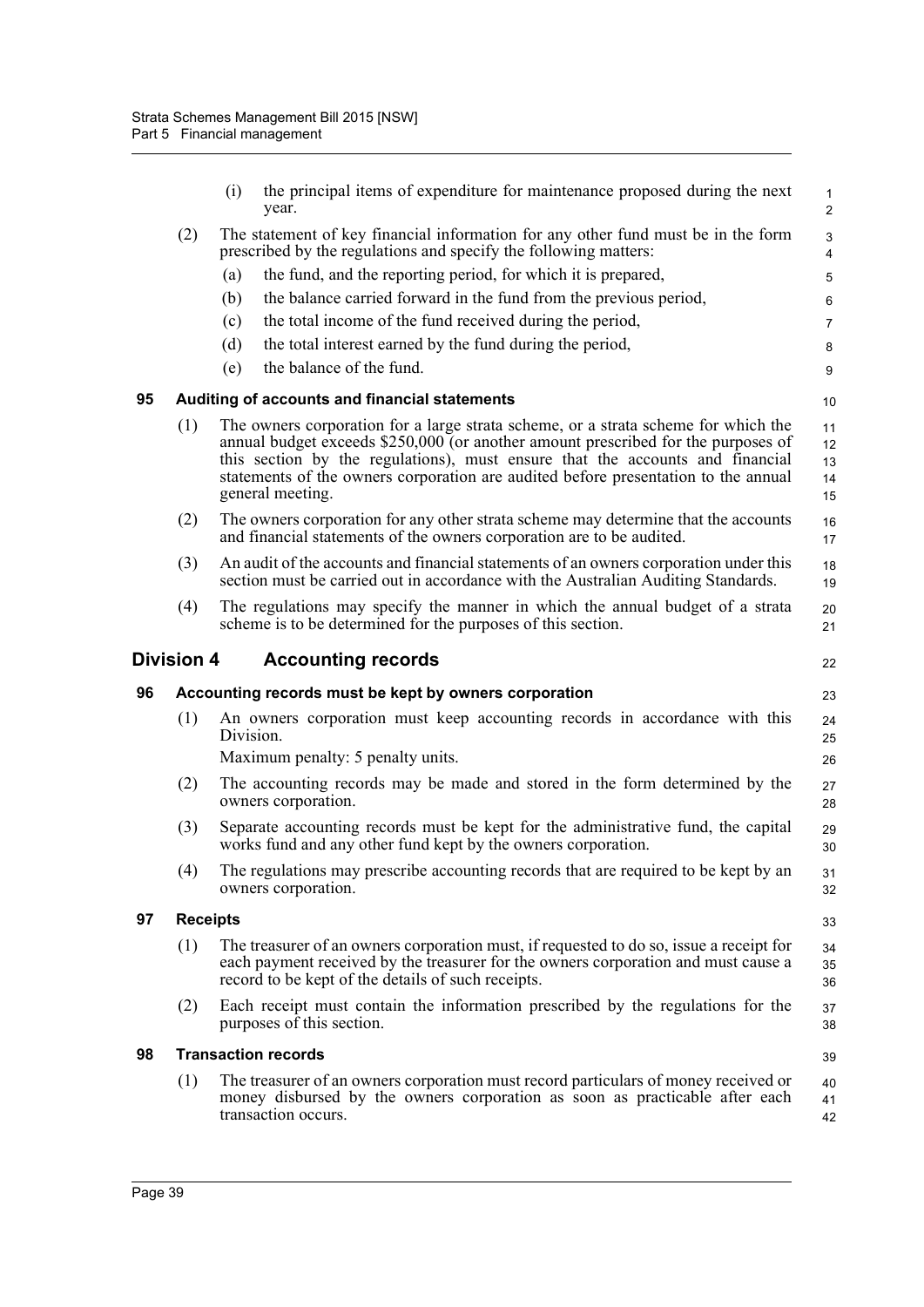(i) the principal items of expenditure for maintenance proposed during the next year.

(2) The statement of key financial information for any other fund must be in the form prescribed by the regulations and specify the following matters:

(a) the fund, and the reporting period, for which it is prepared,

(b) the balance carried forward in the fund from the previous period,

(c) the total income of the fund received during the period,

(d) the total interest earned by the fund during the period,

(e) the balance of the fund.

### 95 Auditing of accounts and financial statements

(1) The owners corporation for a large strata scheme, or a strata scheme for which the annual budget exceeds $250,000 (or another amount prescribed for the purposes of this section by the regulations), must ensure that the accounts and financial statements of the owners corporation are audited before presentation to the annual general meeting.

(2) The owners corporation for any other strata scheme may determine that the accounts and financial statements of the owners corporation are to be audited.

(3) An audit of the accounts and financial statements of an owners corporation under this section must be carried out in accordance with the Australian Auditing Standards.

(4) The regulations may specify the manner in which the annual budget of a strata scheme is to be determined for the purposes of this section.

## Division 4 Accounting records

### 96 Accounting records must be kept by owners corporation

(1) An owners corporation must keep accounting records in accordance with this Division.

Maximum penalty: 5 penalty units.

(2) The accounting records may be made and stored in the form determined by the owners corporation.

(3) Separate accounting records must be kept for the administrative fund, the capital works fund and any other fund kept by the owners corporation.

(4) The regulations may prescribe accounting records that are required to be kept by an owners corporation.

### 97 Receipts

(1) The treasurer of an owners corporation must, if requested to do so, issue a receipt for each payment received by the treasurer for the owners corporation and must cause a record to be kept of the details of such receipts.

(2) Each receipt must contain the information prescribed by the regulations for the purposes of this section.

### 98 Transaction records

(1) The treasurer of an owners corporation must record particulars of money received or money disbursed by the owners corporation as soon as practicable after each transaction occurs.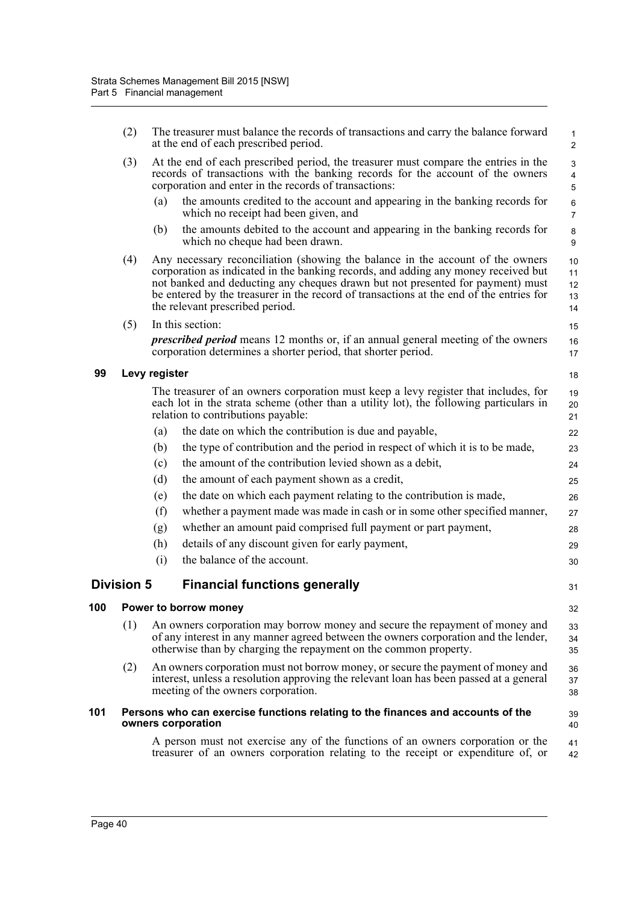(2) The treasurer must balance the records of transactions and carry the balance forward at the end of each prescribed period.

(3) At the end of each prescribed period, the treasurer must compare the entries in the records of transactions with the banking records for the account of the owners corporation and enter in the records of transactions:

- (a) the amounts credited to the account and appearing in the banking records for which no receipt had been given, and
- (b) the amounts debited to the account and appearing in the banking records for which no cheque had been drawn.

(4) Any necessary reconciliation (showing the balance in the account of the owners corporation as indicated in the banking records, and adding any money received but not banked and deducting any cheques drawn but not presented for payment) must be entered by the treasurer in the record of transactions at the end of the entries for the relevant prescribed period.

(5) In this section:

***prescribed period*** means 12 months or, if an annual general meeting of the owners corporation determines a shorter period, that shorter period.

### 99 Levy register

The treasurer of an owners corporation must keep a levy register that includes, for each lot in the strata scheme (other than a utility lot), the following particulars in relation to contributions payable:

- (a) the date on which the contribution is due and payable,
- (b) the type of contribution and the period in respect of which it is to be made,
- (c) the amount of the contribution levied shown as a debit,
- (d) the amount of each payment shown as a credit,
- (e) the date on which each payment relating to the contribution is made,
- (f) whether a payment made was made in cash or in some other specified manner,
- (g) whether an amount paid comprised full payment or part payment,
- (h) details of any discount given for early payment,
- (i) the balance of the account.

## Division 5 Financial functions generally

### 100 Power to borrow money

(1) An owners corporation may borrow money and secure the repayment of money and of any interest in any manner agreed between the owners corporation and the lender, otherwise than by charging the repayment on the common property.

(2) An owners corporation must not borrow money, or secure the payment of money and interest, unless a resolution approving the relevant loan has been passed at a general meeting of the owners corporation.

### 101 Persons who can exercise functions relating to the finances and accounts of the owners corporation

A person must not exercise any of the functions of an owners corporation or the treasurer of an owners corporation relating to the receipt or expenditure of, or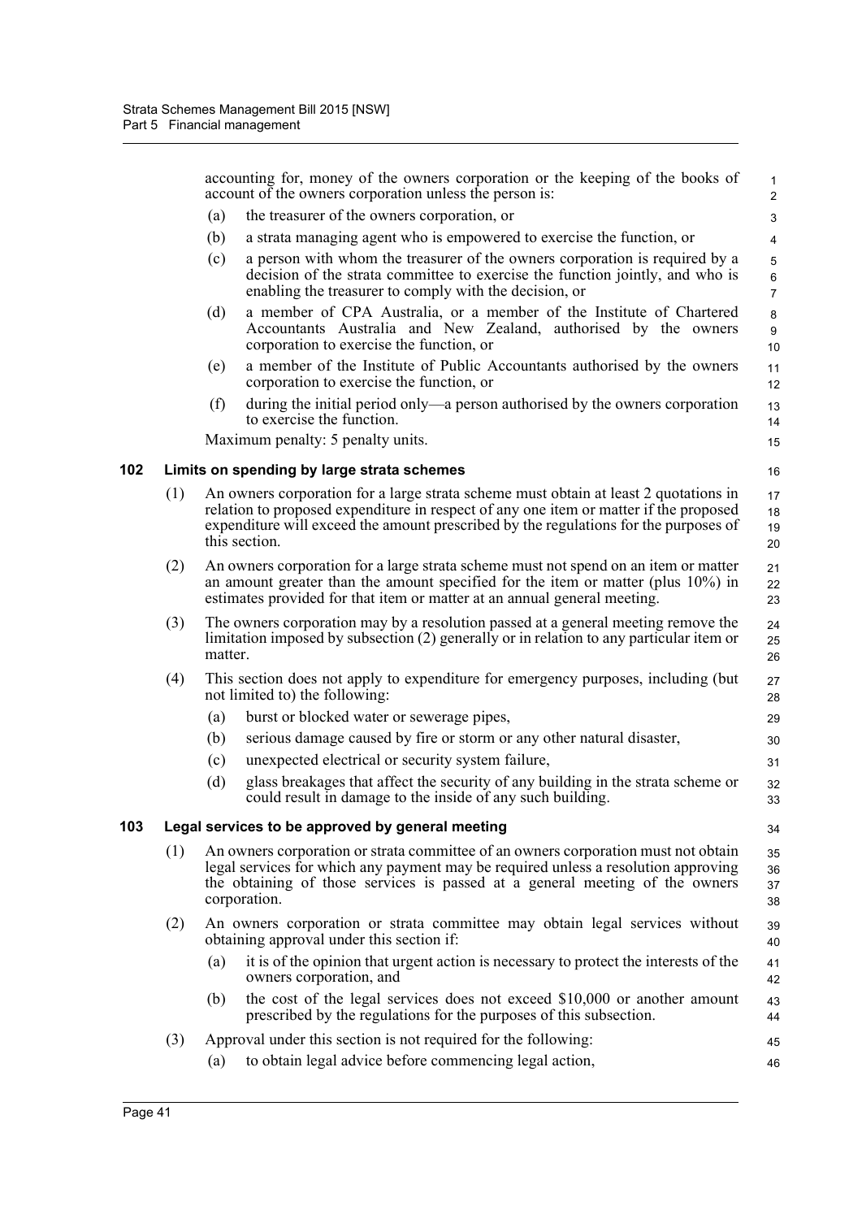accounting for, money of the owners corporation or the keeping of the books of account of the owners corporation unless the person is:

(a) the treasurer of the owners corporation, or

(b) a strata managing agent who is empowered to exercise the function, or

(c) a person with whom the treasurer of the owners corporation is required by a decision of the strata committee to exercise the function jointly, and who is enabling the treasurer to comply with the decision, or

(d) a member of CPA Australia, or a member of the Institute of Chartered Accountants Australia and New Zealand, authorised by the owners corporation to exercise the function, or

(e) a member of the Institute of Public Accountants authorised by the owners corporation to exercise the function, or

(f) during the initial period only—a person authorised by the owners corporation to exercise the function.

Maximum penalty: 5 penalty units.

### 102 Limits on spending by large strata schemes

(1) An owners corporation for a large strata scheme must obtain at least 2 quotations in relation to proposed expenditure in respect of any one item or matter if the proposed expenditure will exceed the amount prescribed by the regulations for the purposes of this section.

(2) An owners corporation for a large strata scheme must not spend on an item or matter an amount greater than the amount specified for the item or matter (plus 10%) in estimates provided for that item or matter at an annual general meeting.

(3) The owners corporation may by a resolution passed at a general meeting remove the limitation imposed by subsection (2) generally or in relation to any particular item or matter.

(4) This section does not apply to expenditure for emergency purposes, including (but not limited to) the following:

(a) burst or blocked water or sewerage pipes,

(b) serious damage caused by fire or storm or any other natural disaster,

(c) unexpected electrical or security system failure,

(d) glass breakages that affect the security of any building in the strata scheme or could result in damage to the inside of any such building.

### 103 Legal services to be approved by general meeting

(1) An owners corporation or strata committee of an owners corporation must not obtain legal services for which any payment may be required unless a resolution approving the obtaining of those services is passed at a general meeting of the owners corporation.

(2) An owners corporation or strata committee may obtain legal services without obtaining approval under this section if:

(a) it is of the opinion that urgent action is necessary to protect the interests of the owners corporation, and

(b) the cost of the legal services does not exceed $10,000 or another amount prescribed by the regulations for the purposes of this subsection.

(3) Approval under this section is not required for the following:

(a) to obtain legal advice before commencing legal action,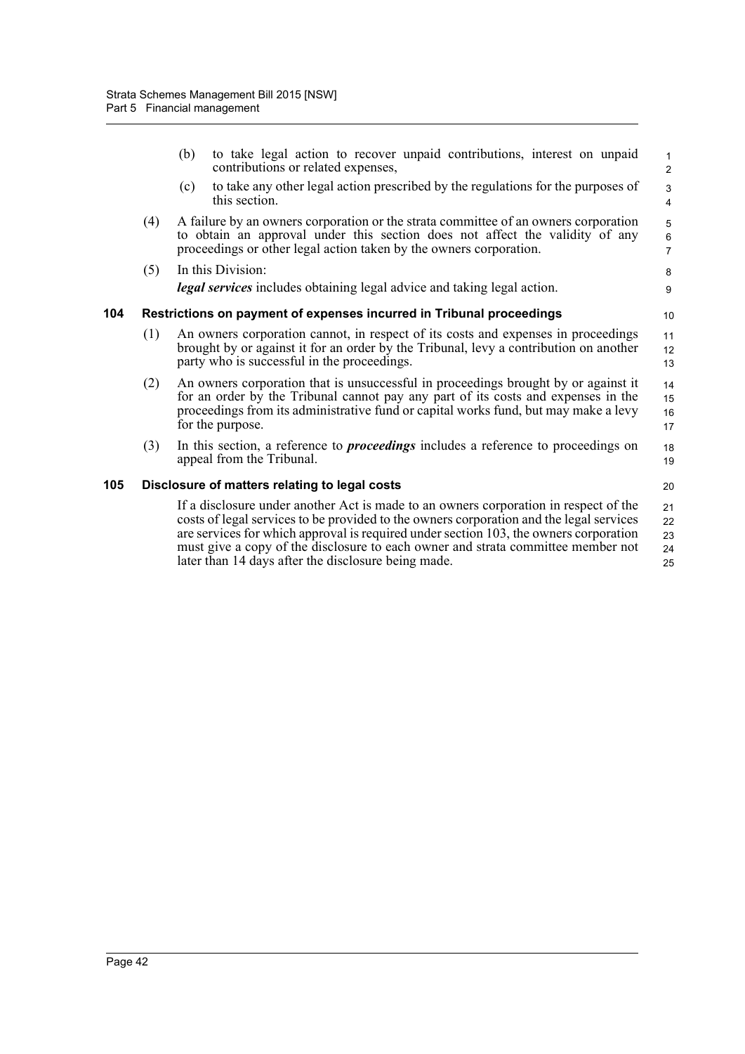(b) to take legal action to recover unpaid contributions, interest on unpaid contributions or related expenses,

(c) to take any other legal action prescribed by the regulations for the purposes of this section.

(4) A failure by an owners corporation or the strata committee of an owners corporation to obtain an approval under this section does not affect the validity of any proceedings or other legal action taken by the owners corporation.

(5) In this Division:

***legal services*** includes obtaining legal advice and taking legal action.

### 104 Restrictions on payment of expenses incurred in Tribunal proceedings

(1) An owners corporation cannot, in respect of its costs and expenses in proceedings brought by or against it for an order by the Tribunal, levy a contribution on another party who is successful in the proceedings.

(2) An owners corporation that is unsuccessful in proceedings brought by or against it for an order by the Tribunal cannot pay any part of its costs and expenses in the proceedings from its administrative fund or capital works fund, but may make a levy for the purpose.

(3) In this section, a reference to ***proceedings*** includes a reference to proceedings on appeal from the Tribunal.

### 105 Disclosure of matters relating to legal costs

If a disclosure under another Act is made to an owners corporation in respect of the costs of legal services to be provided to the owners corporation and the legal services are services for which approval is required under section 103, the owners corporation must give a copy of the disclosure to each owner and strata committee member not later than 14 days after the disclosure being made.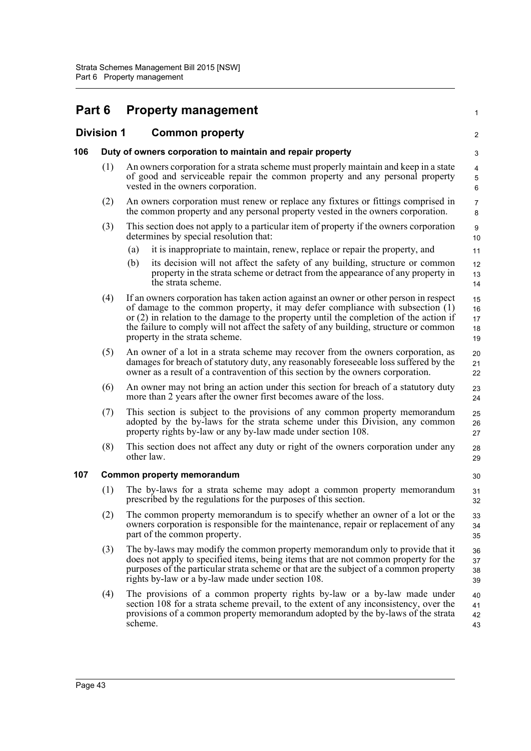# Part 6 Property management

## Division 1 Common property

### 106 Duty of owners corporation to maintain and repair property

(1) An owners corporation for a strata scheme must properly maintain and keep in a state of good and serviceable repair the common property and any personal property vested in the owners corporation.

(2) An owners corporation must renew or replace any fixtures or fittings comprised in the common property and any personal property vested in the owners corporation.

(3) This section does not apply to a particular item of property if the owners corporation determines by special resolution that:

- (a) it is inappropriate to maintain, renew, replace or repair the property, and
- (b) its decision will not affect the safety of any building, structure or common property in the strata scheme or detract from the appearance of any property in the strata scheme.

(4) If an owners corporation has taken action against an owner or other person in respect of damage to the common property, it may defer compliance with subsection (1) or (2) in relation to the damage to the property until the completion of the action if the failure to comply will not affect the safety of any building, structure or common property in the strata scheme.

(5) An owner of a lot in a strata scheme may recover from the owners corporation, as damages for breach of statutory duty, any reasonably foreseeable loss suffered by the owner as a result of a contravention of this section by the owners corporation.

(6) An owner may not bring an action under this section for breach of a statutory duty more than 2 years after the owner first becomes aware of the loss.

(7) This section is subject to the provisions of any common property memorandum adopted by the by-laws for the strata scheme under this Division, any common property rights by-law or any by-law made under section 108.

(8) This section does not affect any duty or right of the owners corporation under any other law.

### 107 Common property memorandum

(1) The by-laws for a strata scheme may adopt a common property memorandum prescribed by the regulations for the purposes of this section.

(2) The common property memorandum is to specify whether an owner of a lot or the owners corporation is responsible for the maintenance, repair or replacement of any part of the common property.

(3) The by-laws may modify the common property memorandum only to provide that it does not apply to specified items, being items that are not common property for the purposes of the particular strata scheme or that are the subject of a common property rights by-law or a by-law made under section 108.

(4) The provisions of a common property rights by-law or a by-law made under section 108 for a strata scheme prevail, to the extent of any inconsistency, over the provisions of a common property memorandum adopted by the by-laws of the strata scheme.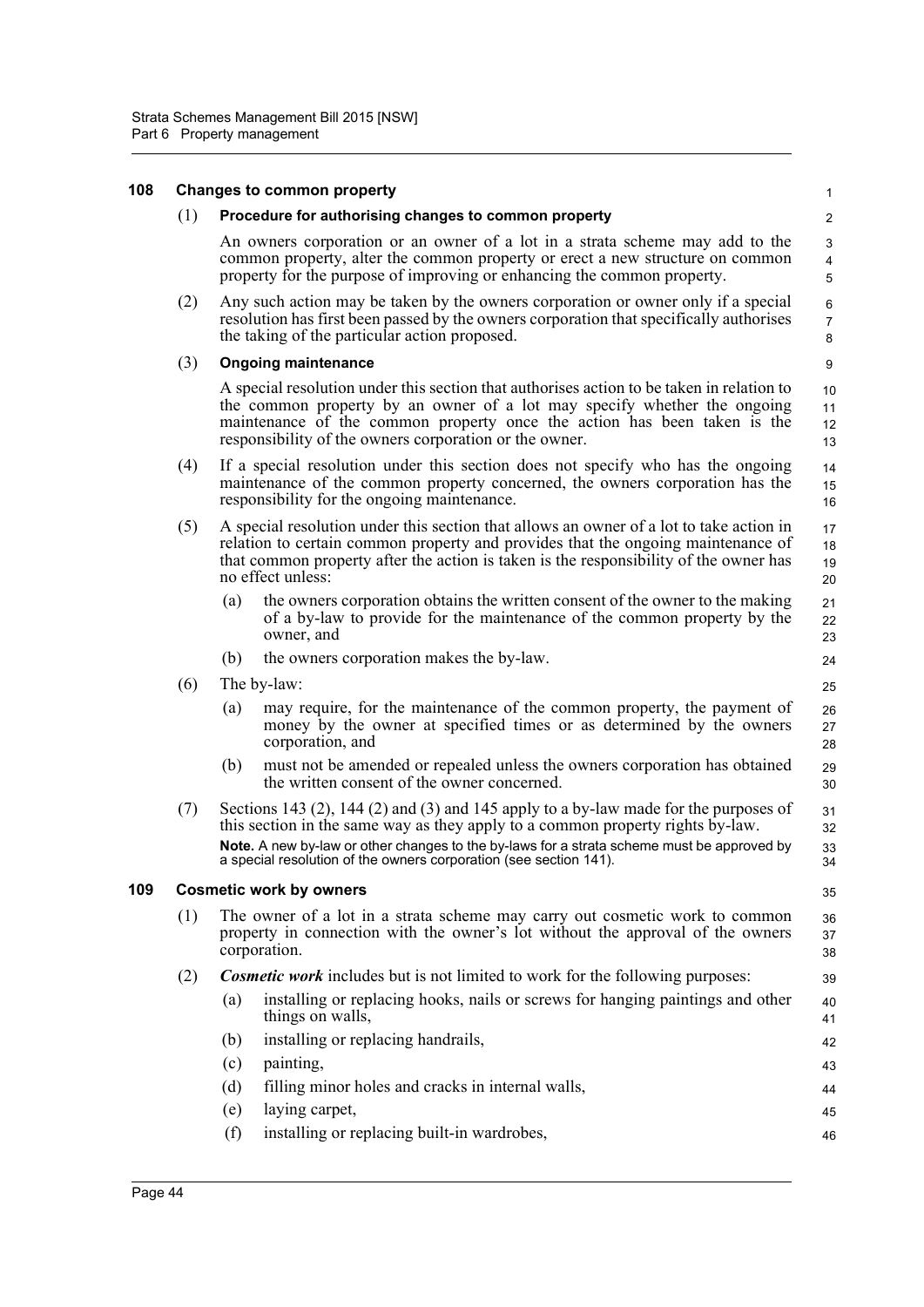## 108 Changes to common property

(1) **Procedure for authorising changes to common property**

An owners corporation or an owner of a lot in a strata scheme may add to the common property, alter the common property or erect a new structure on common property for the purpose of improving or enhancing the common property.

(2) Any such action may be taken by the owners corporation or owner only if a special resolution has first been passed by the owners corporation that specifically authorises the taking of the particular action proposed.

(3) **Ongoing maintenance**

A special resolution under this section that authorises action to be taken in relation to the common property by an owner of a lot may specify whether the ongoing maintenance of the common property once the action has been taken is the responsibility of the owners corporation or the owner.

(4) If a special resolution under this section does not specify who has the ongoing maintenance of the common property concerned, the owners corporation has the responsibility for the ongoing maintenance.

(5) A special resolution under this section that allows an owner of a lot to take action in relation to certain common property and provides that the ongoing maintenance of that common property after the action is taken is the responsibility of the owner has no effect unless:

- (a) the owners corporation obtains the written consent of the owner to the making of a by-law to provide for the maintenance of the common property by the owner, and
- (b) the owners corporation makes the by-law.

(6) The by-law:

- (a) may require, for the maintenance of the common property, the payment of money by the owner at specified times or as determined by the owners corporation, and
- (b) must not be amended or repealed unless the owners corporation has obtained the written consent of the owner concerned.

(7) Sections 143 (2), 144 (2) and (3) and 145 apply to a by-law made for the purposes of this section in the same way as they apply to a common property rights by-law.

**Note.** A new by-law or other changes to the by-laws for a strata scheme must be approved by a special resolution of the owners corporation (see section 141).

## 109 Cosmetic work by owners

(1) The owner of a lot in a strata scheme may carry out cosmetic work to common property in connection with the owner's lot without the approval of the owners corporation.

(2) ***Cosmetic work*** includes but is not limited to work for the following purposes:

- (a) installing or replacing hooks, nails or screws for hanging paintings and other things on walls,
- (b) installing or replacing handrails,
- (c) painting,
- (d) filling minor holes and cracks in internal walls,
- (e) laying carpet,
- (f) installing or replacing built-in wardrobes,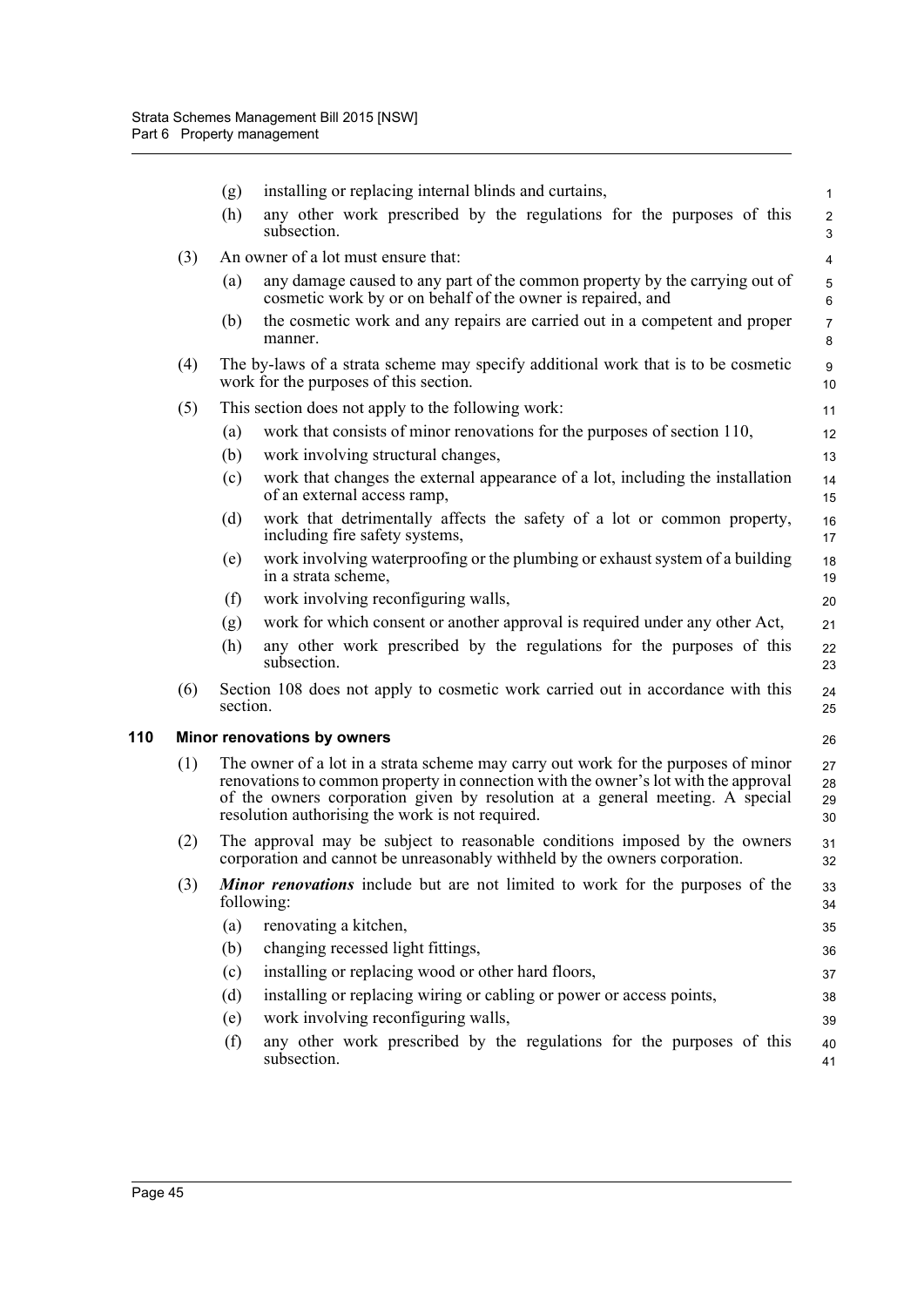(g) installing or replacing internal blinds and curtains,

(h) any other work prescribed by the regulations for the purposes of this subsection.

(3) An owner of a lot must ensure that:

(a) any damage caused to any part of the common property by the carrying out of cosmetic work by or on behalf of the owner is repaired, and

(b) the cosmetic work and any repairs are carried out in a competent and proper manner.

(4) The by-laws of a strata scheme may specify additional work that is to be cosmetic work for the purposes of this section.

(5) This section does not apply to the following work:

(a) work that consists of minor renovations for the purposes of section 110,

(b) work involving structural changes,

(c) work that changes the external appearance of a lot, including the installation of an external access ramp,

(d) work that detrimentally affects the safety of a lot or common property, including fire safety systems,

(e) work involving waterproofing or the plumbing or exhaust system of a building in a strata scheme,

(f) work involving reconfiguring walls,

(g) work for which consent or another approval is required under any other Act,

(h) any other work prescribed by the regulations for the purposes of this subsection.

(6) Section 108 does not apply to cosmetic work carried out in accordance with this section.

### 110 Minor renovations by owners

(1) The owner of a lot in a strata scheme may carry out work for the purposes of minor renovations to common property in connection with the owner's lot with the approval of the owners corporation given by resolution at a general meeting. A special resolution authorising the work is not required.

(2) The approval may be subject to reasonable conditions imposed by the owners corporation and cannot be unreasonably withheld by the owners corporation.

(3) ***Minor renovations*** include but are not limited to work for the purposes of the following:

(a) renovating a kitchen,

(b) changing recessed light fittings,

(c) installing or replacing wood or other hard floors,

(d) installing or replacing wiring or cabling or power or access points,

(e) work involving reconfiguring walls,

(f) any other work prescribed by the regulations for the purposes of this subsection.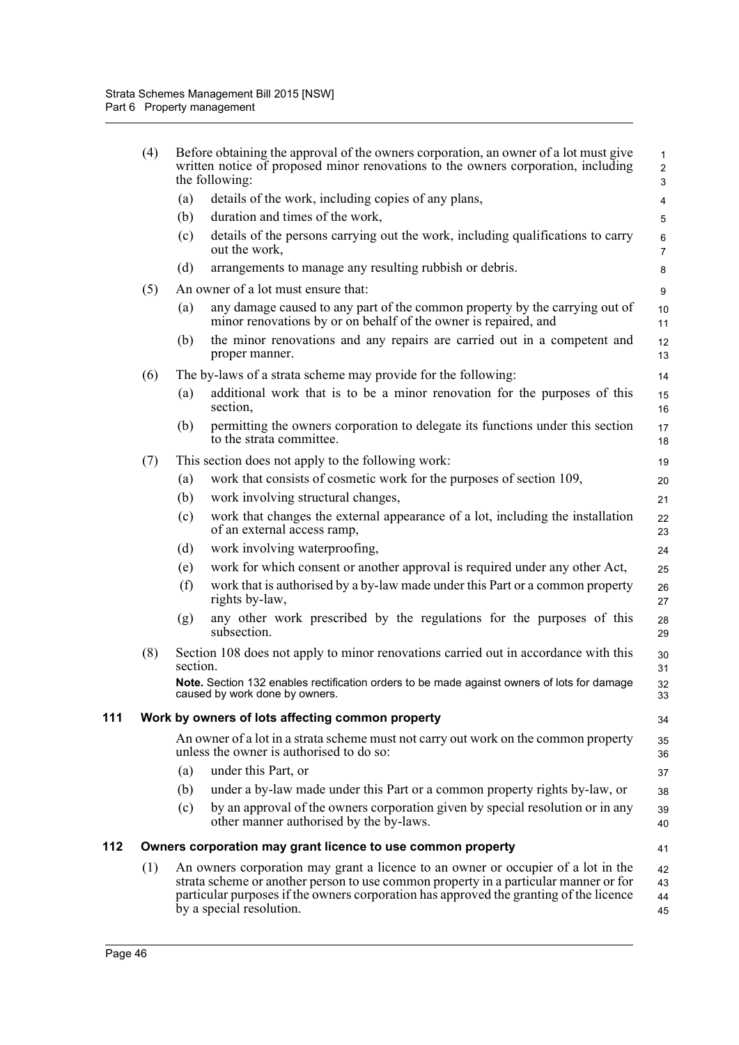(4) Before obtaining the approval of the owners corporation, an owner of a lot must give written notice of proposed minor renovations to the owners corporation, including the following:

(a) details of the work, including copies of any plans,

(b) duration and times of the work,

(c) details of the persons carrying out the work, including qualifications to carry out the work,

(d) arrangements to manage any resulting rubbish or debris.

(5) An owner of a lot must ensure that:

(a) any damage caused to any part of the common property by the carrying out of minor renovations by or on behalf of the owner is repaired, and

(b) the minor renovations and any repairs are carried out in a competent and proper manner.

(6) The by-laws of a strata scheme may provide for the following:

(a) additional work that is to be a minor renovation for the purposes of this section,

(b) permitting the owners corporation to delegate its functions under this section to the strata committee.

(7) This section does not apply to the following work:

(a) work that consists of cosmetic work for the purposes of section 109,

(b) work involving structural changes,

(c) work that changes the external appearance of a lot, including the installation of an external access ramp,

(d) work involving waterproofing,

(e) work for which consent or another approval is required under any other Act,

(f) work that is authorised by a by-law made under this Part or a common property rights by-law,

(g) any other work prescribed by the regulations for the purposes of this subsection.

(8) Section 108 does not apply to minor renovations carried out in accordance with this section.

**Note.** Section 132 enables rectification orders to be made against owners of lots for damage caused by work done by owners.

### 111 Work by owners of lots affecting common property

An owner of a lot in a strata scheme must not carry out work on the common property unless the owner is authorised to do so:

(a) under this Part, or

(b) under a by-law made under this Part or a common property rights by-law, or

(c) by an approval of the owners corporation given by special resolution or in any other manner authorised by the by-laws.

### 112 Owners corporation may grant licence to use common property

(1) An owners corporation may grant a licence to an owner or occupier of a lot in the strata scheme or another person to use common property in a particular manner or for particular purposes if the owners corporation has approved the granting of the licence by a special resolution.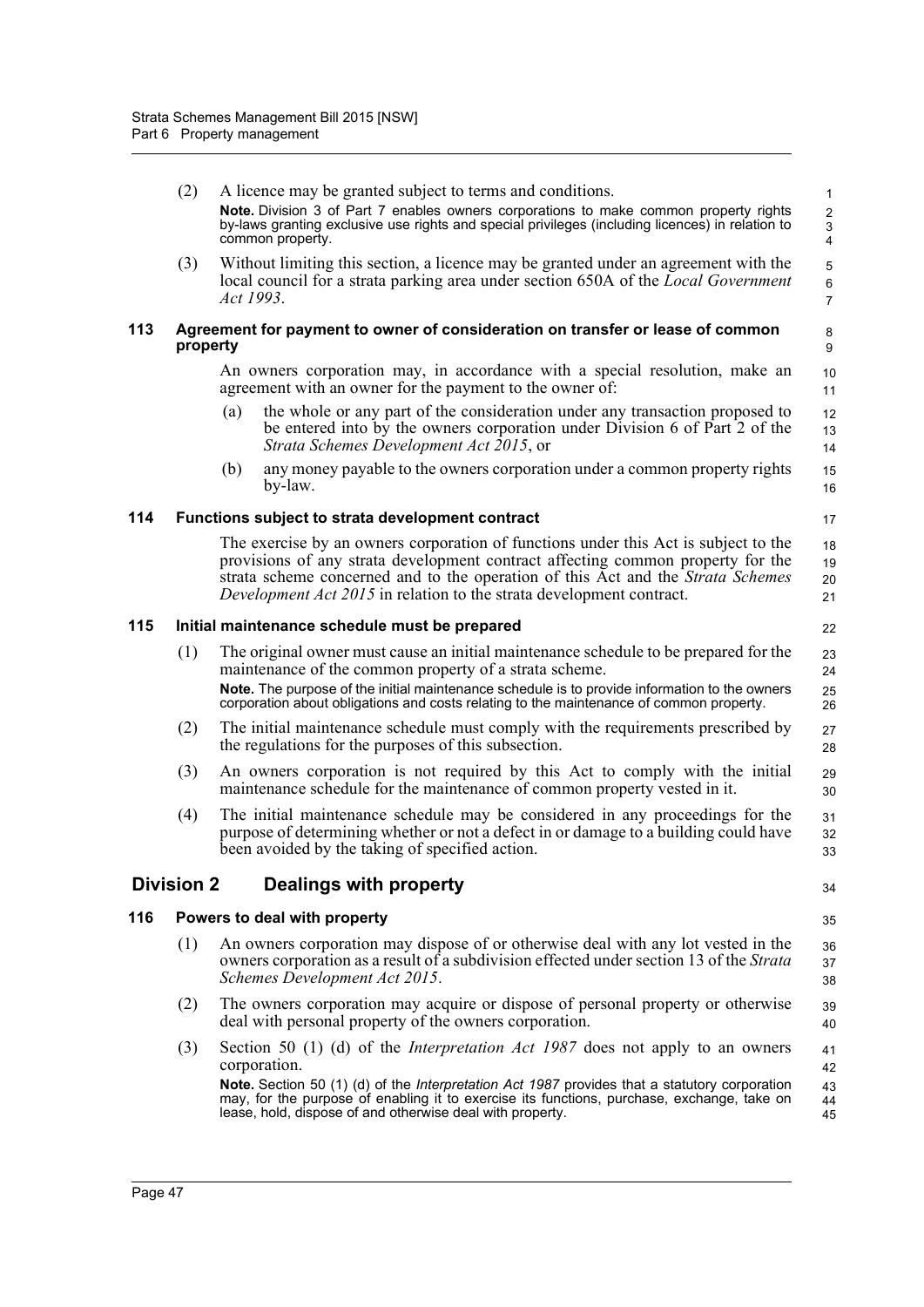(2) A licence may be granted subject to terms and conditions.

**Note.** Division 3 of Part 7 enables owners corporations to make common property rights by-laws granting exclusive use rights and special privileges (including licences) in relation to common property.

(3) Without limiting this section, a licence may be granted under an agreement with the local council for a strata parking area under section 650A of the *Local Government Act 1993*.

### 113 Agreement for payment to owner of consideration on transfer or lease of common property

An owners corporation may, in accordance with a special resolution, make an agreement with an owner for the payment to the owner of:

(a) the whole or any part of the consideration under any transaction proposed to be entered into by the owners corporation under Division 6 of Part 2 of the *Strata Schemes Development Act 2015*, or

(b) any money payable to the owners corporation under a common property rights by-law.

### 114 Functions subject to strata development contract

The exercise by an owners corporation of functions under this Act is subject to the provisions of any strata development contract affecting common property for the strata scheme concerned and to the operation of this Act and the *Strata Schemes Development Act 2015* in relation to the strata development contract.

### 115 Initial maintenance schedule must be prepared

(1) The original owner must cause an initial maintenance schedule to be prepared for the maintenance of the common property of a strata scheme.

**Note.** The purpose of the initial maintenance schedule is to provide information to the owners corporation about obligations and costs relating to the maintenance of common property.

(2) The initial maintenance schedule must comply with the requirements prescribed by the regulations for the purposes of this subsection.

(3) An owners corporation is not required by this Act to comply with the initial maintenance schedule for the maintenance of common property vested in it.

(4) The initial maintenance schedule may be considered in any proceedings for the purpose of determining whether or not a defect in or damage to a building could have been avoided by the taking of specified action.

## Division 2 Dealings with property

### 116 Powers to deal with property

(1) An owners corporation may dispose of or otherwise deal with any lot vested in the owners corporation as a result of a subdivision effected under section 13 of the *Strata Schemes Development Act 2015*.

(2) The owners corporation may acquire or dispose of personal property or otherwise deal with personal property of the owners corporation.

(3) Section 50 (1) (d) of the *Interpretation Act 1987* does not apply to an owners corporation.

**Note.** Section 50 (1) (d) of the *Interpretation Act 1987* provides that a statutory corporation may, for the purpose of enabling it to exercise its functions, purchase, exchange, take on lease, hold, dispose of and otherwise deal with property.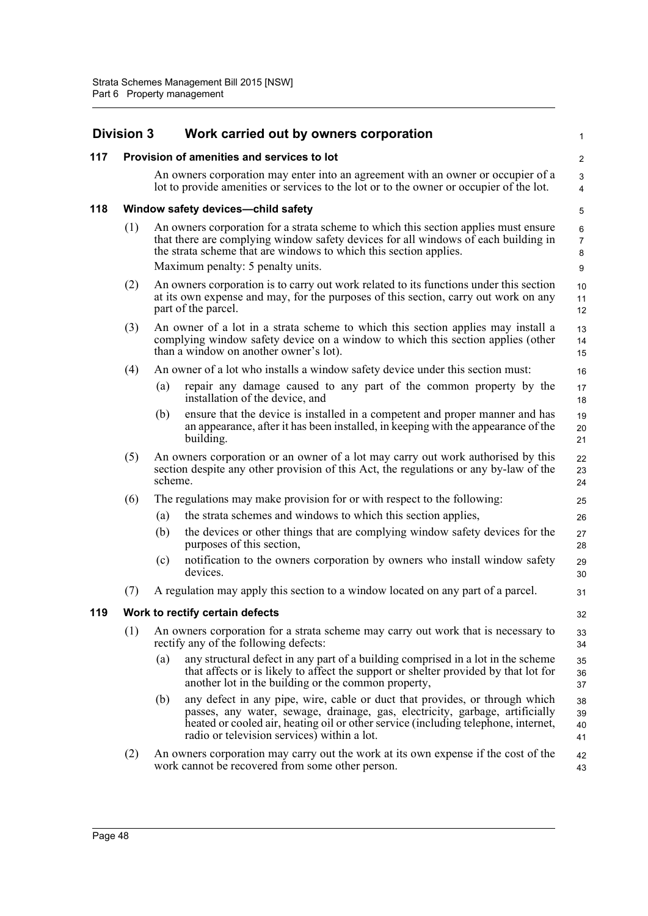## Division 3 Work carried out by owners corporation

### 117 Provision of amenities and services to lot

An owners corporation may enter into an agreement with an owner or occupier of a lot to provide amenities or services to the lot or to the owner or occupier of the lot.

### 118 Window safety devices—child safety

(1) An owners corporation for a strata scheme to which this section applies must ensure that there are complying window safety devices for all windows of each building in the strata scheme that are windows to which this section applies.

Maximum penalty: 5 penalty units.

(2) An owners corporation is to carry out work related to its functions under this section at its own expense and may, for the purposes of this section, carry out work on any part of the parcel.

(3) An owner of a lot in a strata scheme to which this section applies may install a complying window safety device on a window to which this section applies (other than a window on another owner's lot).

(4) An owner of a lot who installs a window safety device under this section must:

(a) repair any damage caused to any part of the common property by the installation of the device, and

(b) ensure that the device is installed in a competent and proper manner and has an appearance, after it has been installed, in keeping with the appearance of the building.

(5) An owners corporation or an owner of a lot may carry out work authorised by this section despite any other provision of this Act, the regulations or any by-law of the scheme.

(6) The regulations may make provision for or with respect to the following:

(a) the strata schemes and windows to which this section applies,

(b) the devices or other things that are complying window safety devices for the purposes of this section,

(c) notification to the owners corporation by owners who install window safety devices.

(7) A regulation may apply this section to a window located on any part of a parcel.

### 119 Work to rectify certain defects

(1) An owners corporation for a strata scheme may carry out work that is necessary to rectify any of the following defects:

(a) any structural defect in any part of a building comprised in a lot in the scheme that affects or is likely to affect the support or shelter provided by that lot for another lot in the building or the common property,

(b) any defect in any pipe, wire, cable or duct that provides, or through which passes, any water, sewage, drainage, gas, electricity, garbage, artificially heated or cooled air, heating oil or other service (including telephone, internet, radio or television services) within a lot.

(2) An owners corporation may carry out the work at its own expense if the cost of the work cannot be recovered from some other person.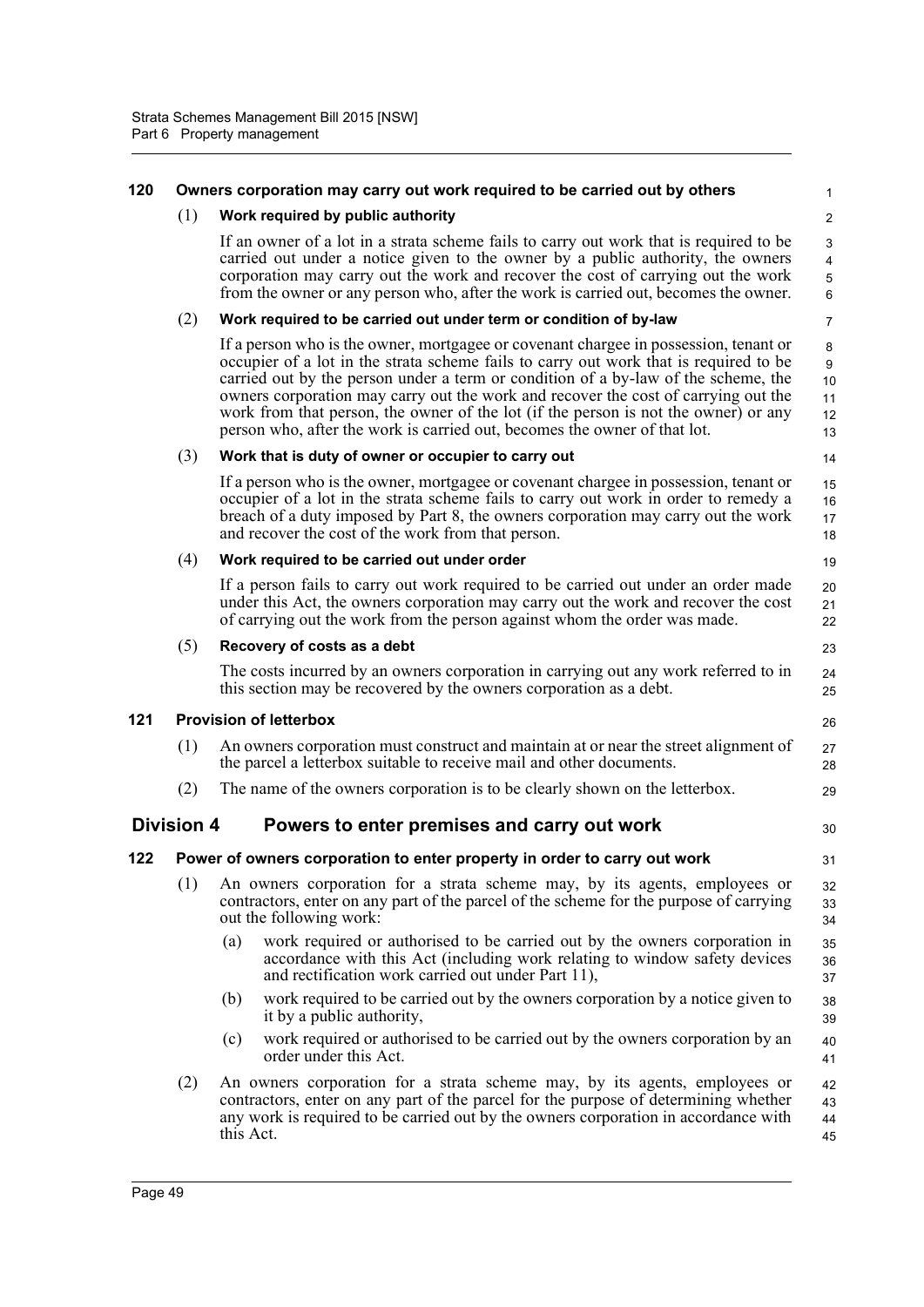### 120 Owners corporation may carry out work required to be carried out by others

(1) **Work required by public authority**

If an owner of a lot in a strata scheme fails to carry out work that is required to be carried out under a notice given to the owner by a public authority, the owners corporation may carry out the work and recover the cost of carrying out the work from the owner or any person who, after the work is carried out, becomes the owner.

(2) **Work required to be carried out under term or condition of by-law**

If a person who is the owner, mortgagee or covenant chargee in possession, tenant or occupier of a lot in the strata scheme fails to carry out work that is required to be carried out by the person under a term or condition of a by-law of the scheme, the owners corporation may carry out the work and recover the cost of carrying out the work from that person, the owner of the lot (if the person is not the owner) or any person who, after the work is carried out, becomes the owner of that lot.

(3) **Work that is duty of owner or occupier to carry out**

If a person who is the owner, mortgagee or covenant chargee in possession, tenant or occupier of a lot in the strata scheme fails to carry out work in order to remedy a breach of a duty imposed by Part 8, the owners corporation may carry out the work and recover the cost of the work from that person.

(4) **Work required to be carried out under order**

If a person fails to carry out work required to be carried out under an order made under this Act, the owners corporation may carry out the work and recover the cost of carrying out the work from the person against whom the order was made.

(5) **Recovery of costs as a debt**

The costs incurred by an owners corporation in carrying out any work referred to in this section may be recovered by the owners corporation as a debt.

### 121 Provision of letterbox

(1) An owners corporation must construct and maintain at or near the street alignment of the parcel a letterbox suitable to receive mail and other documents.

(2) The name of the owners corporation is to be clearly shown on the letterbox.

## Division 4 Powers to enter premises and carry out work

### 122 Power of owners corporation to enter property in order to carry out work

(1) An owners corporation for a strata scheme may, by its agents, employees or contractors, enter on any part of the parcel of the scheme for the purpose of carrying out the following work:

- (a) work required or authorised to be carried out by the owners corporation in accordance with this Act (including work relating to window safety devices and rectification work carried out under Part 11),
- (b) work required to be carried out by the owners corporation by a notice given to it by a public authority,
- (c) work required or authorised to be carried out by the owners corporation by an order under this Act.

(2) An owners corporation for a strata scheme may, by its agents, employees or contractors, enter on any part of the parcel for the purpose of determining whether any work is required to be carried out by the owners corporation in accordance with this Act.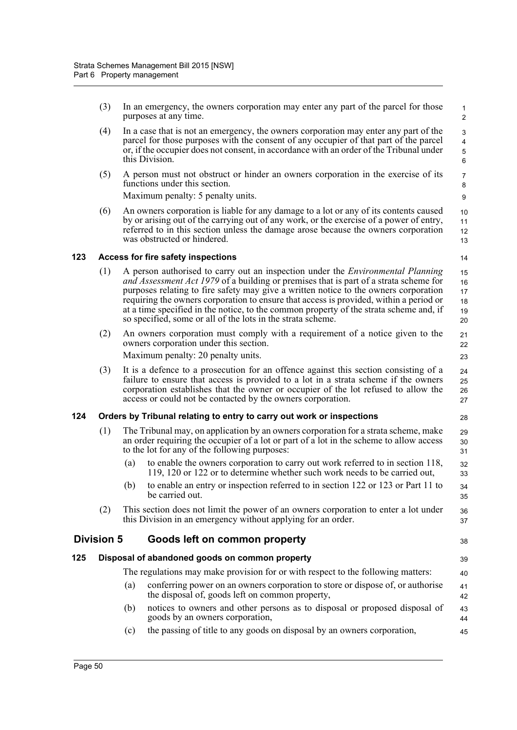(3) In an emergency, the owners corporation may enter any part of the parcel for those purposes at any time.

(4) In a case that is not an emergency, the owners corporation may enter any part of the parcel for those purposes with the consent of any occupier of that part of the parcel or, if the occupier does not consent, in accordance with an order of the Tribunal under this Division.

(5) A person must not obstruct or hinder an owners corporation in the exercise of its functions under this section.

Maximum penalty: 5 penalty units.

(6) An owners corporation is liable for any damage to a lot or any of its contents caused by or arising out of the carrying out of any work, or the exercise of a power of entry, referred to in this section unless the damage arose because the owners corporation was obstructed or hindered.

### 123 Access for fire safety inspections

(1) A person authorised to carry out an inspection under the *Environmental Planning and Assessment Act 1979* of a building or premises that is part of a strata scheme for purposes relating to fire safety may give a written notice to the owners corporation requiring the owners corporation to ensure that access is provided, within a period or at a time specified in the notice, to the common property of the strata scheme and, if so specified, some or all of the lots in the strata scheme.

(2) An owners corporation must comply with a requirement of a notice given to the owners corporation under this section.

Maximum penalty: 20 penalty units.

(3) It is a defence to a prosecution for an offence against this section consisting of a failure to ensure that access is provided to a lot in a strata scheme if the owners corporation establishes that the owner or occupier of the lot refused to allow the access or could not be contacted by the owners corporation.

### 124 Orders by Tribunal relating to entry to carry out work or inspections

(1) The Tribunal may, on application by an owners corporation for a strata scheme, make an order requiring the occupier of a lot or part of a lot in the scheme to allow access to the lot for any of the following purposes:

(a) to enable the owners corporation to carry out work referred to in section 118, 119, 120 or 122 or to determine whether such work needs to be carried out,

(b) to enable an entry or inspection referred to in section 122 or 123 or Part 11 to be carried out.

(2) This section does not limit the power of an owners corporation to enter a lot under this Division in an emergency without applying for an order.

## Division 5 Goods left on common property

### 125 Disposal of abandoned goods on common property

The regulations may make provision for or with respect to the following matters:

(a) conferring power on an owners corporation to store or dispose of, or authorise the disposal of, goods left on common property,

(b) notices to owners and other persons as to disposal or proposed disposal of goods by an owners corporation,

(c) the passing of title to any goods on disposal by an owners corporation,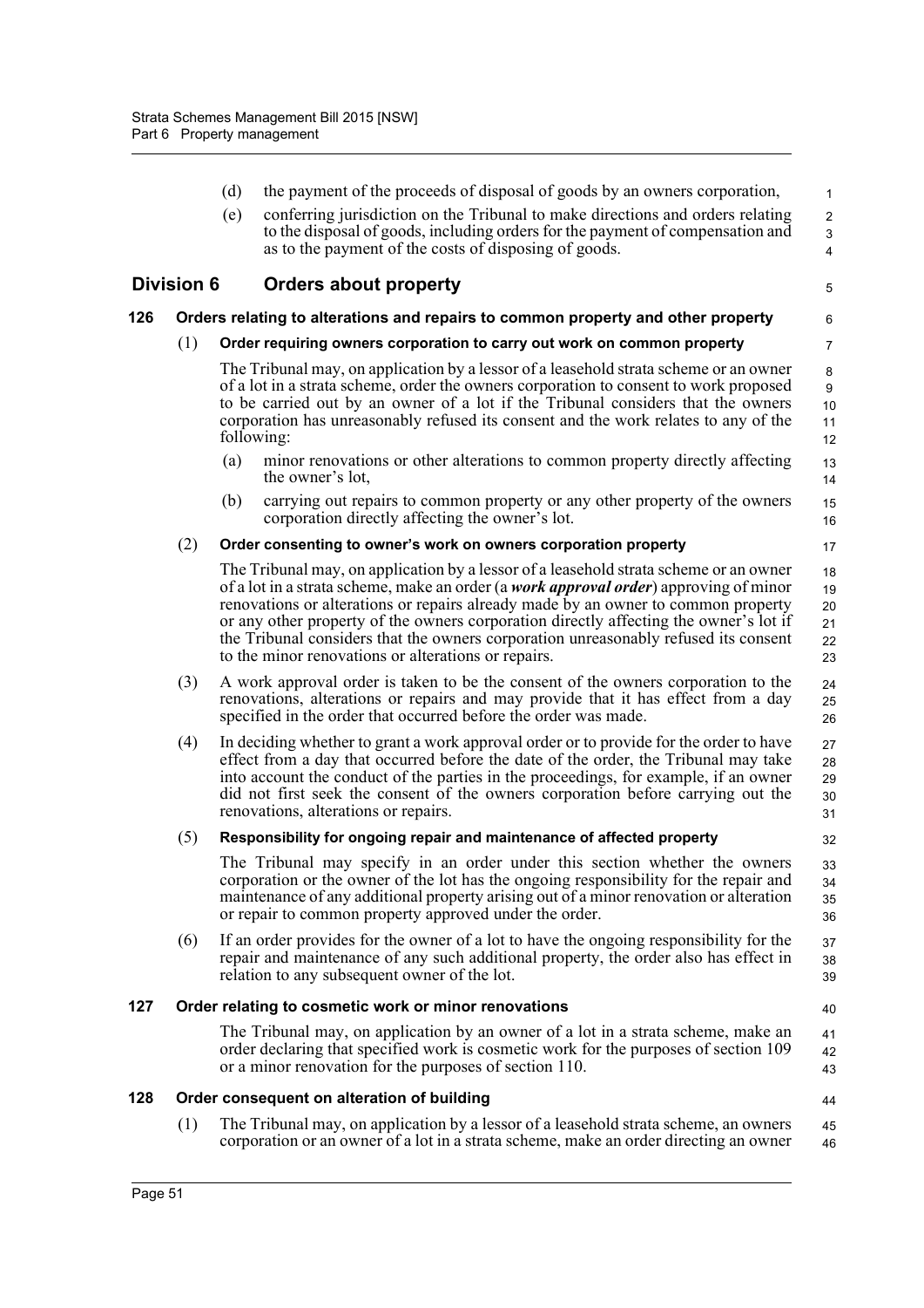(d) the payment of the proceeds of disposal of goods by an owners corporation,

(e) conferring jurisdiction on the Tribunal to make directions and orders relating to the disposal of goods, including orders for the payment of compensation and as to the payment of the costs of disposing of goods.

## Division 6 Orders about property

### 126 Orders relating to alterations and repairs to common property and other property

(1) **Order requiring owners corporation to carry out work on common property**

The Tribunal may, on application by a lessor of a leasehold strata scheme or an owner of a lot in a strata scheme, order the owners corporation to consent to work proposed to be carried out by an owner of a lot if the Tribunal considers that the owners corporation has unreasonably refused its consent and the work relates to any of the following:

(a) minor renovations or other alterations to common property directly affecting the owner's lot,

(b) carrying out repairs to common property or any other property of the owners corporation directly affecting the owner's lot.

(2) **Order consenting to owner's work on owners corporation property**

The Tribunal may, on application by a lessor of a leasehold strata scheme or an owner of a lot in a strata scheme, make an order (a ***work approval order***) approving of minor renovations or alterations or repairs already made by an owner to common property or any other property of the owners corporation directly affecting the owner's lot if the Tribunal considers that the owners corporation unreasonably refused its consent to the minor renovations or alterations or repairs.

(3) A work approval order is taken to be the consent of the owners corporation to the renovations, alterations or repairs and may provide that it has effect from a day specified in the order that occurred before the order was made.

(4) In deciding whether to grant a work approval order or to provide for the order to have effect from a day that occurred before the date of the order, the Tribunal may take into account the conduct of the parties in the proceedings, for example, if an owner did not first seek the consent of the owners corporation before carrying out the renovations, alterations or repairs.

(5) **Responsibility for ongoing repair and maintenance of affected property**

The Tribunal may specify in an order under this section whether the owners corporation or the owner of the lot has the ongoing responsibility for the repair and maintenance of any additional property arising out of a minor renovation or alteration or repair to common property approved under the order.

(6) If an order provides for the owner of a lot to have the ongoing responsibility for the repair and maintenance of any such additional property, the order also has effect in relation to any subsequent owner of the lot.

### 127 Order relating to cosmetic work or minor renovations

The Tribunal may, on application by an owner of a lot in a strata scheme, make an order declaring that specified work is cosmetic work for the purposes of section 109 or a minor renovation for the purposes of section 110.

### 128 Order consequent on alteration of building

(1) The Tribunal may, on application by a lessor of a leasehold strata scheme, an owners corporation or an owner of a lot in a strata scheme, make an order directing an owner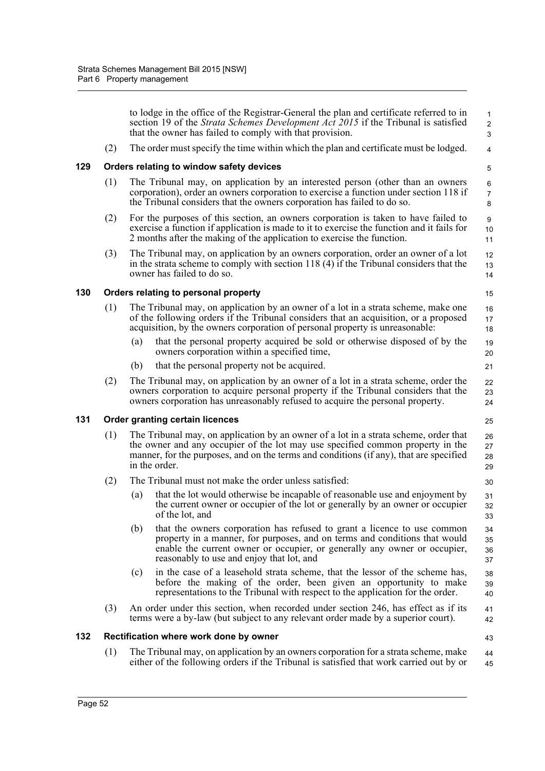to lodge in the office of the Registrar-General the plan and certificate referred to in section 19 of the *Strata Schemes Development Act 2015* if the Tribunal is satisfied that the owner has failed to comply with that provision.

(2) The order must specify the time within which the plan and certificate must be lodged.

### 129 Orders relating to window safety devices

(1) The Tribunal may, on application by an interested person (other than an owners corporation), order an owners corporation to exercise a function under section 118 if the Tribunal considers that the owners corporation has failed to do so.

(2) For the purposes of this section, an owners corporation is taken to have failed to exercise a function if application is made to it to exercise the function and it fails for 2 months after the making of the application to exercise the function.

(3) The Tribunal may, on application by an owners corporation, order an owner of a lot in the strata scheme to comply with section 118 (4) if the Tribunal considers that the owner has failed to do so.

### 130 Orders relating to personal property

(1) The Tribunal may, on application by an owner of a lot in a strata scheme, make one of the following orders if the Tribunal considers that an acquisition, or a proposed acquisition, by the owners corporation of personal property is unreasonable:

- (a) that the personal property acquired be sold or otherwise disposed of by the owners corporation within a specified time,
- (b) that the personal property not be acquired.

(2) The Tribunal may, on application by an owner of a lot in a strata scheme, order the owners corporation to acquire personal property if the Tribunal considers that the owners corporation has unreasonably refused to acquire the personal property.

### 131 Order granting certain licences

(1) The Tribunal may, on application by an owner of a lot in a strata scheme, order that the owner and any occupier of the lot may use specified common property in the manner, for the purposes, and on the terms and conditions (if any), that are specified in the order.

(2) The Tribunal must not make the order unless satisfied:

- (a) that the lot would otherwise be incapable of reasonable use and enjoyment by the current owner or occupier of the lot or generally by an owner or occupier of the lot, and
- (b) that the owners corporation has refused to grant a licence to use common property in a manner, for purposes, and on terms and conditions that would enable the current owner or occupier, or generally any owner or occupier, reasonably to use and enjoy that lot, and
- (c) in the case of a leasehold strata scheme, that the lessor of the scheme has, before the making of the order, been given an opportunity to make representations to the Tribunal with respect to the application for the order.

(3) An order under this section, when recorded under section 246, has effect as if its terms were a by-law (but subject to any relevant order made by a superior court).

### 132 Rectification where work done by owner

(1) The Tribunal may, on application by an owners corporation for a strata scheme, make either of the following orders if the Tribunal is satisfied that work carried out by or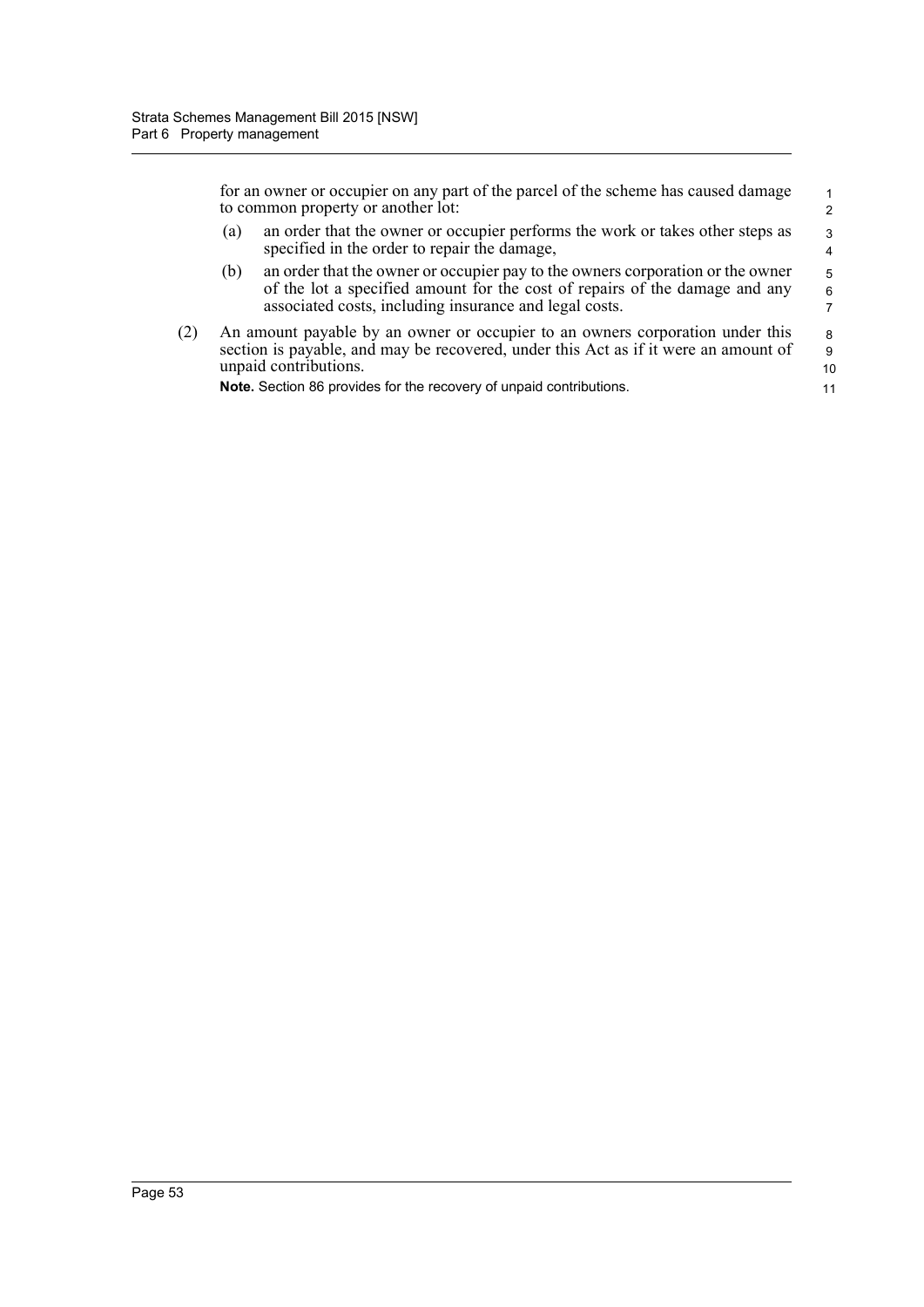for an owner or occupier on any part of the parcel of the scheme has caused damage to common property or another lot:

(a) an order that the owner or occupier performs the work or takes other steps as specified in the order to repair the damage,

(b) an order that the owner or occupier pay to the owners corporation or the owner of the lot a specified amount for the cost of repairs of the damage and any associated costs, including insurance and legal costs.

(2) An amount payable by an owner or occupier to an owners corporation under this section is payable, and may be recovered, under this Act as if it were an amount of unpaid contributions.

**Note.** Section 86 provides for the recovery of unpaid contributions.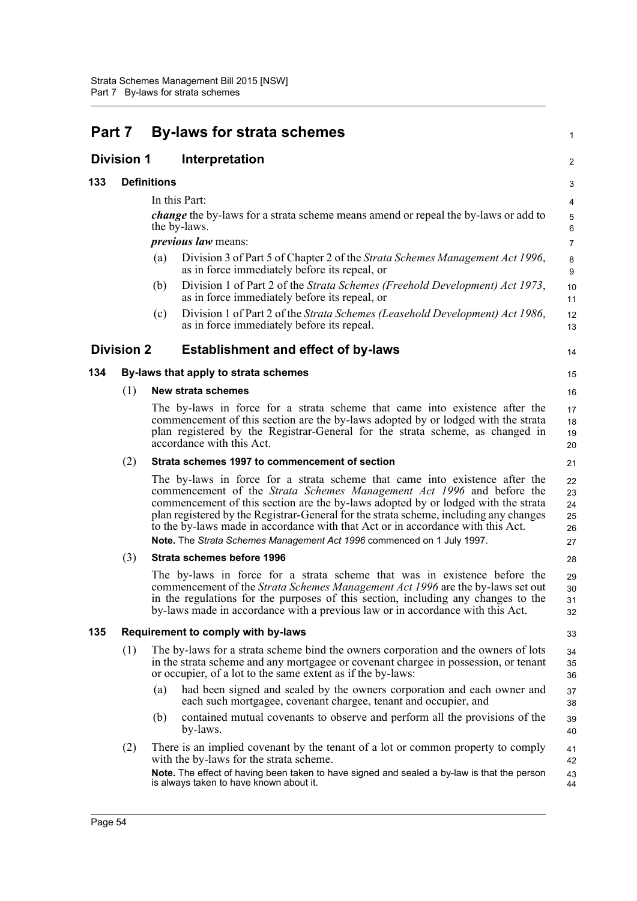# Part 7 By-laws for strata schemes

## Division 1 Interpretation

### 133 Definitions

In this Part:

***change*** the by-laws for a strata scheme means amend or repeal the by-laws or add to the by-laws.

***previous law*** means:

(a) Division 3 of Part 5 of Chapter 2 of the *Strata Schemes Management Act 1996*, as in force immediately before its repeal, or

(b) Division 1 of Part 2 of the *Strata Schemes (Freehold Development) Act 1973*, as in force immediately before its repeal, or

(c) Division 1 of Part 2 of the *Strata Schemes (Leasehold Development) Act 1986*, as in force immediately before its repeal.

## Division 2 Establishment and effect of by-laws

### 134 By-laws that apply to strata schemes

(1) **New strata schemes**

The by-laws in force for a strata scheme that came into existence after the commencement of this section are the by-laws adopted by or lodged with the strata plan registered by the Registrar-General for the strata scheme, as changed in accordance with this Act.

(2) **Strata schemes 1997 to commencement of section**

The by-laws in force for a strata scheme that came into existence after the commencement of the *Strata Schemes Management Act 1996* and before the commencement of this section are the by-laws adopted by or lodged with the strata plan registered by the Registrar-General for the strata scheme, including any changes to the by-laws made in accordance with that Act or in accordance with this Act.

**Note.** The *Strata Schemes Management Act 1996* commenced on 1 July 1997.

(3) **Strata schemes before 1996**

The by-laws in force for a strata scheme that was in existence before the commencement of the *Strata Schemes Management Act 1996* are the by-laws set out in the regulations for the purposes of this section, including any changes to the by-laws made in accordance with a previous law or in accordance with this Act.

### 135 Requirement to comply with by-laws

(1) The by-laws for a strata scheme bind the owners corporation and the owners of lots in the strata scheme and any mortgagee or covenant chargee in possession, or tenant or occupier, of a lot to the same extent as if the by-laws:

(a) had been signed and sealed by the owners corporation and each owner and each such mortgagee, covenant chargee, tenant and occupier, and

(b) contained mutual covenants to observe and perform all the provisions of the by-laws.

(2) There is an implied covenant by the tenant of a lot or common property to comply with the by-laws for the strata scheme.

**Note.** The effect of having been taken to have signed and sealed a by-law is that the person is always taken to have known about it.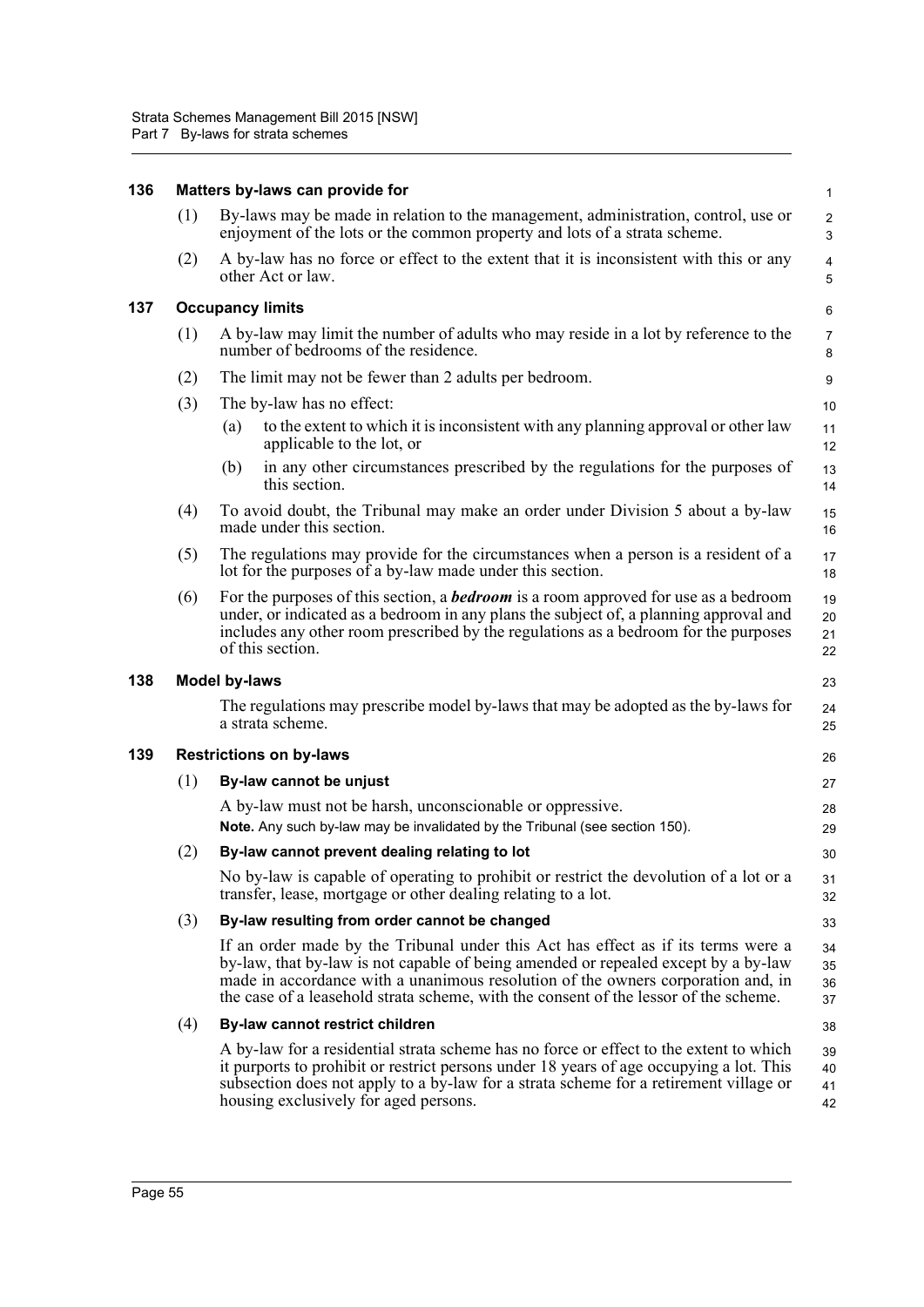### 136 Matters by-laws can provide for

(1) By-laws may be made in relation to the management, administration, control, use or enjoyment of the lots or the common property and lots of a strata scheme.

(2) A by-law has no force or effect to the extent that it is inconsistent with this or any other Act or law.

### 137 Occupancy limits

(1) A by-law may limit the number of adults who may reside in a lot by reference to the number of bedrooms of the residence.

(2) The limit may not be fewer than 2 adults per bedroom.

(3) The by-law has no effect:

- (a) to the extent to which it is inconsistent with any planning approval or other law applicable to the lot, or
- (b) in any other circumstances prescribed by the regulations for the purposes of this section.

(4) To avoid doubt, the Tribunal may make an order under Division 5 about a by-law made under this section.

(5) The regulations may provide for the circumstances when a person is a resident of a lot for the purposes of a by-law made under this section.

(6) For the purposes of this section, a ***bedroom*** is a room approved for use as a bedroom under, or indicated as a bedroom in any plans the subject of, a planning approval and includes any other room prescribed by the regulations as a bedroom for the purposes of this section.

### 138 Model by-laws

The regulations may prescribe model by-laws that may be adopted as the by-laws for a strata scheme.

### 139 Restrictions on by-laws

(1) **By-law cannot be unjust**

A by-law must not be harsh, unconscionable or oppressive.

**Note.** Any such by-law may be invalidated by the Tribunal (see section 150).

(2) **By-law cannot prevent dealing relating to lot**

No by-law is capable of operating to prohibit or restrict the devolution of a lot or a transfer, lease, mortgage or other dealing relating to a lot.

(3) **By-law resulting from order cannot be changed**

If an order made by the Tribunal under this Act has effect as if its terms were a by-law, that by-law is not capable of being amended or repealed except by a by-law made in accordance with a unanimous resolution of the owners corporation and, in the case of a leasehold strata scheme, with the consent of the lessor of the scheme.

(4) **By-law cannot restrict children**

A by-law for a residential strata scheme has no force or effect to the extent to which it purports to prohibit or restrict persons under 18 years of age occupying a lot. This subsection does not apply to a by-law for a strata scheme for a retirement village or housing exclusively for aged persons.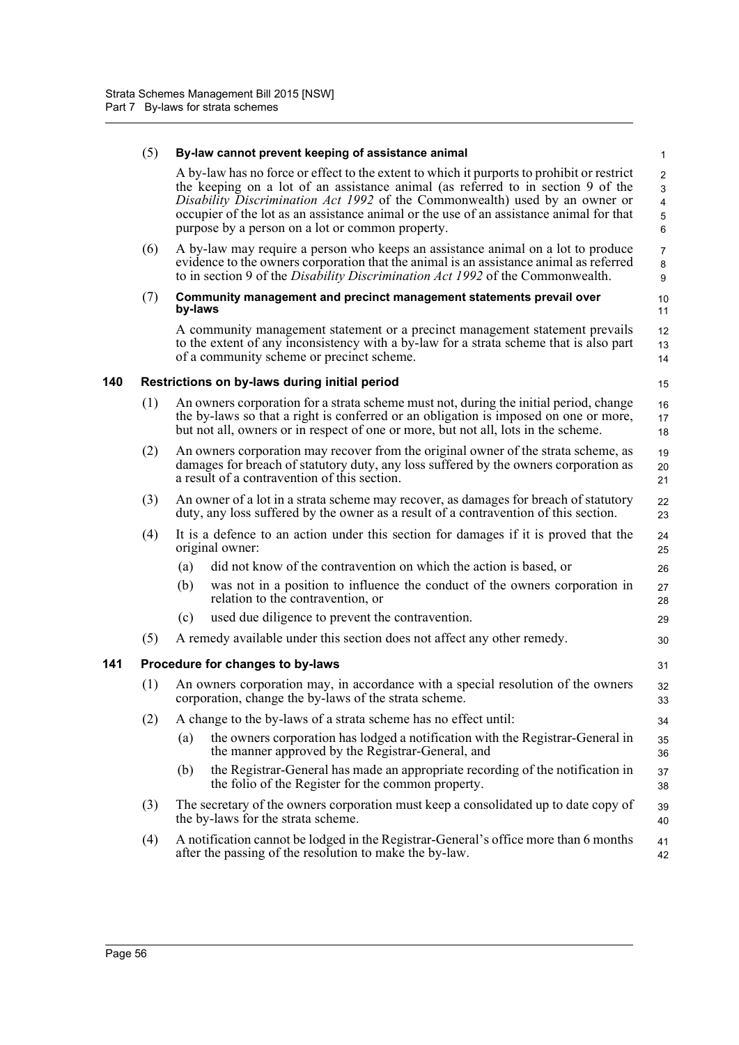(5) **By-law cannot prevent keeping of assistance animal**

A by-law has no force or effect to the extent to which it purports to prohibit or restrict the keeping on a lot of an assistance animal (as referred to in section 9 of the *Disability Discrimination Act 1992* of the Commonwealth) used by an owner or occupier of the lot as an assistance animal or the use of an assistance animal for that purpose by a person on a lot or common property.

(6) A by-law may require a person who keeps an assistance animal on a lot to produce evidence to the owners corporation that the animal is an assistance animal as referred to in section 9 of the *Disability Discrimination Act 1992* of the Commonwealth.

(7) **Community management and precinct management statements prevail over by-laws**

A community management statement or a precinct management statement prevails to the extent of any inconsistency with a by-law for a strata scheme that is also part of a community scheme or precinct scheme.

## 140 Restrictions on by-laws during initial period

(1) An owners corporation for a strata scheme must not, during the initial period, change the by-laws so that a right is conferred or an obligation is imposed on one or more, but not all, owners or in respect of one or more, but not all, lots in the scheme.

(2) An owners corporation may recover from the original owner of the strata scheme, as damages for breach of statutory duty, any loss suffered by the owners corporation as a result of a contravention of this section.

(3) An owner of a lot in a strata scheme may recover, as damages for breach of statutory duty, any loss suffered by the owner as a result of a contravention of this section.

(4) It is a defence to an action under this section for damages if it is proved that the original owner:

- (a) did not know of the contravention on which the action is based, or
- (b) was not in a position to influence the conduct of the owners corporation in relation to the contravention, or
- (c) used due diligence to prevent the contravention.

(5) A remedy available under this section does not affect any other remedy.

## 141 Procedure for changes to by-laws

(1) An owners corporation may, in accordance with a special resolution of the owners corporation, change the by-laws of the strata scheme.

(2) A change to the by-laws of a strata scheme has no effect until:

- (a) the owners corporation has lodged a notification with the Registrar-General in the manner approved by the Registrar-General, and
- (b) the Registrar-General has made an appropriate recording of the notification in the folio of the Register for the common property.

(3) The secretary of the owners corporation must keep a consolidated up to date copy of the by-laws for the strata scheme.

(4) A notification cannot be lodged in the Registrar-General's office more than 6 months after the passing of the resolution to make the by-law.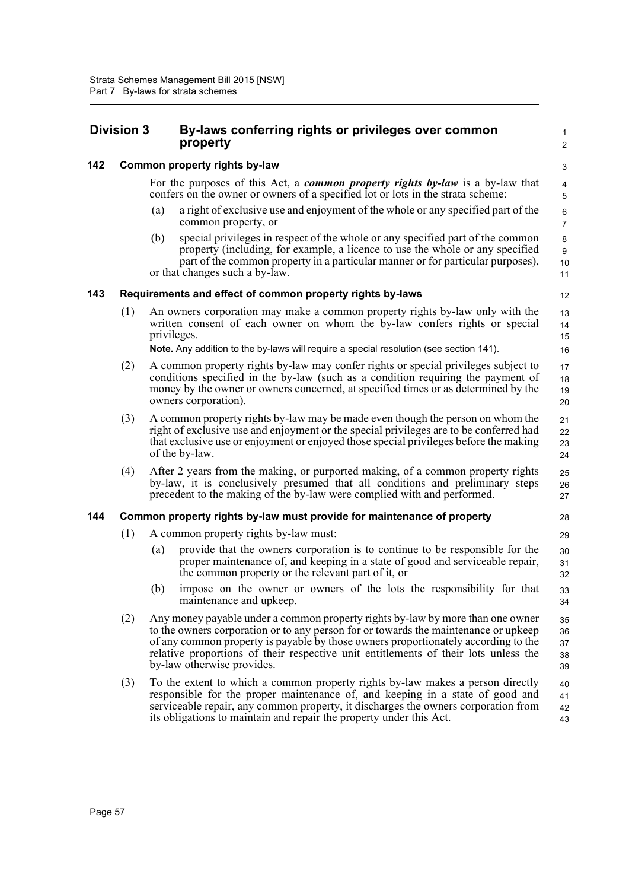## Division 3 By-laws conferring rights or privileges over common property

### 142 Common property rights by-law

For the purposes of this Act, a ***common property rights by-law*** is a by-law that confers on the owner or owners of a specified lot or lots in the strata scheme:

(a) a right of exclusive use and enjoyment of the whole or any specified part of the common property, or

(b) special privileges in respect of the whole or any specified part of the common property (including, for example, a licence to use the whole or any specified part of the common property in a particular manner or for particular purposes),

or that changes such a by-law.

### 143 Requirements and effect of common property rights by-laws

(1) An owners corporation may make a common property rights by-law only with the written consent of each owner on whom the by-law confers rights or special privileges.

**Note.** Any addition to the by-laws will require a special resolution (see section 141).

(2) A common property rights by-law may confer rights or special privileges subject to conditions specified in the by-law (such as a condition requiring the payment of money by the owner or owners concerned, at specified times or as determined by the owners corporation).

(3) A common property rights by-law may be made even though the person on whom the right of exclusive use and enjoyment or the special privileges are to be conferred had that exclusive use or enjoyment or enjoyed those special privileges before the making of the by-law.

(4) After 2 years from the making, or purported making, of a common property rights by-law, it is conclusively presumed that all conditions and preliminary steps precedent to the making of the by-law were complied with and performed.

### 144 Common property rights by-law must provide for maintenance of property

(1) A common property rights by-law must:

(a) provide that the owners corporation is to continue to be responsible for the proper maintenance of, and keeping in a state of good and serviceable repair, the common property or the relevant part of it, or

(b) impose on the owner or owners of the lots the responsibility for that maintenance and upkeep.

(2) Any money payable under a common property rights by-law by more than one owner to the owners corporation or to any person for or towards the maintenance or upkeep of any common property is payable by those owners proportionately according to the relative proportions of their respective unit entitlements of their lots unless the by-law otherwise provides.

(3) To the extent to which a common property rights by-law makes a person directly responsible for the proper maintenance of, and keeping in a state of good and serviceable repair, any common property, it discharges the owners corporation from its obligations to maintain and repair the property under this Act.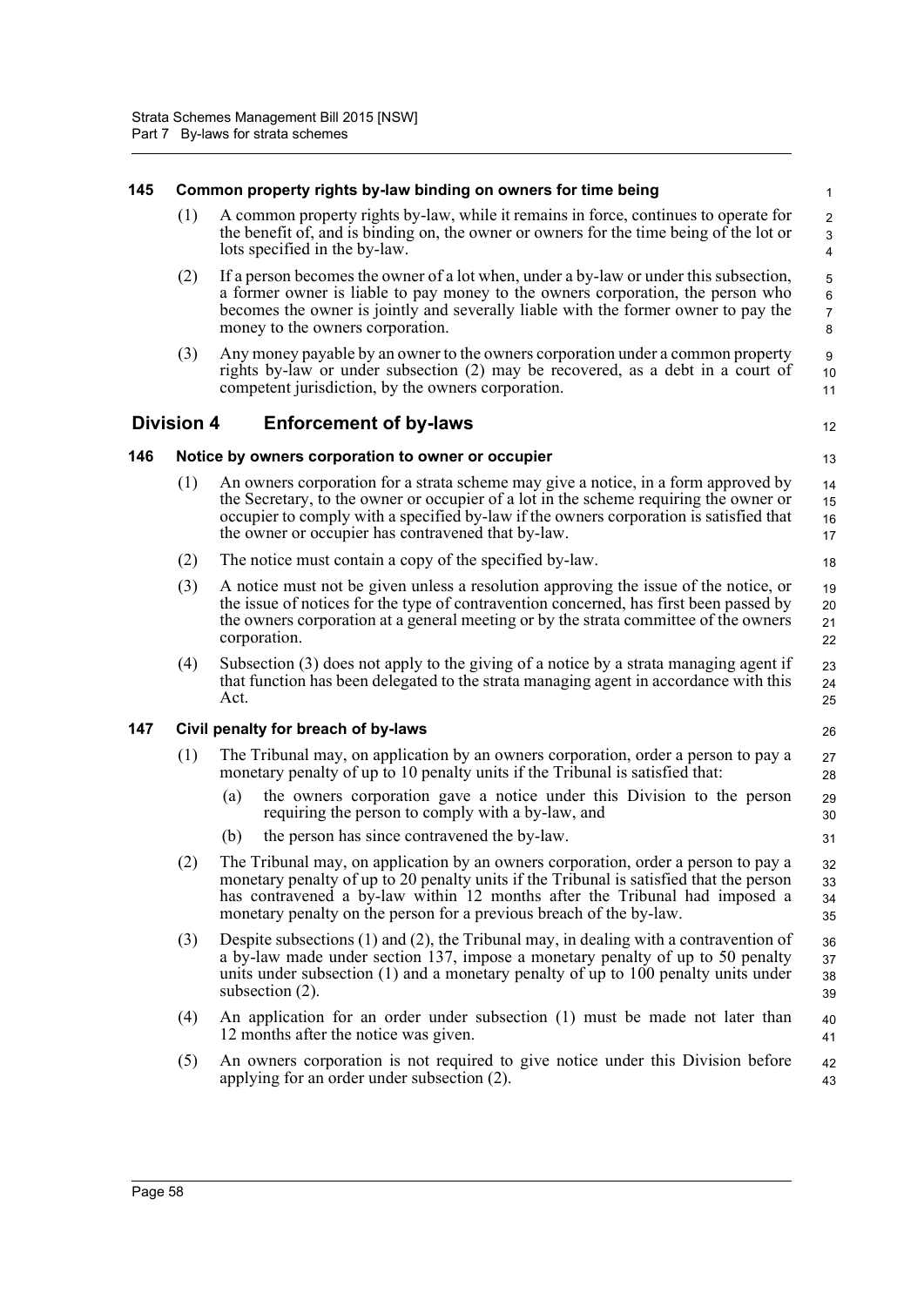### 145 Common property rights by-law binding on owners for time being

(1) A common property rights by-law, while it remains in force, continues to operate for the benefit of, and is binding on, the owner or owners for the time being of the lot or lots specified in the by-law.

(2) If a person becomes the owner of a lot when, under a by-law or under this subsection, a former owner is liable to pay money to the owners corporation, the person who becomes the owner is jointly and severally liable with the former owner to pay the money to the owners corporation.

(3) Any money payable by an owner to the owners corporation under a common property rights by-law or under subsection (2) may be recovered, as a debt in a court of competent jurisdiction, by the owners corporation.

## Division 4 Enforcement of by-laws

### 146 Notice by owners corporation to owner or occupier

(1) An owners corporation for a strata scheme may give a notice, in a form approved by the Secretary, to the owner or occupier of a lot in the scheme requiring the owner or occupier to comply with a specified by-law if the owners corporation is satisfied that the owner or occupier has contravened that by-law.

(2) The notice must contain a copy of the specified by-law.

(3) A notice must not be given unless a resolution approving the issue of the notice, or the issue of notices for the type of contravention concerned, has first been passed by the owners corporation at a general meeting or by the strata committee of the owners corporation.

(4) Subsection (3) does not apply to the giving of a notice by a strata managing agent if that function has been delegated to the strata managing agent in accordance with this Act.

### 147 Civil penalty for breach of by-laws

(1) The Tribunal may, on application by an owners corporation, order a person to pay a monetary penalty of up to 10 penalty units if the Tribunal is satisfied that:

  (a) the owners corporation gave a notice under this Division to the person requiring the person to comply with a by-law, and

  (b) the person has since contravened the by-law.

(2) The Tribunal may, on application by an owners corporation, order a person to pay a monetary penalty of up to 20 penalty units if the Tribunal is satisfied that the person has contravened a by-law within 12 months after the Tribunal had imposed a monetary penalty on the person for a previous breach of the by-law.

(3) Despite subsections (1) and (2), the Tribunal may, in dealing with a contravention of a by-law made under section 137, impose a monetary penalty of up to 50 penalty units under subsection (1) and a monetary penalty of up to 100 penalty units under subsection (2).

(4) An application for an order under subsection (1) must be made not later than 12 months after the notice was given.

(5) An owners corporation is not required to give notice under this Division before applying for an order under subsection (2).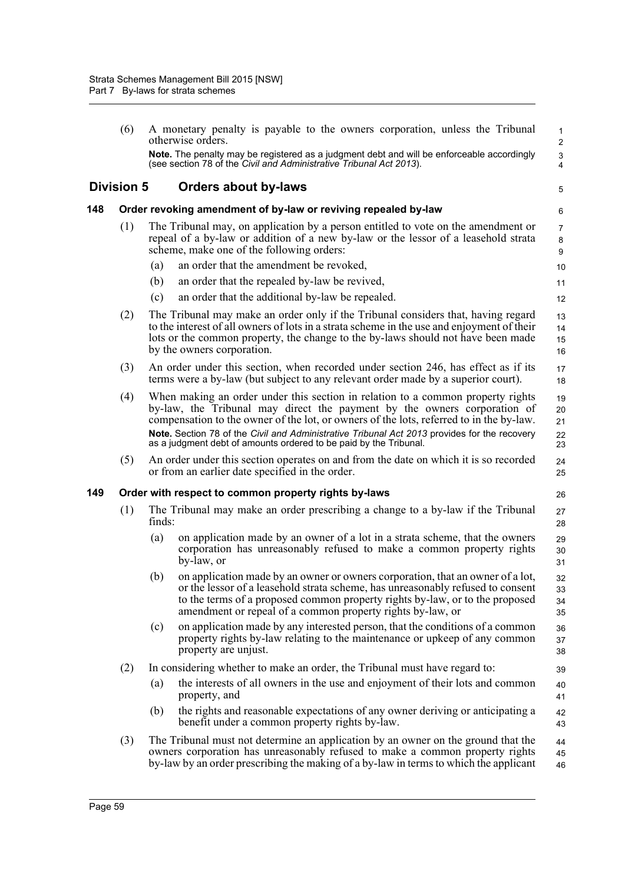(6) A monetary penalty is payable to the owners corporation, unless the Tribunal otherwise orders.

**Note.** The penalty may be registered as a judgment debt and will be enforceable accordingly (see section 78 of the *Civil and Administrative Tribunal Act 2013*).

## Division 5 Orders about by-laws

### 148 Order revoking amendment of by-law or reviving repealed by-law

(1) The Tribunal may, on application by a person entitled to vote on the amendment or repeal of a by-law or addition of a new by-law or the lessor of a leasehold strata scheme, make one of the following orders:

- (a) an order that the amendment be revoked,
- (b) an order that the repealed by-law be revived,
- (c) an order that the additional by-law be repealed.

(2) The Tribunal may make an order only if the Tribunal considers that, having regard to the interest of all owners of lots in a strata scheme in the use and enjoyment of their lots or the common property, the change to the by-laws should not have been made by the owners corporation.

(3) An order under this section, when recorded under section 246, has effect as if its terms were a by-law (but subject to any relevant order made by a superior court).

(4) When making an order under this section in relation to a common property rights by-law, the Tribunal may direct the payment by the owners corporation of compensation to the owner of the lot, or owners of the lots, referred to in the by-law.

**Note.** Section 78 of the *Civil and Administrative Tribunal Act 2013* provides for the recovery as a judgment debt of amounts ordered to be paid by the Tribunal.

(5) An order under this section operates on and from the date on which it is so recorded or from an earlier date specified in the order.

### 149 Order with respect to common property rights by-laws

(1) The Tribunal may make an order prescribing a change to a by-law if the Tribunal finds:

- (a) on application made by an owner of a lot in a strata scheme, that the owners corporation has unreasonably refused to make a common property rights by-law, or
- (b) on application made by an owner or owners corporation, that an owner of a lot, or the lessor of a leasehold strata scheme, has unreasonably refused to consent to the terms of a proposed common property rights by-law, or to the proposed amendment or repeal of a common property rights by-law, or
- (c) on application made by any interested person, that the conditions of a common property rights by-law relating to the maintenance or upkeep of any common property are unjust.

(2) In considering whether to make an order, the Tribunal must have regard to:

- (a) the interests of all owners in the use and enjoyment of their lots and common property, and
- (b) the rights and reasonable expectations of any owner deriving or anticipating a benefit under a common property rights by-law.

(3) The Tribunal must not determine an application by an owner on the ground that the owners corporation has unreasonably refused to make a common property rights by-law by an order prescribing the making of a by-law in terms to which the applicant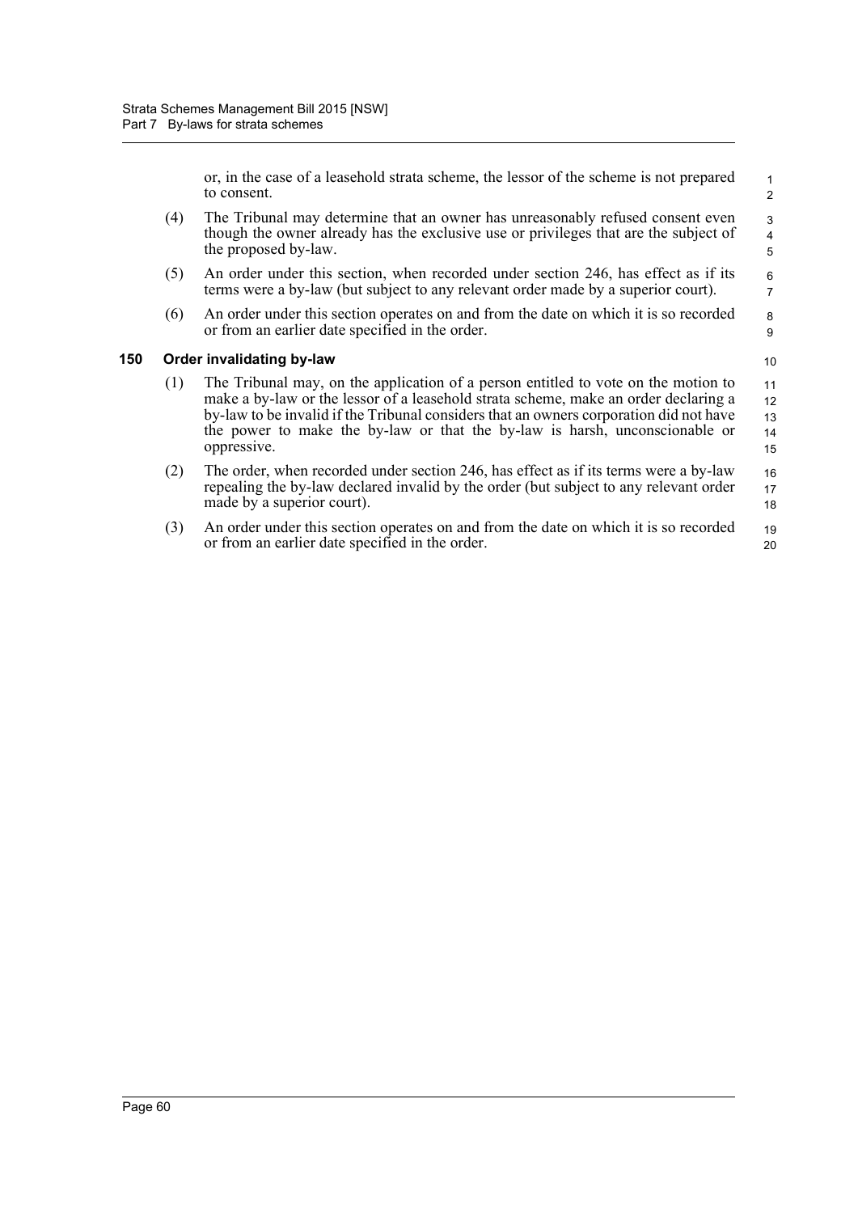or, in the case of a leasehold strata scheme, the lessor of the scheme is not prepared to consent.

(4) The Tribunal may determine that an owner has unreasonably refused consent even though the owner already has the exclusive use or privileges that are the subject of the proposed by-law.

(5) An order under this section, when recorded under section 246, has effect as if its terms were a by-law (but subject to any relevant order made by a superior court).

(6) An order under this section operates on and from the date on which it is so recorded or from an earlier date specified in the order.

### 150 Order invalidating by-law

(1) The Tribunal may, on the application of a person entitled to vote on the motion to make a by-law or the lessor of a leasehold strata scheme, make an order declaring a by-law to be invalid if the Tribunal considers that an owners corporation did not have the power to make the by-law or that the by-law is harsh, unconscionable or oppressive.

(2) The order, when recorded under section 246, has effect as if its terms were a by-law repealing the by-law declared invalid by the order (but subject to any relevant order made by a superior court).

(3) An order under this section operates on and from the date on which it is so recorded or from an earlier date specified in the order.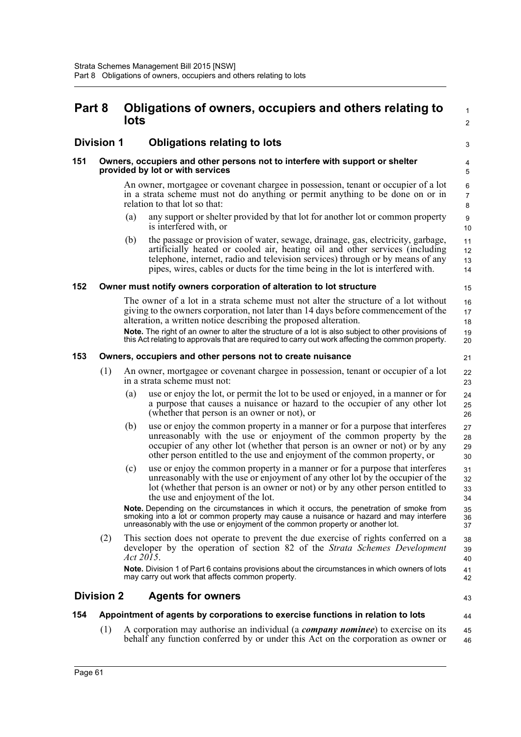# Part 8 Obligations of owners, occupiers and others relating to lots

## Division 1 Obligations relating to lots

### 151 Owners, occupiers and other persons not to interfere with support or shelter provided by lot or with services

An owner, mortgagee or covenant chargee in possession, tenant or occupier of a lot in a strata scheme must not do anything or permit anything to be done on or in relation to that lot so that:

(a) any support or shelter provided by that lot for another lot or common property is interfered with, or

(b) the passage or provision of water, sewage, drainage, gas, electricity, garbage, artificially heated or cooled air, heating oil and other services (including telephone, internet, radio and television services) through or by means of any pipes, wires, cables or ducts for the time being in the lot is interfered with.

### 152 Owner must notify owners corporation of alteration to lot structure

The owner of a lot in a strata scheme must not alter the structure of a lot without giving to the owners corporation, not later than 14 days before commencement of the alteration, a written notice describing the proposed alteration.

**Note.** The right of an owner to alter the structure of a lot is also subject to other provisions of this Act relating to approvals that are required to carry out work affecting the common property.

### 153 Owners, occupiers and other persons not to create nuisance

(1) An owner, mortgagee or covenant chargee in possession, tenant or occupier of a lot in a strata scheme must not:

(a) use or enjoy the lot, or permit the lot to be used or enjoyed, in a manner or for a purpose that causes a nuisance or hazard to the occupier of any other lot (whether that person is an owner or not), or

(b) use or enjoy the common property in a manner or for a purpose that interferes unreasonably with the use or enjoyment of the common property by the occupier of any other lot (whether that person is an owner or not) or by any other person entitled to the use and enjoyment of the common property, or

(c) use or enjoy the common property in a manner or for a purpose that interferes unreasonably with the use or enjoyment of any other lot by the occupier of the lot (whether that person is an owner or not) or by any other person entitled to the use and enjoyment of the lot.

**Note.** Depending on the circumstances in which it occurs, the penetration of smoke from smoking into a lot or common property may cause a nuisance or hazard and may interfere unreasonably with the use or enjoyment of the common property or another lot.

(2) This section does not operate to prevent the due exercise of rights conferred on a developer by the operation of section 82 of the *Strata Schemes Development Act 2015*.

**Note.** Division 1 of Part 6 contains provisions about the circumstances in which owners of lots may carry out work that affects common property.

## Division 2 Agents for owners

### 154 Appointment of agents by corporations to exercise functions in relation to lots

(1) A corporation may authorise an individual (a ***company nominee***) to exercise on its behalf any function conferred by or under this Act on the corporation as owner or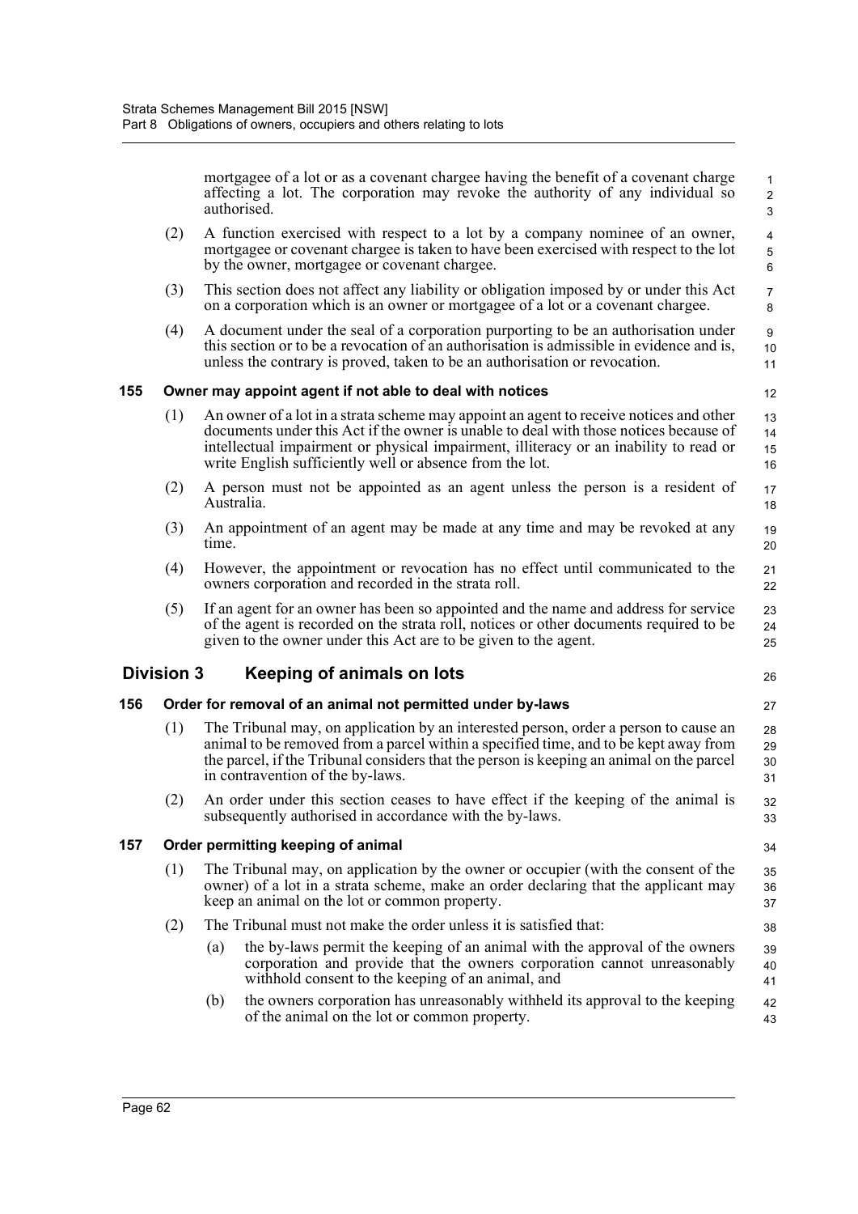mortgagee of a lot or as a covenant chargee having the benefit of a covenant charge affecting a lot. The corporation may revoke the authority of any individual so authorised.

(2) A function exercised with respect to a lot by a company nominee of an owner, mortgagee or covenant chargee is taken to have been exercised with respect to the lot by the owner, mortgagee or covenant chargee.

(3) This section does not affect any liability or obligation imposed by or under this Act on a corporation which is an owner or mortgagee of a lot or a covenant chargee.

(4) A document under the seal of a corporation purporting to be an authorisation under this section or to be a revocation of an authorisation is admissible in evidence and is, unless the contrary is proved, taken to be an authorisation or revocation.

### 155 Owner may appoint agent if not able to deal with notices

(1) An owner of a lot in a strata scheme may appoint an agent to receive notices and other documents under this Act if the owner is unable to deal with those notices because of intellectual impairment or physical impairment, illiteracy or an inability to read or write English sufficiently well or absence from the lot.

(2) A person must not be appointed as an agent unless the person is a resident of Australia.

(3) An appointment of an agent may be made at any time and may be revoked at any time.

(4) However, the appointment or revocation has no effect until communicated to the owners corporation and recorded in the strata roll.

(5) If an agent for an owner has been so appointed and the name and address for service of the agent is recorded on the strata roll, notices or other documents required to be given to the owner under this Act are to be given to the agent.

## Division 3 Keeping of animals on lots

### 156 Order for removal of an animal not permitted under by-laws

(1) The Tribunal may, on application by an interested person, order a person to cause an animal to be removed from a parcel within a specified time, and to be kept away from the parcel, if the Tribunal considers that the person is keeping an animal on the parcel in contravention of the by-laws.

(2) An order under this section ceases to have effect if the keeping of the animal is subsequently authorised in accordance with the by-laws.

### 157 Order permitting keeping of animal

(1) The Tribunal may, on application by the owner or occupier (with the consent of the owner) of a lot in a strata scheme, make an order declaring that the applicant may keep an animal on the lot or common property.

(2) The Tribunal must not make the order unless it is satisfied that:

(a) the by-laws permit the keeping of an animal with the approval of the owners corporation and provide that the owners corporation cannot unreasonably withhold consent to the keeping of an animal, and

(b) the owners corporation has unreasonably withheld its approval to the keeping of the animal on the lot or common property.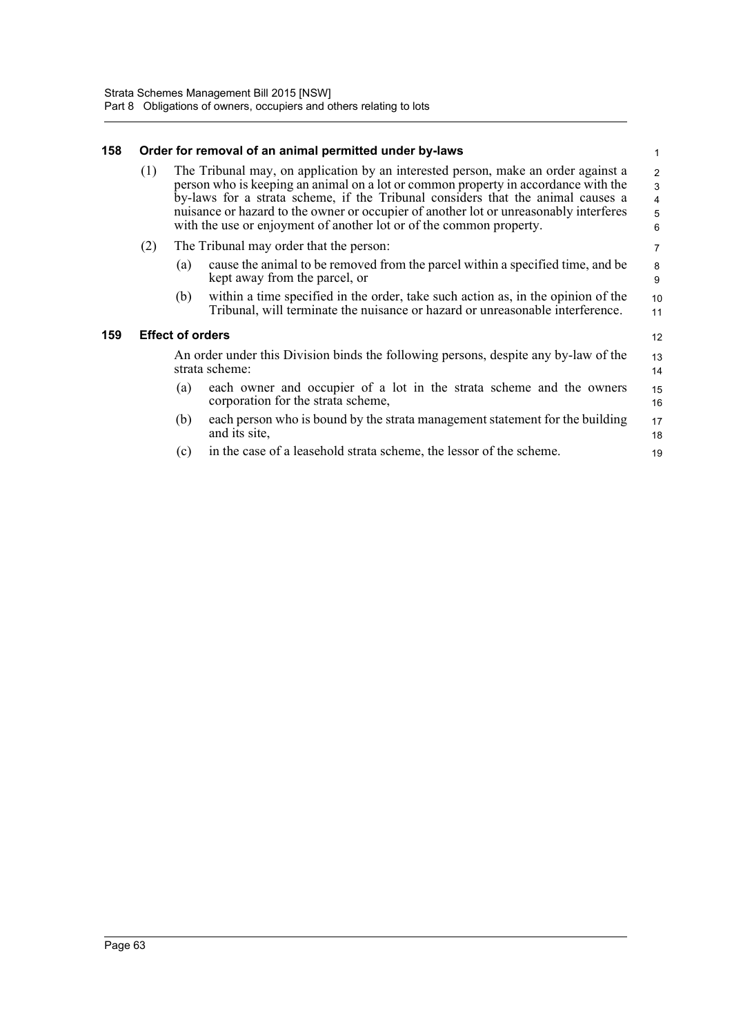### 158 Order for removal of an animal permitted under by-laws

(1) The Tribunal may, on application by an interested person, make an order against a person who is keeping an animal on a lot or common property in accordance with the by-laws for a strata scheme, if the Tribunal considers that the animal causes a nuisance or hazard to the owner or occupier of another lot or unreasonably interferes with the use or enjoyment of another lot or of the common property.

(2) The Tribunal may order that the person:

(a) cause the animal to be removed from the parcel within a specified time, and be kept away from the parcel, or

(b) within a time specified in the order, take such action as, in the opinion of the Tribunal, will terminate the nuisance or hazard or unreasonable interference.

### 159 Effect of orders

An order under this Division binds the following persons, despite any by-law of the strata scheme:

(a) each owner and occupier of a lot in the strata scheme and the owners corporation for the strata scheme,

(b) each person who is bound by the strata management statement for the building and its site,

(c) in the case of a leasehold strata scheme, the lessor of the scheme.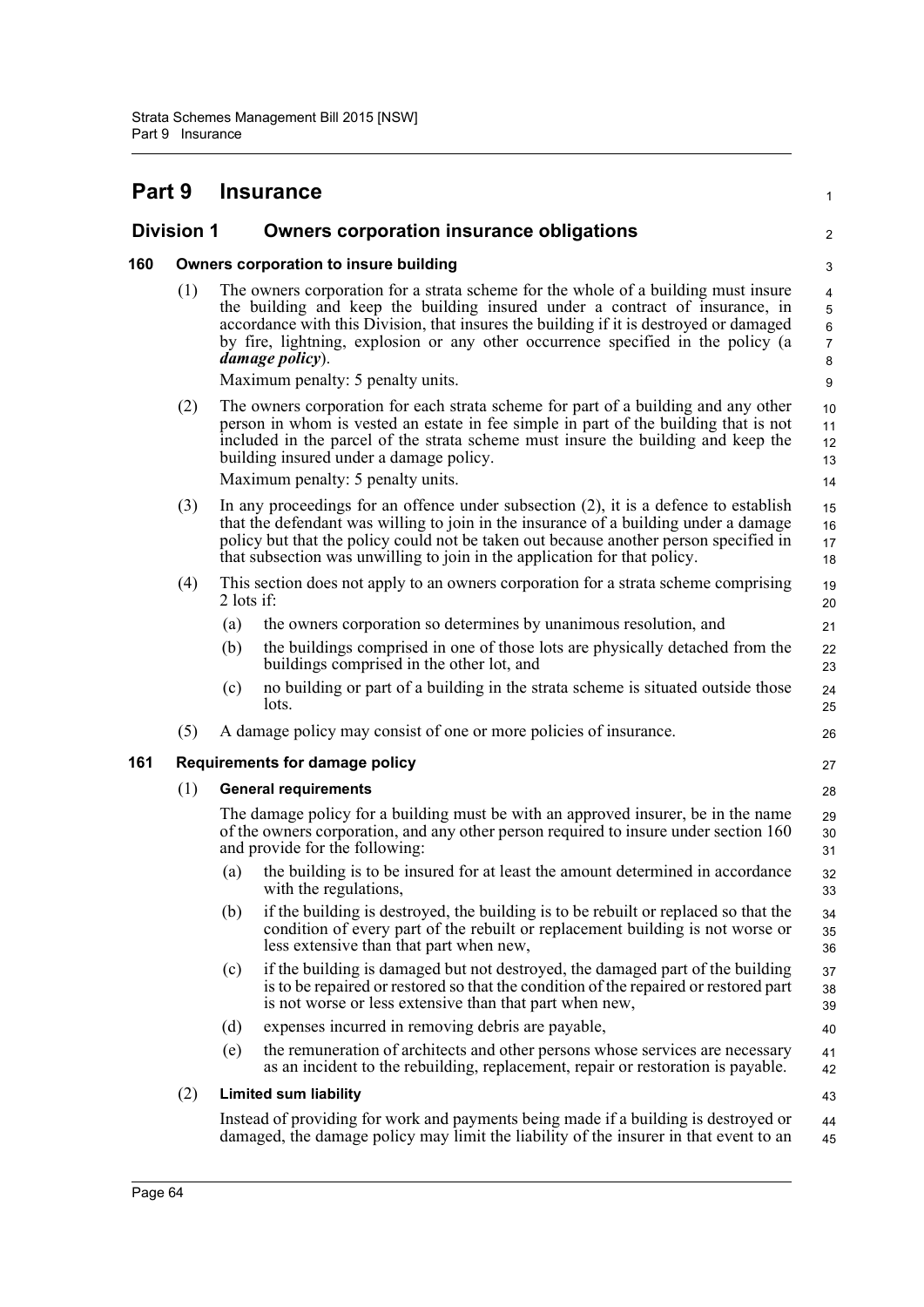# Part 9 Insurance

## Division 1 Owners corporation insurance obligations

### 160 Owners corporation to insure building

(1) The owners corporation for a strata scheme for the whole of a building must insure the building and keep the building insured under a contract of insurance, in accordance with this Division, that insures the building if it is destroyed or damaged by fire, lightning, explosion or any other occurrence specified in the policy (a ***damage policy***).

Maximum penalty: 5 penalty units.

(2) The owners corporation for each strata scheme for part of a building and any other person in whom is vested an estate in fee simple in part of the building that is not included in the parcel of the strata scheme must insure the building and keep the building insured under a damage policy.

Maximum penalty: 5 penalty units.

(3) In any proceedings for an offence under subsection (2), it is a defence to establish that the defendant was willing to join in the insurance of a building under a damage policy but that the policy could not be taken out because another person specified in that subsection was unwilling to join in the application for that policy.

(4) This section does not apply to an owners corporation for a strata scheme comprising 2 lots if:

- (a) the owners corporation so determines by unanimous resolution, and
- (b) the buildings comprised in one of those lots are physically detached from the buildings comprised in the other lot, and
- (c) no building or part of a building in the strata scheme is situated outside those lots.

(5) A damage policy may consist of one or more policies of insurance.

### 161 Requirements for damage policy

(1) **General requirements**

The damage policy for a building must be with an approved insurer, be in the name of the owners corporation, and any other person required to insure under section 160 and provide for the following:

- (a) the building is to be insured for at least the amount determined in accordance with the regulations,
- (b) if the building is destroyed, the building is to be rebuilt or replaced so that the condition of every part of the rebuilt or replacement building is not worse or less extensive than that part when new,
- (c) if the building is damaged but not destroyed, the damaged part of the building is to be repaired or restored so that the condition of the repaired or restored part is not worse or less extensive than that part when new,
- (d) expenses incurred in removing debris are payable,
- (e) the remuneration of architects and other persons whose services are necessary as an incident to the rebuilding, replacement, repair or restoration is payable.

(2) **Limited sum liability**

Instead of providing for work and payments being made if a building is destroyed or damaged, the damage policy may limit the liability of the insurer in that event to an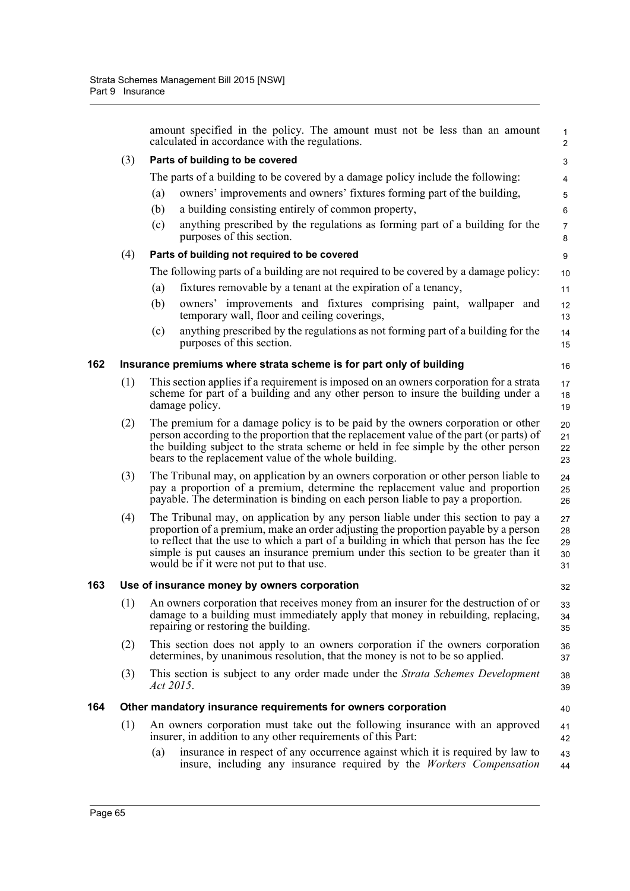amount specified in the policy. The amount must not be less than an amount calculated in accordance with the regulations.

(3) **Parts of building to be covered**

The parts of a building to be covered by a damage policy include the following:

(a) owners' improvements and owners' fixtures forming part of the building,

(b) a building consisting entirely of common property,

(c) anything prescribed by the regulations as forming part of a building for the purposes of this section.

(4) **Parts of building not required to be covered**

The following parts of a building are not required to be covered by a damage policy:

(a) fixtures removable by a tenant at the expiration of a tenancy,

(b) owners' improvements and fixtures comprising paint, wallpaper and temporary wall, floor and ceiling coverings,

(c) anything prescribed by the regulations as not forming part of a building for the purposes of this section.

### 162 Insurance premiums where strata scheme is for part only of building

(1) This section applies if a requirement is imposed on an owners corporation for a strata scheme for part of a building and any other person to insure the building under a damage policy.

(2) The premium for a damage policy is to be paid by the owners corporation or other person according to the proportion that the replacement value of the part (or parts) of the building subject to the strata scheme or held in fee simple by the other person bears to the replacement value of the whole building.

(3) The Tribunal may, on application by an owners corporation or other person liable to pay a proportion of a premium, determine the replacement value and proportion payable. The determination is binding on each person liable to pay a proportion.

(4) The Tribunal may, on application by any person liable under this section to pay a proportion of a premium, make an order adjusting the proportion payable by a person to reflect that the use to which a part of a building in which that person has the fee simple is put causes an insurance premium under this section to be greater than it would be if it were not put to that use.

### 163 Use of insurance money by owners corporation

(1) An owners corporation that receives money from an insurer for the destruction of or damage to a building must immediately apply that money in rebuilding, replacing, repairing or restoring the building.

(2) This section does not apply to an owners corporation if the owners corporation determines, by unanimous resolution, that the money is not to be so applied.

(3) This section is subject to any order made under the *Strata Schemes Development Act 2015*.

### 164 Other mandatory insurance requirements for owners corporation

(1) An owners corporation must take out the following insurance with an approved insurer, in addition to any other requirements of this Part:

(a) insurance in respect of any occurrence against which it is required by law to insure, including any insurance required by the *Workers Compensation*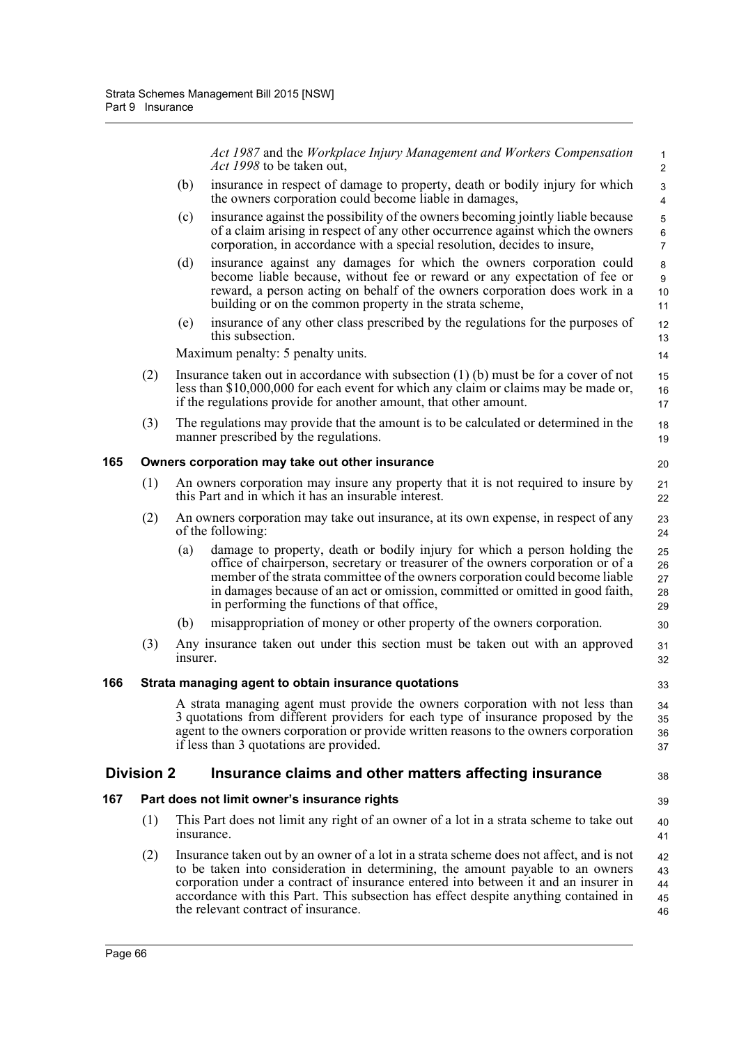*Act 1987* and the *Workplace Injury Management and Workers Compensation Act 1998* to be taken out,

(b) insurance in respect of damage to property, death or bodily injury for which the owners corporation could become liable in damages,

(c) insurance against the possibility of the owners becoming jointly liable because of a claim arising in respect of any other occurrence against which the owners corporation, in accordance with a special resolution, decides to insure,

(d) insurance against any damages for which the owners corporation could become liable because, without fee or reward or any expectation of fee or reward, a person acting on behalf of the owners corporation does work in a building or on the common property in the strata scheme,

(e) insurance of any other class prescribed by the regulations for the purposes of this subsection.

Maximum penalty: 5 penalty units.

(2) Insurance taken out in accordance with subsection (1) (b) must be for a cover of not less than $10,000,000 for each event for which any claim or claims may be made or, if the regulations provide for another amount, that other amount.

(3) The regulations may provide that the amount is to be calculated or determined in the manner prescribed by the regulations.

### 165 Owners corporation may take out other insurance

(1) An owners corporation may insure any property that it is not required to insure by this Part and in which it has an insurable interest.

(2) An owners corporation may take out insurance, at its own expense, in respect of any of the following:

(a) damage to property, death or bodily injury for which a person holding the office of chairperson, secretary or treasurer of the owners corporation or of a member of the strata committee of the owners corporation could become liable in damages because of an act or omission, committed or omitted in good faith, in performing the functions of that office,

(b) misappropriation of money or other property of the owners corporation.

(3) Any insurance taken out under this section must be taken out with an approved insurer.

### 166 Strata managing agent to obtain insurance quotations

A strata managing agent must provide the owners corporation with not less than 3 quotations from different providers for each type of insurance proposed by the agent to the owners corporation or provide written reasons to the owners corporation if less than 3 quotations are provided.

## Division 2 Insurance claims and other matters affecting insurance

### 167 Part does not limit owner's insurance rights

(1) This Part does not limit any right of an owner of a lot in a strata scheme to take out insurance.

(2) Insurance taken out by an owner of a lot in a strata scheme does not affect, and is not to be taken into consideration in determining, the amount payable to an owners corporation under a contract of insurance entered into between it and an insurer in accordance with this Part. This subsection has effect despite anything contained in the relevant contract of insurance.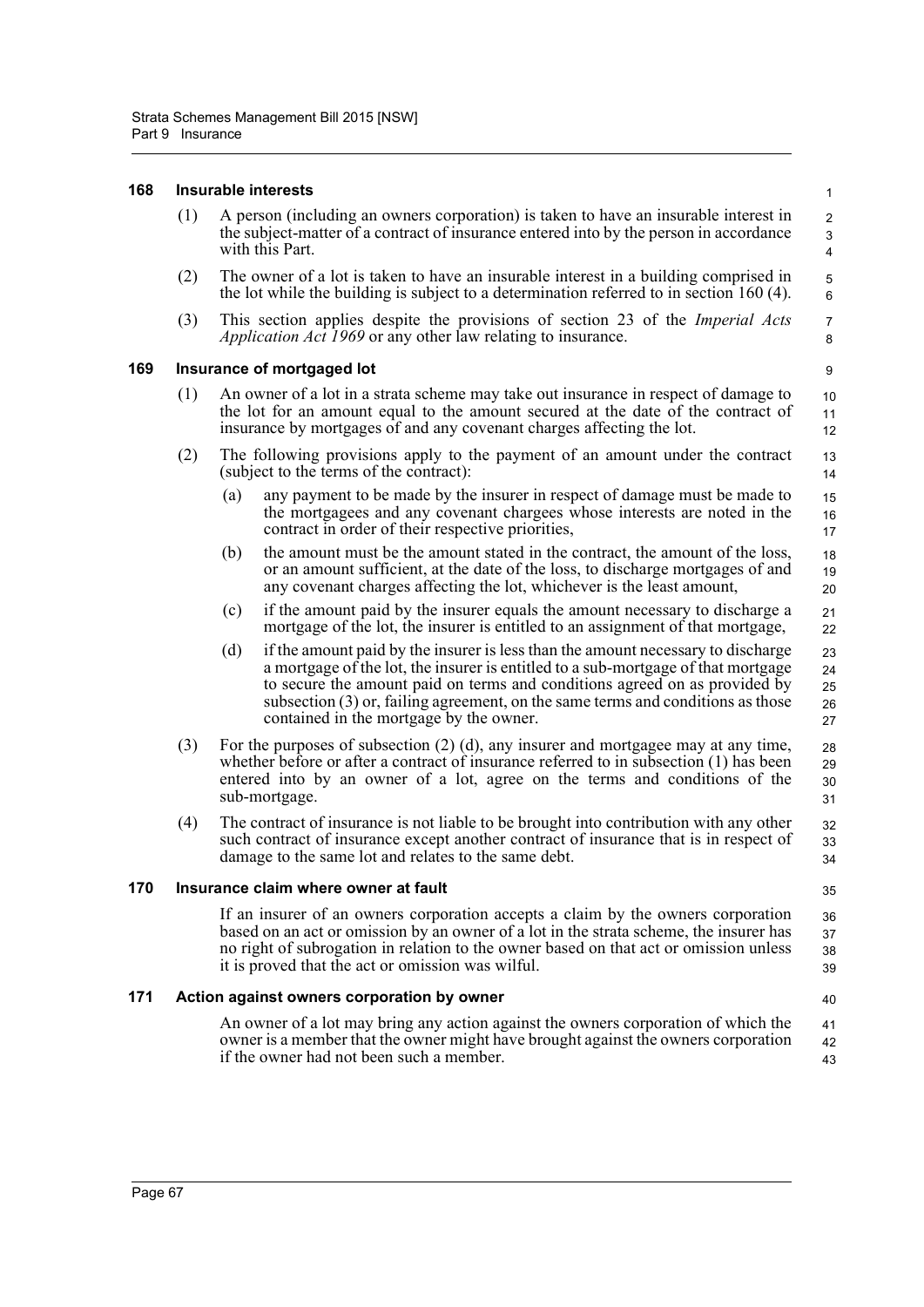### 168 Insurable interests

(1) A person (including an owners corporation) is taken to have an insurable interest in the subject-matter of a contract of insurance entered into by the person in accordance with this Part.

(2) The owner of a lot is taken to have an insurable interest in a building comprised in the lot while the building is subject to a determination referred to in section 160 (4).

(3) This section applies despite the provisions of section 23 of the *Imperial Acts Application Act 1969* or any other law relating to insurance.

### 169 Insurance of mortgaged lot

(1) An owner of a lot in a strata scheme may take out insurance in respect of damage to the lot for an amount equal to the amount secured at the date of the contract of insurance by mortgages of and any covenant charges affecting the lot.

(2) The following provisions apply to the payment of an amount under the contract (subject to the terms of the contract):

- (a) any payment to be made by the insurer in respect of damage must be made to the mortgagees and any covenant chargees whose interests are noted in the contract in order of their respective priorities,
- (b) the amount must be the amount stated in the contract, the amount of the loss, or an amount sufficient, at the date of the loss, to discharge mortgages of and any covenant charges affecting the lot, whichever is the least amount,
- (c) if the amount paid by the insurer equals the amount necessary to discharge a mortgage of the lot, the insurer is entitled to an assignment of that mortgage,
- (d) if the amount paid by the insurer is less than the amount necessary to discharge a mortgage of the lot, the insurer is entitled to a sub-mortgage of that mortgage to secure the amount paid on terms and conditions agreed on as provided by subsection (3) or, failing agreement, on the same terms and conditions as those contained in the mortgage by the owner.

(3) For the purposes of subsection (2) (d), any insurer and mortgagee may at any time, whether before or after a contract of insurance referred to in subsection (1) has been entered into by an owner of a lot, agree on the terms and conditions of the sub-mortgage.

(4) The contract of insurance is not liable to be brought into contribution with any other such contract of insurance except another contract of insurance that is in respect of damage to the same lot and relates to the same debt.

### 170 Insurance claim where owner at fault

If an insurer of an owners corporation accepts a claim by the owners corporation based on an act or omission by an owner of a lot in the strata scheme, the insurer has no right of subrogation in relation to the owner based on that act or omission unless it is proved that the act or omission was wilful.

### 171 Action against owners corporation by owner

An owner of a lot may bring any action against the owners corporation of which the owner is a member that the owner might have brought against the owners corporation if the owner had not been such a member.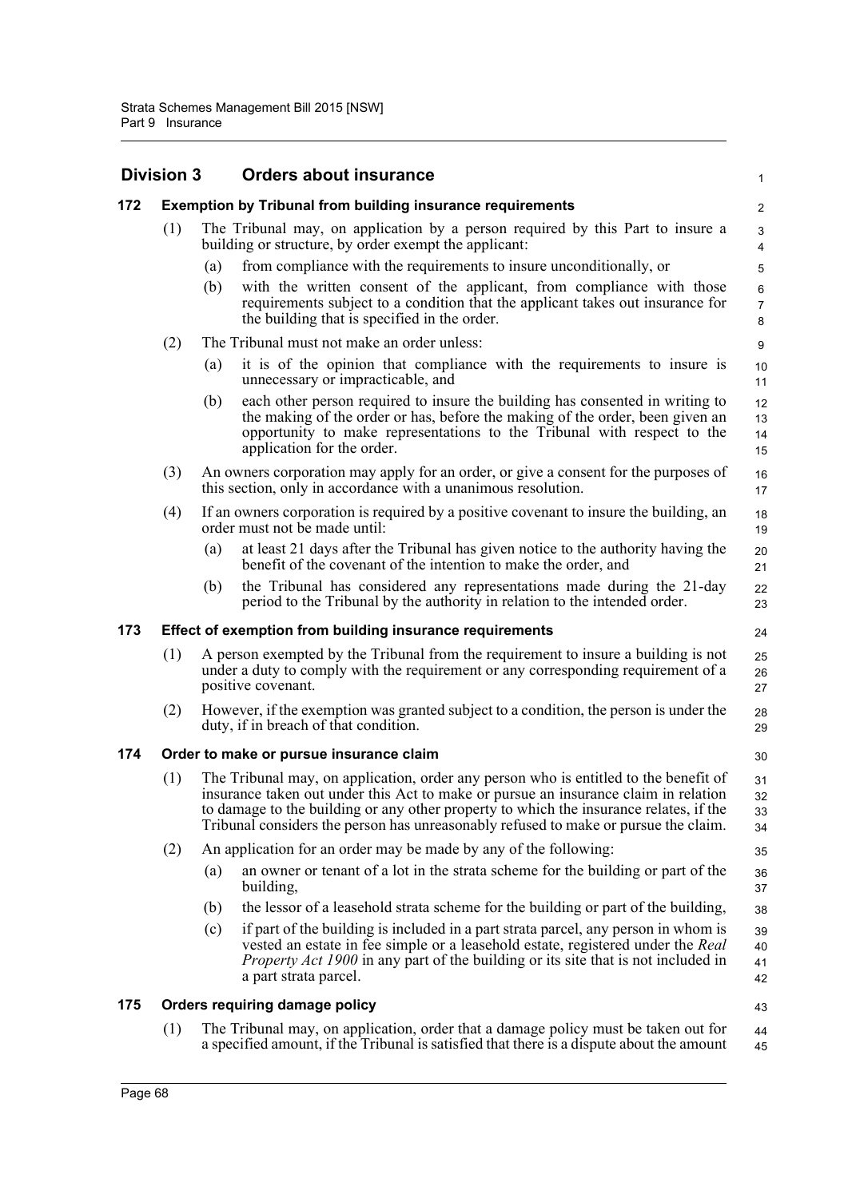## Division 3 Orders about insurance

### 172 Exemption by Tribunal from building insurance requirements

(1) The Tribunal may, on application by a person required by this Part to insure a building or structure, by order exempt the applicant:

(a) from compliance with the requirements to insure unconditionally, or

(b) with the written consent of the applicant, from compliance with those requirements subject to a condition that the applicant takes out insurance for the building that is specified in the order.

(2) The Tribunal must not make an order unless:

(a) it is of the opinion that compliance with the requirements to insure is unnecessary or impracticable, and

(b) each other person required to insure the building has consented in writing to the making of the order or has, before the making of the order, been given an opportunity to make representations to the Tribunal with respect to the application for the order.

(3) An owners corporation may apply for an order, or give a consent for the purposes of this section, only in accordance with a unanimous resolution.

(4) If an owners corporation is required by a positive covenant to insure the building, an order must not be made until:

(a) at least 21 days after the Tribunal has given notice to the authority having the benefit of the covenant of the intention to make the order, and

(b) the Tribunal has considered any representations made during the 21-day period to the Tribunal by the authority in relation to the intended order.

### 173 Effect of exemption from building insurance requirements

(1) A person exempted by the Tribunal from the requirement to insure a building is not under a duty to comply with the requirement or any corresponding requirement of a positive covenant.

(2) However, if the exemption was granted subject to a condition, the person is under the duty, if in breach of that condition.

### 174 Order to make or pursue insurance claim

(1) The Tribunal may, on application, order any person who is entitled to the benefit of insurance taken out under this Act to make or pursue an insurance claim in relation to damage to the building or any other property to which the insurance relates, if the Tribunal considers the person has unreasonably refused to make or pursue the claim.

(2) An application for an order may be made by any of the following:

(a) an owner or tenant of a lot in the strata scheme for the building or part of the building,

(b) the lessor of a leasehold strata scheme for the building or part of the building,

(c) if part of the building is included in a part strata parcel, any person in whom is vested an estate in fee simple or a leasehold estate, registered under the *Real Property Act 1900* in any part of the building or its site that is not included in a part strata parcel.

### 175 Orders requiring damage policy

(1) The Tribunal may, on application, order that a damage policy must be taken out for a specified amount, if the Tribunal is satisfied that there is a dispute about the amount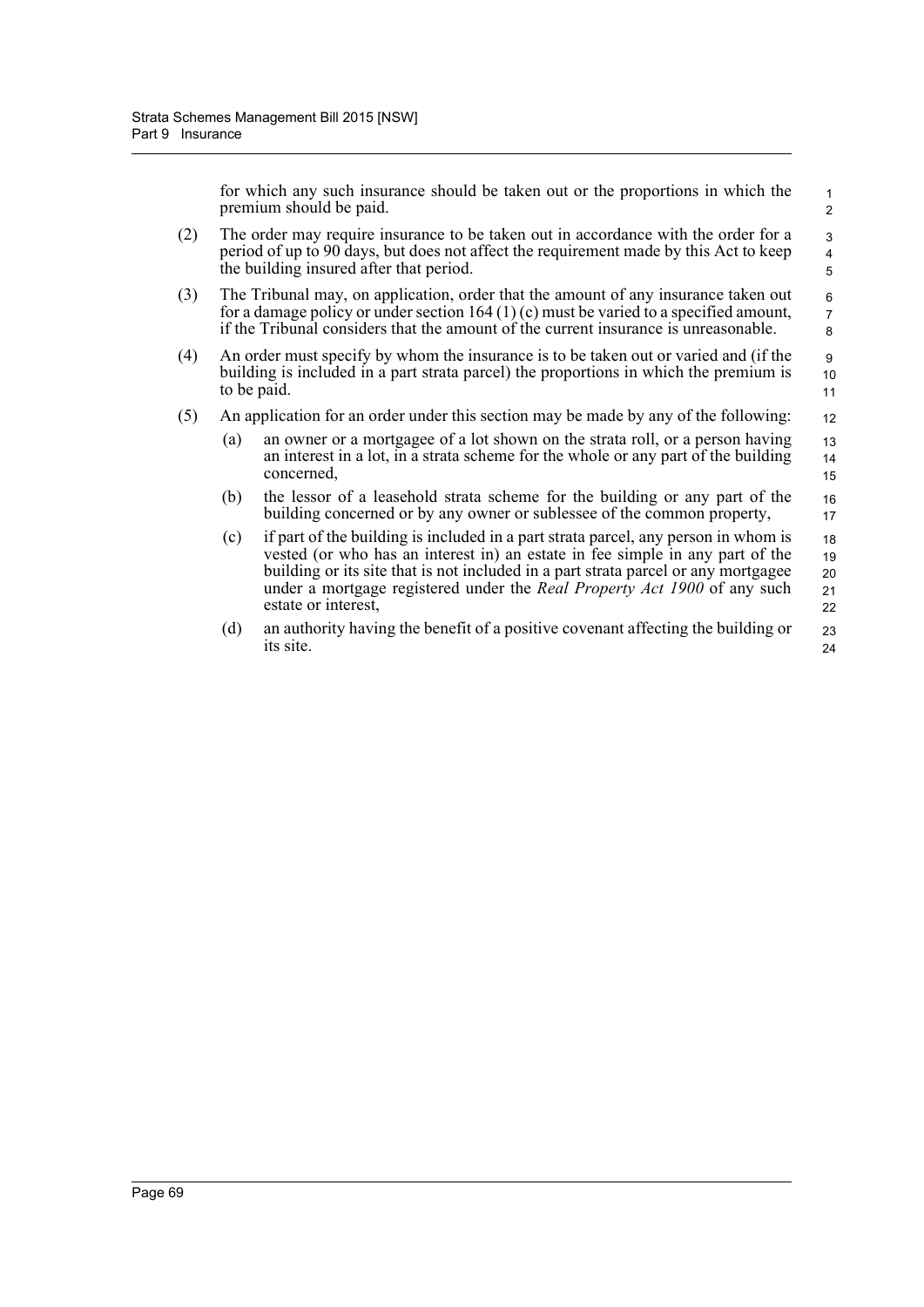for which any such insurance should be taken out or the proportions in which the premium should be paid.

(2) The order may require insurance to be taken out in accordance with the order for a period of up to 90 days, but does not affect the requirement made by this Act to keep the building insured after that period.

(3) The Tribunal may, on application, order that the amount of any insurance taken out for a damage policy or under section 164 (1) (c) must be varied to a specified amount, if the Tribunal considers that the amount of the current insurance is unreasonable.

(4) An order must specify by whom the insurance is to be taken out or varied and (if the building is included in a part strata parcel) the proportions in which the premium is to be paid.

(5) An application for an order under this section may be made by any of the following:

(a) an owner or a mortgagee of a lot shown on the strata roll, or a person having an interest in a lot, in a strata scheme for the whole or any part of the building concerned,

(b) the lessor of a leasehold strata scheme for the building or any part of the building concerned or by any owner or sublessee of the common property,

(c) if part of the building is included in a part strata parcel, any person in whom is vested (or who has an interest in) an estate in fee simple in any part of the building or its site that is not included in a part strata parcel or any mortgagee under a mortgage registered under the *Real Property Act 1900* of any such estate or interest,

(d) an authority having the benefit of a positive covenant affecting the building or its site.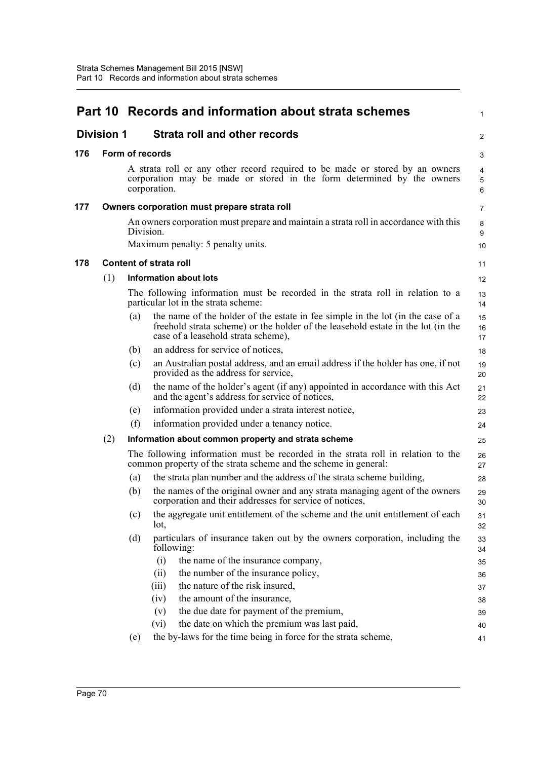# Part 10 Records and information about strata schemes

## Division 1 Strata roll and other records

### 176 Form of records

A strata roll or any other record required to be made or stored by an owners corporation may be made or stored in the form determined by the owners corporation.

### 177 Owners corporation must prepare strata roll

An owners corporation must prepare and maintain a strata roll in accordance with this Division.

Maximum penalty: 5 penalty units.

### 178 Content of strata roll

(1) **Information about lots**

The following information must be recorded in the strata roll in relation to a particular lot in the strata scheme:

- (a) the name of the holder of the estate in fee simple in the lot (in the case of a freehold strata scheme) or the holder of the leasehold estate in the lot (in the case of a leasehold strata scheme),
- (b) an address for service of notices,
- (c) an Australian postal address, and an email address if the holder has one, if not provided as the address for service,
- (d) the name of the holder's agent (if any) appointed in accordance with this Act and the agent's address for service of notices,
- (e) information provided under a strata interest notice,
- (f) information provided under a tenancy notice.

(2) **Information about common property and strata scheme**

The following information must be recorded in the strata roll in relation to the common property of the strata scheme and the scheme in general:

- (a) the strata plan number and the address of the strata scheme building,
- (b) the names of the original owner and any strata managing agent of the owners corporation and their addresses for service of notices,
- (c) the aggregate unit entitlement of the scheme and the unit entitlement of each lot,
- (d) particulars of insurance taken out by the owners corporation, including the following:
  - (i) the name of the insurance company,
  - (ii) the number of the insurance policy,
  - (iii) the nature of the risk insured,
  - (iv) the amount of the insurance,
  - (v) the due date for payment of the premium,
  - (vi) the date on which the premium was last paid,
- (e) the by-laws for the time being in force for the strata scheme,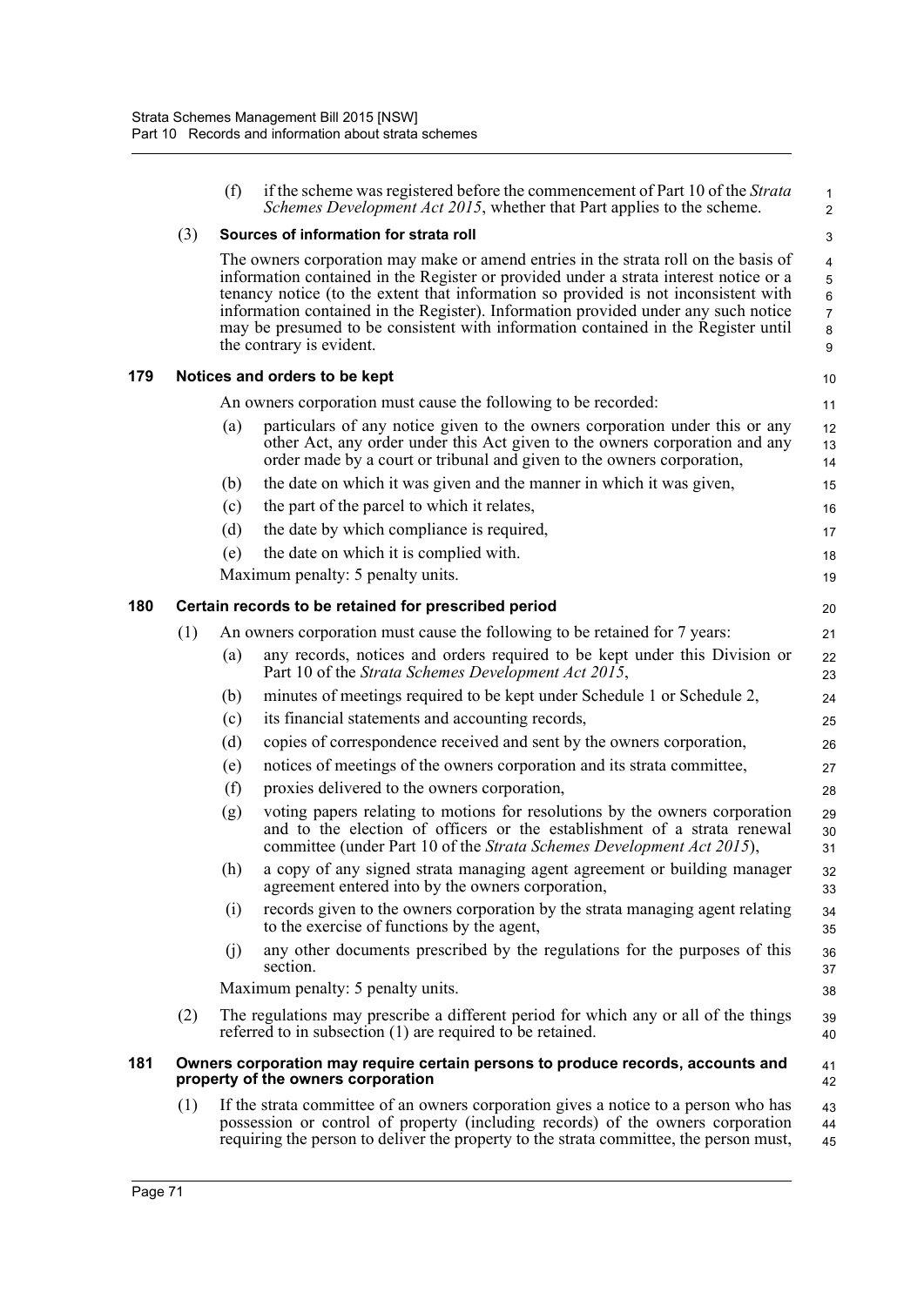(f) if the scheme was registered before the commencement of Part 10 of the *Strata Schemes Development Act 2015*, whether that Part applies to the scheme.

(3) **Sources of information for strata roll**

The owners corporation may make or amend entries in the strata roll on the basis of information contained in the Register or provided under a strata interest notice or a tenancy notice (to the extent that information so provided is not inconsistent with information contained in the Register). Information provided under any such notice may be presumed to be consistent with information contained in the Register until the contrary is evident.

### 179 Notices and orders to be kept

An owners corporation must cause the following to be recorded:

(a) particulars of any notice given to the owners corporation under this or any other Act, any order under this Act given to the owners corporation and any order made by a court or tribunal and given to the owners corporation,

(b) the date on which it was given and the manner in which it was given,

(c) the part of the parcel to which it relates,

(d) the date by which compliance is required,

(e) the date on which it is complied with.

Maximum penalty: 5 penalty units.

### 180 Certain records to be retained for prescribed period

(1) An owners corporation must cause the following to be retained for 7 years:

(a) any records, notices and orders required to be kept under this Division or Part 10 of the *Strata Schemes Development Act 2015*,

(b) minutes of meetings required to be kept under Schedule 1 or Schedule 2,

(c) its financial statements and accounting records,

(d) copies of correspondence received and sent by the owners corporation,

(e) notices of meetings of the owners corporation and its strata committee,

(f) proxies delivered to the owners corporation,

(g) voting papers relating to motions for resolutions by the owners corporation and to the election of officers or the establishment of a strata renewal committee (under Part 10 of the *Strata Schemes Development Act 2015*),

(h) a copy of any signed strata managing agent agreement or building manager agreement entered into by the owners corporation,

(i) records given to the owners corporation by the strata managing agent relating to the exercise of functions by the agent,

(j) any other documents prescribed by the regulations for the purposes of this section.

Maximum penalty: 5 penalty units.

(2) The regulations may prescribe a different period for which any or all of the things referred to in subsection (1) are required to be retained.

### 181 Owners corporation may require certain persons to produce records, accounts and property of the owners corporation

(1) If the strata committee of an owners corporation gives a notice to a person who has possession or control of property (including records) of the owners corporation requiring the person to deliver the property to the strata committee, the person must,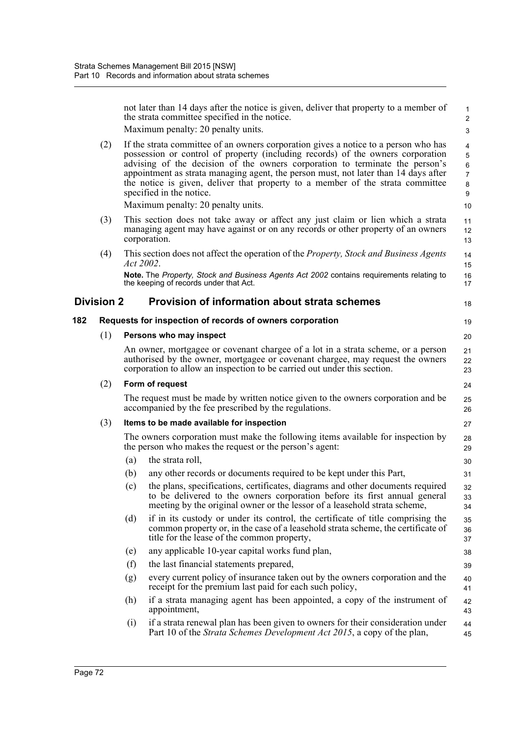not later than 14 days after the notice is given, deliver that property to a member of the strata committee specified in the notice.

Maximum penalty: 20 penalty units.

(2) If the strata committee of an owners corporation gives a notice to a person who has possession or control of property (including records) of the owners corporation advising of the decision of the owners corporation to terminate the person's appointment as strata managing agent, the person must, not later than 14 days after the notice is given, deliver that property to a member of the strata committee specified in the notice.

Maximum penalty: 20 penalty units.

(3) This section does not take away or affect any just claim or lien which a strata managing agent may have against or on any records or other property of an owners corporation.

(4) This section does not affect the operation of the *Property, Stock and Business Agents Act 2002*.

**Note.** The *Property, Stock and Business Agents Act 2002* contains requirements relating to the keeping of records under that Act.

## Division 2 Provision of information about strata schemes

### 182 Requests for inspection of records of owners corporation

(1) **Persons who may inspect**

An owner, mortgagee or covenant chargee of a lot in a strata scheme, or a person authorised by the owner, mortgagee or covenant chargee, may request the owners corporation to allow an inspection to be carried out under this section.

(2) **Form of request**

The request must be made by written notice given to the owners corporation and be accompanied by the fee prescribed by the regulations.

(3) **Items to be made available for inspection**

The owners corporation must make the following items available for inspection by the person who makes the request or the person's agent:

(a) the strata roll,

(b) any other records or documents required to be kept under this Part,

(c) the plans, specifications, certificates, diagrams and other documents required to be delivered to the owners corporation before its first annual general meeting by the original owner or the lessor of a leasehold strata scheme,

(d) if in its custody or under its control, the certificate of title comprising the common property or, in the case of a leasehold strata scheme, the certificate of title for the lease of the common property,

(e) any applicable 10-year capital works fund plan,

(f) the last financial statements prepared,

(g) every current policy of insurance taken out by the owners corporation and the receipt for the premium last paid for each such policy,

(h) if a strata managing agent has been appointed, a copy of the instrument of appointment,

(i) if a strata renewal plan has been given to owners for their consideration under Part 10 of the *Strata Schemes Development Act 2015*, a copy of the plan,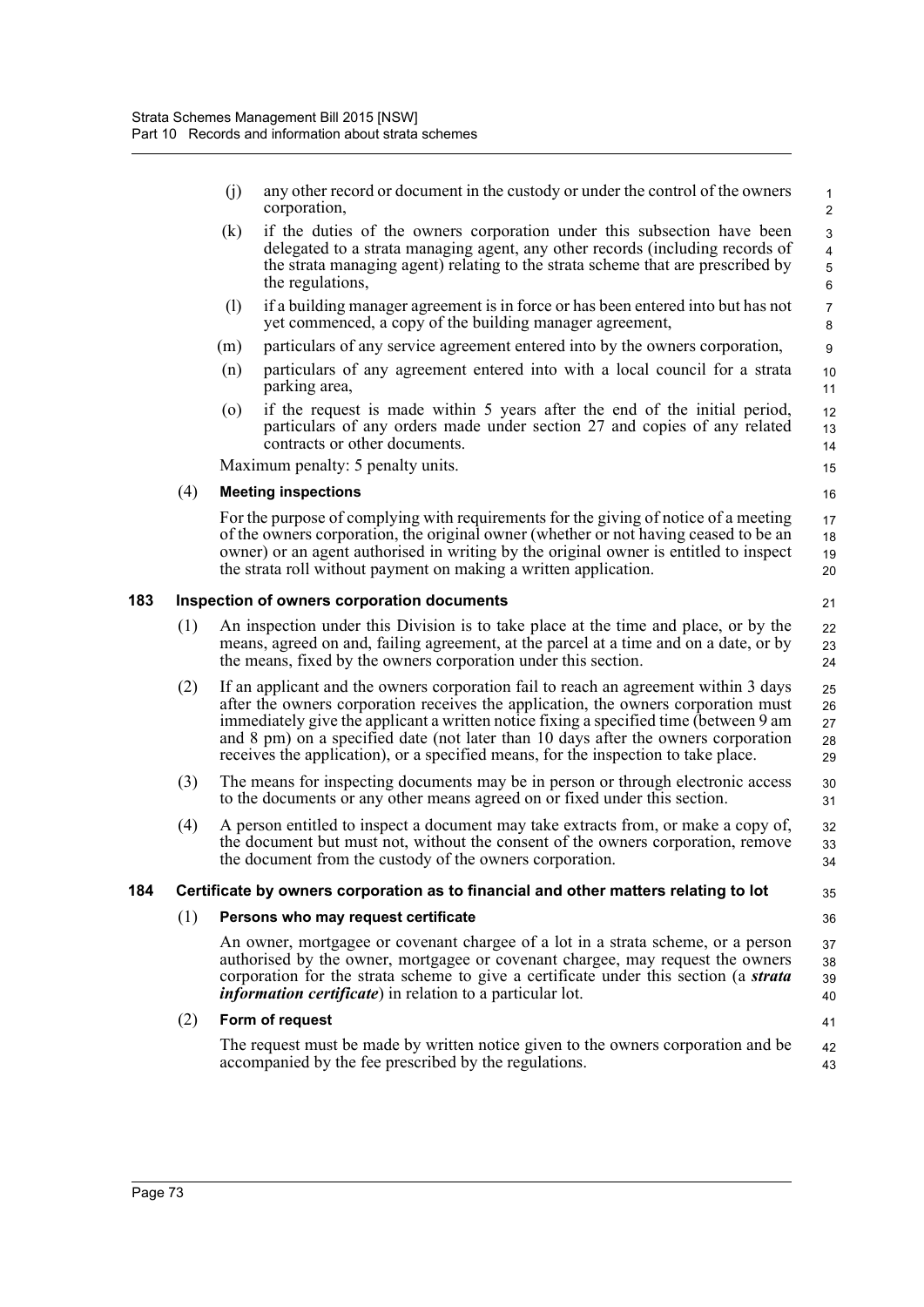(j) any other record or document in the custody or under the control of the owners corporation,

(k) if the duties of the owners corporation under this subsection have been delegated to a strata managing agent, any other records (including records of the strata managing agent) relating to the strata scheme that are prescribed by the regulations,

(l) if a building manager agreement is in force or has been entered into but has not yet commenced, a copy of the building manager agreement,

(m) particulars of any service agreement entered into by the owners corporation,

(n) particulars of any agreement entered into with a local council for a strata parking area,

(o) if the request is made within 5 years after the end of the initial period, particulars of any orders made under section 27 and copies of any related contracts or other documents.

Maximum penalty: 5 penalty units.

(4) **Meeting inspections**

For the purpose of complying with requirements for the giving of notice of a meeting of the owners corporation, the original owner (whether or not having ceased to be an owner) or an agent authorised in writing by the original owner is entitled to inspect the strata roll without payment on making a written application.

### 183 Inspection of owners corporation documents

(1) An inspection under this Division is to take place at the time and place, or by the means, agreed on and, failing agreement, at the parcel at a time and on a date, or by the means, fixed by the owners corporation under this section.

(2) If an applicant and the owners corporation fail to reach an agreement within 3 days after the owners corporation receives the application, the owners corporation must immediately give the applicant a written notice fixing a specified time (between 9 am and 8 pm) on a specified date (not later than 10 days after the owners corporation receives the application), or a specified means, for the inspection to take place.

(3) The means for inspecting documents may be in person or through electronic access to the documents or any other means agreed on or fixed under this section.

(4) A person entitled to inspect a document may take extracts from, or make a copy of, the document but must not, without the consent of the owners corporation, remove the document from the custody of the owners corporation.

### 184 Certificate by owners corporation as to financial and other matters relating to lot

(1) **Persons who may request certificate**

An owner, mortgagee or covenant chargee of a lot in a strata scheme, or a person authorised by the owner, mortgagee or covenant chargee, may request the owners corporation for the strata scheme to give a certificate under this section (a ***strata information certificate***) in relation to a particular lot.

(2) **Form of request**

The request must be made by written notice given to the owners corporation and be accompanied by the fee prescribed by the regulations.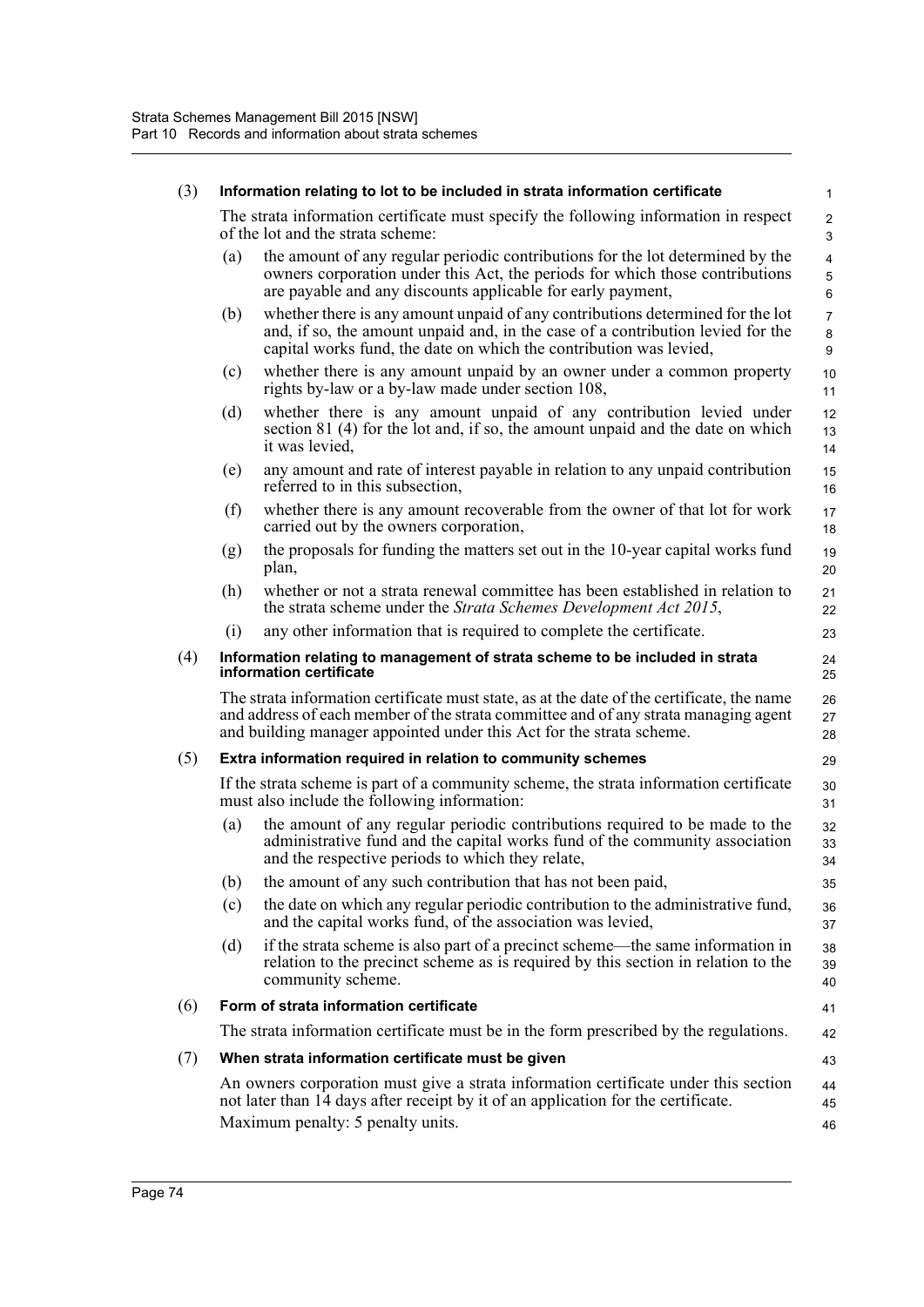(3) **Information relating to lot to be included in strata information certificate**

The strata information certificate must specify the following information in respect of the lot and the strata scheme:

(a) the amount of any regular periodic contributions for the lot determined by the owners corporation under this Act, the periods for which those contributions are payable and any discounts applicable for early payment,

(b) whether there is any amount unpaid of any contributions determined for the lot and, if so, the amount unpaid and, in the case of a contribution levied for the capital works fund, the date on which the contribution was levied,

(c) whether there is any amount unpaid by an owner under a common property rights by-law or a by-law made under section 108,

(d) whether there is any amount unpaid of any contribution levied under section 81 (4) for the lot and, if so, the amount unpaid and the date on which it was levied,

(e) any amount and rate of interest payable in relation to any unpaid contribution referred to in this subsection,

(f) whether there is any amount recoverable from the owner of that lot for work carried out by the owners corporation,

(g) the proposals for funding the matters set out in the 10-year capital works fund plan,

(h) whether or not a strata renewal committee has been established in relation to the strata scheme under the *Strata Schemes Development Act 2015*,

(i) any other information that is required to complete the certificate.

(4) **Information relating to management of strata scheme to be included in strata information certificate**

The strata information certificate must state, as at the date of the certificate, the name and address of each member of the strata committee and of any strata managing agent and building manager appointed under this Act for the strata scheme.

(5) **Extra information required in relation to community schemes**

If the strata scheme is part of a community scheme, the strata information certificate must also include the following information:

(a) the amount of any regular periodic contributions required to be made to the administrative fund and the capital works fund of the community association and the respective periods to which they relate,

(b) the amount of any such contribution that has not been paid,

(c) the date on which any regular periodic contribution to the administrative fund, and the capital works fund, of the association was levied,

(d) if the strata scheme is also part of a precinct scheme—the same information in relation to the precinct scheme as is required by this section in relation to the community scheme.

(6) **Form of strata information certificate**

The strata information certificate must be in the form prescribed by the regulations.

(7) **When strata information certificate must be given**

An owners corporation must give a strata information certificate under this section not later than 14 days after receipt by it of an application for the certificate.

Maximum penalty: 5 penalty units.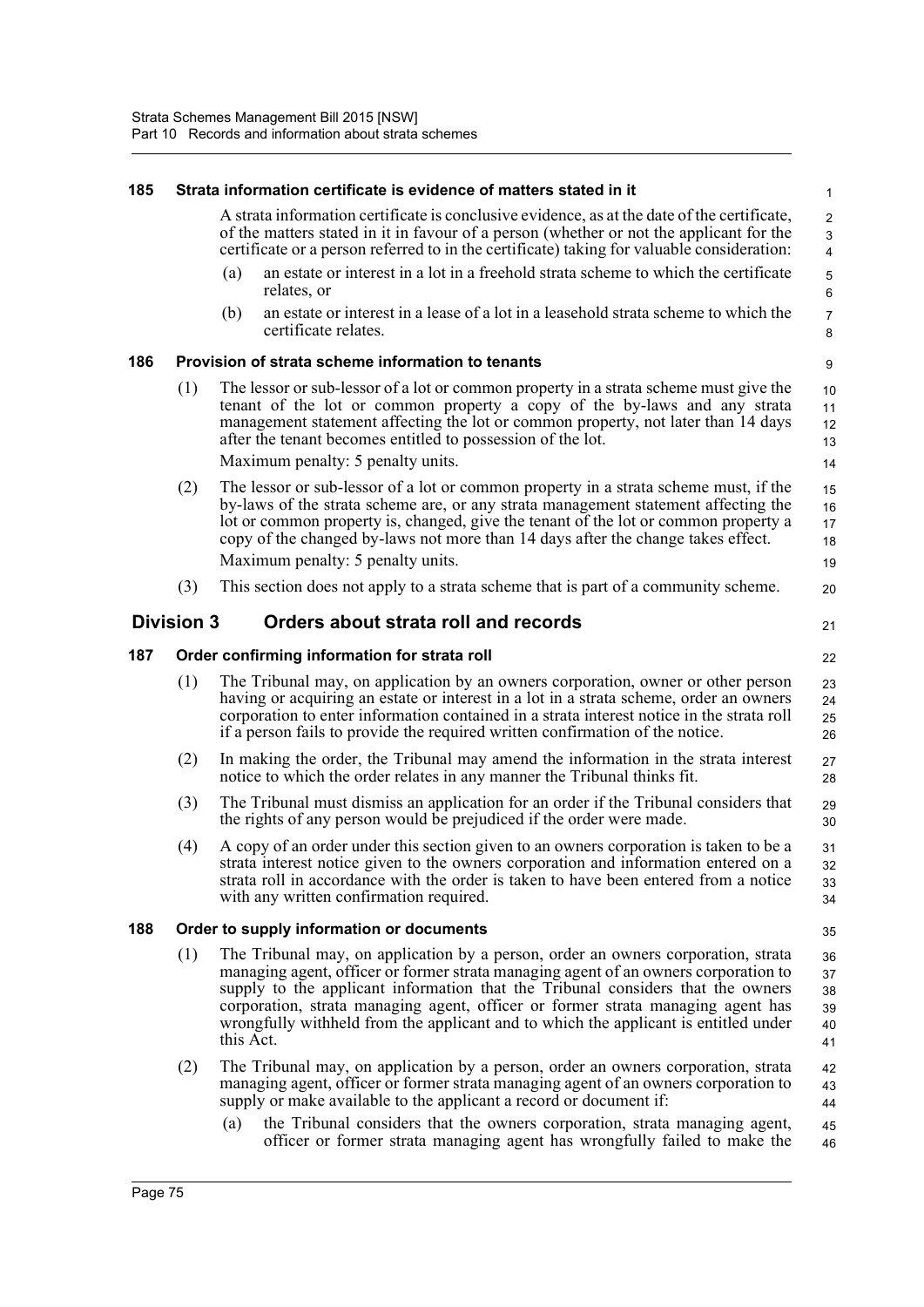### 185 Strata information certificate is evidence of matters stated in it

A strata information certificate is conclusive evidence, as at the date of the certificate, of the matters stated in it in favour of a person (whether or not the applicant for the certificate or a person referred to in the certificate) taking for valuable consideration:

(a) an estate or interest in a lot in a freehold strata scheme to which the certificate relates, or

(b) an estate or interest in a lease of a lot in a leasehold strata scheme to which the certificate relates.

### 186 Provision of strata scheme information to tenants

(1) The lessor or sub-lessor of a lot or common property in a strata scheme must give the tenant of the lot or common property a copy of the by-laws and any strata management statement affecting the lot or common property, not later than 14 days after the tenant becomes entitled to possession of the lot.

Maximum penalty: 5 penalty units.

(2) The lessor or sub-lessor of a lot or common property in a strata scheme must, if the by-laws of the strata scheme are, or any strata management statement affecting the lot or common property is, changed, give the tenant of the lot or common property a copy of the changed by-laws not more than 14 days after the change takes effect.

Maximum penalty: 5 penalty units.

(3) This section does not apply to a strata scheme that is part of a community scheme.

## Division 3 Orders about strata roll and records

### 187 Order confirming information for strata roll

(1) The Tribunal may, on application by an owners corporation, owner or other person having or acquiring an estate or interest in a lot in a strata scheme, order an owners corporation to enter information contained in a strata interest notice in the strata roll if a person fails to provide the required written confirmation of the notice.

(2) In making the order, the Tribunal may amend the information in the strata interest notice to which the order relates in any manner the Tribunal thinks fit.

(3) The Tribunal must dismiss an application for an order if the Tribunal considers that the rights of any person would be prejudiced if the order were made.

(4) A copy of an order under this section given to an owners corporation is taken to be a strata interest notice given to the owners corporation and information entered on a strata roll in accordance with the order is taken to have been entered from a notice with any written confirmation required.

### 188 Order to supply information or documents

(1) The Tribunal may, on application by a person, order an owners corporation, strata managing agent, officer or former strata managing agent of an owners corporation to supply to the applicant information that the Tribunal considers that the owners corporation, strata managing agent, officer or former strata managing agent has wrongfully withheld from the applicant and to which the applicant is entitled under this Act.

(2) The Tribunal may, on application by a person, order an owners corporation, strata managing agent, officer or former strata managing agent of an owners corporation to supply or make available to the applicant a record or document if:

(a) the Tribunal considers that the owners corporation, strata managing agent, officer or former strata managing agent has wrongfully failed to make the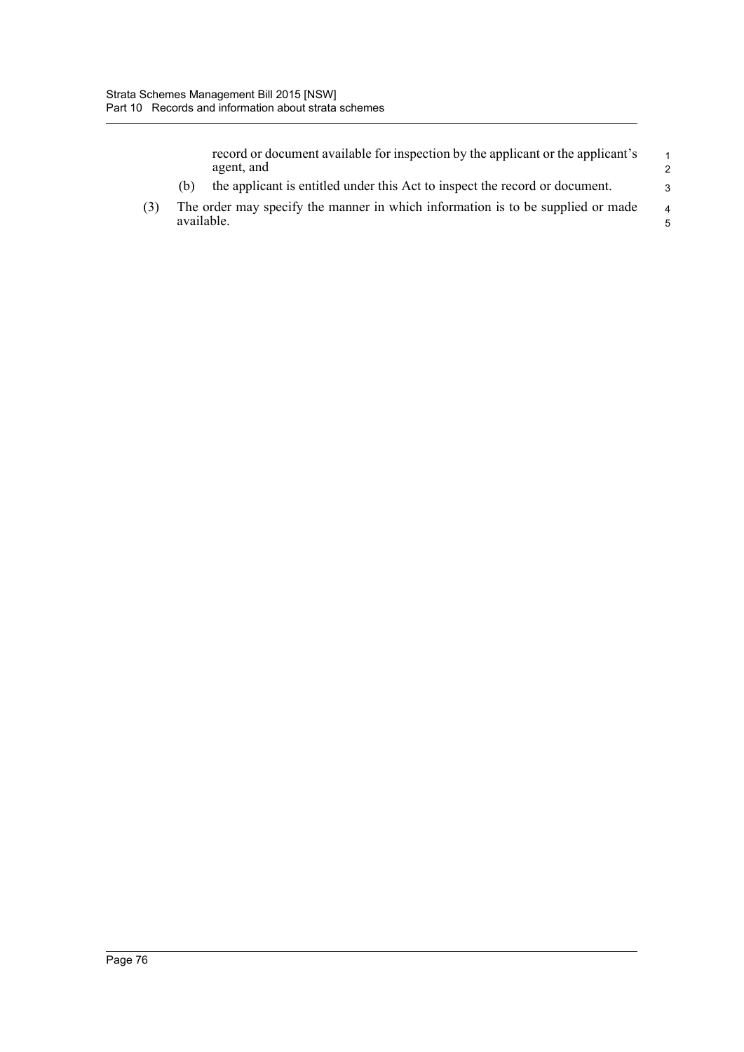record or document available for inspection by the applicant or the applicant's agent, and

(b) the applicant is entitled under this Act to inspect the record or document.

(3) The order may specify the manner in which information is to be supplied or made available.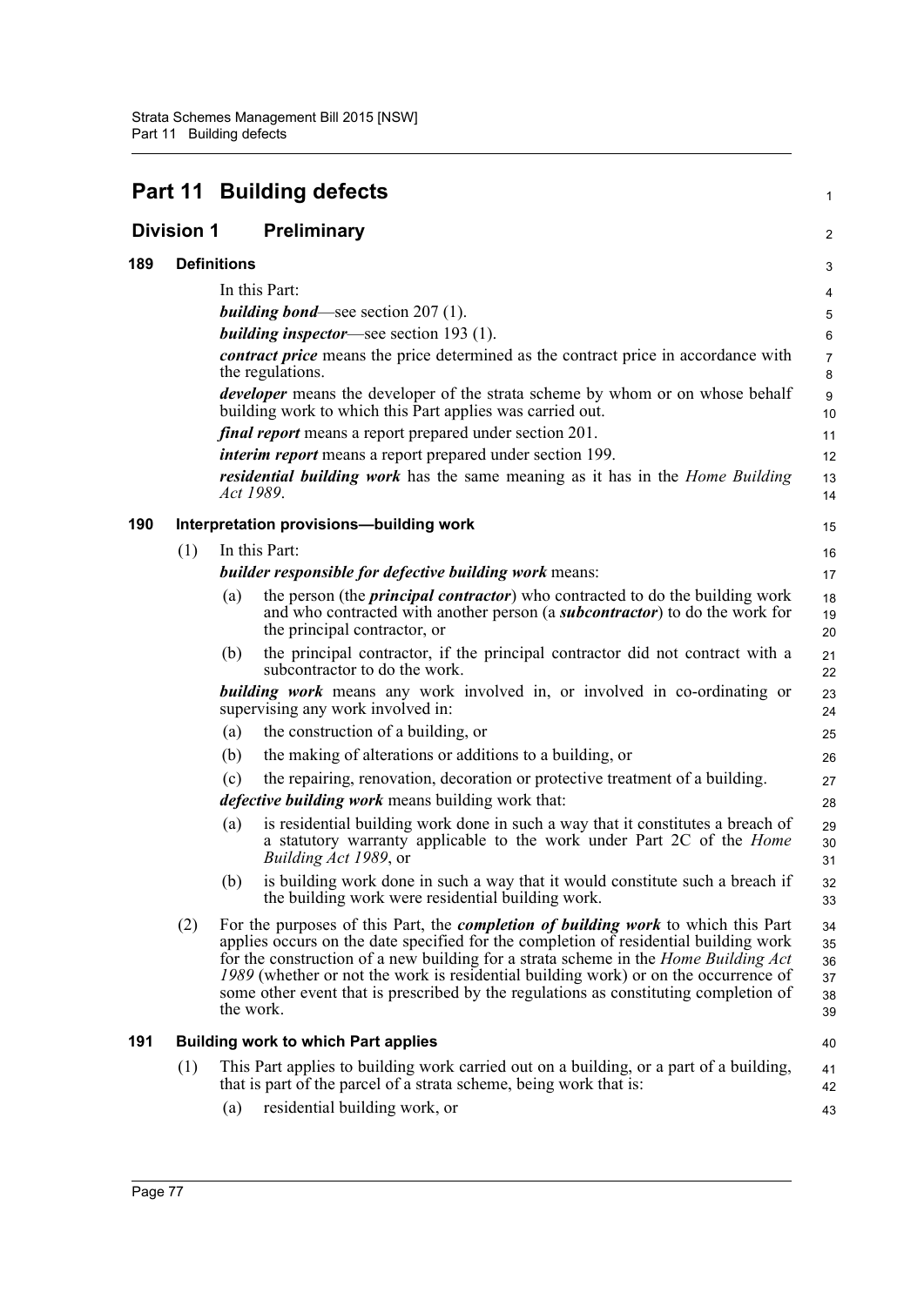# Part 11 Building defects

## Division 1 Preliminary

### 189 Definitions

In this Part:

***building bond***—see section 207 (1).

***building inspector***—see section 193 (1).

***contract price*** means the price determined as the contract price in accordance with the regulations.

***developer*** means the developer of the strata scheme by whom or on whose behalf building work to which this Part applies was carried out.

***final report*** means a report prepared under section 201.

***interim report*** means a report prepared under section 199.

***residential building work*** has the same meaning as it has in the *Home Building Act 1989*.

### 190 Interpretation provisions—building work

(1) In this Part:

***builder responsible for defective building work*** means:

(a) the person (the ***principal contractor***) who contracted to do the building work and who contracted with another person (a ***subcontractor***) to do the work for the principal contractor, or

(b) the principal contractor, if the principal contractor did not contract with a subcontractor to do the work.

***building work*** means any work involved in, or involved in co-ordinating or supervising any work involved in:

(a) the construction of a building, or

(b) the making of alterations or additions to a building, or

(c) the repairing, renovation, decoration or protective treatment of a building.

***defective building work*** means building work that:

(a) is residential building work done in such a way that it constitutes a breach of a statutory warranty applicable to the work under Part 2C of the *Home Building Act 1989*, or

(b) is building work done in such a way that it would constitute such a breach if the building work were residential building work.

(2) For the purposes of this Part, the ***completion of building work*** to which this Part applies occurs on the date specified for the completion of residential building work for the construction of a new building for a strata scheme in the *Home Building Act 1989* (whether or not the work is residential building work) or on the occurrence of some other event that is prescribed by the regulations as constituting completion of the work.

### 191 Building work to which Part applies

(1) This Part applies to building work carried out on a building, or a part of a building, that is part of the parcel of a strata scheme, being work that is:

(a) residential building work, or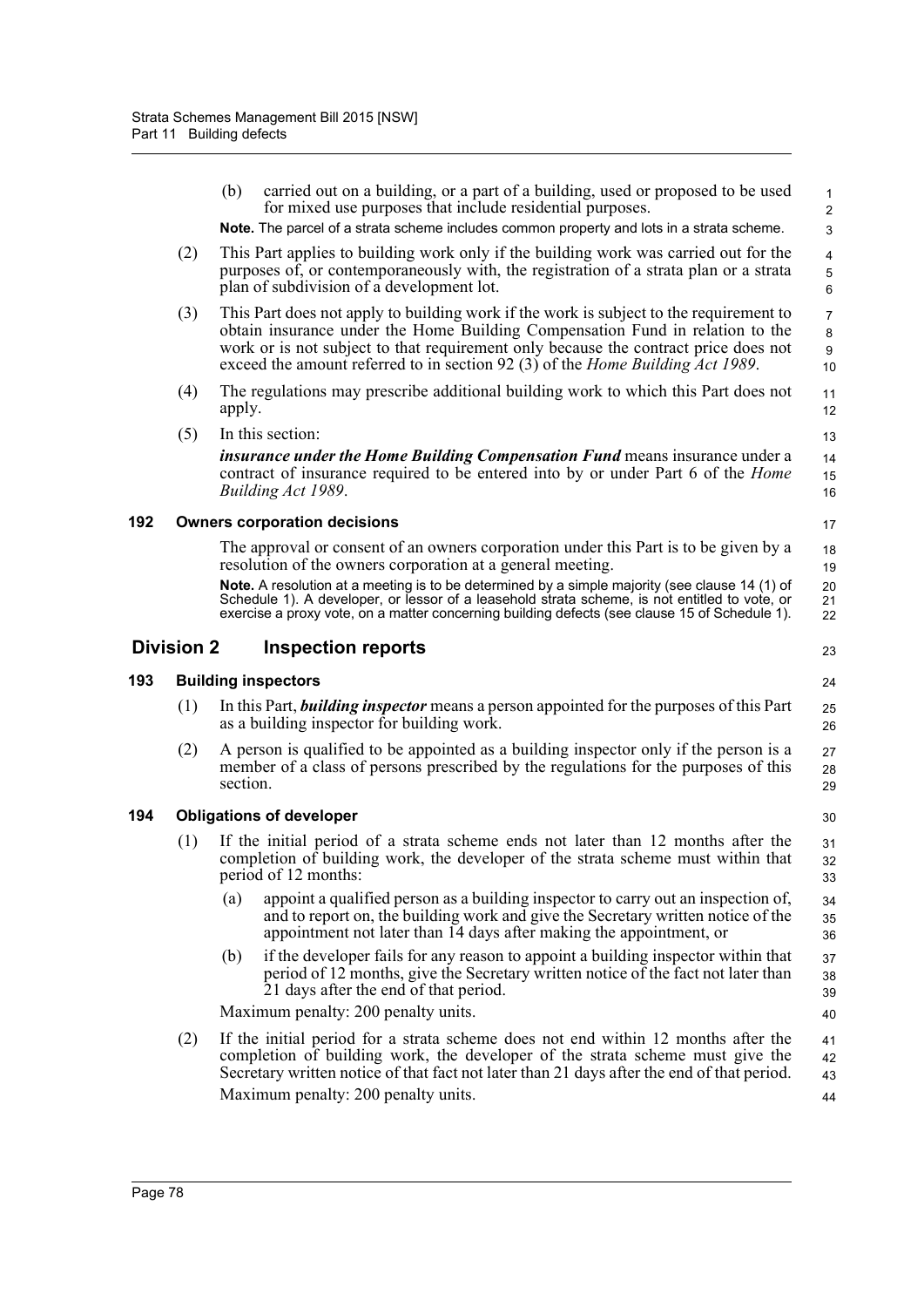(b) carried out on a building, or a part of a building, used or proposed to be used for mixed use purposes that include residential purposes.

**Note.** The parcel of a strata scheme includes common property and lots in a strata scheme.

(2) This Part applies to building work only if the building work was carried out for the purposes of, or contemporaneously with, the registration of a strata plan or a strata plan of subdivision of a development lot.

(3) This Part does not apply to building work if the work is subject to the requirement to obtain insurance under the Home Building Compensation Fund in relation to the work or is not subject to that requirement only because the contract price does not exceed the amount referred to in section 92 (3) of the *Home Building Act 1989*.

(4) The regulations may prescribe additional building work to which this Part does not apply.

(5) In this section:

***insurance under the Home Building Compensation Fund*** means insurance under a contract of insurance required to be entered into by or under Part 6 of the *Home Building Act 1989*.

### 192 Owners corporation decisions

The approval or consent of an owners corporation under this Part is to be given by a resolution of the owners corporation at a general meeting.

**Note.** A resolution at a meeting is to be determined by a simple majority (see clause 14 (1) of Schedule 1). A developer, or lessor of a leasehold strata scheme, is not entitled to vote, or exercise a proxy vote, on a matter concerning building defects (see clause 15 of Schedule 1).

## Division 2 Inspection reports

### 193 Building inspectors

(1) In this Part, ***building inspector*** means a person appointed for the purposes of this Part as a building inspector for building work.

(2) A person is qualified to be appointed as a building inspector only if the person is a member of a class of persons prescribed by the regulations for the purposes of this section.

### 194 Obligations of developer

(1) If the initial period of a strata scheme ends not later than 12 months after the completion of building work, the developer of the strata scheme must within that period of 12 months:

(a) appoint a qualified person as a building inspector to carry out an inspection of, and to report on, the building work and give the Secretary written notice of the appointment not later than 14 days after making the appointment, or

(b) if the developer fails for any reason to appoint a building inspector within that period of 12 months, give the Secretary written notice of the fact not later than 21 days after the end of that period.

Maximum penalty: 200 penalty units.

(2) If the initial period for a strata scheme does not end within 12 months after the completion of building work, the developer of the strata scheme must give the Secretary written notice of that fact not later than 21 days after the end of that period.

Maximum penalty: 200 penalty units.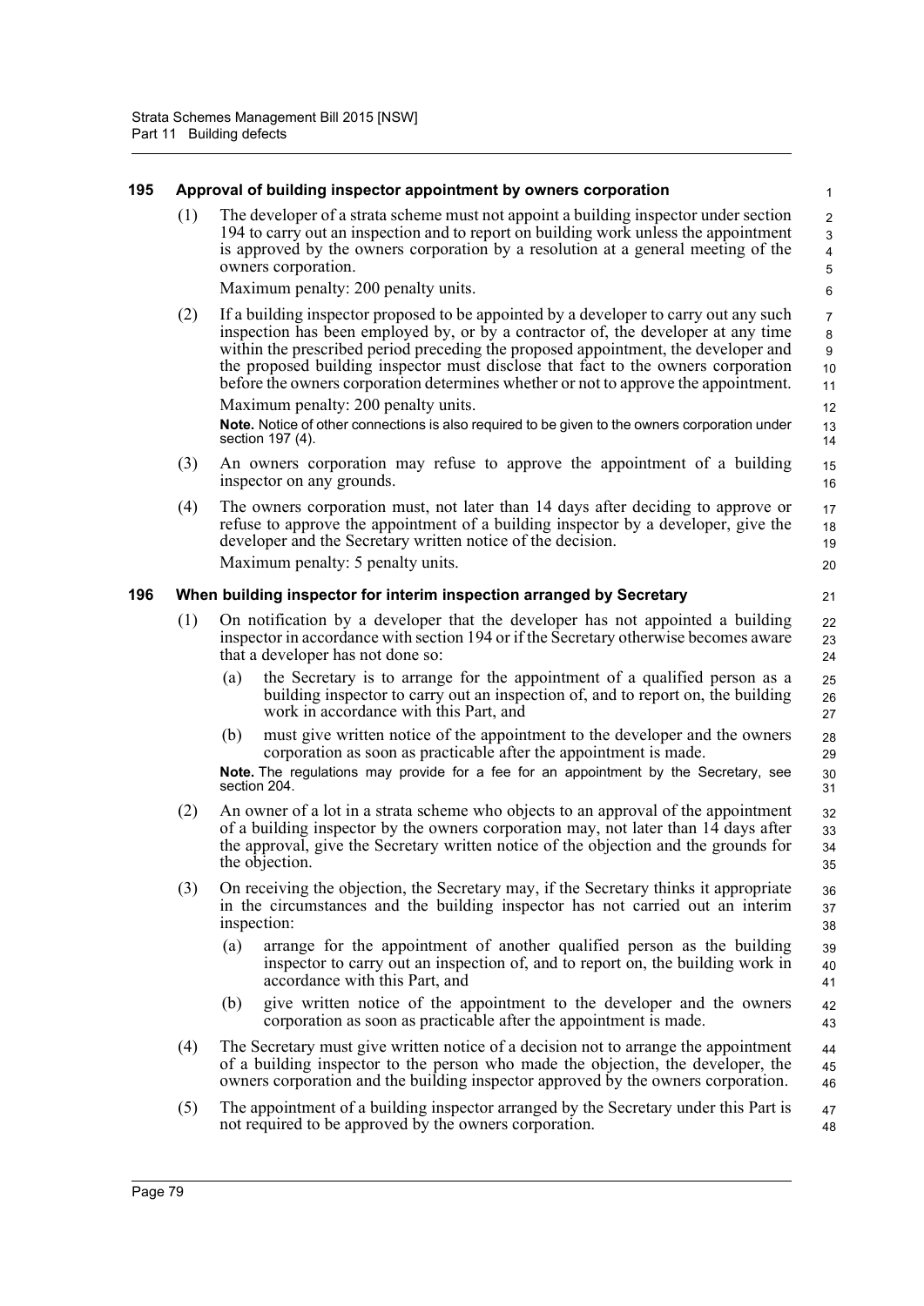### 195 Approval of building inspector appointment by owners corporation

(1) The developer of a strata scheme must not appoint a building inspector under section 194 to carry out an inspection and to report on building work unless the appointment is approved by the owners corporation by a resolution at a general meeting of the owners corporation.

Maximum penalty: 200 penalty units.

(2) If a building inspector proposed to be appointed by a developer to carry out any such inspection has been employed by, or by a contractor of, the developer at any time within the prescribed period preceding the proposed appointment, the developer and the proposed building inspector must disclose that fact to the owners corporation before the owners corporation determines whether or not to approve the appointment.

Maximum penalty: 200 penalty units.

**Note.** Notice of other connections is also required to be given to the owners corporation under section 197 (4).

(3) An owners corporation may refuse to approve the appointment of a building inspector on any grounds.

(4) The owners corporation must, not later than 14 days after deciding to approve or refuse to approve the appointment of a building inspector by a developer, give the developer and the Secretary written notice of the decision.

Maximum penalty: 5 penalty units.

### 196 When building inspector for interim inspection arranged by Secretary

(1) On notification by a developer that the developer has not appointed a building inspector in accordance with section 194 or if the Secretary otherwise becomes aware that a developer has not done so:

- (a) the Secretary is to arrange for the appointment of a qualified person as a building inspector to carry out an inspection of, and to report on, the building work in accordance with this Part, and
- (b) must give written notice of the appointment to the developer and the owners corporation as soon as practicable after the appointment is made.

**Note.** The regulations may provide for a fee for an appointment by the Secretary, see section 204.

(2) An owner of a lot in a strata scheme who objects to an approval of the appointment of a building inspector by the owners corporation may, not later than 14 days after the approval, give the Secretary written notice of the objection and the grounds for the objection.

(3) On receiving the objection, the Secretary may, if the Secretary thinks it appropriate in the circumstances and the building inspector has not carried out an interim inspection:

- (a) arrange for the appointment of another qualified person as the building inspector to carry out an inspection of, and to report on, the building work in accordance with this Part, and
- (b) give written notice of the appointment to the developer and the owners corporation as soon as practicable after the appointment is made.

(4) The Secretary must give written notice of a decision not to arrange the appointment of a building inspector to the person who made the objection, the developer, the owners corporation and the building inspector approved by the owners corporation.

(5) The appointment of a building inspector arranged by the Secretary under this Part is not required to be approved by the owners corporation.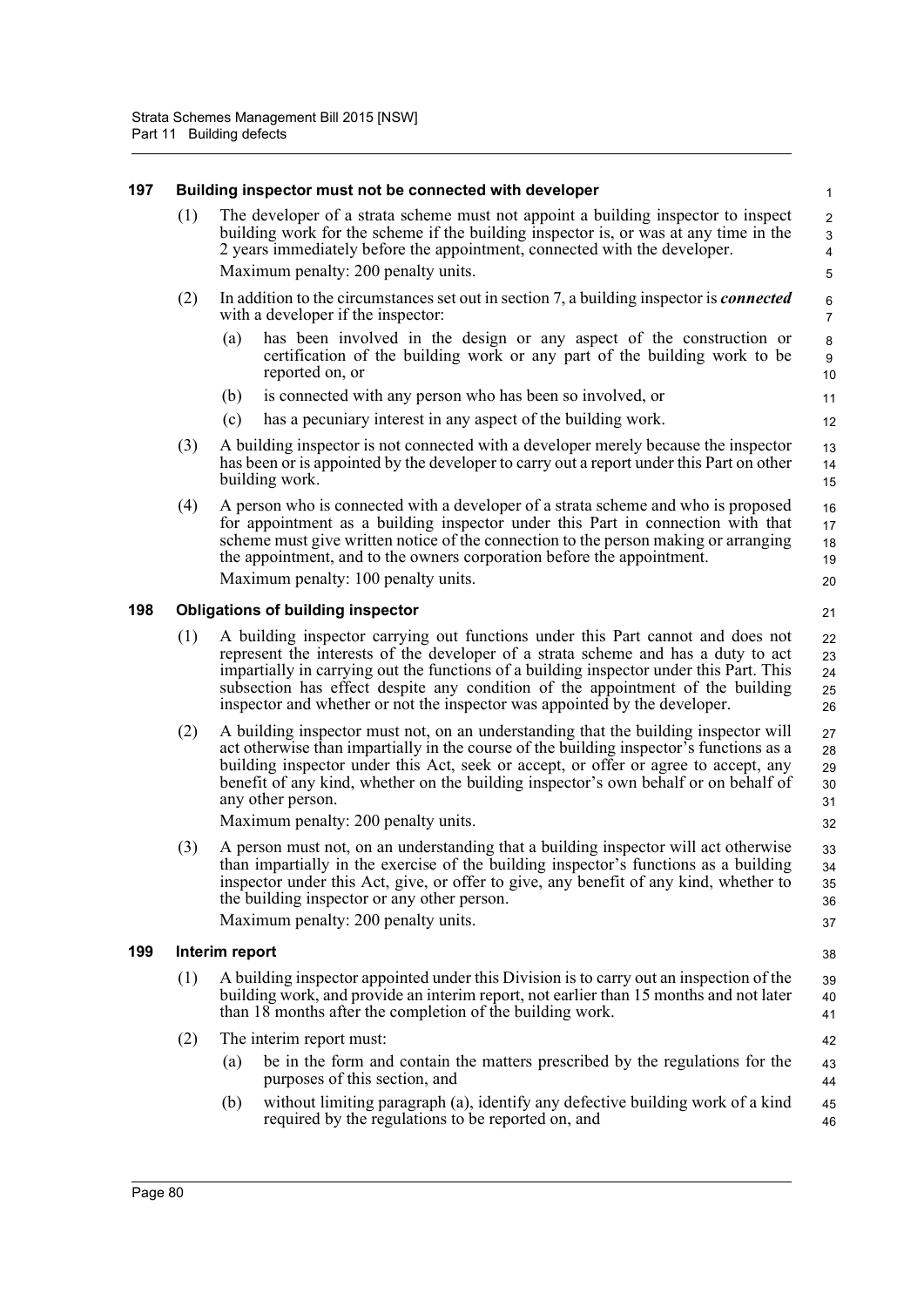### 197 Building inspector must not be connected with developer

(1) The developer of a strata scheme must not appoint a building inspector to inspect building work for the scheme if the building inspector is, or was at any time in the 2 years immediately before the appointment, connected with the developer.

Maximum penalty: 200 penalty units.

(2) In addition to the circumstances set out in section 7, a building inspector is ***connected*** with a developer if the inspector:

(a) has been involved in the design or any aspect of the construction or certification of the building work or any part of the building work to be reported on, or

(b) is connected with any person who has been so involved, or

(c) has a pecuniary interest in any aspect of the building work.

(3) A building inspector is not connected with a developer merely because the inspector has been or is appointed by the developer to carry out a report under this Part on other building work.

(4) A person who is connected with a developer of a strata scheme and who is proposed for appointment as a building inspector under this Part in connection with that scheme must give written notice of the connection to the person making or arranging the appointment, and to the owners corporation before the appointment.

Maximum penalty: 100 penalty units.

### 198 Obligations of building inspector

(1) A building inspector carrying out functions under this Part cannot and does not represent the interests of the developer of a strata scheme and has a duty to act impartially in carrying out the functions of a building inspector under this Part. This subsection has effect despite any condition of the appointment of the building inspector and whether or not the inspector was appointed by the developer.

(2) A building inspector must not, on an understanding that the building inspector will act otherwise than impartially in the course of the building inspector's functions as a building inspector under this Act, seek or accept, or offer or agree to accept, any benefit of any kind, whether on the building inspector's own behalf or on behalf of any other person.

Maximum penalty: 200 penalty units.

(3) A person must not, on an understanding that a building inspector will act otherwise than impartially in the exercise of the building inspector's functions as a building inspector under this Act, give, or offer to give, any benefit of any kind, whether to the building inspector or any other person.

Maximum penalty: 200 penalty units.

### 199 Interim report

(1) A building inspector appointed under this Division is to carry out an inspection of the building work, and provide an interim report, not earlier than 15 months and not later than 18 months after the completion of the building work.

(2) The interim report must:

(a) be in the form and contain the matters prescribed by the regulations for the purposes of this section, and

(b) without limiting paragraph (a), identify any defective building work of a kind required by the regulations to be reported on, and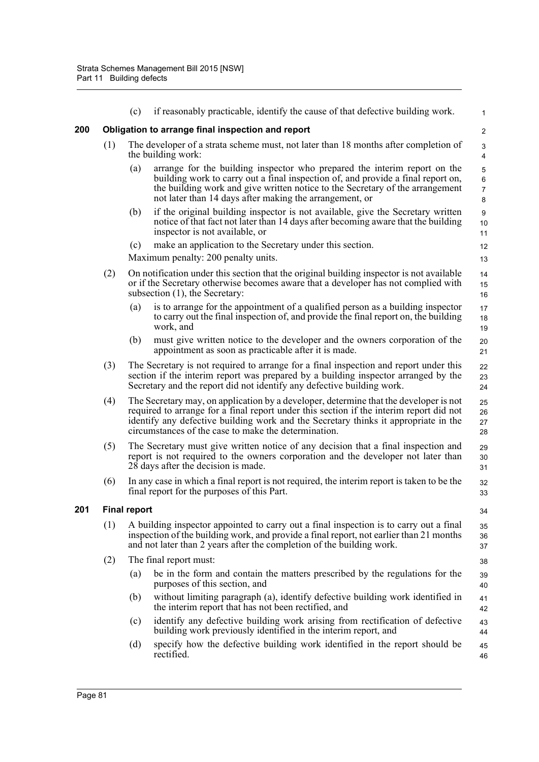(c) if reasonably practicable, identify the cause of that defective building work.

## 200 Obligation to arrange final inspection and report

(1) The developer of a strata scheme must, not later than 18 months after completion of the building work:

(a) arrange for the building inspector who prepared the interim report on the building work to carry out a final inspection of, and provide a final report on, the building work and give written notice to the Secretary of the arrangement not later than 14 days after making the arrangement, or

(b) if the original building inspector is not available, give the Secretary written notice of that fact not later than 14 days after becoming aware that the building inspector is not available, or

(c) make an application to the Secretary under this section.

Maximum penalty: 200 penalty units.

(2) On notification under this section that the original building inspector is not available or if the Secretary otherwise becomes aware that a developer has not complied with subsection (1), the Secretary:

(a) is to arrange for the appointment of a qualified person as a building inspector to carry out the final inspection of, and provide the final report on, the building work, and

(b) must give written notice to the developer and the owners corporation of the appointment as soon as practicable after it is made.

(3) The Secretary is not required to arrange for a final inspection and report under this section if the interim report was prepared by a building inspector arranged by the Secretary and the report did not identify any defective building work.

(4) The Secretary may, on application by a developer, determine that the developer is not required to arrange for a final report under this section if the interim report did not identify any defective building work and the Secretary thinks it appropriate in the circumstances of the case to make the determination.

(5) The Secretary must give written notice of any decision that a final inspection and report is not required to the owners corporation and the developer not later than 28 days after the decision is made.

(6) In any case in which a final report is not required, the interim report is taken to be the final report for the purposes of this Part.

## 201 Final report

(1) A building inspector appointed to carry out a final inspection is to carry out a final inspection of the building work, and provide a final report, not earlier than 21 months and not later than 2 years after the completion of the building work.

(2) The final report must:

(a) be in the form and contain the matters prescribed by the regulations for the purposes of this section, and

(b) without limiting paragraph (a), identify defective building work identified in the interim report that has not been rectified, and

(c) identify any defective building work arising from rectification of defective building work previously identified in the interim report, and

(d) specify how the defective building work identified in the report should be rectified.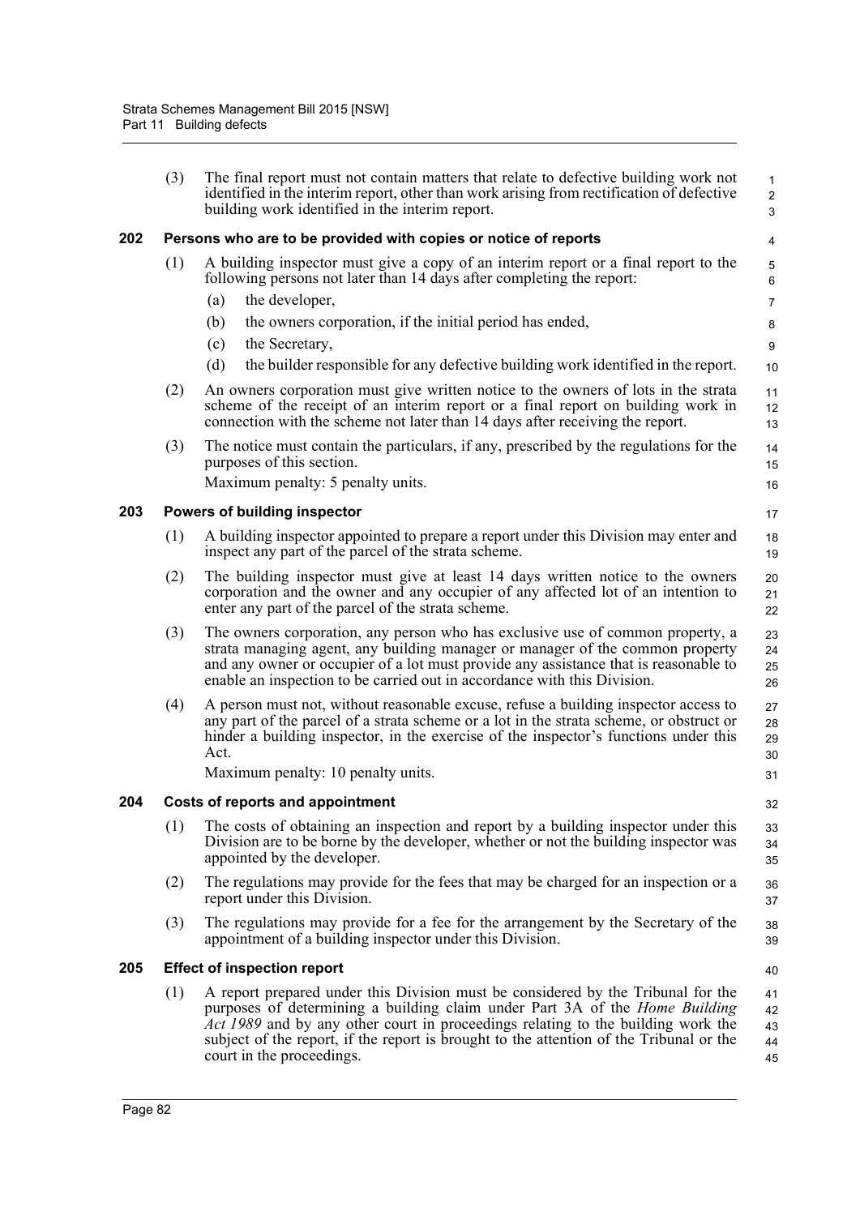(3) The final report must not contain matters that relate to defective building work not identified in the interim report, other than work arising from rectification of defective building work identified in the interim report.

### 202 Persons who are to be provided with copies or notice of reports

(1) A building inspector must give a copy of an interim report or a final report to the following persons not later than 14 days after completing the report:

(a) the developer,

(b) the owners corporation, if the initial period has ended,

(c) the Secretary,

(d) the builder responsible for any defective building work identified in the report.

(2) An owners corporation must give written notice to the owners of lots in the strata scheme of the receipt of an interim report or a final report on building work in connection with the scheme not later than 14 days after receiving the report.

(3) The notice must contain the particulars, if any, prescribed by the regulations for the purposes of this section.

Maximum penalty: 5 penalty units.

### 203 Powers of building inspector

(1) A building inspector appointed to prepare a report under this Division may enter and inspect any part of the parcel of the strata scheme.

(2) The building inspector must give at least 14 days written notice to the owners corporation and the owner and any occupier of any affected lot of an intention to enter any part of the parcel of the strata scheme.

(3) The owners corporation, any person who has exclusive use of common property, a strata managing agent, any building manager or manager of the common property and any owner or occupier of a lot must provide any assistance that is reasonable to enable an inspection to be carried out in accordance with this Division.

(4) A person must not, without reasonable excuse, refuse a building inspector access to any part of the parcel of a strata scheme or a lot in the strata scheme, or obstruct or hinder a building inspector, in the exercise of the inspector's functions under this Act.

Maximum penalty: 10 penalty units.

### 204 Costs of reports and appointment

(1) The costs of obtaining an inspection and report by a building inspector under this Division are to be borne by the developer, whether or not the building inspector was appointed by the developer.

(2) The regulations may provide for the fees that may be charged for an inspection or a report under this Division.

(3) The regulations may provide for a fee for the arrangement by the Secretary of the appointment of a building inspector under this Division.

### 205 Effect of inspection report

(1) A report prepared under this Division must be considered by the Tribunal for the purposes of determining a building claim under Part 3A of the *Home Building Act 1989* and by any other court in proceedings relating to the building work the subject of the report, if the report is brought to the attention of the Tribunal or the court in the proceedings.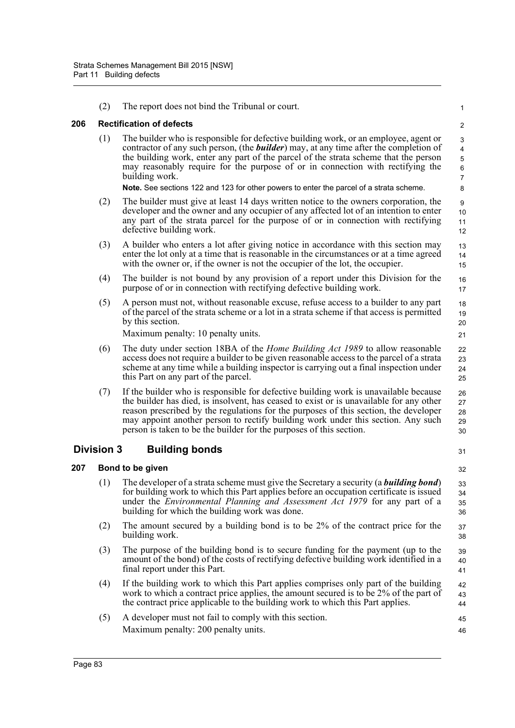(2) The report does not bind the Tribunal or court.

### 206 Rectification of defects

(1) The builder who is responsible for defective building work, or an employee, agent or contractor of any such person, (the ***builder***) may, at any time after the completion of the building work, enter any part of the parcel of the strata scheme that the person may reasonably require for the purpose of or in connection with rectifying the building work.

**Note.** See sections 122 and 123 for other powers to enter the parcel of a strata scheme.

(2) The builder must give at least 14 days written notice to the owners corporation, the developer and the owner and any occupier of any affected lot of an intention to enter any part of the strata parcel for the purpose of or in connection with rectifying defective building work.

(3) A builder who enters a lot after giving notice in accordance with this section may enter the lot only at a time that is reasonable in the circumstances or at a time agreed with the owner or, if the owner is not the occupier of the lot, the occupier.

(4) The builder is not bound by any provision of a report under this Division for the purpose of or in connection with rectifying defective building work.

(5) A person must not, without reasonable excuse, refuse access to a builder to any part of the parcel of the strata scheme or a lot in a strata scheme if that access is permitted by this section.

Maximum penalty: 10 penalty units.

(6) The duty under section 18BA of the *Home Building Act 1989* to allow reasonable access does not require a builder to be given reasonable access to the parcel of a strata scheme at any time while a building inspector is carrying out a final inspection under this Part on any part of the parcel.

(7) If the builder who is responsible for defective building work is unavailable because the builder has died, is insolvent, has ceased to exist or is unavailable for any other reason prescribed by the regulations for the purposes of this section, the developer may appoint another person to rectify building work under this section. Any such person is taken to be the builder for the purposes of this section.

## Division 3 Building bonds

### 207 Bond to be given

(1) The developer of a strata scheme must give the Secretary a security (a ***building bond***) for building work to which this Part applies before an occupation certificate is issued under the *Environmental Planning and Assessment Act 1979* for any part of a building for which the building work was done.

(2) The amount secured by a building bond is to be 2% of the contract price for the building work.

(3) The purpose of the building bond is to secure funding for the payment (up to the amount of the bond) of the costs of rectifying defective building work identified in a final report under this Part.

(4) If the building work to which this Part applies comprises only part of the building work to which a contract price applies, the amount secured is to be 2% of the part of the contract price applicable to the building work to which this Part applies.

(5) A developer must not fail to comply with this section.

Maximum penalty: 200 penalty units.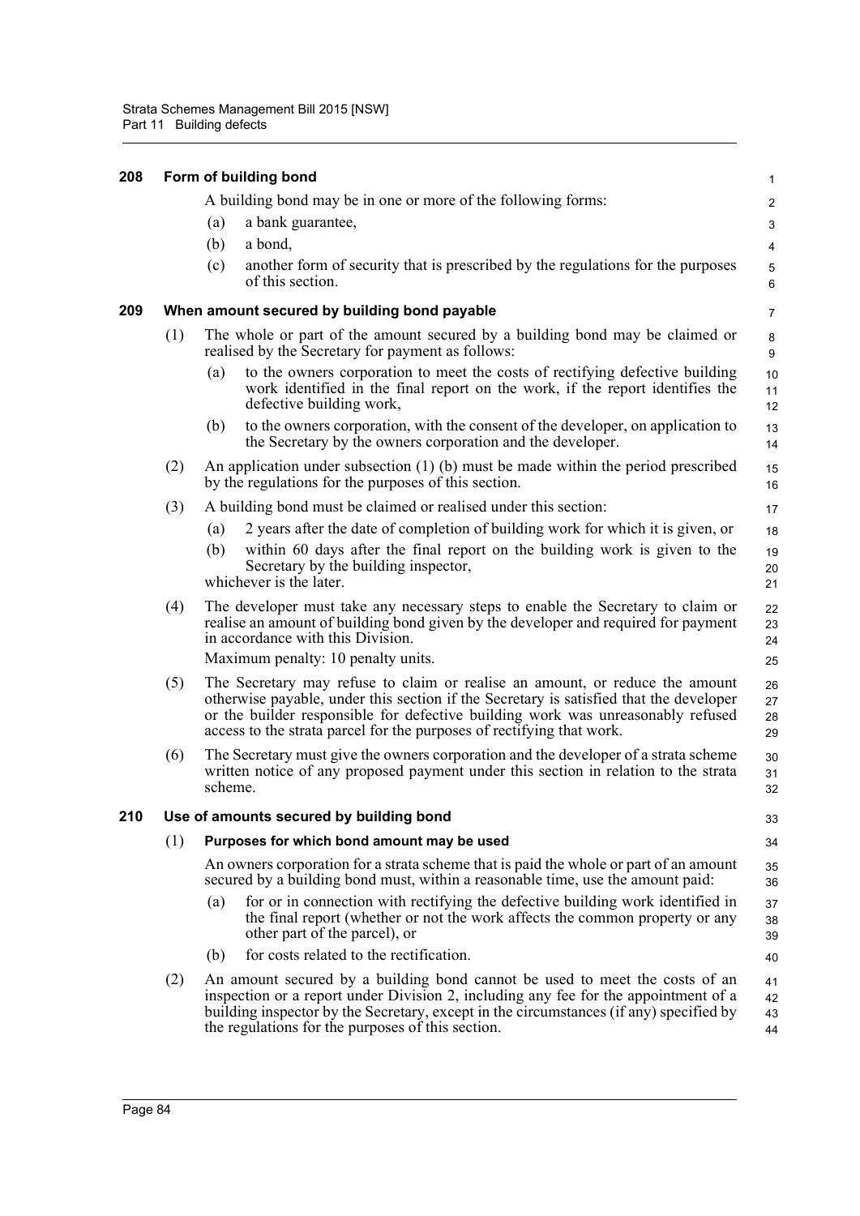### 208 Form of building bond

A building bond may be in one or more of the following forms:

(a) a bank guarantee,

(b) a bond,

(c) another form of security that is prescribed by the regulations for the purposes of this section.

### 209 When amount secured by building bond payable

(1) The whole or part of the amount secured by a building bond may be claimed or realised by the Secretary for payment as follows:

(a) to the owners corporation to meet the costs of rectifying defective building work identified in the final report on the work, if the report identifies the defective building work,

(b) to the owners corporation, with the consent of the developer, on application to the Secretary by the owners corporation and the developer.

(2) An application under subsection (1) (b) must be made within the period prescribed by the regulations for the purposes of this section.

(3) A building bond must be claimed or realised under this section:

(a) 2 years after the date of completion of building work for which it is given, or

(b) within 60 days after the final report on the building work is given to the Secretary by the building inspector,

whichever is the later.

(4) The developer must take any necessary steps to enable the Secretary to claim or realise an amount of building bond given by the developer and required for payment in accordance with this Division.

Maximum penalty: 10 penalty units.

(5) The Secretary may refuse to claim or realise an amount, or reduce the amount otherwise payable, under this section if the Secretary is satisfied that the developer or the builder responsible for defective building work was unreasonably refused access to the strata parcel for the purposes of rectifying that work.

(6) The Secretary must give the owners corporation and the developer of a strata scheme written notice of any proposed payment under this section in relation to the strata scheme.

### 210 Use of amounts secured by building bond

(1) **Purposes for which bond amount may be used**

An owners corporation for a strata scheme that is paid the whole or part of an amount secured by a building bond must, within a reasonable time, use the amount paid:

(a) for or in connection with rectifying the defective building work identified in the final report (whether or not the work affects the common property or any other part of the parcel), or

(b) for costs related to the rectification.

(2) An amount secured by a building bond cannot be used to meet the costs of an inspection or a report under Division 2, including any fee for the appointment of a building inspector by the Secretary, except in the circumstances (if any) specified by the regulations for the purposes of this section.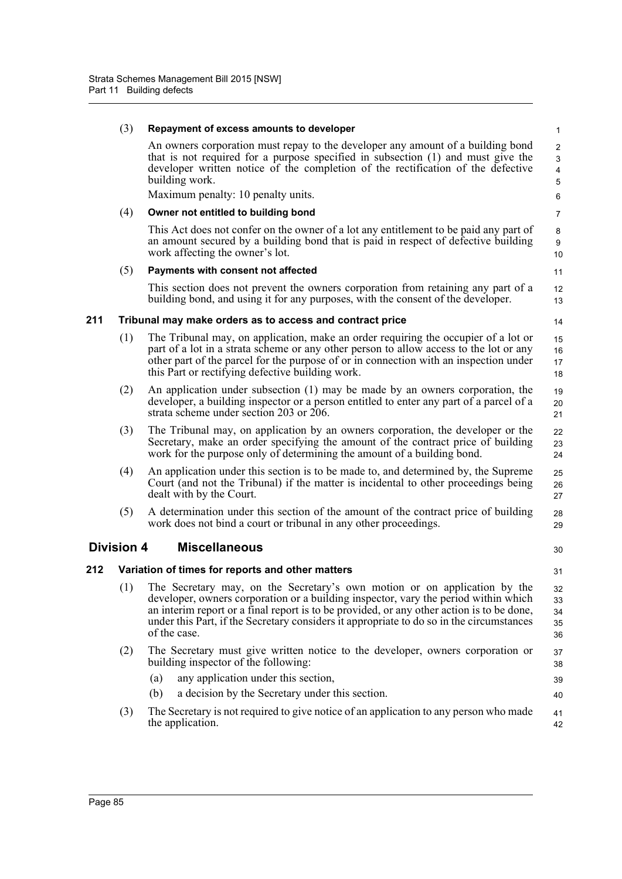(3) **Repayment of excess amounts to developer**

An owners corporation must repay to the developer any amount of a building bond that is not required for a purpose specified in subsection (1) and must give the developer written notice of the completion of the rectification of the defective building work.

Maximum penalty: 10 penalty units.

(4) **Owner not entitled to building bond**

This Act does not confer on the owner of a lot any entitlement to be paid any part of an amount secured by a building bond that is paid in respect of defective building work affecting the owner's lot.

(5) **Payments with consent not affected**

This section does not prevent the owners corporation from retaining any part of a building bond, and using it for any purposes, with the consent of the developer.

### 211 Tribunal may make orders as to access and contract price

(1) The Tribunal may, on application, make an order requiring the occupier of a lot or part of a lot in a strata scheme or any other person to allow access to the lot or any other part of the parcel for the purpose of or in connection with an inspection under this Part or rectifying defective building work.

(2) An application under subsection (1) may be made by an owners corporation, the developer, a building inspector or a person entitled to enter any part of a parcel of a strata scheme under section 203 or 206.

(3) The Tribunal may, on application by an owners corporation, the developer or the Secretary, make an order specifying the amount of the contract price of building work for the purpose only of determining the amount of a building bond.

(4) An application under this section is to be made to, and determined by, the Supreme Court (and not the Tribunal) if the matter is incidental to other proceedings being dealt with by the Court.

(5) A determination under this section of the amount of the contract price of building work does not bind a court or tribunal in any other proceedings.

## Division 4 Miscellaneous

### 212 Variation of times for reports and other matters

(1) The Secretary may, on the Secretary's own motion or on application by the developer, owners corporation or a building inspector, vary the period within which an interim report or a final report is to be provided, or any other action is to be done, under this Part, if the Secretary considers it appropriate to do so in the circumstances of the case.

(2) The Secretary must give written notice to the developer, owners corporation or building inspector of the following:

(a) any application under this section,

(b) a decision by the Secretary under this section.

(3) The Secretary is not required to give notice of an application to any person who made the application.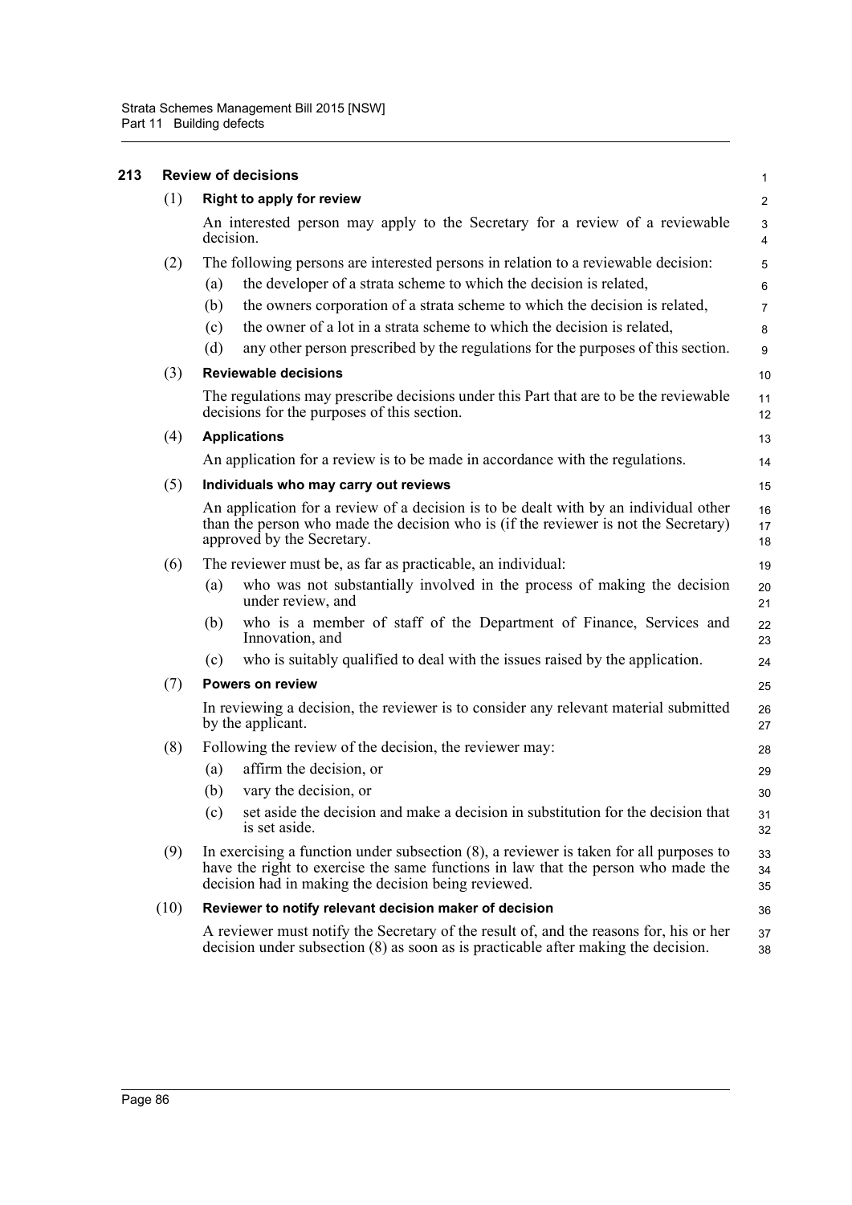## 213 Review of decisions

(1) **Right to apply for review**

An interested person may apply to the Secretary for a review of a reviewable decision.

(2) The following persons are interested persons in relation to a reviewable decision:

- (a) the developer of a strata scheme to which the decision is related,
- (b) the owners corporation of a strata scheme to which the decision is related,
- (c) the owner of a lot in a strata scheme to which the decision is related,
- (d) any other person prescribed by the regulations for the purposes of this section.

(3) **Reviewable decisions**

The regulations may prescribe decisions under this Part that are to be the reviewable decisions for the purposes of this section.

(4) **Applications**

An application for a review is to be made in accordance with the regulations.

(5) **Individuals who may carry out reviews**

An application for a review of a decision is to be dealt with by an individual other than the person who made the decision who is (if the reviewer is not the Secretary) approved by the Secretary.

(6) The reviewer must be, as far as practicable, an individual:

- (a) who was not substantially involved in the process of making the decision under review, and
- (b) who is a member of staff of the Department of Finance, Services and Innovation, and
- (c) who is suitably qualified to deal with the issues raised by the application.

(7) **Powers on review**

In reviewing a decision, the reviewer is to consider any relevant material submitted by the applicant.

(8) Following the review of the decision, the reviewer may:

- (a) affirm the decision, or
- (b) vary the decision, or
- (c) set aside the decision and make a decision in substitution for the decision that is set aside.

(9) In exercising a function under subsection (8), a reviewer is taken for all purposes to have the right to exercise the same functions in law that the person who made the decision had in making the decision being reviewed.

(10) **Reviewer to notify relevant decision maker of decision**

A reviewer must notify the Secretary of the result of, and the reasons for, his or her decision under subsection (8) as soon as is practicable after making the decision.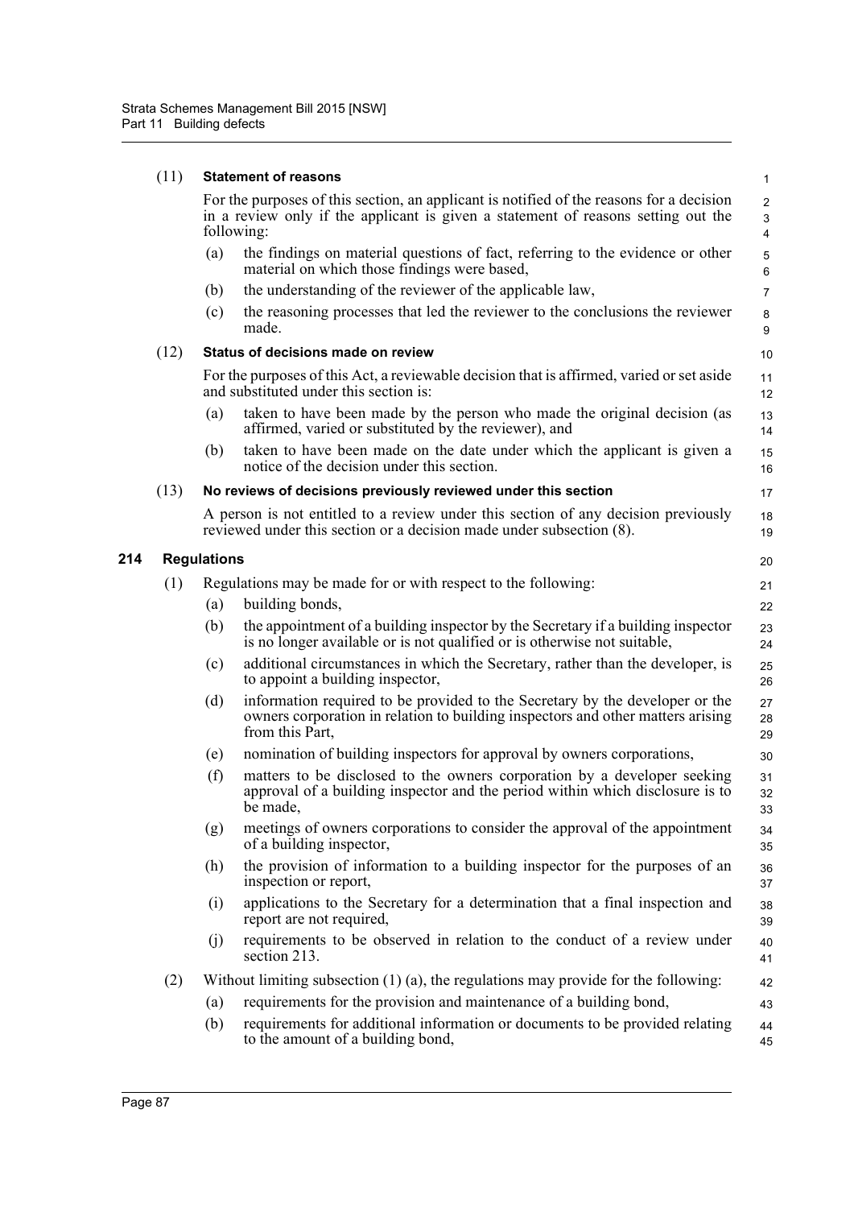(11) **Statement of reasons**

For the purposes of this section, an applicant is notified of the reasons for a decision in a review only if the applicant is given a statement of reasons setting out the following:

(a) the findings on material questions of fact, referring to the evidence or other material on which those findings were based,

(b) the understanding of the reviewer of the applicable law,

(c) the reasoning processes that led the reviewer to the conclusions the reviewer made.

(12) **Status of decisions made on review**

For the purposes of this Act, a reviewable decision that is affirmed, varied or set aside and substituted under this section is:

(a) taken to have been made by the person who made the original decision (as affirmed, varied or substituted by the reviewer), and

(b) taken to have been made on the date under which the applicant is given a notice of the decision under this section.

(13) **No reviews of decisions previously reviewed under this section**

A person is not entitled to a review under this section of any decision previously reviewed under this section or a decision made under subsection (8).

## 214 Regulations

(1) Regulations may be made for or with respect to the following:

(a) building bonds,

(b) the appointment of a building inspector by the Secretary if a building inspector is no longer available or is not qualified or is otherwise not suitable,

(c) additional circumstances in which the Secretary, rather than the developer, is to appoint a building inspector,

(d) information required to be provided to the Secretary by the developer or the owners corporation in relation to building inspectors and other matters arising from this Part,

(e) nomination of building inspectors for approval by owners corporations,

(f) matters to be disclosed to the owners corporation by a developer seeking approval of a building inspector and the period within which disclosure is to be made,

(g) meetings of owners corporations to consider the approval of the appointment of a building inspector,

(h) the provision of information to a building inspector for the purposes of an inspection or report,

(i) applications to the Secretary for a determination that a final inspection and report are not required,

(j) requirements to be observed in relation to the conduct of a review under section 213.

(2) Without limiting subsection (1) (a), the regulations may provide for the following:

(a) requirements for the provision and maintenance of a building bond,

(b) requirements for additional information or documents to be provided relating to the amount of a building bond,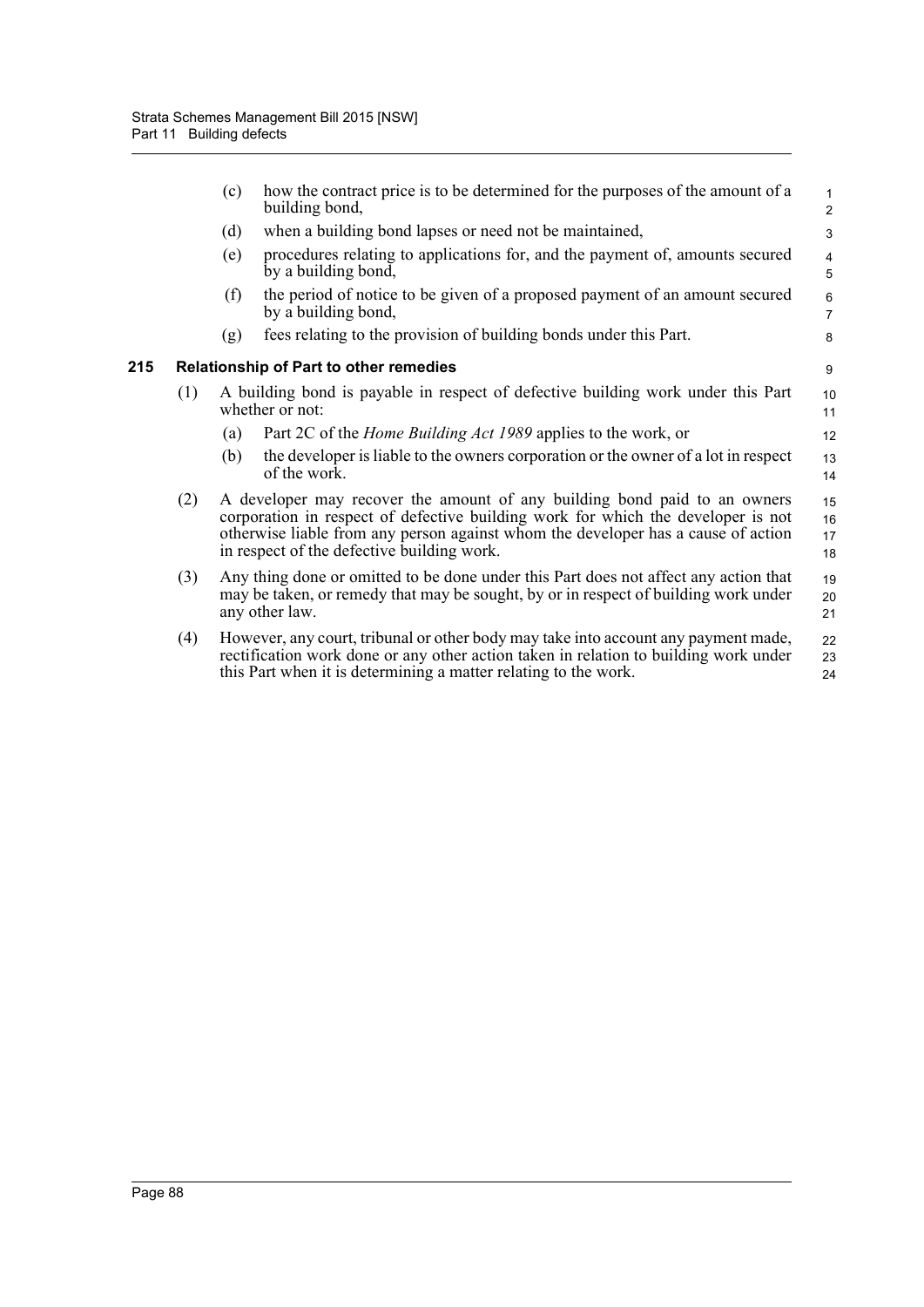(c) how the contract price is to be determined for the purposes of the amount of a building bond,

(d) when a building bond lapses or need not be maintained,

(e) procedures relating to applications for, and the payment of, amounts secured by a building bond,

(f) the period of notice to be given of a proposed payment of an amount secured by a building bond,

(g) fees relating to the provision of building bonds under this Part.

### 215 Relationship of Part to other remedies

(1) A building bond is payable in respect of defective building work under this Part whether or not:

(a) Part 2C of the *Home Building Act 1989* applies to the work, or

(b) the developer is liable to the owners corporation or the owner of a lot in respect of the work.

(2) A developer may recover the amount of any building bond paid to an owners corporation in respect of defective building work for which the developer is not otherwise liable from any person against whom the developer has a cause of action in respect of the defective building work.

(3) Any thing done or omitted to be done under this Part does not affect any action that may be taken, or remedy that may be sought, by or in respect of building work under any other law.

(4) However, any court, tribunal or other body may take into account any payment made, rectification work done or any other action taken in relation to building work under this Part when it is determining a matter relating to the work.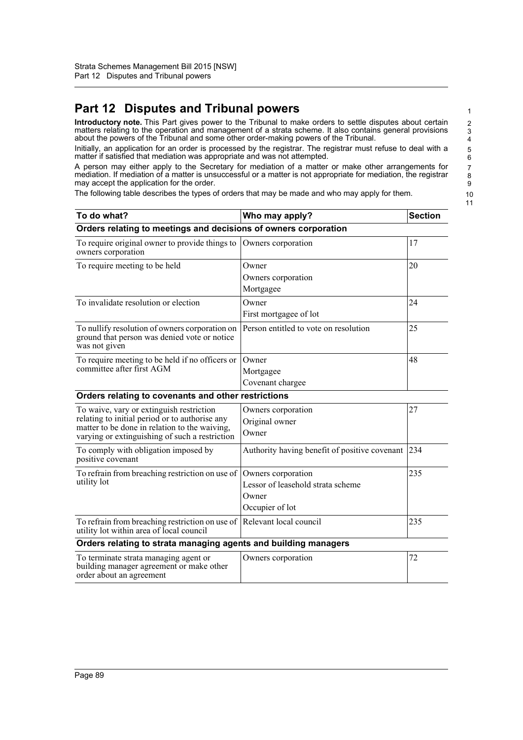# Part 12 Disputes and Tribunal powers

**Introductory note.** This Part gives power to the Tribunal to make orders to settle disputes about certain matters relating to the operation and management of a strata scheme. It also contains general provisions about the powers of the Tribunal and some other order-making powers of the Tribunal.

Initially, an application for an order is processed by the registrar. The registrar must refuse to deal with a matter if satisfied that mediation was appropriate and was not attempted.

A person may either apply to the Secretary for mediation of a matter or make other arrangements for mediation. If mediation of a matter is unsuccessful or a matter is not appropriate for mediation, the registrar may accept the application for the order.

The following table describes the types of orders that may be made and who may apply for them.

| To do what? | Who may apply? | Section |
|---|---|---|
| **Orders relating to meetings and decisions of owners corporation** | | |
| To require original owner to provide things to owners corporation | Owners corporation | 17 |
| To require meeting to be held | Owner<br>Owners corporation<br>Mortgagee | 20 |
| To invalidate resolution or election | Owner<br>First mortgagee of lot | 24 |
| To nullify resolution of owners corporation on ground that person was denied vote or notice was not given | Person entitled to vote on resolution | 25 |
| To require meeting to be held if no officers or committee after first AGM | Owner<br>Mortgagee<br>Covenant chargee | 48 |
| **Orders relating to covenants and other restrictions** | | |
| To waive, vary or extinguish restriction relating to initial period or to authorise any matter to be done in relation to the waiving, varying or extinguishing of such a restriction | Owners corporation<br>Original owner<br>Owner | 27 |
| To comply with obligation imposed by positive covenant | Authority having benefit of positive covenant | 234 |
| To refrain from breaching restriction on use of utility lot | Owners corporation<br>Lessor of leasehold strata scheme<br>Owner<br>Occupier of lot | 235 |
| To refrain from breaching restriction on use of utility lot within area of local council | Relevant local council | 235 |
| **Orders relating to strata managing agents and building managers** | | |
| To terminate strata managing agent or building manager agreement or make other order about an agreement | Owners corporation | 72 |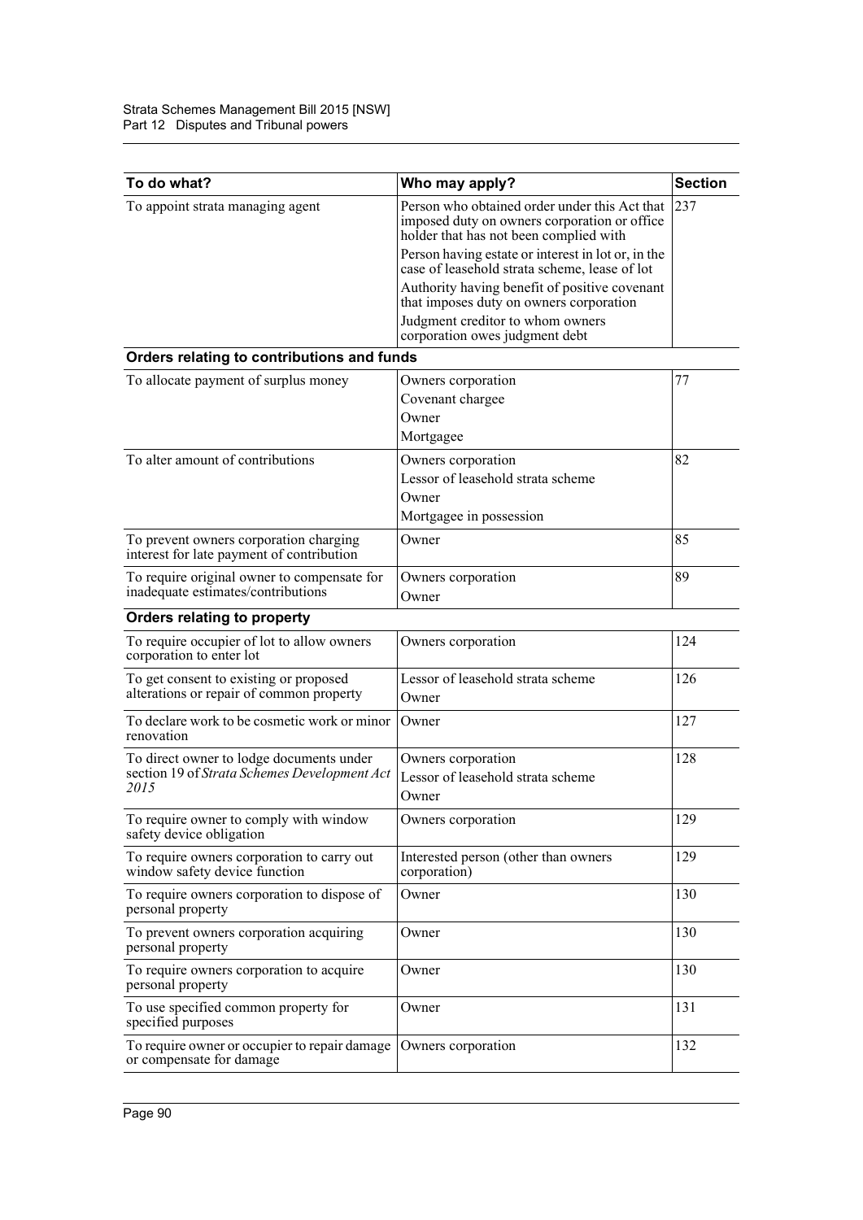| To do what? | Who may apply? | Section |
|---|---|---|
| To appoint strata managing agent | Person who obtained order under this Act that imposed duty on owners corporation or office holder that has not been complied with<br>Person having estate or interest in lot or, in the case of leasehold strata scheme, lease of lot<br>Authority having benefit of positive covenant that imposes duty on owners corporation<br>Judgment creditor to whom owners corporation owes judgment debt | 237 |
| **Orders relating to contributions and funds** | | |
| To allocate payment of surplus money | Owners corporation<br>Covenant chargee<br>Owner<br>Mortgagee | 77 |
| To alter amount of contributions | Owners corporation<br>Lessor of leasehold strata scheme<br>Owner<br>Mortgagee in possession | 82 |
| To prevent owners corporation charging interest for late payment of contribution | Owner | 85 |
| To require original owner to compensate for inadequate estimates/contributions | Owners corporation<br>Owner | 89 |
| **Orders relating to property** | | |
| To require occupier of lot to allow owners corporation to enter lot | Owners corporation | 124 |
| To get consent to existing or proposed alterations or repair of common property | Lessor of leasehold strata scheme<br>Owner | 126 |
| To declare work to be cosmetic work or minor renovation | Owner | 127 |
| To direct owner to lodge documents under section 19 of *Strata Schemes Development Act 2015* | Owners corporation<br>Lessor of leasehold strata scheme<br>Owner | 128 |
| To require owner to comply with window safety device obligation | Owners corporation | 129 |
| To require owners corporation to carry out window safety device function | Interested person (other than owners corporation) | 129 |
| To require owners corporation to dispose of personal property | Owner | 130 |
| To prevent owners corporation acquiring personal property | Owner | 130 |
| To require owners corporation to acquire personal property | Owner | 130 |
| To use specified common property for specified purposes | Owner | 131 |
| To require owner or occupier to repair damage or compensate for damage | Owners corporation | 132 |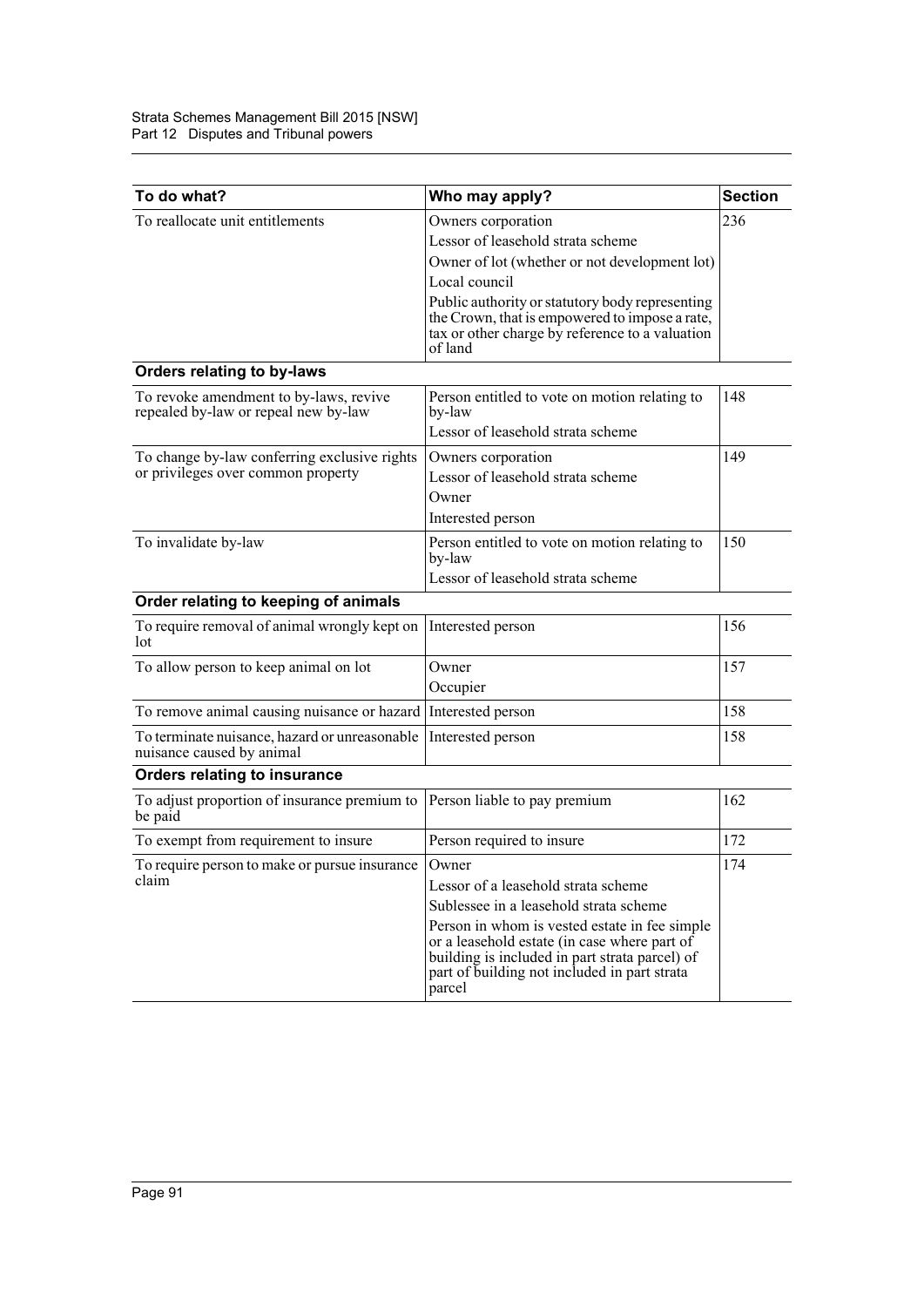| To do what? | Who may apply? | Section |
|---|---|---|
| To reallocate unit entitlements | Owners corporation<br>Lessor of leasehold strata scheme<br>Owner of lot (whether or not development lot)<br>Local council<br>Public authority or statutory body representing the Crown, that is empowered to impose a rate, tax or other charge by reference to a valuation of land | 236 |
| **Orders relating to by-laws** | | |
| To revoke amendment to by-laws, revive repealed by-law or repeal new by-law | Person entitled to vote on motion relating to by-law<br>Lessor of leasehold strata scheme | 148 |
| To change by-law conferring exclusive rights or privileges over common property | Owners corporation<br>Lessor of leasehold strata scheme<br>Owner<br>Interested person | 149 |
| To invalidate by-law | Person entitled to vote on motion relating to by-law<br>Lessor of leasehold strata scheme | 150 |
| **Order relating to keeping of animals** | | |
| To require removal of animal wrongly kept on lot | Interested person | 156 |
| To allow person to keep animal on lot | Owner<br>Occupier | 157 |
| To remove animal causing nuisance or hazard | Interested person | 158 |
| To terminate nuisance, hazard or unreasonable nuisance caused by animal | Interested person | 158 |
| **Orders relating to insurance** | | |
| To adjust proportion of insurance premium to be paid | Person liable to pay premium | 162 |
| To exempt from requirement to insure | Person required to insure | 172 |
| To require person to make or pursue insurance claim | Owner<br>Lessor of a leasehold strata scheme<br>Sublessee in a leasehold strata scheme<br>Person in whom is vested estate in fee simple or a leasehold estate (in case where part of building is included in part strata parcel) of part of building not included in part strata parcel | 174 |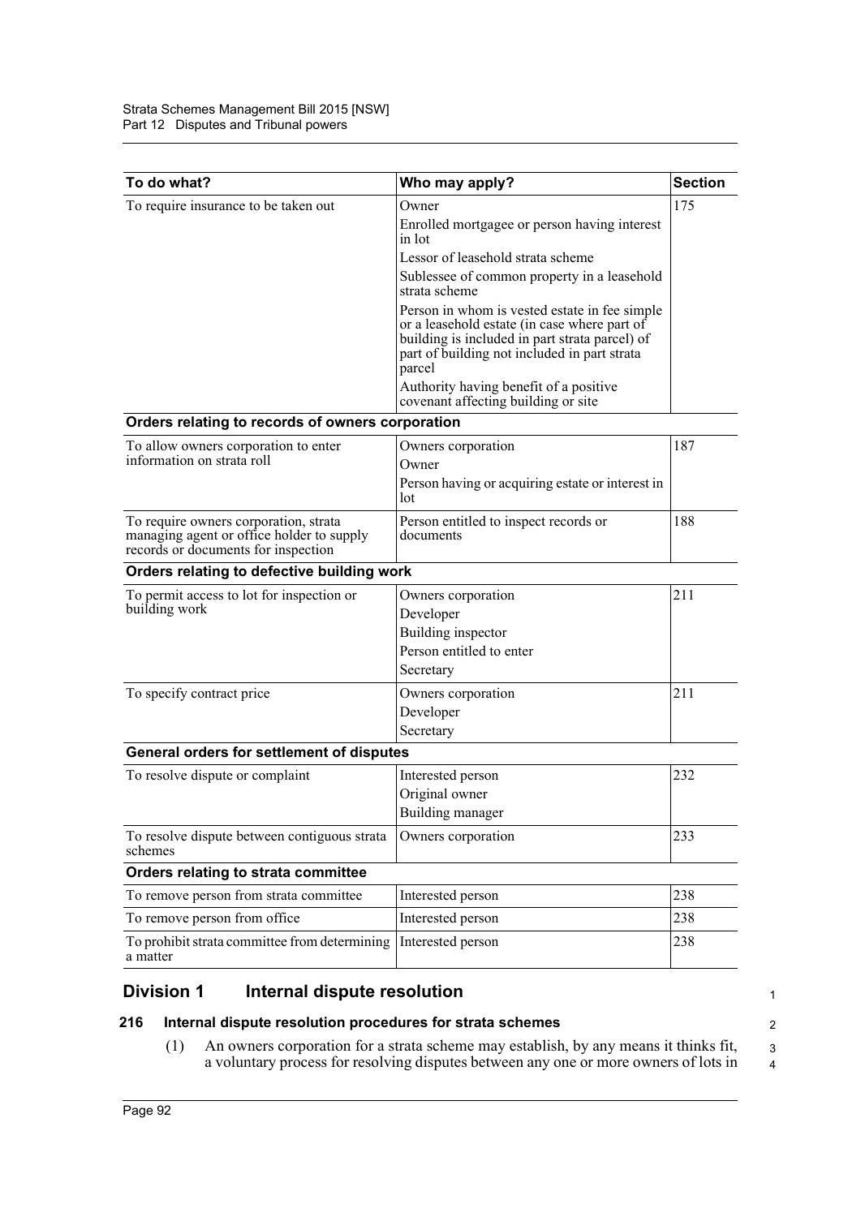| To do what? | Who may apply? | Section |
|---|---|---|
| To require insurance to be taken out | Owner<br>Enrolled mortgagee or person having interest in lot<br>Lessor of leasehold strata scheme<br>Sublessee of common property in a leasehold strata scheme<br>Person in whom is vested estate in fee simple or a leasehold estate (in case where part of building is included in part strata parcel) of part of building not included in part strata parcel<br>Authority having benefit of a positive covenant affecting building or site | 175 |
| **Orders relating to records of owners corporation** | | |
| To allow owners corporation to enter information on strata roll | Owners corporation<br>Owner<br>Person having or acquiring estate or interest in lot | 187 |
| To require owners corporation, strata managing agent or office holder to supply records or documents for inspection | Person entitled to inspect records or documents | 188 |
| **Orders relating to defective building work** | | |
| To permit access to lot for inspection or building work | Owners corporation<br>Developer<br>Building inspector<br>Person entitled to enter<br>Secretary | 211 |
| To specify contract price | Owners corporation<br>Developer<br>Secretary | 211 |
| **General orders for settlement of disputes** | | |
| To resolve dispute or complaint | Interested person<br>Original owner<br>Building manager | 232 |
| To resolve dispute between contiguous strata schemes | Owners corporation | 233 |
| **Orders relating to strata committee** | | |
| To remove person from strata committee | Interested person | 238 |
| To remove person from office | Interested person | 238 |
| To prohibit strata committee from determining a matter | Interested person | 238 |

## Division 1 Internal dispute resolution

### 216 Internal dispute resolution procedures for strata schemes

(1) An owners corporation for a strata scheme may establish, by any means it thinks fit, a voluntary process for resolving disputes between any one or more owners of lots in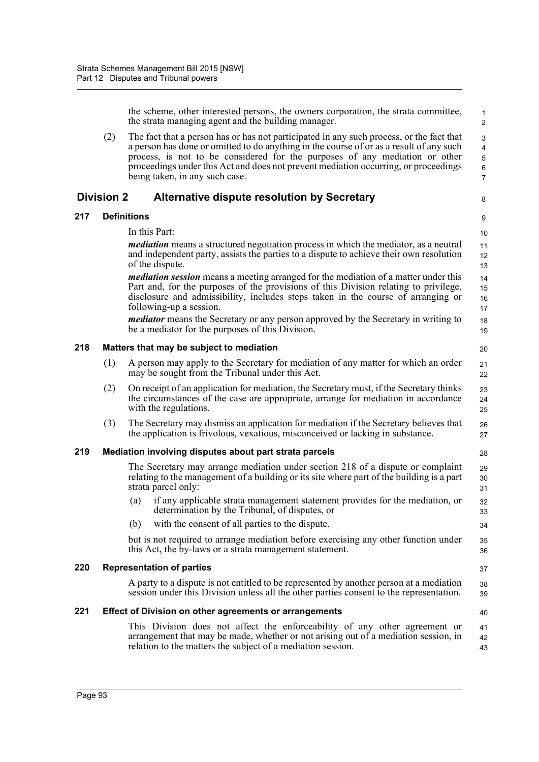the scheme, other interested persons, the owners corporation, the strata committee, the strata managing agent and the building manager.

(2) The fact that a person has or has not participated in any such process, or the fact that a person has done or omitted to do anything in the course of or as a result of any such process, is not to be considered for the purposes of any mediation or other proceedings under this Act and does not prevent mediation occurring, or proceedings being taken, in any such case.

## Division 2 Alternative dispute resolution by Secretary

### 217 Definitions

In this Part:

***mediation*** means a structured negotiation process in which the mediator, as a neutral and independent party, assists the parties to a dispute to achieve their own resolution of the dispute.

***mediation session*** means a meeting arranged for the mediation of a matter under this Part and, for the purposes of the provisions of this Division relating to privilege, disclosure and admissibility, includes steps taken in the course of arranging or following-up a session.

***mediator*** means the Secretary or any person approved by the Secretary in writing to be a mediator for the purposes of this Division.

### 218 Matters that may be subject to mediation

(1) A person may apply to the Secretary for mediation of any matter for which an order may be sought from the Tribunal under this Act.

(2) On receipt of an application for mediation, the Secretary must, if the Secretary thinks the circumstances of the case are appropriate, arrange for mediation in accordance with the regulations.

(3) The Secretary may dismiss an application for mediation if the Secretary believes that the application is frivolous, vexatious, misconceived or lacking in substance.

### 219 Mediation involving disputes about part strata parcels

The Secretary may arrange mediation under section 218 of a dispute or complaint relating to the management of a building or its site where part of the building is a part strata parcel only:

(a) if any applicable strata management statement provides for the mediation, or determination by the Tribunal, of disputes, or

(b) with the consent of all parties to the dispute,

but is not required to arrange mediation before exercising any other function under this Act, the by-laws or a strata management statement.

### 220 Representation of parties

A party to a dispute is not entitled to be represented by another person at a mediation session under this Division unless all the other parties consent to the representation.

### 221 Effect of Division on other agreements or arrangements

This Division does not affect the enforceability of any other agreement or arrangement that may be made, whether or not arising out of a mediation session, in relation to the matters the subject of a mediation session.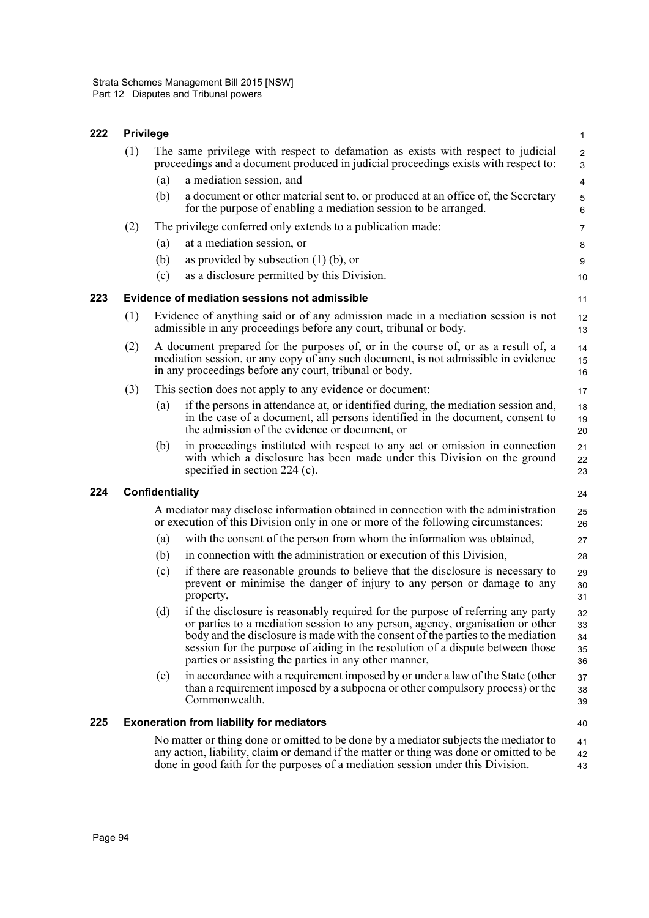### 222 Privilege

(1) The same privilege with respect to defamation as exists with respect to judicial proceedings and a document produced in judicial proceedings exists with respect to:

- (a) a mediation session, and
- (b) a document or other material sent to, or produced at an office of, the Secretary for the purpose of enabling a mediation session to be arranged.

(2) The privilege conferred only extends to a publication made:

- (a) at a mediation session, or
- (b) as provided by subsection (1) (b), or
- (c) as a disclosure permitted by this Division.

### 223 Evidence of mediation sessions not admissible

(1) Evidence of anything said or of any admission made in a mediation session is not admissible in any proceedings before any court, tribunal or body.

(2) A document prepared for the purposes of, or in the course of, or as a result of, a mediation session, or any copy of any such document, is not admissible in evidence in any proceedings before any court, tribunal or body.

(3) This section does not apply to any evidence or document:

- (a) if the persons in attendance at, or identified during, the mediation session and, in the case of a document, all persons identified in the document, consent to the admission of the evidence or document, or
- (b) in proceedings instituted with respect to any act or omission in connection with which a disclosure has been made under this Division on the ground specified in section 224 (c).

### 224 Confidentiality

A mediator may disclose information obtained in connection with the administration or execution of this Division only in one or more of the following circumstances:

- (a) with the consent of the person from whom the information was obtained,
- (b) in connection with the administration or execution of this Division,
- (c) if there are reasonable grounds to believe that the disclosure is necessary to prevent or minimise the danger of injury to any person or damage to any property,
- (d) if the disclosure is reasonably required for the purpose of referring any party or parties to a mediation session to any person, agency, organisation or other body and the disclosure is made with the consent of the parties to the mediation session for the purpose of aiding in the resolution of a dispute between those parties or assisting the parties in any other manner,
- (e) in accordance with a requirement imposed by or under a law of the State (other than a requirement imposed by a subpoena or other compulsory process) or the Commonwealth.

### 225 Exoneration from liability for mediators

No matter or thing done or omitted to be done by a mediator subjects the mediator to any action, liability, claim or demand if the matter or thing was done or omitted to be done in good faith for the purposes of a mediation session under this Division.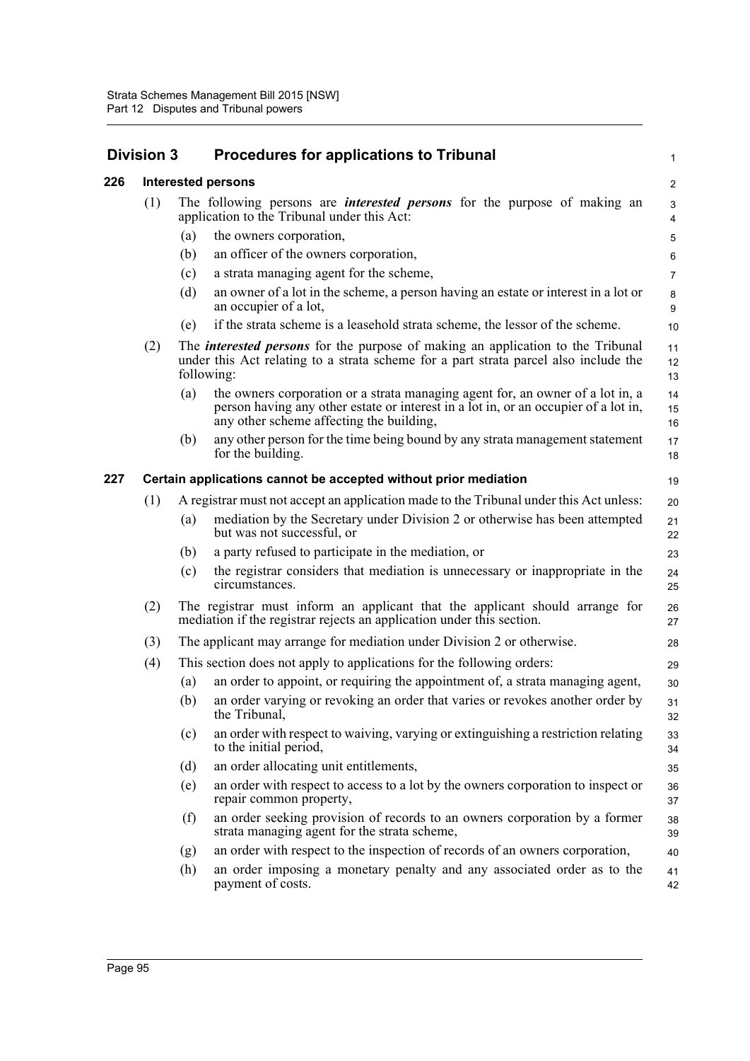## Division 3 Procedures for applications to Tribunal

### 226 Interested persons

(1) The following persons are ***interested persons*** for the purpose of making an application to the Tribunal under this Act:

(a) the owners corporation,

(b) an officer of the owners corporation,

(c) a strata managing agent for the scheme,

(d) an owner of a lot in the scheme, a person having an estate or interest in a lot or an occupier of a lot,

(e) if the strata scheme is a leasehold strata scheme, the lessor of the scheme.

(2) The ***interested persons*** for the purpose of making an application to the Tribunal under this Act relating to a strata scheme for a part strata parcel also include the following:

(a) the owners corporation or a strata managing agent for, an owner of a lot in, a person having any other estate or interest in a lot in, or an occupier of a lot in, any other scheme affecting the building,

(b) any other person for the time being bound by any strata management statement for the building.

### 227 Certain applications cannot be accepted without prior mediation

(1) A registrar must not accept an application made to the Tribunal under this Act unless:

(a) mediation by the Secretary under Division 2 or otherwise has been attempted but was not successful, or

(b) a party refused to participate in the mediation, or

(c) the registrar considers that mediation is unnecessary or inappropriate in the circumstances.

(2) The registrar must inform an applicant that the applicant should arrange for mediation if the registrar rejects an application under this section.

(3) The applicant may arrange for mediation under Division 2 or otherwise.

(4) This section does not apply to applications for the following orders:

(a) an order to appoint, or requiring the appointment of, a strata managing agent,

(b) an order varying or revoking an order that varies or revokes another order by the Tribunal,

(c) an order with respect to waiving, varying or extinguishing a restriction relating to the initial period,

(d) an order allocating unit entitlements,

(e) an order with respect to access to a lot by the owners corporation to inspect or repair common property,

(f) an order seeking provision of records to an owners corporation by a former strata managing agent for the strata scheme,

(g) an order with respect to the inspection of records of an owners corporation,

(h) an order imposing a monetary penalty and any associated order as to the payment of costs.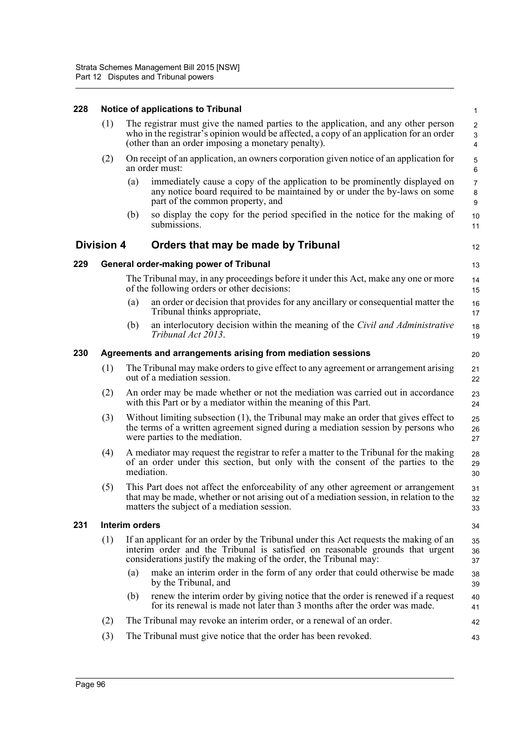### 228 Notice of applications to Tribunal

(1) The registrar must give the named parties to the application, and any other person who in the registrar's opinion would be affected, a copy of an application for an order (other than an order imposing a monetary penalty).

(2) On receipt of an application, an owners corporation given notice of an application for an order must:

(a) immediately cause a copy of the application to be prominently displayed on any notice board required to be maintained by or under the by-laws on some part of the common property, and

(b) so display the copy for the period specified in the notice for the making of submissions.

## Division 4 Orders that may be made by Tribunal

### 229 General order-making power of Tribunal

The Tribunal may, in any proceedings before it under this Act, make any one or more of the following orders or other decisions:

(a) an order or decision that provides for any ancillary or consequential matter the Tribunal thinks appropriate,

(b) an interlocutory decision within the meaning of the *Civil and Administrative Tribunal Act 2013*.

### 230 Agreements and arrangements arising from mediation sessions

(1) The Tribunal may make orders to give effect to any agreement or arrangement arising out of a mediation session.

(2) An order may be made whether or not the mediation was carried out in accordance with this Part or by a mediator within the meaning of this Part.

(3) Without limiting subsection (1), the Tribunal may make an order that gives effect to the terms of a written agreement signed during a mediation session by persons who were parties to the mediation.

(4) A mediator may request the registrar to refer a matter to the Tribunal for the making of an order under this section, but only with the consent of the parties to the mediation.

(5) This Part does not affect the enforceability of any other agreement or arrangement that may be made, whether or not arising out of a mediation session, in relation to the matters the subject of a mediation session.

### 231 Interim orders

(1) If an applicant for an order by the Tribunal under this Act requests the making of an interim order and the Tribunal is satisfied on reasonable grounds that urgent considerations justify the making of the order, the Tribunal may:

(a) make an interim order in the form of any order that could otherwise be made by the Tribunal, and

(b) renew the interim order by giving notice that the order is renewed if a request for its renewal is made not later than 3 months after the order was made.

(2) The Tribunal may revoke an interim order, or a renewal of an order.

(3) The Tribunal must give notice that the order has been revoked.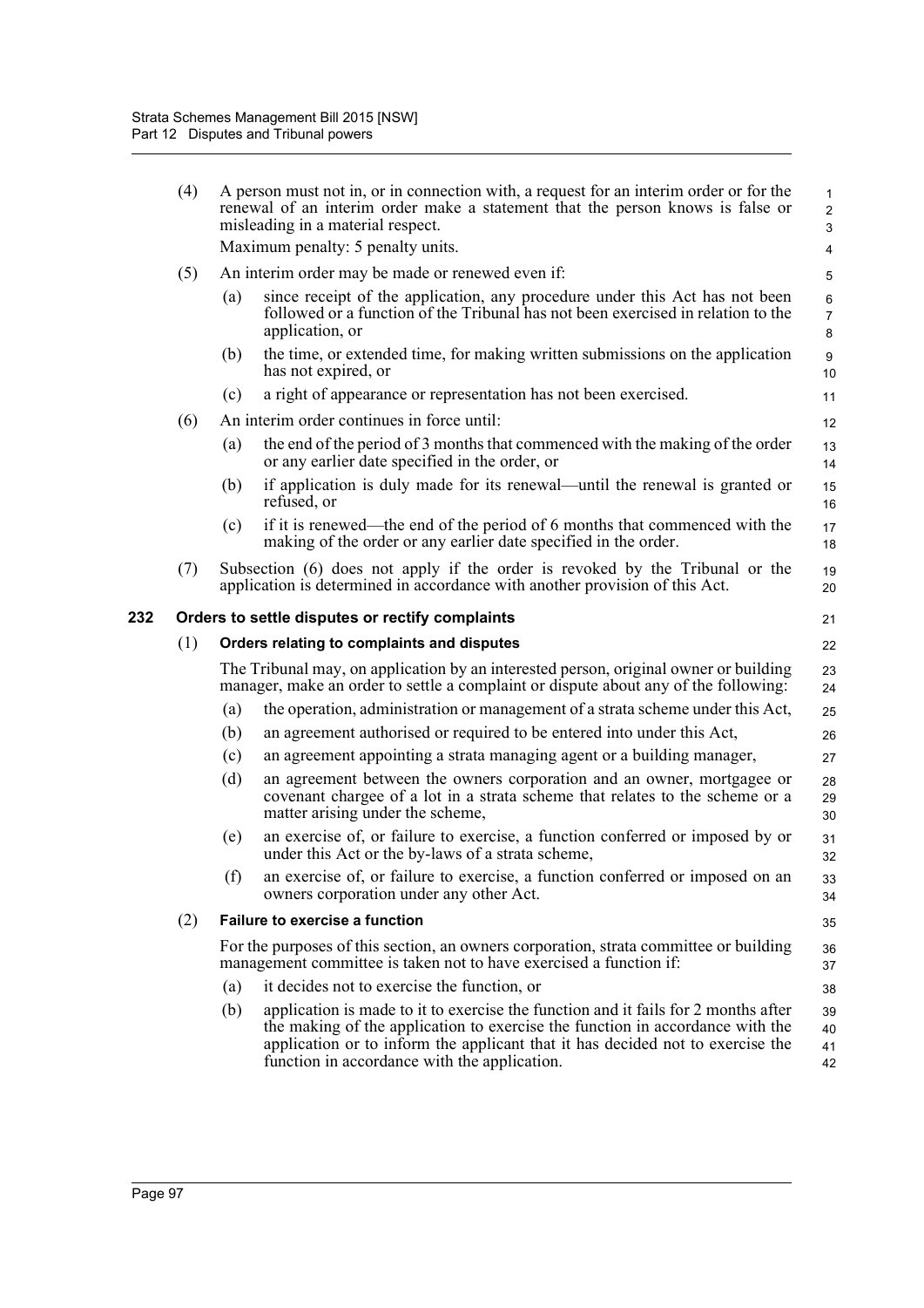(4) A person must not in, or in connection with, a request for an interim order or for the renewal of an interim order make a statement that the person knows is false or misleading in a material respect.

Maximum penalty: 5 penalty units.

(5) An interim order may be made or renewed even if:

(a) since receipt of the application, any procedure under this Act has not been followed or a function of the Tribunal has not been exercised in relation to the application, or

(b) the time, or extended time, for making written submissions on the application has not expired, or

(c) a right of appearance or representation has not been exercised.

(6) An interim order continues in force until:

(a) the end of the period of 3 months that commenced with the making of the order or any earlier date specified in the order, or

(b) if application is duly made for its renewal—until the renewal is granted or refused, or

(c) if it is renewed—the end of the period of 6 months that commenced with the making of the order or any earlier date specified in the order.

(7) Subsection (6) does not apply if the order is revoked by the Tribunal or the application is determined in accordance with another provision of this Act.

### 232 Orders to settle disputes or rectify complaints

(1) **Orders relating to complaints and disputes**

The Tribunal may, on application by an interested person, original owner or building manager, make an order to settle a complaint or dispute about any of the following:

(a) the operation, administration or management of a strata scheme under this Act,

(b) an agreement authorised or required to be entered into under this Act,

(c) an agreement appointing a strata managing agent or a building manager,

(d) an agreement between the owners corporation and an owner, mortgagee or covenant chargee of a lot in a strata scheme that relates to the scheme or a matter arising under the scheme,

(e) an exercise of, or failure to exercise, a function conferred or imposed by or under this Act or the by-laws of a strata scheme,

(f) an exercise of, or failure to exercise, a function conferred or imposed on an owners corporation under any other Act.

(2) **Failure to exercise a function**

For the purposes of this section, an owners corporation, strata committee or building management committee is taken not to have exercised a function if:

(a) it decides not to exercise the function, or

(b) application is made to it to exercise the function and it fails for 2 months after the making of the application to exercise the function in accordance with the application or to inform the applicant that it has decided not to exercise the function in accordance with the application.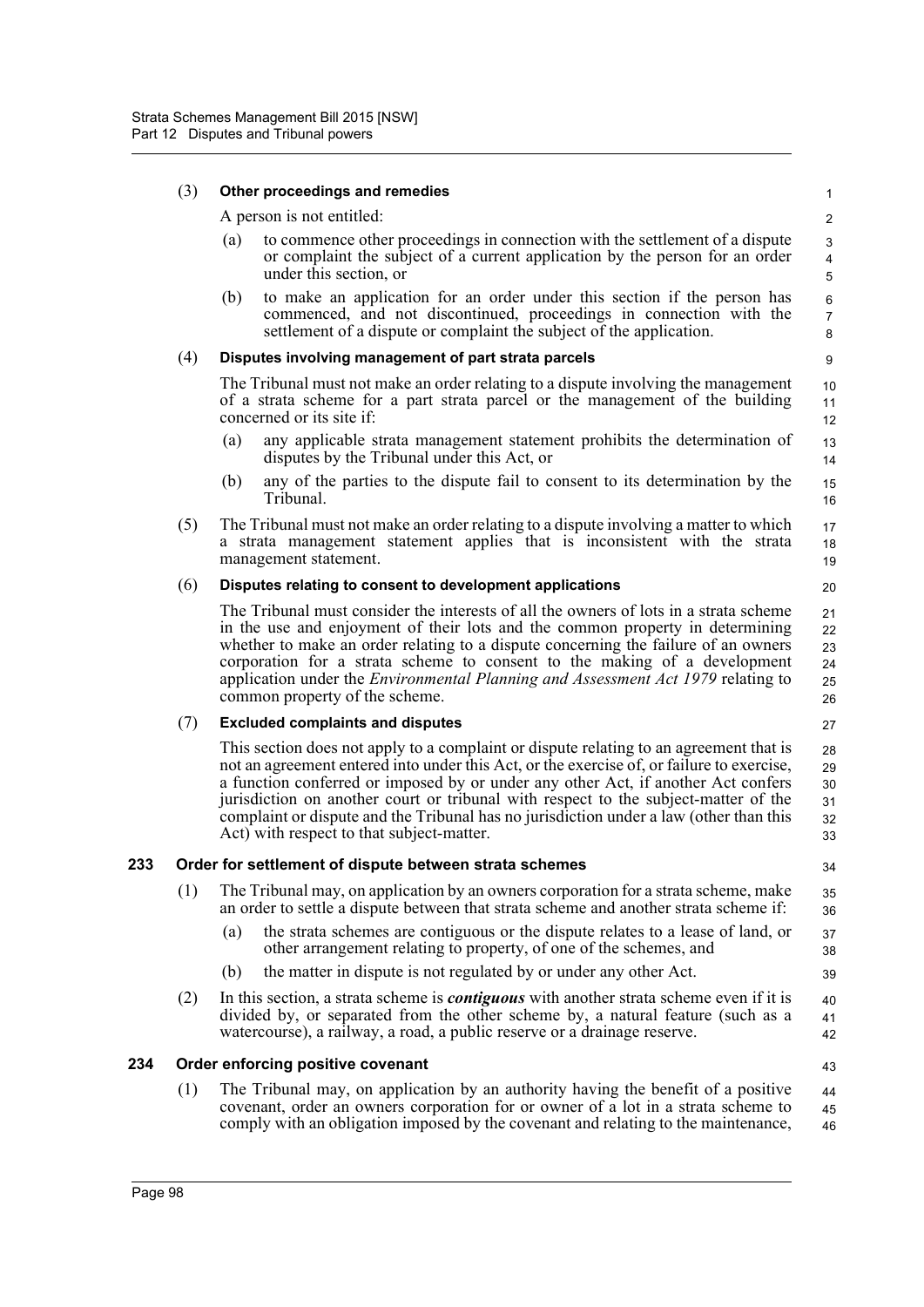(3) **Other proceedings and remedies**

A person is not entitled:

(a) to commence other proceedings in connection with the settlement of a dispute or complaint the subject of a current application by the person for an order under this section, or

(b) to make an application for an order under this section if the person has commenced, and not discontinued, proceedings in connection with the settlement of a dispute or complaint the subject of the application.

(4) **Disputes involving management of part strata parcels**

The Tribunal must not make an order relating to a dispute involving the management of a strata scheme for a part strata parcel or the management of the building concerned or its site if:

(a) any applicable strata management statement prohibits the determination of disputes by the Tribunal under this Act, or

(b) any of the parties to the dispute fail to consent to its determination by the Tribunal.

(5) The Tribunal must not make an order relating to a dispute involving a matter to which a strata management statement applies that is inconsistent with the strata management statement.

(6) **Disputes relating to consent to development applications**

The Tribunal must consider the interests of all the owners of lots in a strata scheme in the use and enjoyment of their lots and the common property in determining whether to make an order relating to a dispute concerning the failure of an owners corporation for a strata scheme to consent to the making of a development application under the *Environmental Planning and Assessment Act 1979* relating to common property of the scheme.

(7) **Excluded complaints and disputes**

This section does not apply to a complaint or dispute relating to an agreement that is not an agreement entered into under this Act, or the exercise of, or failure to exercise, a function conferred or imposed by or under any other Act, if another Act confers jurisdiction on another court or tribunal with respect to the subject-matter of the complaint or dispute and the Tribunal has no jurisdiction under a law (other than this Act) with respect to that subject-matter.

### 233 Order for settlement of dispute between strata schemes

(1) The Tribunal may, on application by an owners corporation for a strata scheme, make an order to settle a dispute between that strata scheme and another strata scheme if:

(a) the strata schemes are contiguous or the dispute relates to a lease of land, or other arrangement relating to property, of one of the schemes, and

(b) the matter in dispute is not regulated by or under any other Act.

(2) In this section, a strata scheme is ***contiguous*** with another strata scheme even if it is divided by, or separated from the other scheme by, a natural feature (such as a watercourse), a railway, a road, a public reserve or a drainage reserve.

### 234 Order enforcing positive covenant

(1) The Tribunal may, on application by an authority having the benefit of a positive covenant, order an owners corporation for or owner of a lot in a strata scheme to comply with an obligation imposed by the covenant and relating to the maintenance,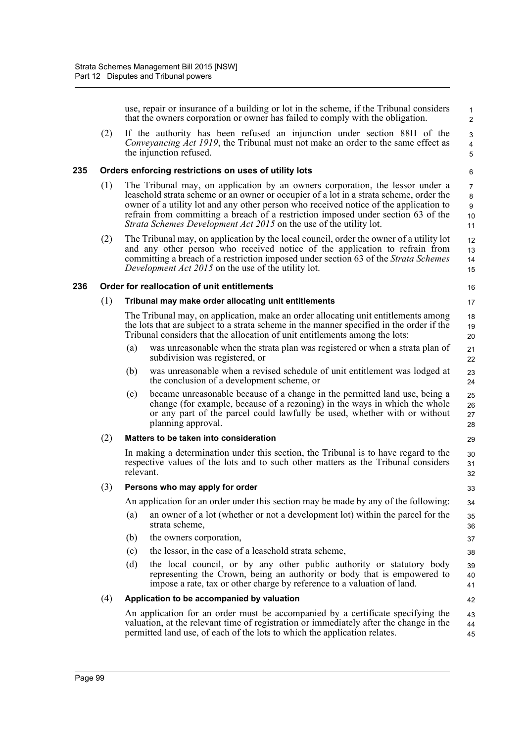use, repair or insurance of a building or lot in the scheme, if the Tribunal considers that the owners corporation or owner has failed to comply with the obligation.

(2) If the authority has been refused an injunction under section 88H of the *Conveyancing Act 1919*, the Tribunal must not make an order to the same effect as the injunction refused.

### 235 Orders enforcing restrictions on uses of utility lots

(1) The Tribunal may, on application by an owners corporation, the lessor under a leasehold strata scheme or an owner or occupier of a lot in a strata scheme, order the owner of a utility lot and any other person who received notice of the application to refrain from committing a breach of a restriction imposed under section 63 of the *Strata Schemes Development Act 2015* on the use of the utility lot.

(2) The Tribunal may, on application by the local council, order the owner of a utility lot and any other person who received notice of the application to refrain from committing a breach of a restriction imposed under section 63 of the *Strata Schemes Development Act 2015* on the use of the utility lot.

### 236 Order for reallocation of unit entitlements

(1) **Tribunal may make order allocating unit entitlements**

The Tribunal may, on application, make an order allocating unit entitlements among the lots that are subject to a strata scheme in the manner specified in the order if the Tribunal considers that the allocation of unit entitlements among the lots:

(a) was unreasonable when the strata plan was registered or when a strata plan of subdivision was registered, or

(b) was unreasonable when a revised schedule of unit entitlement was lodged at the conclusion of a development scheme, or

(c) became unreasonable because of a change in the permitted land use, being a change (for example, because of a rezoning) in the ways in which the whole or any part of the parcel could lawfully be used, whether with or without planning approval.

(2) **Matters to be taken into consideration**

In making a determination under this section, the Tribunal is to have regard to the respective values of the lots and to such other matters as the Tribunal considers relevant.

(3) **Persons who may apply for order**

An application for an order under this section may be made by any of the following:

(a) an owner of a lot (whether or not a development lot) within the parcel for the strata scheme,

(b) the owners corporation,

(c) the lessor, in the case of a leasehold strata scheme,

(d) the local council, or by any other public authority or statutory body representing the Crown, being an authority or body that is empowered to impose a rate, tax or other charge by reference to a valuation of land.

(4) **Application to be accompanied by valuation**

An application for an order must be accompanied by a certificate specifying the valuation, at the relevant time of registration or immediately after the change in the permitted land use, of each of the lots to which the application relates.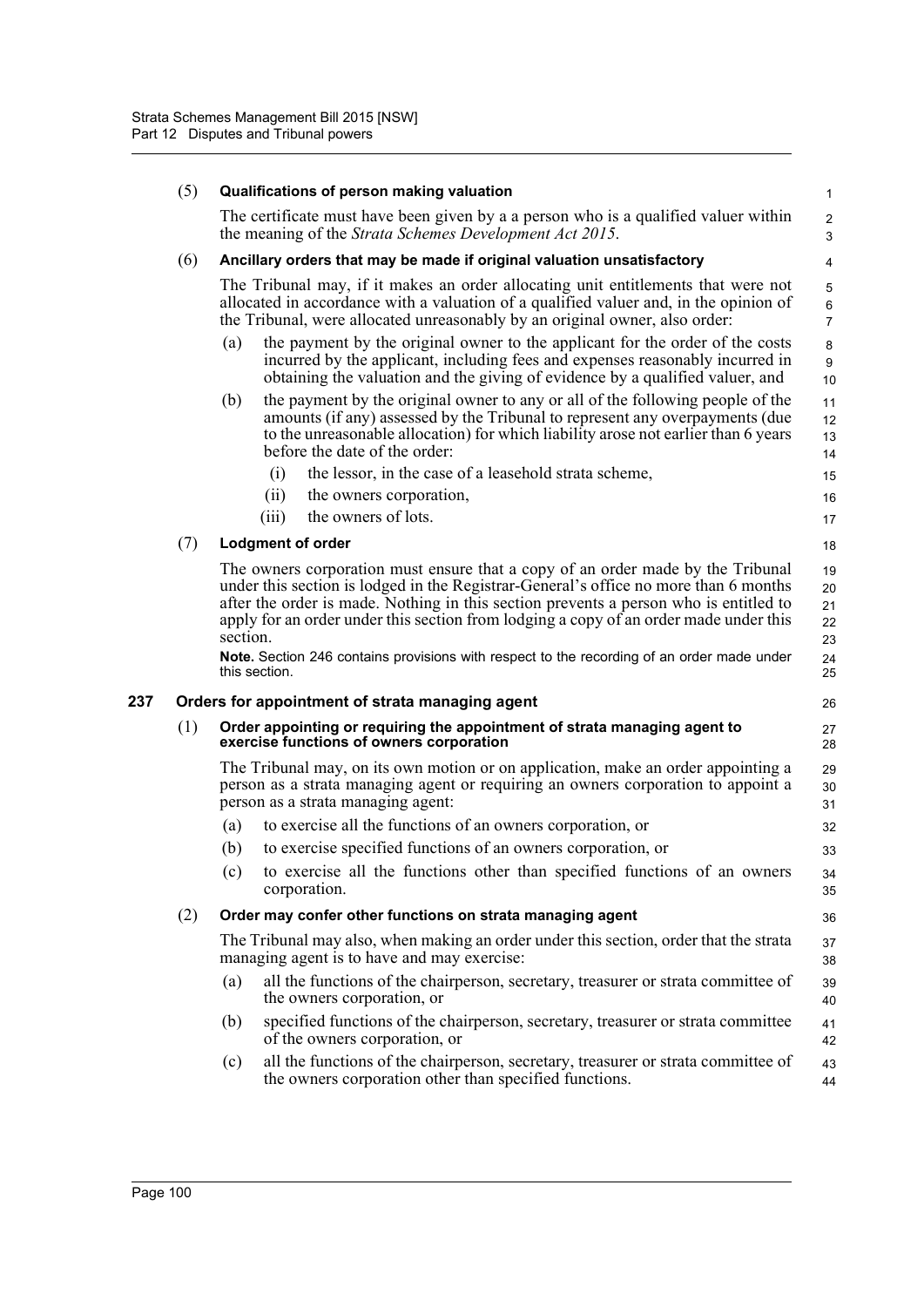(5) **Qualifications of person making valuation**

The certificate must have been given by a a person who is a qualified valuer within the meaning of the *Strata Schemes Development Act 2015*.

(6) **Ancillary orders that may be made if original valuation unsatisfactory**

The Tribunal may, if it makes an order allocating unit entitlements that were not allocated in accordance with a valuation of a qualified valuer and, in the opinion of the Tribunal, were allocated unreasonably by an original owner, also order:

- (a) the payment by the original owner to the applicant for the order of the costs incurred by the applicant, including fees and expenses reasonably incurred in obtaining the valuation and the giving of evidence by a qualified valuer, and
- (b) the payment by the original owner to any or all of the following people of the amounts (if any) assessed by the Tribunal to represent any overpayments (due to the unreasonable allocation) for which liability arose not earlier than 6 years before the date of the order:
  - (i) the lessor, in the case of a leasehold strata scheme,
  - (ii) the owners corporation,
  - (iii) the owners of lots.

(7) **Lodgment of order**

The owners corporation must ensure that a copy of an order made by the Tribunal under this section is lodged in the Registrar-General's office no more than 6 months after the order is made. Nothing in this section prevents a person who is entitled to apply for an order under this section from lodging a copy of an order made under this section.

**Note.** Section 246 contains provisions with respect to the recording of an order made under this section.

## 237 Orders for appointment of strata managing agent

(1) **Order appointing or requiring the appointment of strata managing agent to exercise functions of owners corporation**

The Tribunal may, on its own motion or on application, make an order appointing a person as a strata managing agent or requiring an owners corporation to appoint a person as a strata managing agent:

- (a) to exercise all the functions of an owners corporation, or
- (b) to exercise specified functions of an owners corporation, or
- (c) to exercise all the functions other than specified functions of an owners corporation.

(2) **Order may confer other functions on strata managing agent**

The Tribunal may also, when making an order under this section, order that the strata managing agent is to have and may exercise:

- (a) all the functions of the chairperson, secretary, treasurer or strata committee of the owners corporation, or
- (b) specified functions of the chairperson, secretary, treasurer or strata committee of the owners corporation, or
- (c) all the functions of the chairperson, secretary, treasurer or strata committee of the owners corporation other than specified functions.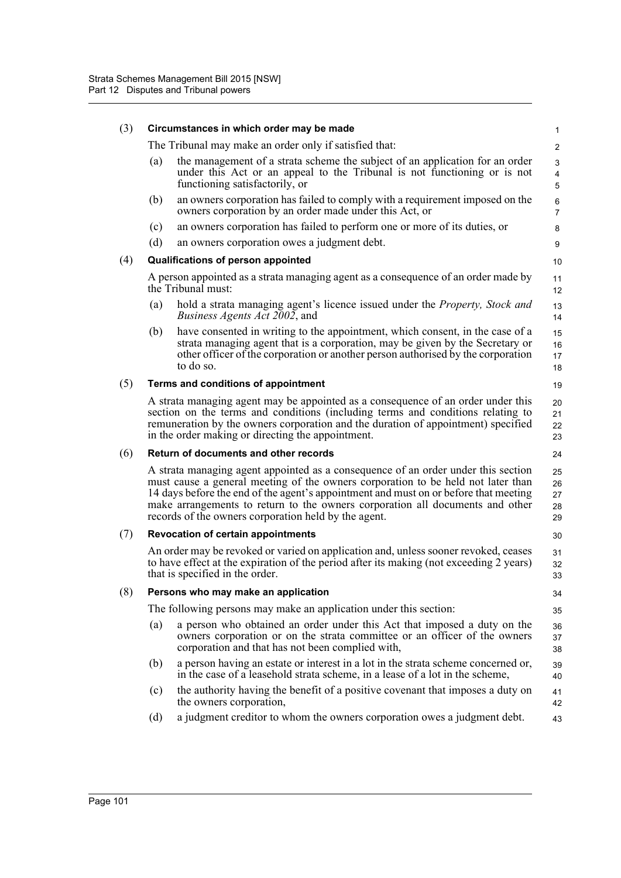(3) **Circumstances in which order may be made**

The Tribunal may make an order only if satisfied that:

(a) the management of a strata scheme the subject of an application for an order under this Act or an appeal to the Tribunal is not functioning or is not functioning satisfactorily, or

(b) an owners corporation has failed to comply with a requirement imposed on the owners corporation by an order made under this Act, or

(c) an owners corporation has failed to perform one or more of its duties, or

(d) an owners corporation owes a judgment debt.

(4) **Qualifications of person appointed**

A person appointed as a strata managing agent as a consequence of an order made by the Tribunal must:

(a) hold a strata managing agent's licence issued under the *Property, Stock and Business Agents Act 2002*, and

(b) have consented in writing to the appointment, which consent, in the case of a strata managing agent that is a corporation, may be given by the Secretary or other officer of the corporation or another person authorised by the corporation to do so.

(5) **Terms and conditions of appointment**

A strata managing agent may be appointed as a consequence of an order under this section on the terms and conditions (including terms and conditions relating to remuneration by the owners corporation and the duration of appointment) specified in the order making or directing the appointment.

(6) **Return of documents and other records**

A strata managing agent appointed as a consequence of an order under this section must cause a general meeting of the owners corporation to be held not later than 14 days before the end of the agent's appointment and must on or before that meeting make arrangements to return to the owners corporation all documents and other records of the owners corporation held by the agent.

(7) **Revocation of certain appointments**

An order may be revoked or varied on application and, unless sooner revoked, ceases to have effect at the expiration of the period after its making (not exceeding 2 years) that is specified in the order.

(8) **Persons who may make an application**

The following persons may make an application under this section:

(a) a person who obtained an order under this Act that imposed a duty on the owners corporation or on the strata committee or an officer of the owners corporation and that has not been complied with,

(b) a person having an estate or interest in a lot in the strata scheme concerned or, in the case of a leasehold strata scheme, in a lease of a lot in the scheme,

(c) the authority having the benefit of a positive covenant that imposes a duty on the owners corporation,

(d) a judgment creditor to whom the owners corporation owes a judgment debt.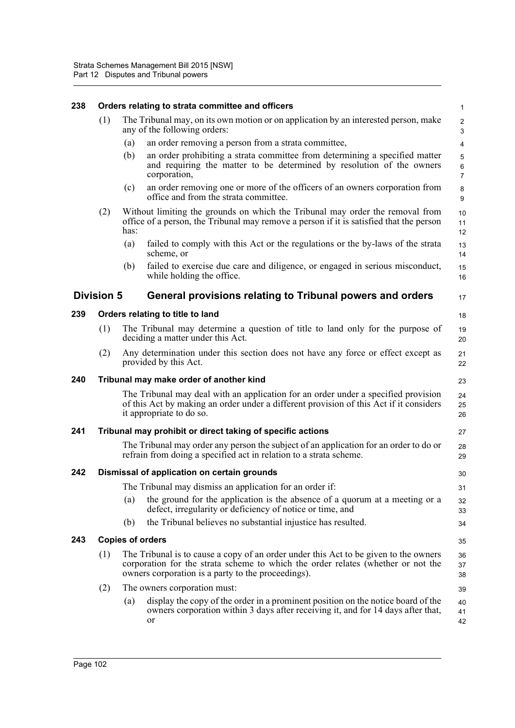### 238 Orders relating to strata committee and officers

(1) The Tribunal may, on its own motion or on application by an interested person, make any of the following orders:

- (a) an order removing a person from a strata committee,
- (b) an order prohibiting a strata committee from determining a specified matter and requiring the matter to be determined by resolution of the owners corporation,
- (c) an order removing one or more of the officers of an owners corporation from office and from the strata committee.

(2) Without limiting the grounds on which the Tribunal may order the removal from office of a person, the Tribunal may remove a person if it is satisfied that the person has:

- (a) failed to comply with this Act or the regulations or the by-laws of the strata scheme, or
- (b) failed to exercise due care and diligence, or engaged in serious misconduct, while holding the office.

## Division 5 General provisions relating to Tribunal powers and orders

### 239 Orders relating to title to land

(1) The Tribunal may determine a question of title to land only for the purpose of deciding a matter under this Act.

(2) Any determination under this section does not have any force or effect except as provided by this Act.

### 240 Tribunal may make order of another kind

The Tribunal may deal with an application for an order under a specified provision of this Act by making an order under a different provision of this Act if it considers it appropriate to do so.

### 241 Tribunal may prohibit or direct taking of specific actions

The Tribunal may order any person the subject of an application for an order to do or refrain from doing a specified act in relation to a strata scheme.

### 242 Dismissal of application on certain grounds

The Tribunal may dismiss an application for an order if:

- (a) the ground for the application is the absence of a quorum at a meeting or a defect, irregularity or deficiency of notice or time, and
- (b) the Tribunal believes no substantial injustice has resulted.

### 243 Copies of orders

(1) The Tribunal is to cause a copy of an order under this Act to be given to the owners corporation for the strata scheme to which the order relates (whether or not the owners corporation is a party to the proceedings).

(2) The owners corporation must:

- (a) display the copy of the order in a prominent position on the notice board of the owners corporation within 3 days after receiving it, and for 14 days after that, or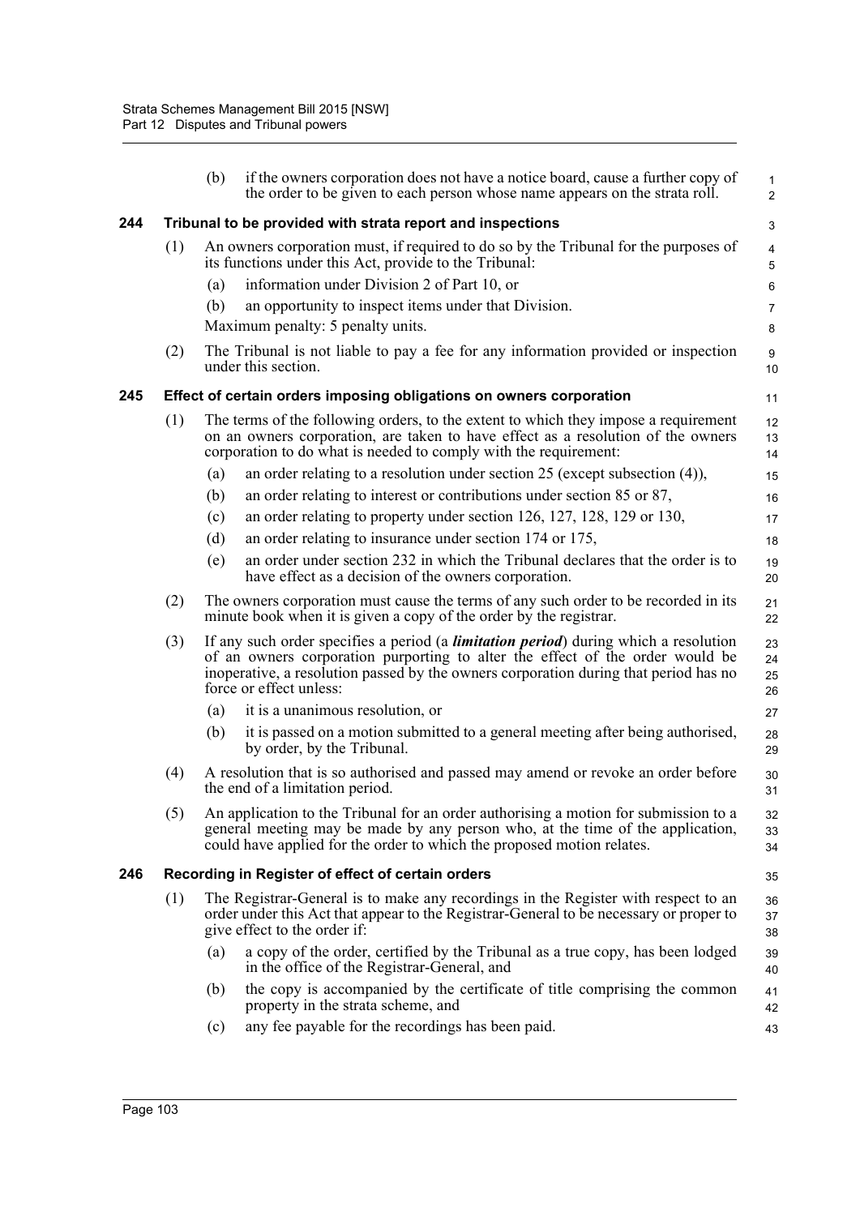(b) if the owners corporation does not have a notice board, cause a further copy of the order to be given to each person whose name appears on the strata roll.

### 244 Tribunal to be provided with strata report and inspections

(1) An owners corporation must, if required to do so by the Tribunal for the purposes of its functions under this Act, provide to the Tribunal:

(a) information under Division 2 of Part 10, or

(b) an opportunity to inspect items under that Division.

Maximum penalty: 5 penalty units.

(2) The Tribunal is not liable to pay a fee for any information provided or inspection under this section.

### 245 Effect of certain orders imposing obligations on owners corporation

(1) The terms of the following orders, to the extent to which they impose a requirement on an owners corporation, are taken to have effect as a resolution of the owners corporation to do what is needed to comply with the requirement:

(a) an order relating to a resolution under section 25 (except subsection (4)),

(b) an order relating to interest or contributions under section 85 or 87,

(c) an order relating to property under section 126, 127, 128, 129 or 130,

(d) an order relating to insurance under section 174 or 175,

(e) an order under section 232 in which the Tribunal declares that the order is to have effect as a decision of the owners corporation.

(2) The owners corporation must cause the terms of any such order to be recorded in its minute book when it is given a copy of the order by the registrar.

(3) If any such order specifies a period (a ***limitation period***) during which a resolution of an owners corporation purporting to alter the effect of the order would be inoperative, a resolution passed by the owners corporation during that period has no force or effect unless:

(a) it is a unanimous resolution, or

(b) it is passed on a motion submitted to a general meeting after being authorised, by order, by the Tribunal.

(4) A resolution that is so authorised and passed may amend or revoke an order before the end of a limitation period.

(5) An application to the Tribunal for an order authorising a motion for submission to a general meeting may be made by any person who, at the time of the application, could have applied for the order to which the proposed motion relates.

### 246 Recording in Register of effect of certain orders

(1) The Registrar-General is to make any recordings in the Register with respect to an order under this Act that appear to the Registrar-General to be necessary or proper to give effect to the order if:

(a) a copy of the order, certified by the Tribunal as a true copy, has been lodged in the office of the Registrar-General, and

(b) the copy is accompanied by the certificate of title comprising the common property in the strata scheme, and

(c) any fee payable for the recordings has been paid.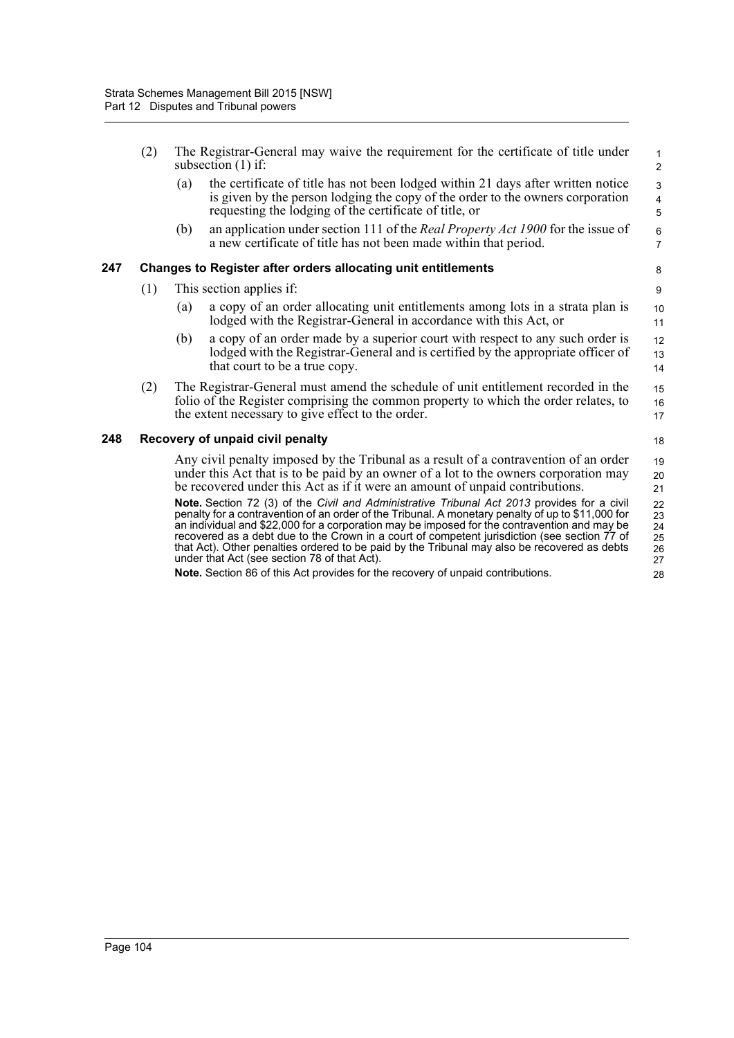(2) The Registrar-General may waive the requirement for the certificate of title under subsection (1) if:

(a) the certificate of title has not been lodged within 21 days after written notice is given by the person lodging the copy of the order to the owners corporation requesting the lodging of the certificate of title, or

(b) an application under section 111 of the *Real Property Act 1900* for the issue of a new certificate of title has not been made within that period.

### 247 Changes to Register after orders allocating unit entitlements

(1) This section applies if:

(a) a copy of an order allocating unit entitlements among lots in a strata plan is lodged with the Registrar-General in accordance with this Act, or

(b) a copy of an order made by a superior court with respect to any such order is lodged with the Registrar-General and is certified by the appropriate officer of that court to be a true copy.

(2) The Registrar-General must amend the schedule of unit entitlement recorded in the folio of the Register comprising the common property to which the order relates, to the extent necessary to give effect to the order.

### 248 Recovery of unpaid civil penalty

Any civil penalty imposed by the Tribunal as a result of a contravention of an order under this Act that is to be paid by an owner of a lot to the owners corporation may be recovered under this Act as if it were an amount of unpaid contributions.

**Note.** Section 72 (3) of the *Civil and Administrative Tribunal Act 2013* provides for a civil penalty for a contravention of an order of the Tribunal. A monetary penalty of up to $11,000 for an individual and $22,000 for a corporation may be imposed for the contravention and may be recovered as a debt due to the Crown in a court of competent jurisdiction (see section 77 of that Act). Other penalties ordered to be paid by the Tribunal may also be recovered as debts under that Act (see section 78 of that Act).

**Note.** Section 86 of this Act provides for the recovery of unpaid contributions.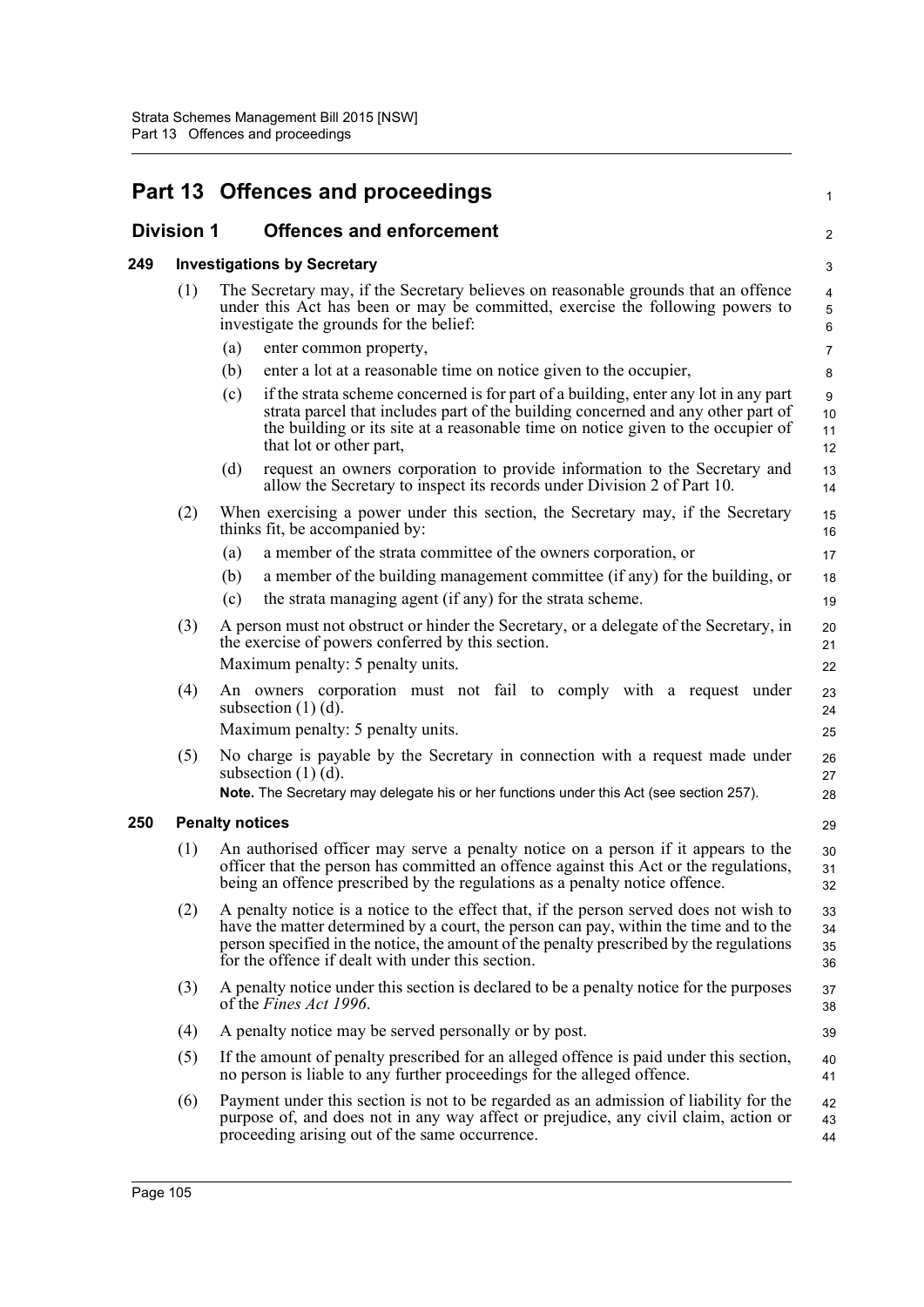# Part 13 Offences and proceedings

## Division 1 Offences and enforcement

### 249 Investigations by Secretary

(1) The Secretary may, if the Secretary believes on reasonable grounds that an offence under this Act has been or may be committed, exercise the following powers to investigate the grounds for the belief:

(a) enter common property,

(b) enter a lot at a reasonable time on notice given to the occupier,

(c) if the strata scheme concerned is for part of a building, enter any lot in any part strata parcel that includes part of the building concerned and any other part of the building or its site at a reasonable time on notice given to the occupier of that lot or other part,

(d) request an owners corporation to provide information to the Secretary and allow the Secretary to inspect its records under Division 2 of Part 10.

(2) When exercising a power under this section, the Secretary may, if the Secretary thinks fit, be accompanied by:

(a) a member of the strata committee of the owners corporation, or

(b) a member of the building management committee (if any) for the building, or

(c) the strata managing agent (if any) for the strata scheme.

(3) A person must not obstruct or hinder the Secretary, or a delegate of the Secretary, in the exercise of powers conferred by this section.

Maximum penalty: 5 penalty units.

(4) An owners corporation must not fail to comply with a request under subsection (1) (d).

Maximum penalty: 5 penalty units.

(5) No charge is payable by the Secretary in connection with a request made under subsection (1) (d).

**Note.** The Secretary may delegate his or her functions under this Act (see section 257).

### 250 Penalty notices

(1) An authorised officer may serve a penalty notice on a person if it appears to the officer that the person has committed an offence against this Act or the regulations, being an offence prescribed by the regulations as a penalty notice offence.

(2) A penalty notice is a notice to the effect that, if the person served does not wish to have the matter determined by a court, the person can pay, within the time and to the person specified in the notice, the amount of the penalty prescribed by the regulations for the offence if dealt with under this section.

(3) A penalty notice under this section is declared to be a penalty notice for the purposes of the *Fines Act 1996*.

(4) A penalty notice may be served personally or by post.

(5) If the amount of penalty prescribed for an alleged offence is paid under this section, no person is liable to any further proceedings for the alleged offence.

(6) Payment under this section is not to be regarded as an admission of liability for the purpose of, and does not in any way affect or prejudice, any civil claim, action or proceeding arising out of the same occurrence.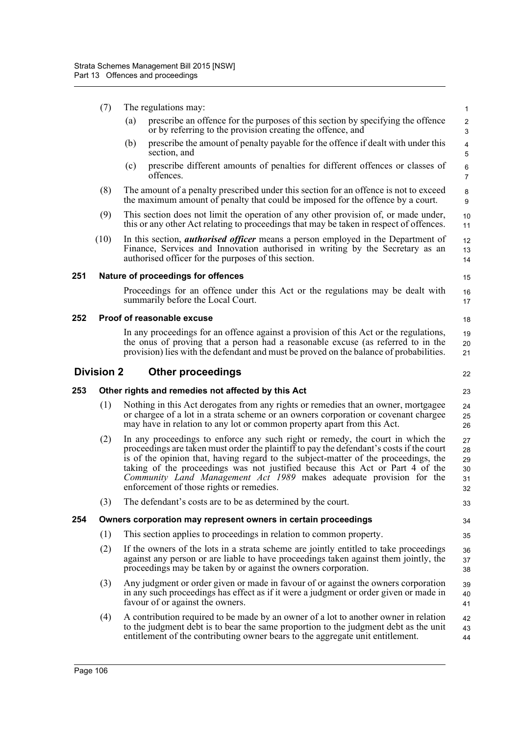(7) The regulations may:

(a) prescribe an offence for the purposes of this section by specifying the offence or by referring to the provision creating the offence, and

(b) prescribe the amount of penalty payable for the offence if dealt with under this section, and

(c) prescribe different amounts of penalties for different offences or classes of offences.

(8) The amount of a penalty prescribed under this section for an offence is not to exceed the maximum amount of penalty that could be imposed for the offence by a court.

(9) This section does not limit the operation of any other provision of, or made under, this or any other Act relating to proceedings that may be taken in respect of offences.

(10) In this section, ***authorised officer*** means a person employed in the Department of Finance, Services and Innovation authorised in writing by the Secretary as an authorised officer for the purposes of this section.

### 251 Nature of proceedings for offences

Proceedings for an offence under this Act or the regulations may be dealt with summarily before the Local Court.

### 252 Proof of reasonable excuse

In any proceedings for an offence against a provision of this Act or the regulations, the onus of proving that a person had a reasonable excuse (as referred to in the provision) lies with the defendant and must be proved on the balance of probabilities.

## Division 2 Other proceedings

### 253 Other rights and remedies not affected by this Act

(1) Nothing in this Act derogates from any rights or remedies that an owner, mortgagee or chargee of a lot in a strata scheme or an owners corporation or covenant chargee may have in relation to any lot or common property apart from this Act.

(2) In any proceedings to enforce any such right or remedy, the court in which the proceedings are taken must order the plaintiff to pay the defendant's costs if the court is of the opinion that, having regard to the subject-matter of the proceedings, the taking of the proceedings was not justified because this Act or Part 4 of the *Community Land Management Act 1989* makes adequate provision for the enforcement of those rights or remedies.

(3) The defendant's costs are to be as determined by the court.

### 254 Owners corporation may represent owners in certain proceedings

(1) This section applies to proceedings in relation to common property.

(2) If the owners of the lots in a strata scheme are jointly entitled to take proceedings against any person or are liable to have proceedings taken against them jointly, the proceedings may be taken by or against the owners corporation.

(3) Any judgment or order given or made in favour of or against the owners corporation in any such proceedings has effect as if it were a judgment or order given or made in favour of or against the owners.

(4) A contribution required to be made by an owner of a lot to another owner in relation to the judgment debt is to bear the same proportion to the judgment debt as the unit entitlement of the contributing owner bears to the aggregate unit entitlement.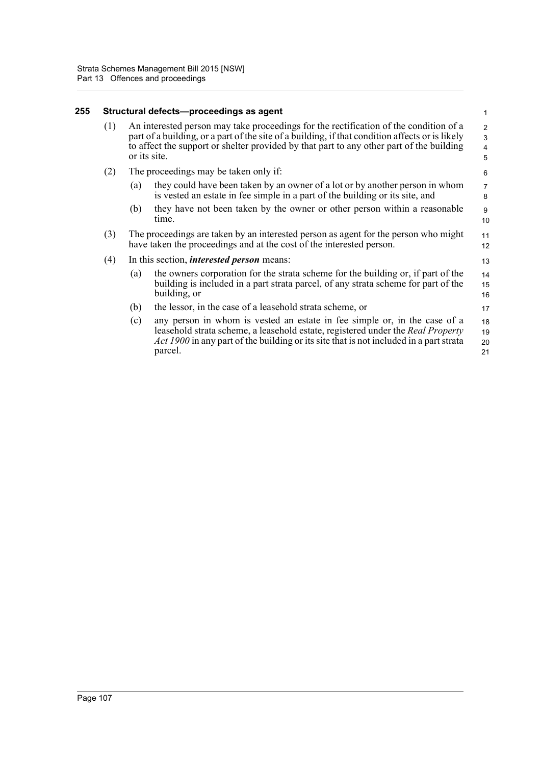## 255 Structural defects—proceedings as agent

(1) An interested person may take proceedings for the rectification of the condition of a part of a building, or a part of the site of a building, if that condition affects or is likely to affect the support or shelter provided by that part to any other part of the building or its site.

(2) The proceedings may be taken only if:

- (a) they could have been taken by an owner of a lot or by another person in whom is vested an estate in fee simple in a part of the building or its site, and
- (b) they have not been taken by the owner or other person within a reasonable time.

(3) The proceedings are taken by an interested person as agent for the person who might have taken the proceedings and at the cost of the interested person.

(4) In this section, ***interested person*** means:

- (a) the owners corporation for the strata scheme for the building or, if part of the building is included in a part strata parcel, of any strata scheme for part of the building, or
- (b) the lessor, in the case of a leasehold strata scheme, or
- (c) any person in whom is vested an estate in fee simple or, in the case of a leasehold strata scheme, a leasehold estate, registered under the *Real Property Act 1900* in any part of the building or its site that is not included in a part strata parcel.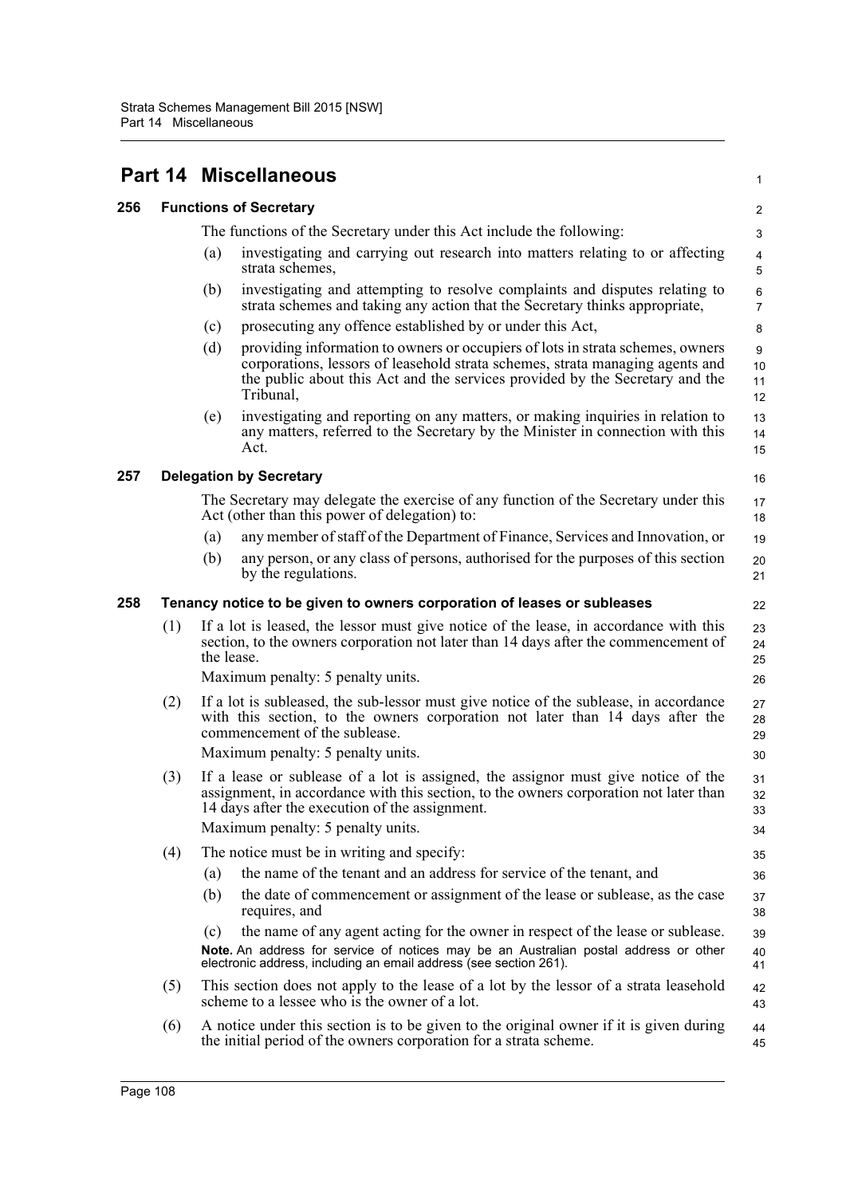# Part 14 Miscellaneous

### 256 Functions of Secretary

The functions of the Secretary under this Act include the following:

(a) investigating and carrying out research into matters relating to or affecting strata schemes,

(b) investigating and attempting to resolve complaints and disputes relating to strata schemes and taking any action that the Secretary thinks appropriate,

(c) prosecuting any offence established by or under this Act,

(d) providing information to owners or occupiers of lots in strata schemes, owners corporations, lessors of leasehold strata schemes, strata managing agents and the public about this Act and the services provided by the Secretary and the Tribunal,

(e) investigating and reporting on any matters, or making inquiries in relation to any matters, referred to the Secretary by the Minister in connection with this Act.

### 257 Delegation by Secretary

The Secretary may delegate the exercise of any function of the Secretary under this Act (other than this power of delegation) to:

(a) any member of staff of the Department of Finance, Services and Innovation, or

(b) any person, or any class of persons, authorised for the purposes of this section by the regulations.

### 258 Tenancy notice to be given to owners corporation of leases or subleases

(1) If a lot is leased, the lessor must give notice of the lease, in accordance with this section, to the owners corporation not later than 14 days after the commencement of the lease.

Maximum penalty: 5 penalty units.

(2) If a lot is subleased, the sub-lessor must give notice of the sublease, in accordance with this section, to the owners corporation not later than 14 days after the commencement of the sublease.

Maximum penalty: 5 penalty units.

(3) If a lease or sublease of a lot is assigned, the assignor must give notice of the assignment, in accordance with this section, to the owners corporation not later than 14 days after the execution of the assignment.

Maximum penalty: 5 penalty units.

(4) The notice must be in writing and specify:

(a) the name of the tenant and an address for service of the tenant, and

(b) the date of commencement or assignment of the lease or sublease, as the case requires, and

(c) the name of any agent acting for the owner in respect of the lease or sublease.

**Note.** An address for service of notices may be an Australian postal address or other electronic address, including an email address (see section 261).

(5) This section does not apply to the lease of a lot by the lessor of a strata leasehold scheme to a lessee who is the owner of a lot.

(6) A notice under this section is to be given to the original owner if it is given during the initial period of the owners corporation for a strata scheme.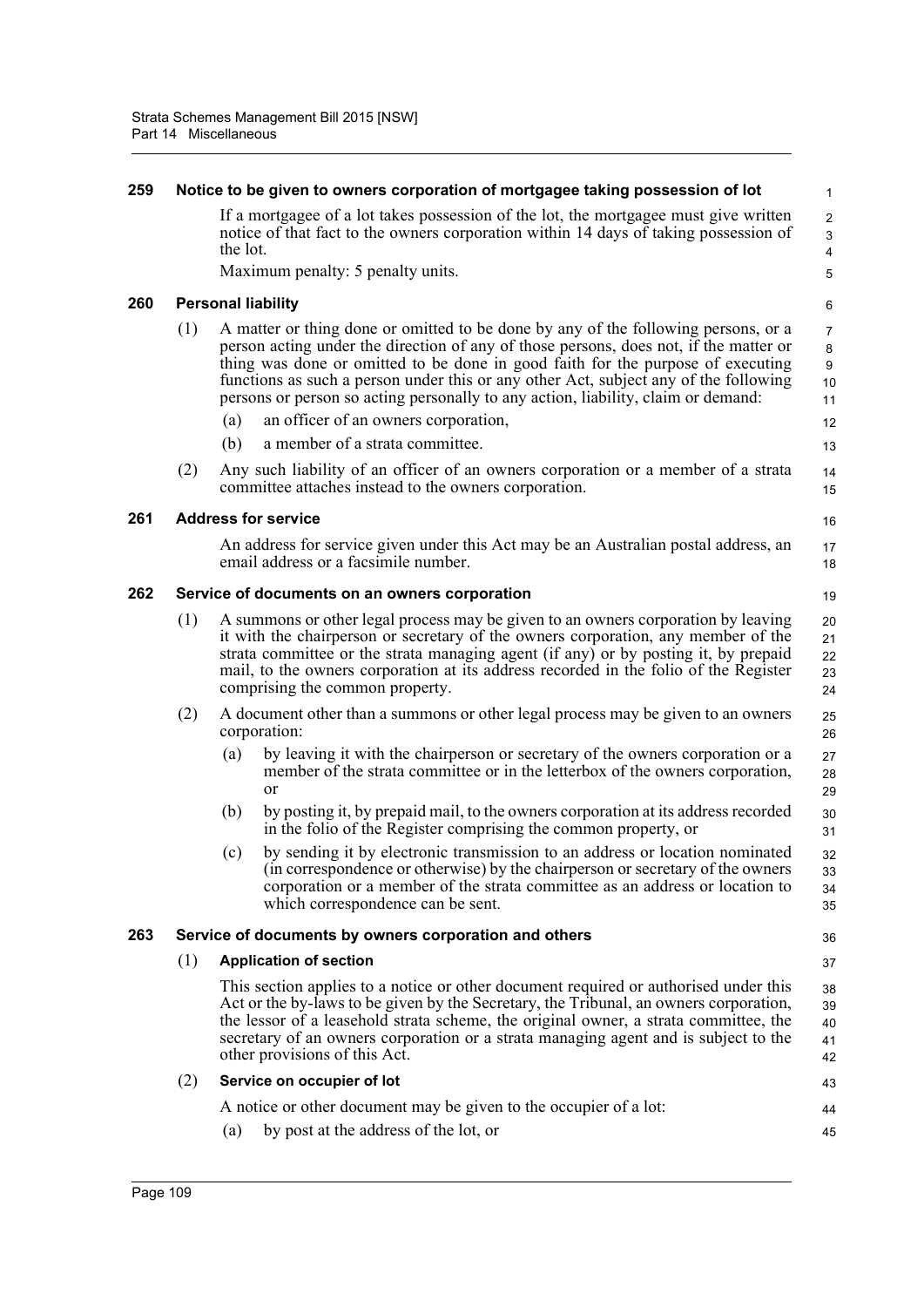### 259 Notice to be given to owners corporation of mortgagee taking possession of lot

If a mortgagee of a lot takes possession of the lot, the mortgagee must give written notice of that fact to the owners corporation within 14 days of taking possession of the lot.

Maximum penalty: 5 penalty units.

### 260 Personal liability

(1) A matter or thing done or omitted to be done by any of the following persons, or a person acting under the direction of any of those persons, does not, if the matter or thing was done or omitted to be done in good faith for the purpose of executing functions as such a person under this or any other Act, subject any of the following persons or person so acting personally to any action, liability, claim or demand:

- (a) an officer of an owners corporation,
- (b) a member of a strata committee.

(2) Any such liability of an officer of an owners corporation or a member of a strata committee attaches instead to the owners corporation.

### 261 Address for service

An address for service given under this Act may be an Australian postal address, an email address or a facsimile number.

### 262 Service of documents on an owners corporation

(1) A summons or other legal process may be given to an owners corporation by leaving it with the chairperson or secretary of the owners corporation, any member of the strata committee or the strata managing agent (if any) or by posting it, by prepaid mail, to the owners corporation at its address recorded in the folio of the Register comprising the common property.

(2) A document other than a summons or other legal process may be given to an owners corporation:

- (a) by leaving it with the chairperson or secretary of the owners corporation or a member of the strata committee or in the letterbox of the owners corporation, or
- (b) by posting it, by prepaid mail, to the owners corporation at its address recorded in the folio of the Register comprising the common property, or
- (c) by sending it by electronic transmission to an address or location nominated (in correspondence or otherwise) by the chairperson or secretary of the owners corporation or a member of the strata committee as an address or location to which correspondence can be sent.

### 263 Service of documents by owners corporation and others

(1) **Application of section**

This section applies to a notice or other document required or authorised under this Act or the by-laws to be given by the Secretary, the Tribunal, an owners corporation, the lessor of a leasehold strata scheme, the original owner, a strata committee, the secretary of an owners corporation or a strata managing agent and is subject to the other provisions of this Act.

(2) **Service on occupier of lot**

A notice or other document may be given to the occupier of a lot:

- (a) by post at the address of the lot, or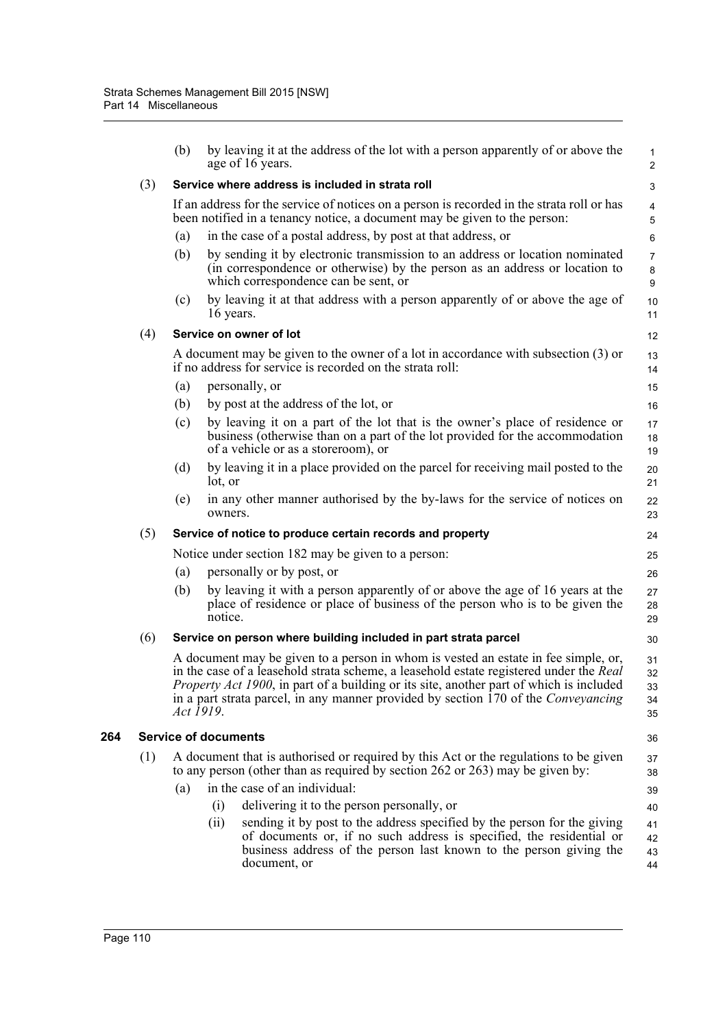(b) by leaving it at the address of the lot with a person apparently of or above the age of 16 years.

(3) **Service where address is included in strata roll**

If an address for the service of notices on a person is recorded in the strata roll or has been notified in a tenancy notice, a document may be given to the person:

(a) in the case of a postal address, by post at that address, or

(b) by sending it by electronic transmission to an address or location nominated (in correspondence or otherwise) by the person as an address or location to which correspondence can be sent, or

(c) by leaving it at that address with a person apparently of or above the age of 16 years.

(4) **Service on owner of lot**

A document may be given to the owner of a lot in accordance with subsection (3) or if no address for service is recorded on the strata roll:

(a) personally, or

(b) by post at the address of the lot, or

(c) by leaving it on a part of the lot that is the owner's place of residence or business (otherwise than on a part of the lot provided for the accommodation of a vehicle or as a storeroom), or

(d) by leaving it in a place provided on the parcel for receiving mail posted to the lot, or

(e) in any other manner authorised by the by-laws for the service of notices on owners.

(5) **Service of notice to produce certain records and property**

Notice under section 182 may be given to a person:

(a) personally or by post, or

(b) by leaving it with a person apparently of or above the age of 16 years at the place of residence or place of business of the person who is to be given the notice.

(6) **Service on person where building included in part strata parcel**

A document may be given to a person in whom is vested an estate in fee simple, or, in the case of a leasehold strata scheme, a leasehold estate registered under the *Real Property Act 1900*, in part of a building or its site, another part of which is included in a part strata parcel, in any manner provided by section 170 of the *Conveyancing Act 1919*.

## 264 Service of documents

(1) A document that is authorised or required by this Act or the regulations to be given to any person (other than as required by section 262 or 263) may be given by:

(a) in the case of an individual:

(i) delivering it to the person personally, or

(ii) sending it by post to the address specified by the person for the giving of documents or, if no such address is specified, the residential or business address of the person last known to the person giving the document, or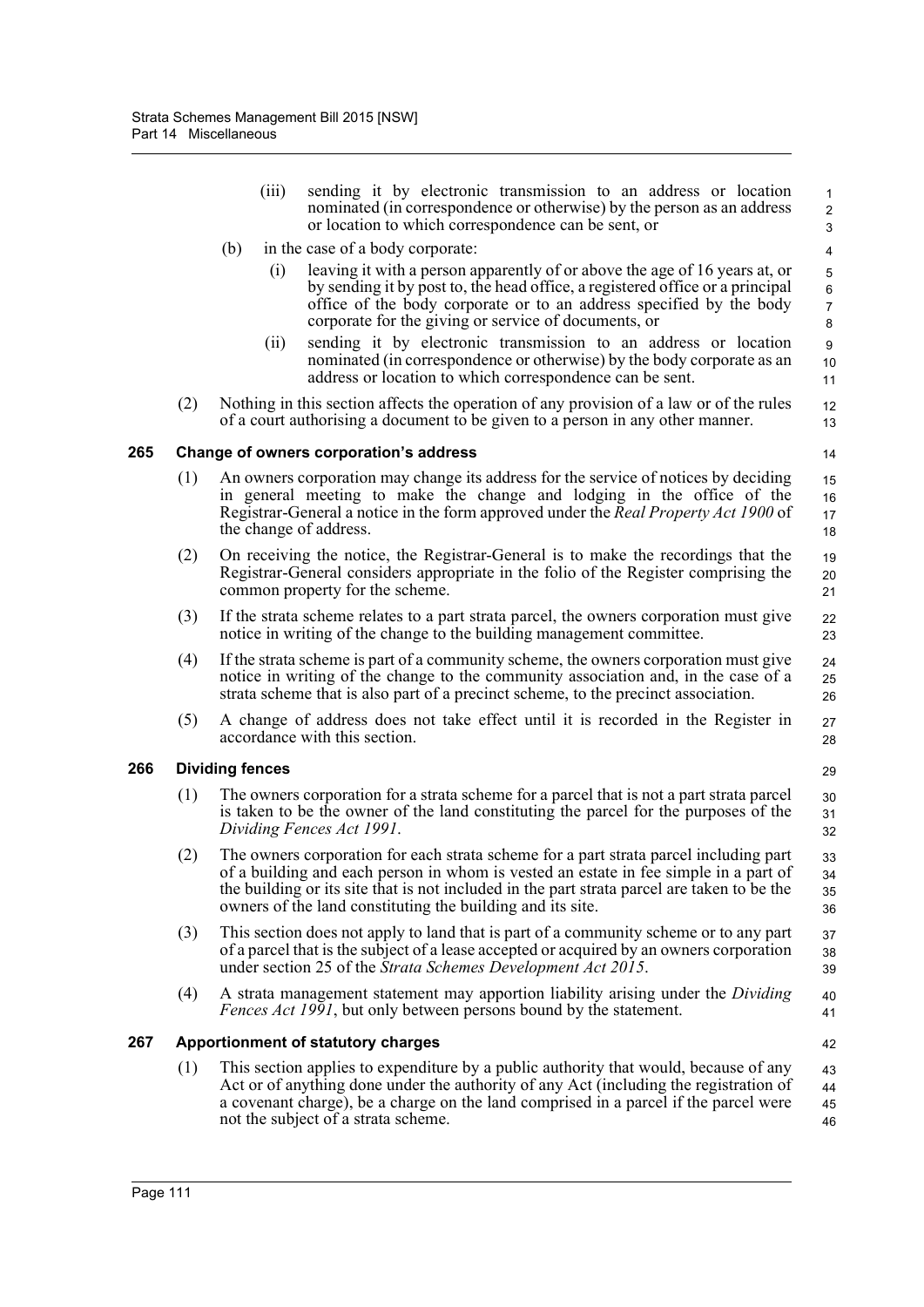(iii) sending it by electronic transmission to an address or location nominated (in correspondence or otherwise) by the person as an address or location to which correspondence can be sent, or

(b) in the case of a body corporate:

(i) leaving it with a person apparently of or above the age of 16 years at, or by sending it by post to, the head office, a registered office or a principal office of the body corporate or to an address specified by the body corporate for the giving or service of documents, or

(ii) sending it by electronic transmission to an address or location nominated (in correspondence or otherwise) by the body corporate as an address or location to which correspondence can be sent.

(2) Nothing in this section affects the operation of any provision of a law or of the rules of a court authorising a document to be given to a person in any other manner.

### 265 Change of owners corporation's address

(1) An owners corporation may change its address for the service of notices by deciding in general meeting to make the change and lodging in the office of the Registrar-General a notice in the form approved under the *Real Property Act 1900* of the change of address.

(2) On receiving the notice, the Registrar-General is to make the recordings that the Registrar-General considers appropriate in the folio of the Register comprising the common property for the scheme.

(3) If the strata scheme relates to a part strata parcel, the owners corporation must give notice in writing of the change to the building management committee.

(4) If the strata scheme is part of a community scheme, the owners corporation must give notice in writing of the change to the community association and, in the case of a strata scheme that is also part of a precinct scheme, to the precinct association.

(5) A change of address does not take effect until it is recorded in the Register in accordance with this section.

### 266 Dividing fences

(1) The owners corporation for a strata scheme for a parcel that is not a part strata parcel is taken to be the owner of the land constituting the parcel for the purposes of the *Dividing Fences Act 1991*.

(2) The owners corporation for each strata scheme for a part strata parcel including part of a building and each person in whom is vested an estate in fee simple in a part of the building or its site that is not included in the part strata parcel are taken to be the owners of the land constituting the building and its site.

(3) This section does not apply to land that is part of a community scheme or to any part of a parcel that is the subject of a lease accepted or acquired by an owners corporation under section 25 of the *Strata Schemes Development Act 2015*.

(4) A strata management statement may apportion liability arising under the *Dividing Fences Act 1991*, but only between persons bound by the statement.

### 267 Apportionment of statutory charges

(1) This section applies to expenditure by a public authority that would, because of any Act or of anything done under the authority of any Act (including the registration of a covenant charge), be a charge on the land comprised in a parcel if the parcel were not the subject of a strata scheme.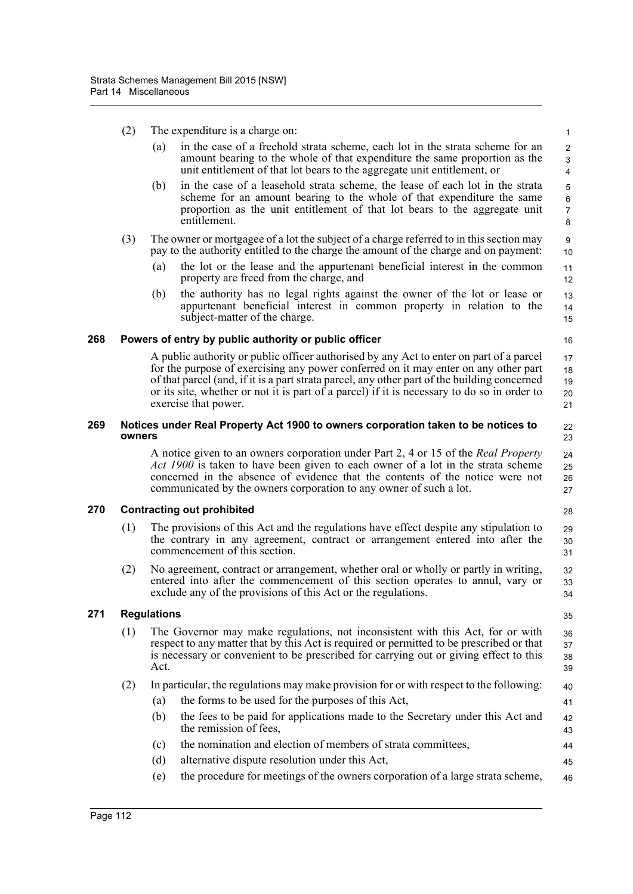(2) The expenditure is a charge on:

(a) in the case of a freehold strata scheme, each lot in the strata scheme for an amount bearing to the whole of that expenditure the same proportion as the unit entitlement of that lot bears to the aggregate unit entitlement, or

(b) in the case of a leasehold strata scheme, the lease of each lot in the strata scheme for an amount bearing to the whole of that expenditure the same proportion as the unit entitlement of that lot bears to the aggregate unit entitlement.

(3) The owner or mortgagee of a lot the subject of a charge referred to in this section may pay to the authority entitled to the charge the amount of the charge and on payment:

(a) the lot or the lease and the appurtenant beneficial interest in the common property are freed from the charge, and

(b) the authority has no legal rights against the owner of the lot or lease or appurtenant beneficial interest in common property in relation to the subject-matter of the charge.

### 268 Powers of entry by public authority or public officer

A public authority or public officer authorised by any Act to enter on part of a parcel for the purpose of exercising any power conferred on it may enter on any other part of that parcel (and, if it is a part strata parcel, any other part of the building concerned or its site, whether or not it is part of a parcel) if it is necessary to do so in order to exercise that power.

### 269 Notices under Real Property Act 1900 to owners corporation taken to be notices to owners

A notice given to an owners corporation under Part 2, 4 or 15 of the *Real Property Act 1900* is taken to have been given to each owner of a lot in the strata scheme concerned in the absence of evidence that the contents of the notice were not communicated by the owners corporation to any owner of such a lot.

### 270 Contracting out prohibited

(1) The provisions of this Act and the regulations have effect despite any stipulation to the contrary in any agreement, contract or arrangement entered into after the commencement of this section.

(2) No agreement, contract or arrangement, whether oral or wholly or partly in writing, entered into after the commencement of this section operates to annul, vary or exclude any of the provisions of this Act or the regulations.

### 271 Regulations

(1) The Governor may make regulations, not inconsistent with this Act, for or with respect to any matter that by this Act is required or permitted to be prescribed or that is necessary or convenient to be prescribed for carrying out or giving effect to this Act.

(2) In particular, the regulations may make provision for or with respect to the following:

(a) the forms to be used for the purposes of this Act,

(b) the fees to be paid for applications made to the Secretary under this Act and the remission of fees,

(c) the nomination and election of members of strata committees,

(d) alternative dispute resolution under this Act,

(e) the procedure for meetings of the owners corporation of a large strata scheme,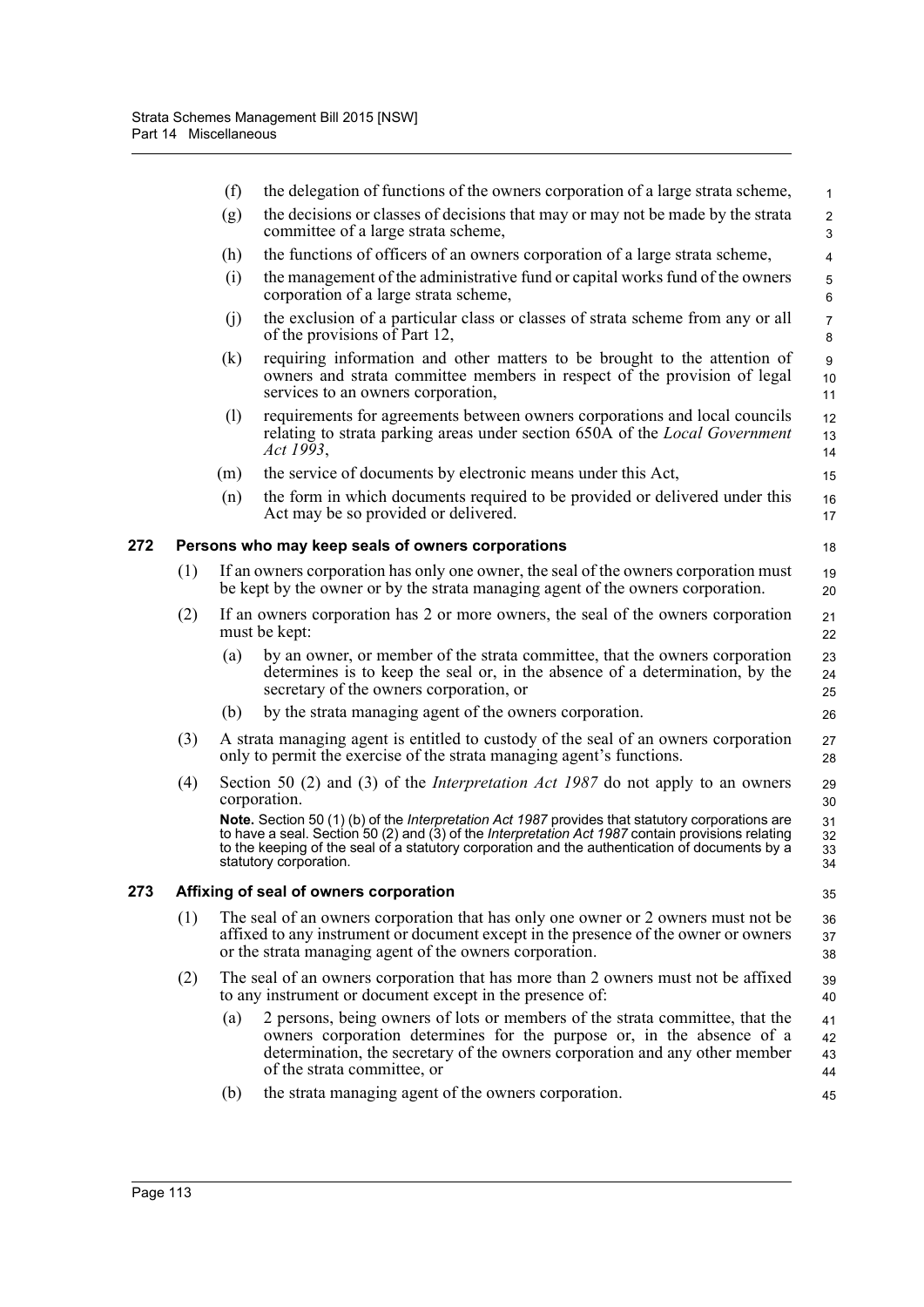(f) the delegation of functions of the owners corporation of a large strata scheme,

(g) the decisions or classes of decisions that may or may not be made by the strata committee of a large strata scheme,

(h) the functions of officers of an owners corporation of a large strata scheme,

(i) the management of the administrative fund or capital works fund of the owners corporation of a large strata scheme,

(j) the exclusion of a particular class or classes of strata scheme from any or all of the provisions of Part 12,

(k) requiring information and other matters to be brought to the attention of owners and strata committee members in respect of the provision of legal services to an owners corporation,

(l) requirements for agreements between owners corporations and local councils relating to strata parking areas under section 650A of the *Local Government Act 1993*,

(m) the service of documents by electronic means under this Act,

(n) the form in which documents required to be provided or delivered under this Act may be so provided or delivered.

### 272 Persons who may keep seals of owners corporations

(1) If an owners corporation has only one owner, the seal of the owners corporation must be kept by the owner or by the strata managing agent of the owners corporation.

(2) If an owners corporation has 2 or more owners, the seal of the owners corporation must be kept:

(a) by an owner, or member of the strata committee, that the owners corporation determines is to keep the seal or, in the absence of a determination, by the secretary of the owners corporation, or

(b) by the strata managing agent of the owners corporation.

(3) A strata managing agent is entitled to custody of the seal of an owners corporation only to permit the exercise of the strata managing agent's functions.

(4) Section 50 (2) and (3) of the *Interpretation Act 1987* do not apply to an owners corporation.

**Note.** Section 50 (1) (b) of the *Interpretation Act 1987* provides that statutory corporations are to have a seal. Section 50 (2) and (3) of the *Interpretation Act 1987* contain provisions relating to the keeping of the seal of a statutory corporation and the authentication of documents by a statutory corporation.

### 273 Affixing of seal of owners corporation

(1) The seal of an owners corporation that has only one owner or 2 owners must not be affixed to any instrument or document except in the presence of the owner or owners or the strata managing agent of the owners corporation.

(2) The seal of an owners corporation that has more than 2 owners must not be affixed to any instrument or document except in the presence of:

(a) 2 persons, being owners of lots or members of the strata committee, that the owners corporation determines for the purpose or, in the absence of a determination, the secretary of the owners corporation and any other member of the strata committee, or

(b) the strata managing agent of the owners corporation.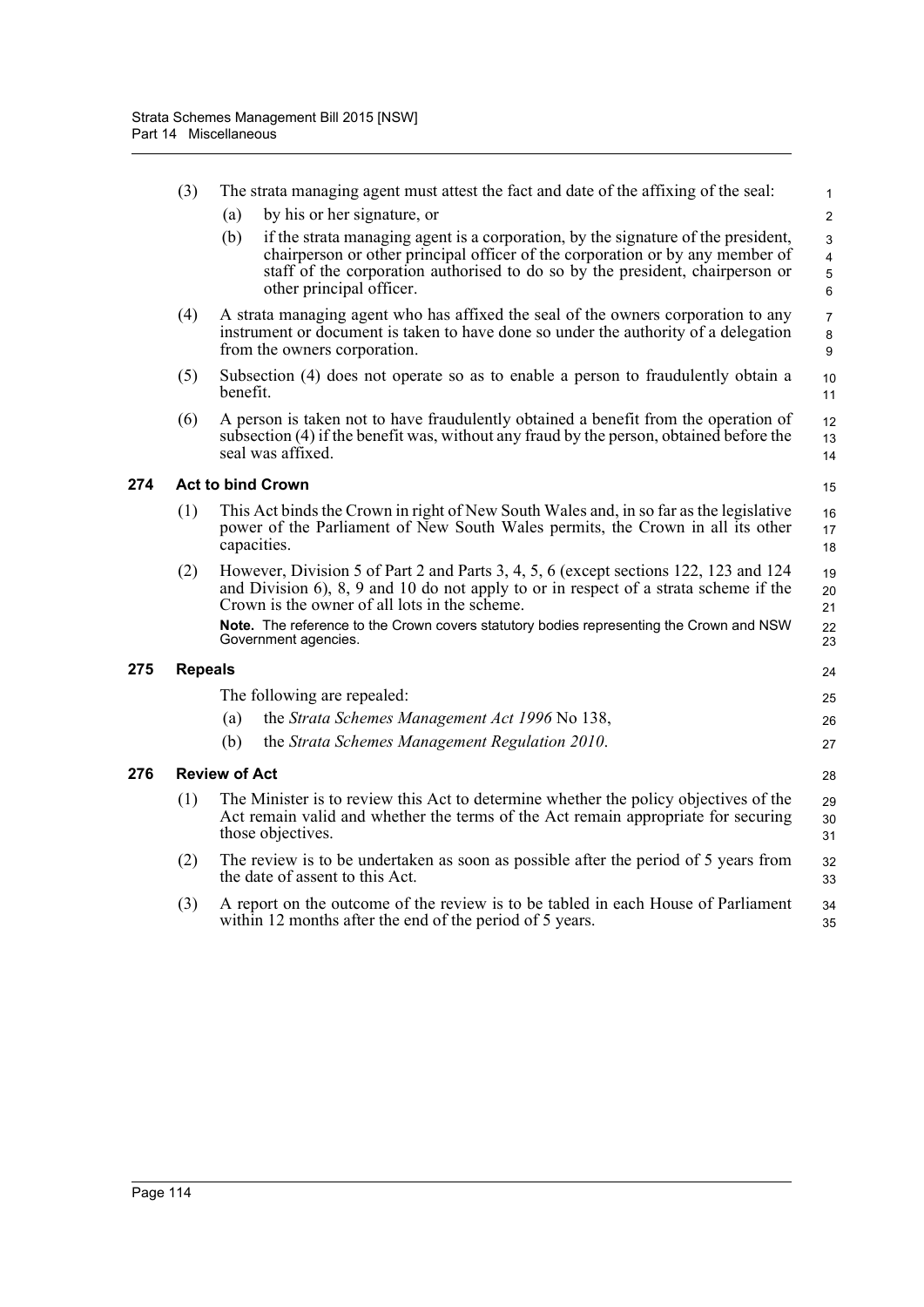(3) The strata managing agent must attest the fact and date of the affixing of the seal:

(a) by his or her signature, or

(b) if the strata managing agent is a corporation, by the signature of the president, chairperson or other principal officer of the corporation or by any member of staff of the corporation authorised to do so by the president, chairperson or other principal officer.

(4) A strata managing agent who has affixed the seal of the owners corporation to any instrument or document is taken to have done so under the authority of a delegation from the owners corporation.

(5) Subsection (4) does not operate so as to enable a person to fraudulently obtain a benefit.

(6) A person is taken not to have fraudulently obtained a benefit from the operation of subsection (4) if the benefit was, without any fraud by the person, obtained before the seal was affixed.

## 274 Act to bind Crown

(1) This Act binds the Crown in right of New South Wales and, in so far as the legislative power of the Parliament of New South Wales permits, the Crown in all its other capacities.

(2) However, Division 5 of Part 2 and Parts 3, 4, 5, 6 (except sections 122, 123 and 124 and Division 6), 8, 9 and 10 do not apply to or in respect of a strata scheme if the Crown is the owner of all lots in the scheme.

**Note.** The reference to the Crown covers statutory bodies representing the Crown and NSW Government agencies.

## 275 Repeals

The following are repealed:

(a) the *Strata Schemes Management Act 1996* No 138,

(b) the *Strata Schemes Management Regulation 2010*.

## 276 Review of Act

(1) The Minister is to review this Act to determine whether the policy objectives of the Act remain valid and whether the terms of the Act remain appropriate for securing those objectives.

(2) The review is to be undertaken as soon as possible after the period of 5 years from the date of assent to this Act.

(3) A report on the outcome of the review is to be tabled in each House of Parliament within 12 months after the end of the period of 5 years.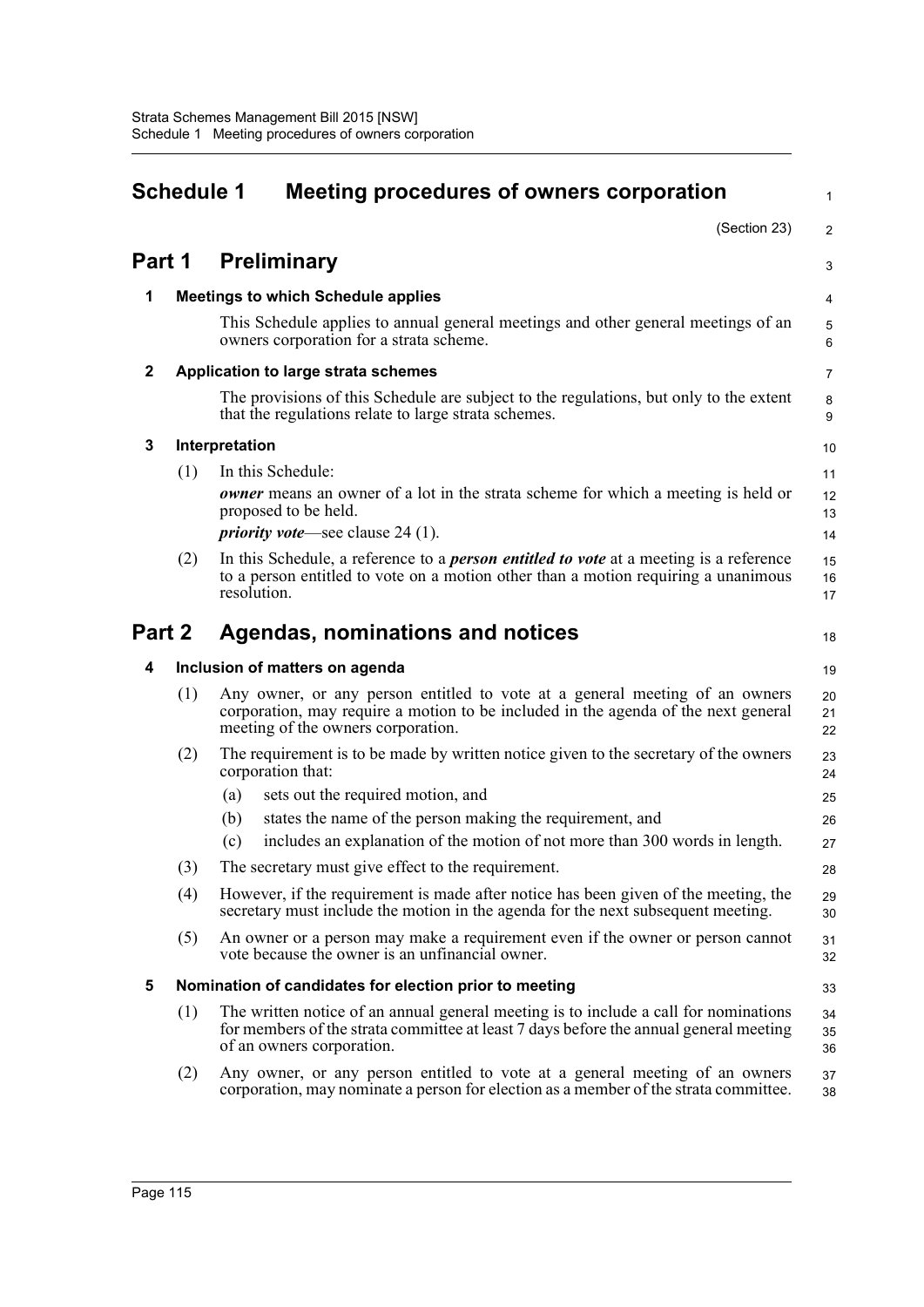# Schedule 1 Meeting procedures of owners corporation

(Section 23)

## Part 1 Preliminary

### 1 Meetings to which Schedule applies

This Schedule applies to annual general meetings and other general meetings of an owners corporation for a strata scheme.

### 2 Application to large strata schemes

The provisions of this Schedule are subject to the regulations, but only to the extent that the regulations relate to large strata schemes.

### 3 Interpretation

(1) In this Schedule:

***owner*** means an owner of a lot in the strata scheme for which a meeting is held or proposed to be held.

***priority vote***—see clause 24 (1).

(2) In this Schedule, a reference to a ***person entitled to vote*** at a meeting is a reference to a person entitled to vote on a motion other than a motion requiring a unanimous resolution.

## Part 2 Agendas, nominations and notices

### 4 Inclusion of matters on agenda

(1) Any owner, or any person entitled to vote at a general meeting of an owners corporation, may require a motion to be included in the agenda of the next general meeting of the owners corporation.

(2) The requirement is to be made by written notice given to the secretary of the owners corporation that:

- (a) sets out the required motion, and
- (b) states the name of the person making the requirement, and
- (c) includes an explanation of the motion of not more than 300 words in length.

(3) The secretary must give effect to the requirement.

(4) However, if the requirement is made after notice has been given of the meeting, the secretary must include the motion in the agenda for the next subsequent meeting.

(5) An owner or a person may make a requirement even if the owner or person cannot vote because the owner is an unfinancial owner.

### 5 Nomination of candidates for election prior to meeting

(1) The written notice of an annual general meeting is to include a call for nominations for members of the strata committee at least 7 days before the annual general meeting of an owners corporation.

(2) Any owner, or any person entitled to vote at a general meeting of an owners corporation, may nominate a person for election as a member of the strata committee.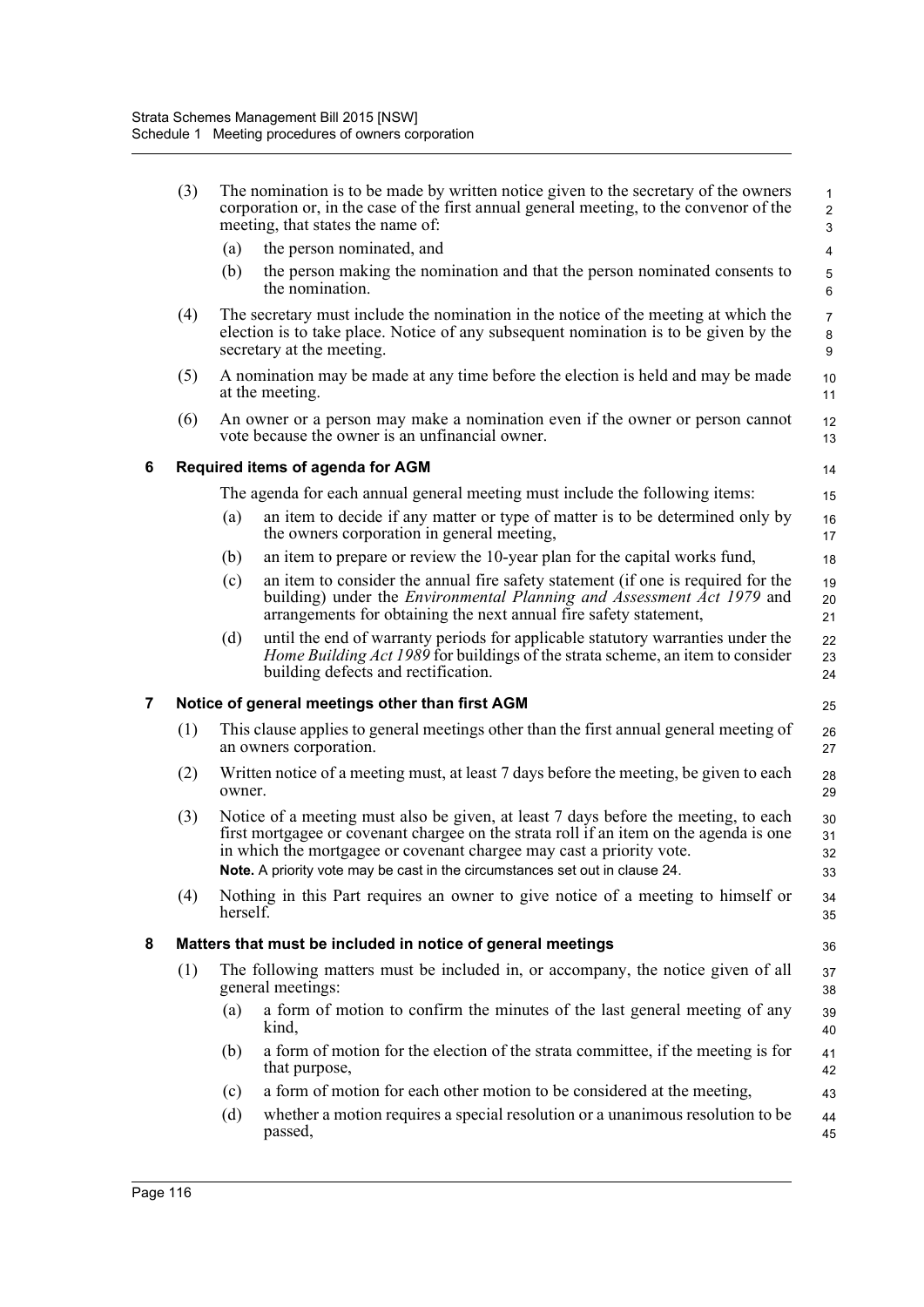(3) The nomination is to be made by written notice given to the secretary of the owners corporation or, in the case of the first annual general meeting, to the convenor of the meeting, that states the name of:

(a) the person nominated, and

(b) the person making the nomination and that the person nominated consents to the nomination.

(4) The secretary must include the nomination in the notice of the meeting at which the election is to take place. Notice of any subsequent nomination is to be given by the secretary at the meeting.

(5) A nomination may be made at any time before the election is held and may be made at the meeting.

(6) An owner or a person may make a nomination even if the owner or person cannot vote because the owner is an unfinancial owner.

### 6 Required items of agenda for AGM

The agenda for each annual general meeting must include the following items:

(a) an item to decide if any matter or type of matter is to be determined only by the owners corporation in general meeting,

(b) an item to prepare or review the 10-year plan for the capital works fund,

(c) an item to consider the annual fire safety statement (if one is required for the building) under the *Environmental Planning and Assessment Act 1979* and arrangements for obtaining the next annual fire safety statement,

(d) until the end of warranty periods for applicable statutory warranties under the *Home Building Act 1989* for buildings of the strata scheme, an item to consider building defects and rectification.

### 7 Notice of general meetings other than first AGM

(1) This clause applies to general meetings other than the first annual general meeting of an owners corporation.

(2) Written notice of a meeting must, at least 7 days before the meeting, be given to each owner.

(3) Notice of a meeting must also be given, at least 7 days before the meeting, to each first mortgagee or covenant chargee on the strata roll if an item on the agenda is one in which the mortgagee or covenant chargee may cast a priority vote.

**Note.** A priority vote may be cast in the circumstances set out in clause 24.

(4) Nothing in this Part requires an owner to give notice of a meeting to himself or herself.

### 8 Matters that must be included in notice of general meetings

(1) The following matters must be included in, or accompany, the notice given of all general meetings:

(a) a form of motion to confirm the minutes of the last general meeting of any kind,

(b) a form of motion for the election of the strata committee, if the meeting is for that purpose,

(c) a form of motion for each other motion to be considered at the meeting,

(d) whether a motion requires a special resolution or a unanimous resolution to be passed,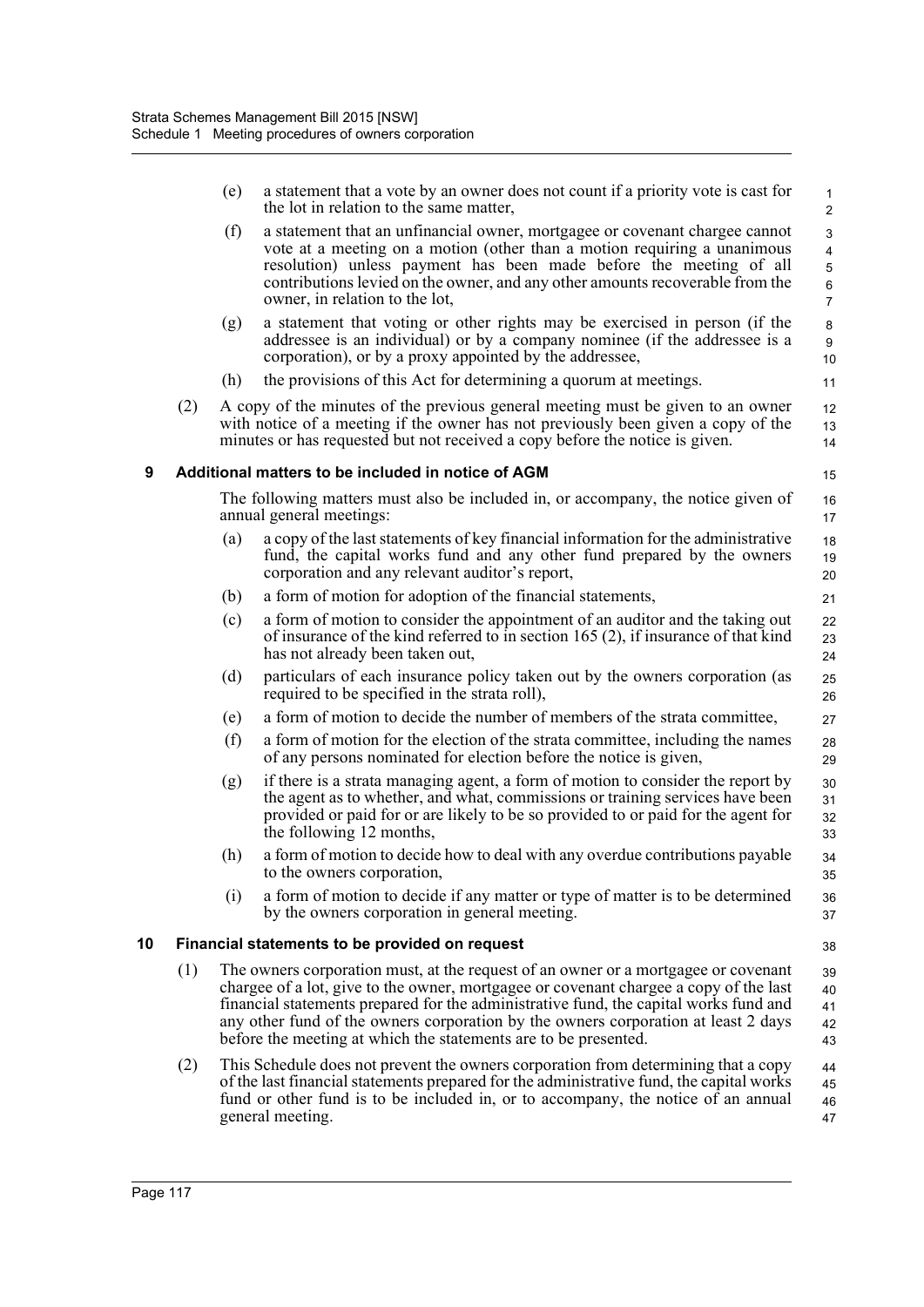(e) a statement that a vote by an owner does not count if a priority vote is cast for the lot in relation to the same matter,

(f) a statement that an unfinancial owner, mortgagee or covenant chargee cannot vote at a meeting on a motion (other than a motion requiring a unanimous resolution) unless payment has been made before the meeting of all contributions levied on the owner, and any other amounts recoverable from the owner, in relation to the lot,

(g) a statement that voting or other rights may be exercised in person (if the addressee is an individual) or by a company nominee (if the addressee is a corporation), or by a proxy appointed by the addressee,

(h) the provisions of this Act for determining a quorum at meetings.

(2) A copy of the minutes of the previous general meeting must be given to an owner with notice of a meeting if the owner has not previously been given a copy of the minutes or has requested but not received a copy before the notice is given.

### 9 Additional matters to be included in notice of AGM

The following matters must also be included in, or accompany, the notice given of annual general meetings:

(a) a copy of the last statements of key financial information for the administrative fund, the capital works fund and any other fund prepared by the owners corporation and any relevant auditor's report,

(b) a form of motion for adoption of the financial statements,

(c) a form of motion to consider the appointment of an auditor and the taking out of insurance of the kind referred to in section 165 (2), if insurance of that kind has not already been taken out,

(d) particulars of each insurance policy taken out by the owners corporation (as required to be specified in the strata roll),

(e) a form of motion to decide the number of members of the strata committee,

(f) a form of motion for the election of the strata committee, including the names of any persons nominated for election before the notice is given,

(g) if there is a strata managing agent, a form of motion to consider the report by the agent as to whether, and what, commissions or training services have been provided or paid for or are likely to be so provided to or paid for the agent for the following 12 months,

(h) a form of motion to decide how to deal with any overdue contributions payable to the owners corporation,

(i) a form of motion to decide if any matter or type of matter is to be determined by the owners corporation in general meeting.

### 10 Financial statements to be provided on request

(1) The owners corporation must, at the request of an owner or a mortgagee or covenant chargee of a lot, give to the owner, mortgagee or covenant chargee a copy of the last financial statements prepared for the administrative fund, the capital works fund and any other fund of the owners corporation by the owners corporation at least 2 days before the meeting at which the statements are to be presented.

(2) This Schedule does not prevent the owners corporation from determining that a copy of the last financial statements prepared for the administrative fund, the capital works fund or other fund is to be included in, or to accompany, the notice of an annual general meeting.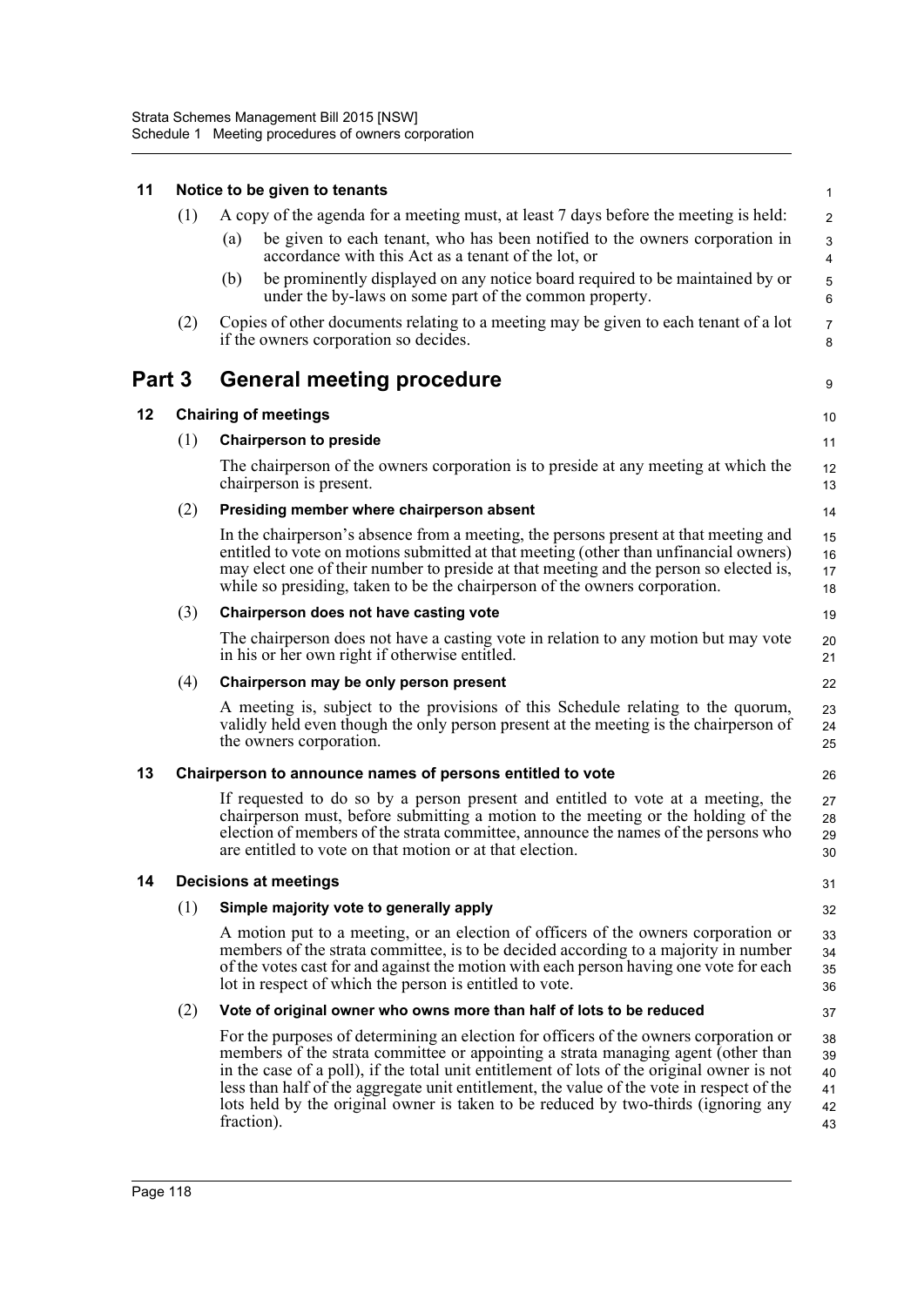### 11 Notice to be given to tenants

(1) A copy of the agenda for a meeting must, at least 7 days before the meeting is held:

(a) be given to each tenant, who has been notified to the owners corporation in accordance with this Act as a tenant of the lot, or

(b) be prominently displayed on any notice board required to be maintained by or under the by-laws on some part of the common property.

(2) Copies of other documents relating to a meeting may be given to each tenant of a lot if the owners corporation so decides.

## Part 3 General meeting procedure

### 12 Chairing of meetings

(1) **Chairperson to preside**

The chairperson of the owners corporation is to preside at any meeting at which the chairperson is present.

(2) **Presiding member where chairperson absent**

In the chairperson's absence from a meeting, the persons present at that meeting and entitled to vote on motions submitted at that meeting (other than unfinancial owners) may elect one of their number to preside at that meeting and the person so elected is, while so presiding, taken to be the chairperson of the owners corporation.

(3) **Chairperson does not have casting vote**

The chairperson does not have a casting vote in relation to any motion but may vote in his or her own right if otherwise entitled.

(4) **Chairperson may be only person present**

A meeting is, subject to the provisions of this Schedule relating to the quorum, validly held even though the only person present at the meeting is the chairperson of the owners corporation.

### 13 Chairperson to announce names of persons entitled to vote

If requested to do so by a person present and entitled to vote at a meeting, the chairperson must, before submitting a motion to the meeting or the holding of the election of members of the strata committee, announce the names of the persons who are entitled to vote on that motion or at that election.

### 14 Decisions at meetings

(1) **Simple majority vote to generally apply**

A motion put to a meeting, or an election of officers of the owners corporation or members of the strata committee, is to be decided according to a majority in number of the votes cast for and against the motion with each person having one vote for each lot in respect of which the person is entitled to vote.

(2) **Vote of original owner who owns more than half of lots to be reduced**

For the purposes of determining an election for officers of the owners corporation or members of the strata committee or appointing a strata managing agent (other than in the case of a poll), if the total unit entitlement of lots of the original owner is not less than half of the aggregate unit entitlement, the value of the vote in respect of the lots held by the original owner is taken to be reduced by two-thirds (ignoring any fraction).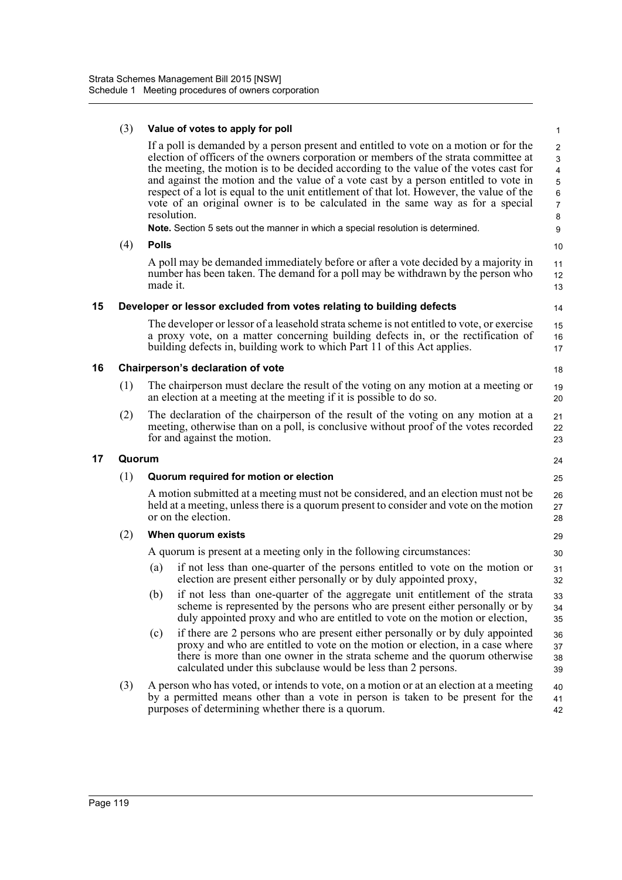(3) **Value of votes to apply for poll**

If a poll is demanded by a person present and entitled to vote on a motion or for the election of officers of the owners corporation or members of the strata committee at the meeting, the motion is to be decided according to the value of the votes cast for and against the motion and the value of a vote cast by a person entitled to vote in respect of a lot is equal to the unit entitlement of that lot. However, the value of the vote of an original owner is to be calculated in the same way as for a special resolution.

**Note.** Section 5 sets out the manner in which a special resolution is determined.

(4) **Polls**

A poll may be demanded immediately before or after a vote decided by a majority in number has been taken. The demand for a poll may be withdrawn by the person who made it.

## 15 Developer or lessor excluded from votes relating to building defects

The developer or lessor of a leasehold strata scheme is not entitled to vote, or exercise a proxy vote, on a matter concerning building defects in, or the rectification of building defects in, building work to which Part 11 of this Act applies.

## 16 Chairperson's declaration of vote

(1) The chairperson must declare the result of the voting on any motion at a meeting or an election at a meeting at the meeting if it is possible to do so.

(2) The declaration of the chairperson of the result of the voting on any motion at a meeting, otherwise than on a poll, is conclusive without proof of the votes recorded for and against the motion.

## 17 Quorum

(1) **Quorum required for motion or election**

A motion submitted at a meeting must not be considered, and an election must not be held at a meeting, unless there is a quorum present to consider and vote on the motion or on the election.

(2) **When quorum exists**

A quorum is present at a meeting only in the following circumstances:

(a) if not less than one-quarter of the persons entitled to vote on the motion or election are present either personally or by duly appointed proxy,

(b) if not less than one-quarter of the aggregate unit entitlement of the strata scheme is represented by the persons who are present either personally or by duly appointed proxy and who are entitled to vote on the motion or election,

(c) if there are 2 persons who are present either personally or by duly appointed proxy and who are entitled to vote on the motion or election, in a case where there is more than one owner in the strata scheme and the quorum otherwise calculated under this subclause would be less than 2 persons.

(3) A person who has voted, or intends to vote, on a motion or at an election at a meeting by a permitted means other than a vote in person is taken to be present for the purposes of determining whether there is a quorum.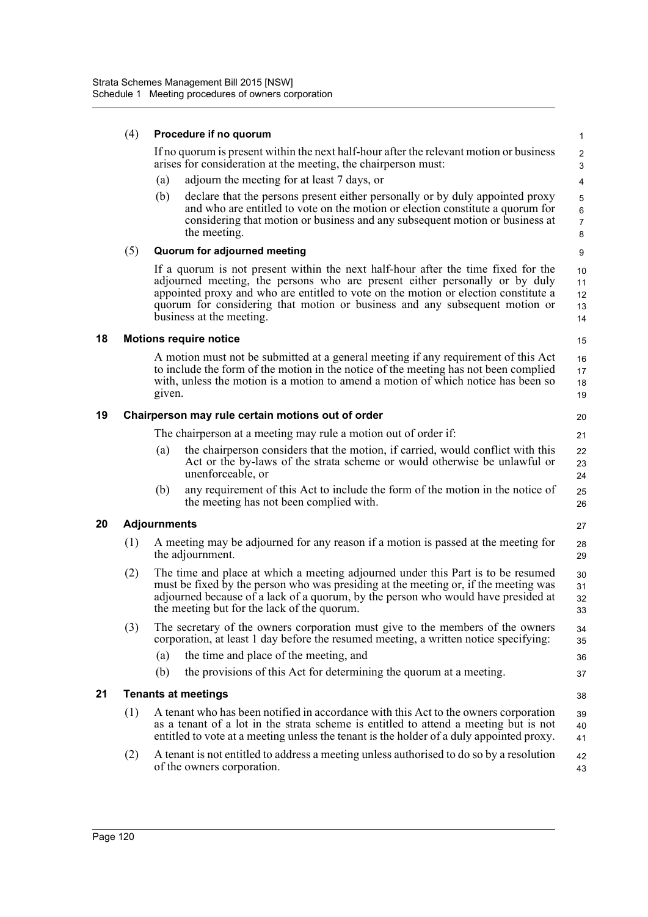(4) **Procedure if no quorum**

If no quorum is present within the next half-hour after the relevant motion or business arises for consideration at the meeting, the chairperson must:

(a) adjourn the meeting for at least 7 days, or

(b) declare that the persons present either personally or by duly appointed proxy and who are entitled to vote on the motion or election constitute a quorum for considering that motion or business and any subsequent motion or business at the meeting.

(5) **Quorum for adjourned meeting**

If a quorum is not present within the next half-hour after the time fixed for the adjourned meeting, the persons who are present either personally or by duly appointed proxy and who are entitled to vote on the motion or election constitute a quorum for considering that motion or business and any subsequent motion or business at the meeting.

## 18 Motions require notice

A motion must not be submitted at a general meeting if any requirement of this Act to include the form of the motion in the notice of the meeting has not been complied with, unless the motion is a motion to amend a motion of which notice has been so given.

## 19 Chairperson may rule certain motions out of order

The chairperson at a meeting may rule a motion out of order if:

(a) the chairperson considers that the motion, if carried, would conflict with this Act or the by-laws of the strata scheme or would otherwise be unlawful or unenforceable, or

(b) any requirement of this Act to include the form of the motion in the notice of the meeting has not been complied with.

## 20 Adjournments

(1) A meeting may be adjourned for any reason if a motion is passed at the meeting for the adjournment.

(2) The time and place at which a meeting adjourned under this Part is to be resumed must be fixed by the person who was presiding at the meeting or, if the meeting was adjourned because of a lack of a quorum, by the person who would have presided at the meeting but for the lack of the quorum.

(3) The secretary of the owners corporation must give to the members of the owners corporation, at least 1 day before the resumed meeting, a written notice specifying:

(a) the time and place of the meeting, and

(b) the provisions of this Act for determining the quorum at a meeting.

## 21 Tenants at meetings

(1) A tenant who has been notified in accordance with this Act to the owners corporation as a tenant of a lot in the strata scheme is entitled to attend a meeting but is not entitled to vote at a meeting unless the tenant is the holder of a duly appointed proxy.

(2) A tenant is not entitled to address a meeting unless authorised to do so by a resolution of the owners corporation.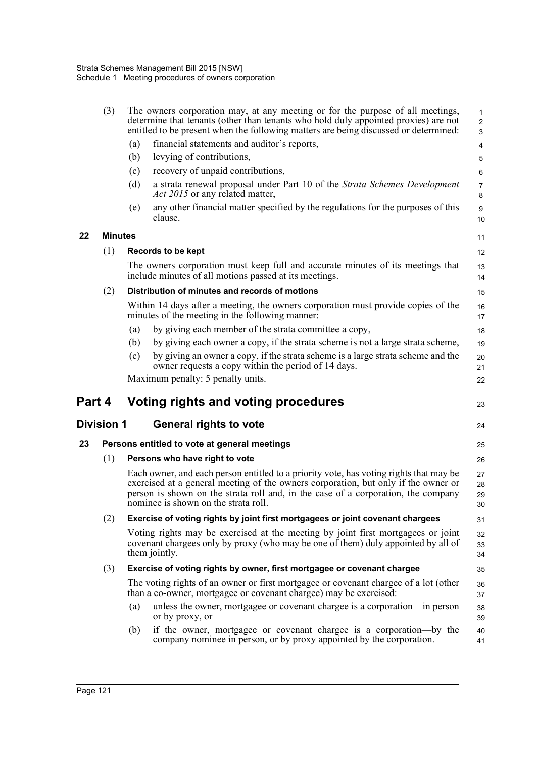(3) The owners corporation may, at any meeting or for the purpose of all meetings, determine that tenants (other than tenants who hold duly appointed proxies) are not entitled to be present when the following matters are being discussed or determined:

(a) financial statements and auditor's reports,

(b) levying of contributions,

(c) recovery of unpaid contributions,

(d) a strata renewal proposal under Part 10 of the *Strata Schemes Development Act 2015* or any related matter,

(e) any other financial matter specified by the regulations for the purposes of this clause.

### 22 Minutes

(1) **Records to be kept**

The owners corporation must keep full and accurate minutes of its meetings that include minutes of all motions passed at its meetings.

(2) **Distribution of minutes and records of motions**

Within 14 days after a meeting, the owners corporation must provide copies of the minutes of the meeting in the following manner:

(a) by giving each member of the strata committee a copy,

(b) by giving each owner a copy, if the strata scheme is not a large strata scheme,

(c) by giving an owner a copy, if the strata scheme is a large strata scheme and the owner requests a copy within the period of 14 days.

Maximum penalty: 5 penalty units.

# Part 4 Voting rights and voting procedures

## Division 1 General rights to vote

### 23 Persons entitled to vote at general meetings

(1) **Persons who have right to vote**

Each owner, and each person entitled to a priority vote, has voting rights that may be exercised at a general meeting of the owners corporation, but only if the owner or person is shown on the strata roll and, in the case of a corporation, the company nominee is shown on the strata roll.

(2) **Exercise of voting rights by joint first mortgagees or joint covenant chargees**

Voting rights may be exercised at the meeting by joint first mortgagees or joint covenant chargees only by proxy (who may be one of them) duly appointed by all of them jointly.

(3) **Exercise of voting rights by owner, first mortgagee or covenant chargee**

The voting rights of an owner or first mortgagee or covenant chargee of a lot (other than a co-owner, mortgagee or covenant chargee) may be exercised:

(a) unless the owner, mortgagee or covenant chargee is a corporation—in person or by proxy, or

(b) if the owner, mortgagee or covenant chargee is a corporation—by the company nominee in person, or by proxy appointed by the corporation.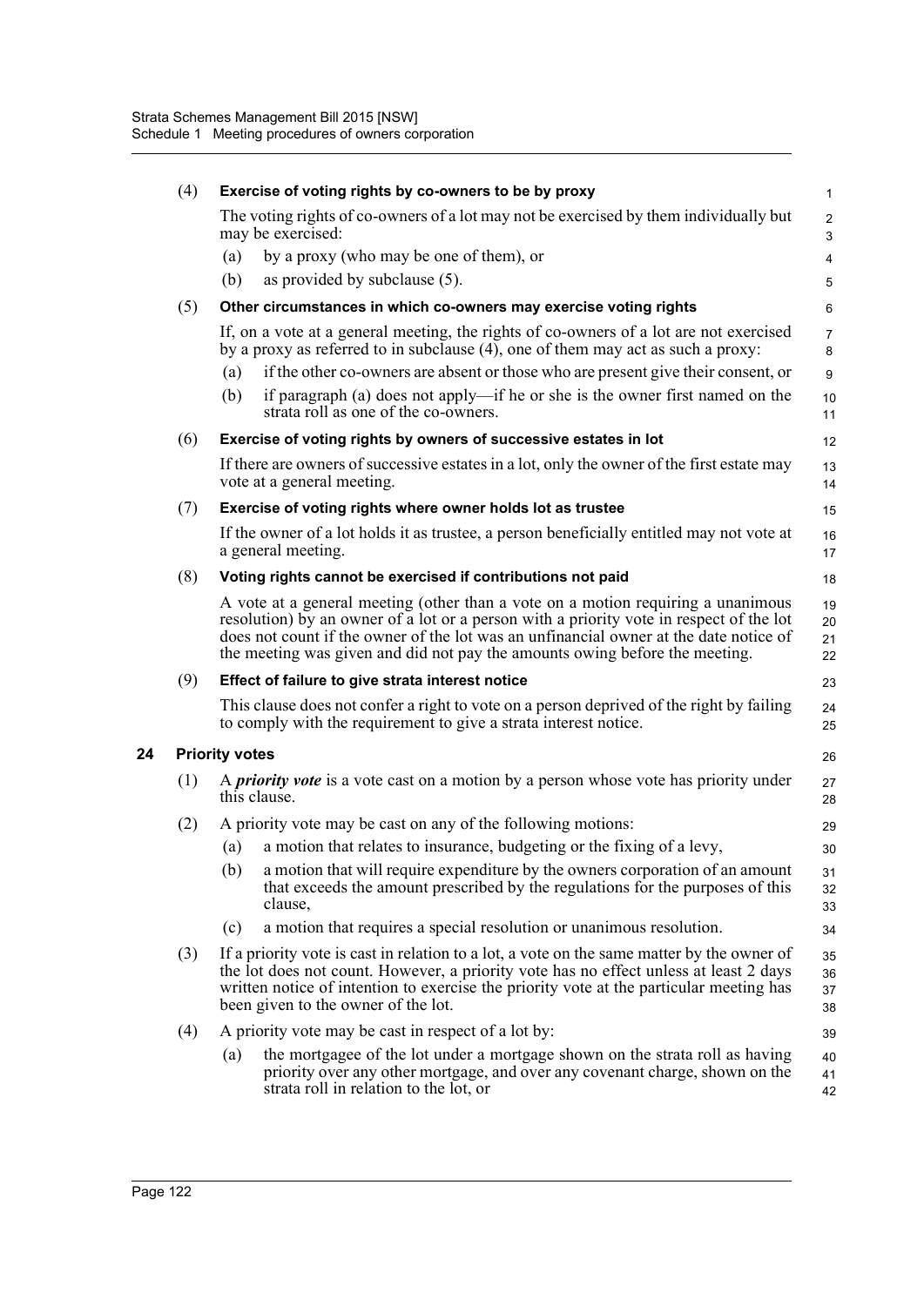(4) **Exercise of voting rights by co-owners to be by proxy**

The voting rights of co-owners of a lot may not be exercised by them individually but may be exercised:

(a) by a proxy (who may be one of them), or

(b) as provided by subclause (5).

(5) **Other circumstances in which co-owners may exercise voting rights**

If, on a vote at a general meeting, the rights of co-owners of a lot are not exercised by a proxy as referred to in subclause (4), one of them may act as such a proxy:

(a) if the other co-owners are absent or those who are present give their consent, or

(b) if paragraph (a) does not apply—if he or she is the owner first named on the strata roll as one of the co-owners.

(6) **Exercise of voting rights by owners of successive estates in lot**

If there are owners of successive estates in a lot, only the owner of the first estate may vote at a general meeting.

(7) **Exercise of voting rights where owner holds lot as trustee**

If the owner of a lot holds it as trustee, a person beneficially entitled may not vote at a general meeting.

(8) **Voting rights cannot be exercised if contributions not paid**

A vote at a general meeting (other than a vote on a motion requiring a unanimous resolution) by an owner of a lot or a person with a priority vote in respect of the lot does not count if the owner of the lot was an unfinancial owner at the date notice of the meeting was given and did not pay the amounts owing before the meeting.

(9) **Effect of failure to give strata interest notice**

This clause does not confer a right to vote on a person deprived of the right by failing to comply with the requirement to give a strata interest notice.

## 24 Priority votes

(1) A ***priority vote*** is a vote cast on a motion by a person whose vote has priority under this clause.

(2) A priority vote may be cast on any of the following motions:

(a) a motion that relates to insurance, budgeting or the fixing of a levy,

(b) a motion that will require expenditure by the owners corporation of an amount that exceeds the amount prescribed by the regulations for the purposes of this clause,

(c) a motion that requires a special resolution or unanimous resolution.

(3) If a priority vote is cast in relation to a lot, a vote on the same matter by the owner of the lot does not count. However, a priority vote has no effect unless at least 2 days written notice of intention to exercise the priority vote at the particular meeting has been given to the owner of the lot.

(4) A priority vote may be cast in respect of a lot by:

(a) the mortgagee of the lot under a mortgage shown on the strata roll as having priority over any other mortgage, and over any covenant charge, shown on the strata roll in relation to the lot, or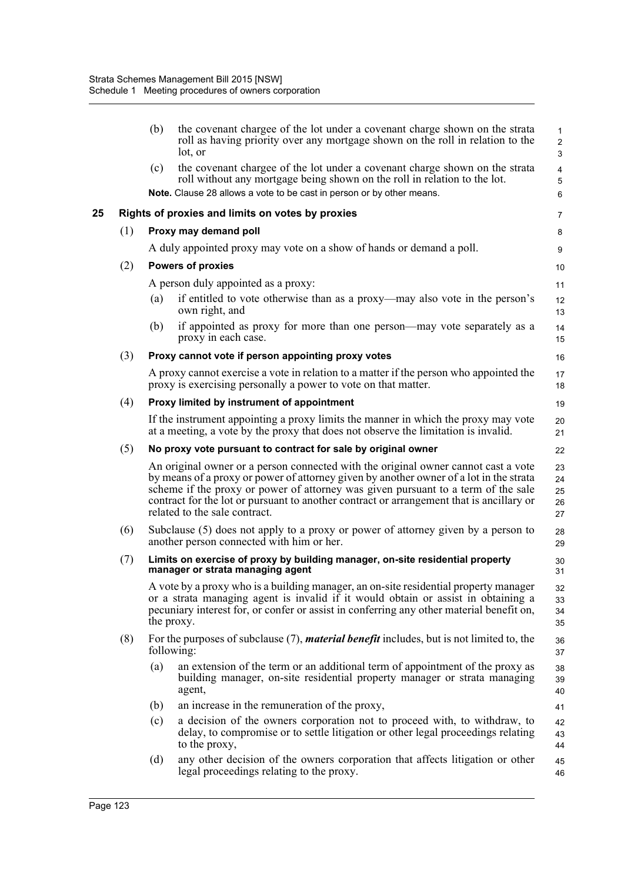(b) the covenant chargee of the lot under a covenant charge shown on the strata roll as having priority over any mortgage shown on the roll in relation to the lot, or

(c) the covenant chargee of the lot under a covenant charge shown on the strata roll without any mortgage being shown on the roll in relation to the lot.

**Note.** Clause 28 allows a vote to be cast in person or by other means.

### 25 Rights of proxies and limits on votes by proxies

(1) **Proxy may demand poll**

A duly appointed proxy may vote on a show of hands or demand a poll.

(2) **Powers of proxies**

A person duly appointed as a proxy:

(a) if entitled to vote otherwise than as a proxy—may also vote in the person's own right, and

(b) if appointed as proxy for more than one person—may vote separately as a proxy in each case.

(3) **Proxy cannot vote if person appointing proxy votes**

A proxy cannot exercise a vote in relation to a matter if the person who appointed the proxy is exercising personally a power to vote on that matter.

(4) **Proxy limited by instrument of appointment**

If the instrument appointing a proxy limits the manner in which the proxy may vote at a meeting, a vote by the proxy that does not observe the limitation is invalid.

(5) **No proxy vote pursuant to contract for sale by original owner**

An original owner or a person connected with the original owner cannot cast a vote by means of a proxy or power of attorney given by another owner of a lot in the strata scheme if the proxy or power of attorney was given pursuant to a term of the sale contract for the lot or pursuant to another contract or arrangement that is ancillary or related to the sale contract.

(6) Subclause (5) does not apply to a proxy or power of attorney given by a person to another person connected with him or her.

(7) **Limits on exercise of proxy by building manager, on-site residential property manager or strata managing agent**

A vote by a proxy who is a building manager, an on-site residential property manager or a strata managing agent is invalid if it would obtain or assist in obtaining a pecuniary interest for, or confer or assist in conferring any other material benefit on, the proxy.

(8) For the purposes of subclause (7), ***material benefit*** includes, but is not limited to, the following:

(a) an extension of the term or an additional term of appointment of the proxy as building manager, on-site residential property manager or strata managing agent,

(b) an increase in the remuneration of the proxy,

(c) a decision of the owners corporation not to proceed with, to withdraw, to delay, to compromise or to settle litigation or other legal proceedings relating to the proxy,

(d) any other decision of the owners corporation that affects litigation or other legal proceedings relating to the proxy.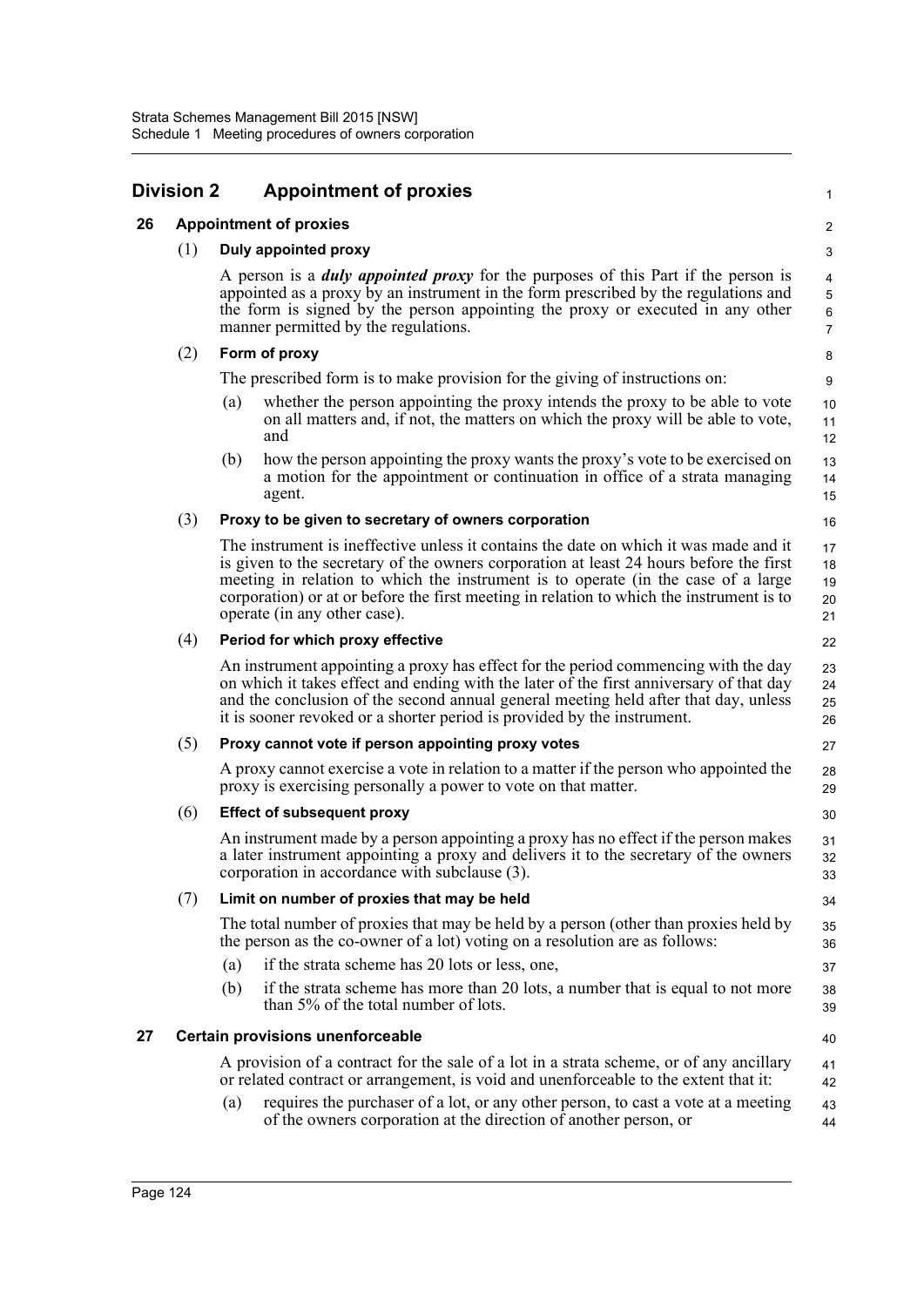## Division 2 Appointment of proxies

### 26 Appointment of proxies

(1) **Duly appointed proxy**

A person is a ***duly appointed proxy*** for the purposes of this Part if the person is appointed as a proxy by an instrument in the form prescribed by the regulations and the form is signed by the person appointing the proxy or executed in any other manner permitted by the regulations.

(2) **Form of proxy**

The prescribed form is to make provision for the giving of instructions on:

(a) whether the person appointing the proxy intends the proxy to be able to vote on all matters and, if not, the matters on which the proxy will be able to vote, and

(b) how the person appointing the proxy wants the proxy's vote to be exercised on a motion for the appointment or continuation in office of a strata managing agent.

(3) **Proxy to be given to secretary of owners corporation**

The instrument is ineffective unless it contains the date on which it was made and it is given to the secretary of the owners corporation at least 24 hours before the first meeting in relation to which the instrument is to operate (in the case of a large corporation) or at or before the first meeting in relation to which the instrument is to operate (in any other case).

(4) **Period for which proxy effective**

An instrument appointing a proxy has effect for the period commencing with the day on which it takes effect and ending with the later of the first anniversary of that day and the conclusion of the second annual general meeting held after that day, unless it is sooner revoked or a shorter period is provided by the instrument.

(5) **Proxy cannot vote if person appointing proxy votes**

A proxy cannot exercise a vote in relation to a matter if the person who appointed the proxy is exercising personally a power to vote on that matter.

(6) **Effect of subsequent proxy**

An instrument made by a person appointing a proxy has no effect if the person makes a later instrument appointing a proxy and delivers it to the secretary of the owners corporation in accordance with subclause (3).

(7) **Limit on number of proxies that may be held**

The total number of proxies that may be held by a person (other than proxies held by the person as the co-owner of a lot) voting on a resolution are as follows:

(a) if the strata scheme has 20 lots or less, one,

(b) if the strata scheme has more than 20 lots, a number that is equal to not more than 5% of the total number of lots.

### 27 Certain provisions unenforceable

A provision of a contract for the sale of a lot in a strata scheme, or of any ancillary or related contract or arrangement, is void and unenforceable to the extent that it:

(a) requires the purchaser of a lot, or any other person, to cast a vote at a meeting of the owners corporation at the direction of another person, or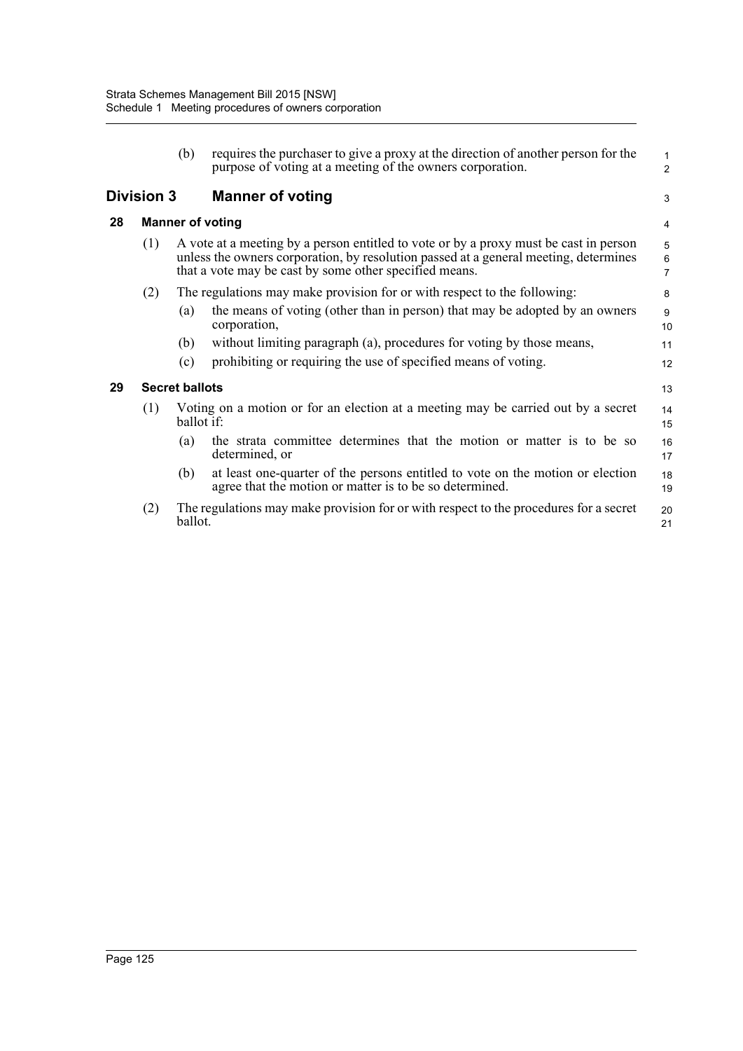(b) requires the purchaser to give a proxy at the direction of another person for the purpose of voting at a meeting of the owners corporation.

## Division 3 Manner of voting

### 28 Manner of voting

(1) A vote at a meeting by a person entitled to vote or by a proxy must be cast in person unless the owners corporation, by resolution passed at a general meeting, determines that a vote may be cast by some other specified means.

(2) The regulations may make provision for or with respect to the following:

(a) the means of voting (other than in person) that may be adopted by an owners corporation,

(b) without limiting paragraph (a), procedures for voting by those means,

(c) prohibiting or requiring the use of specified means of voting.

### 29 Secret ballots

(1) Voting on a motion or for an election at a meeting may be carried out by a secret ballot if:

(a) the strata committee determines that the motion or matter is to be so determined, or

(b) at least one-quarter of the persons entitled to vote on the motion or election agree that the motion or matter is to be so determined.

(2) The regulations may make provision for or with respect to the procedures for a secret ballot.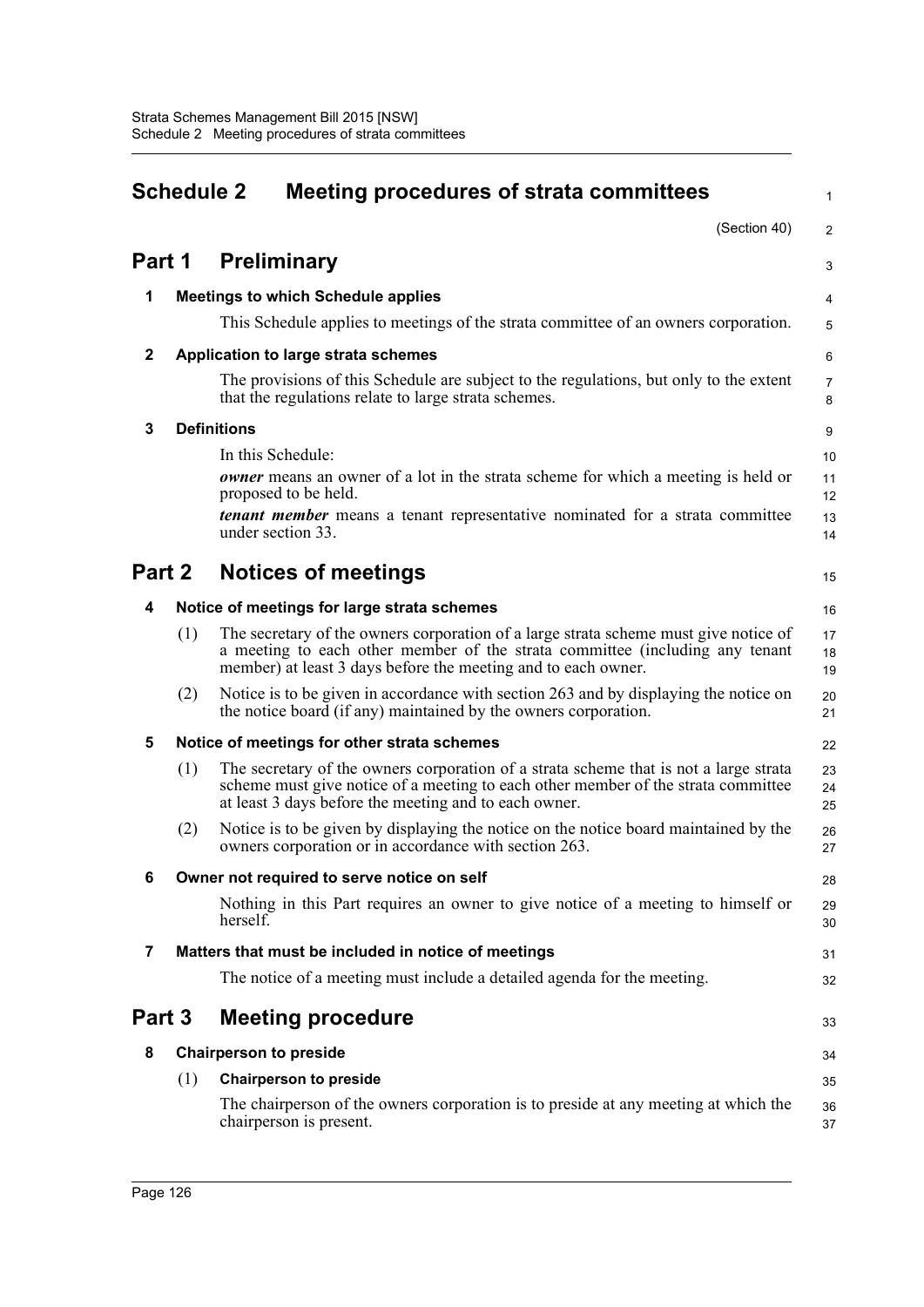# Schedule 2 Meeting procedures of strata committees

(Section 40)

## Part 1 Preliminary

### 1 Meetings to which Schedule applies

This Schedule applies to meetings of the strata committee of an owners corporation.

### 2 Application to large strata schemes

The provisions of this Schedule are subject to the regulations, but only to the extent that the regulations relate to large strata schemes.

### 3 Definitions

In this Schedule:

***owner*** means an owner of a lot in the strata scheme for which a meeting is held or proposed to be held.

***tenant member*** means a tenant representative nominated for a strata committee under section 33.

## Part 2 Notices of meetings

### 4 Notice of meetings for large strata schemes

(1) The secretary of the owners corporation of a large strata scheme must give notice of a meeting to each other member of the strata committee (including any tenant member) at least 3 days before the meeting and to each owner.

(2) Notice is to be given in accordance with section 263 and by displaying the notice on the notice board (if any) maintained by the owners corporation.

### 5 Notice of meetings for other strata schemes

(1) The secretary of the owners corporation of a strata scheme that is not a large strata scheme must give notice of a meeting to each other member of the strata committee at least 3 days before the meeting and to each owner.

(2) Notice is to be given by displaying the notice on the notice board maintained by the owners corporation or in accordance with section 263.

### 6 Owner not required to serve notice on self

Nothing in this Part requires an owner to give notice of a meeting to himself or herself.

### 7 Matters that must be included in notice of meetings

The notice of a meeting must include a detailed agenda for the meeting.

## Part 3 Meeting procedure

### 8 Chairperson to preside

(1) **Chairperson to preside**

The chairperson of the owners corporation is to preside at any meeting at which the chairperson is present.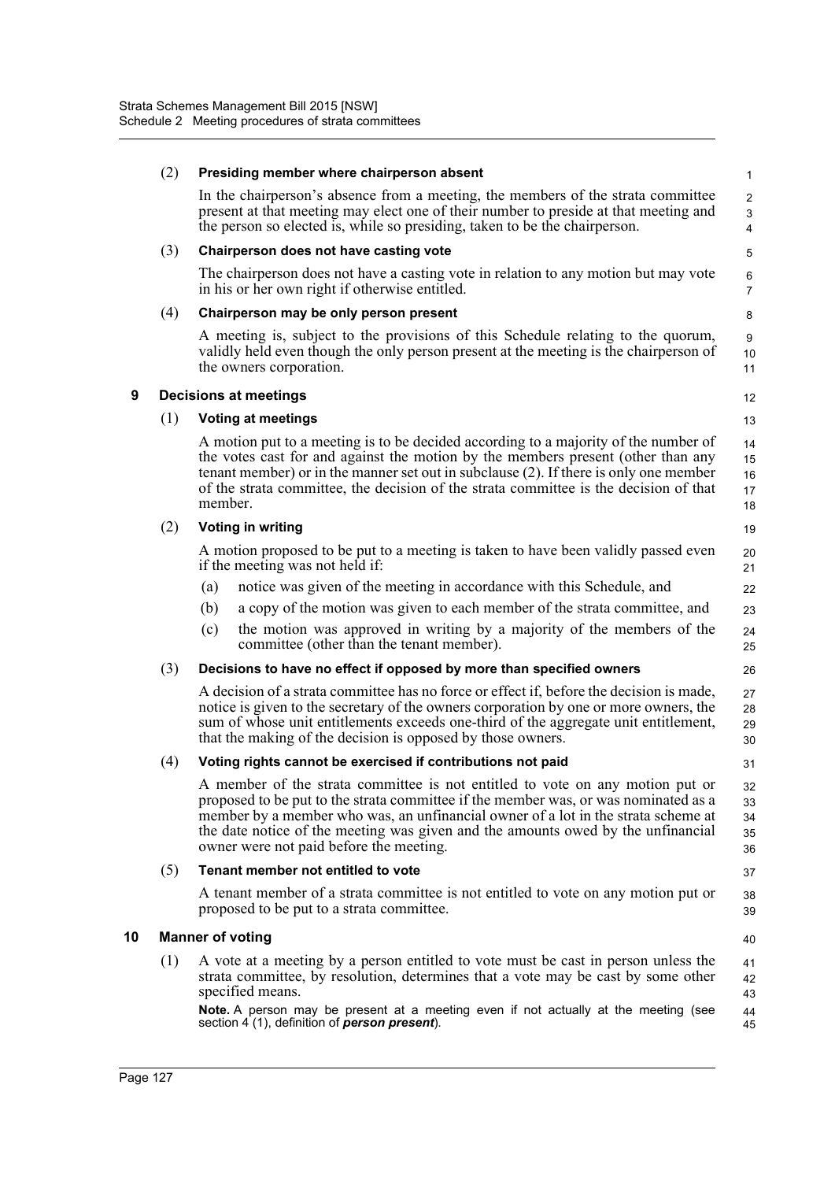(2) **Presiding member where chairperson absent**

In the chairperson's absence from a meeting, the members of the strata committee present at that meeting may elect one of their number to preside at that meeting and the person so elected is, while so presiding, taken to be the chairperson.

(3) **Chairperson does not have casting vote**

The chairperson does not have a casting vote in relation to any motion but may vote in his or her own right if otherwise entitled.

(4) **Chairperson may be only person present**

A meeting is, subject to the provisions of this Schedule relating to the quorum, validly held even though the only person present at the meeting is the chairperson of the owners corporation.

## 9 Decisions at meetings

(1) **Voting at meetings**

A motion put to a meeting is to be decided according to a majority of the number of the votes cast for and against the motion by the members present (other than any tenant member) or in the manner set out in subclause (2). If there is only one member of the strata committee, the decision of the strata committee is the decision of that member.

(2) **Voting in writing**

A motion proposed to be put to a meeting is taken to have been validly passed even if the meeting was not held if:

(a) notice was given of the meeting in accordance with this Schedule, and

(b) a copy of the motion was given to each member of the strata committee, and

(c) the motion was approved in writing by a majority of the members of the committee (other than the tenant member).

(3) **Decisions to have no effect if opposed by more than specified owners**

A decision of a strata committee has no force or effect if, before the decision is made, notice is given to the secretary of the owners corporation by one or more owners, the sum of whose unit entitlements exceeds one-third of the aggregate unit entitlement, that the making of the decision is opposed by those owners.

(4) **Voting rights cannot be exercised if contributions not paid**

A member of the strata committee is not entitled to vote on any motion put or proposed to be put to the strata committee if the member was, or was nominated as a member by a member who was, an unfinancial owner of a lot in the strata scheme at the date notice of the meeting was given and the amounts owed by the unfinancial owner were not paid before the meeting.

(5) **Tenant member not entitled to vote**

A tenant member of a strata committee is not entitled to vote on any motion put or proposed to be put to a strata committee.

## 10 Manner of voting

(1) A vote at a meeting by a person entitled to vote must be cast in person unless the strata committee, by resolution, determines that a vote may be cast by some other specified means.

**Note.** A person may be present at a meeting even if not actually at the meeting (see section 4 (1), definition of ***person present***).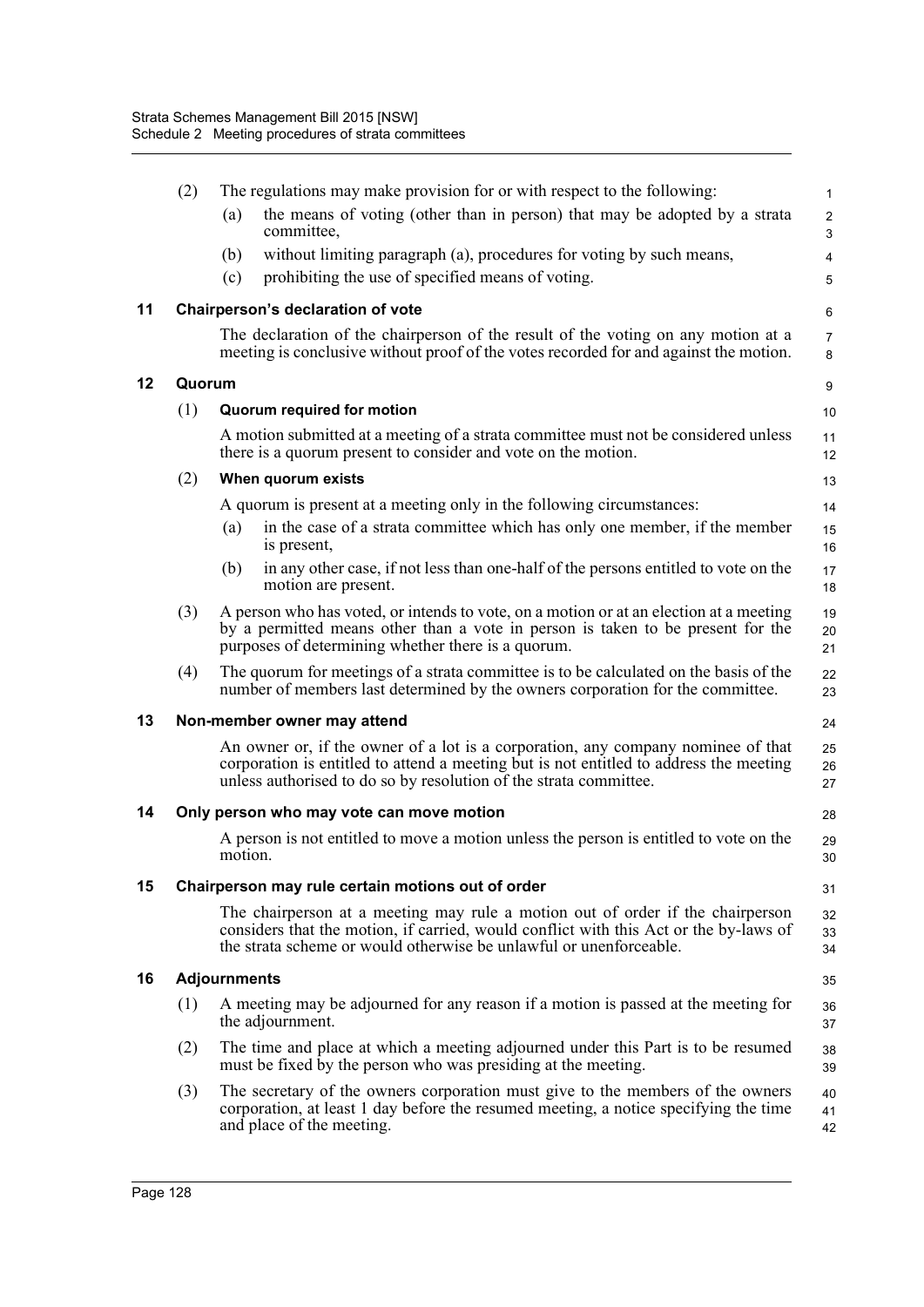(2) The regulations may make provision for or with respect to the following:

(a) the means of voting (other than in person) that may be adopted by a strata committee,

(b) without limiting paragraph (a), procedures for voting by such means,

(c) prohibiting the use of specified means of voting.

### 11 Chairperson's declaration of vote

The declaration of the chairperson of the result of the voting on any motion at a meeting is conclusive without proof of the votes recorded for and against the motion.

### 12 Quorum

(1) **Quorum required for motion**

A motion submitted at a meeting of a strata committee must not be considered unless there is a quorum present to consider and vote on the motion.

(2) **When quorum exists**

A quorum is present at a meeting only in the following circumstances:

(a) in the case of a strata committee which has only one member, if the member is present,

(b) in any other case, if not less than one-half of the persons entitled to vote on the motion are present.

(3) A person who has voted, or intends to vote, on a motion or at an election at a meeting by a permitted means other than a vote in person is taken to be present for the purposes of determining whether there is a quorum.

(4) The quorum for meetings of a strata committee is to be calculated on the basis of the number of members last determined by the owners corporation for the committee.

### 13 Non-member owner may attend

An owner or, if the owner of a lot is a corporation, any company nominee of that corporation is entitled to attend a meeting but is not entitled to address the meeting unless authorised to do so by resolution of the strata committee.

### 14 Only person who may vote can move motion

A person is not entitled to move a motion unless the person is entitled to vote on the motion.

### 15 Chairperson may rule certain motions out of order

The chairperson at a meeting may rule a motion out of order if the chairperson considers that the motion, if carried, would conflict with this Act or the by-laws of the strata scheme or would otherwise be unlawful or unenforceable.

### 16 Adjournments

(1) A meeting may be adjourned for any reason if a motion is passed at the meeting for the adjournment.

(2) The time and place at which a meeting adjourned under this Part is to be resumed must be fixed by the person who was presiding at the meeting.

(3) The secretary of the owners corporation must give to the members of the owners corporation, at least 1 day before the resumed meeting, a notice specifying the time and place of the meeting.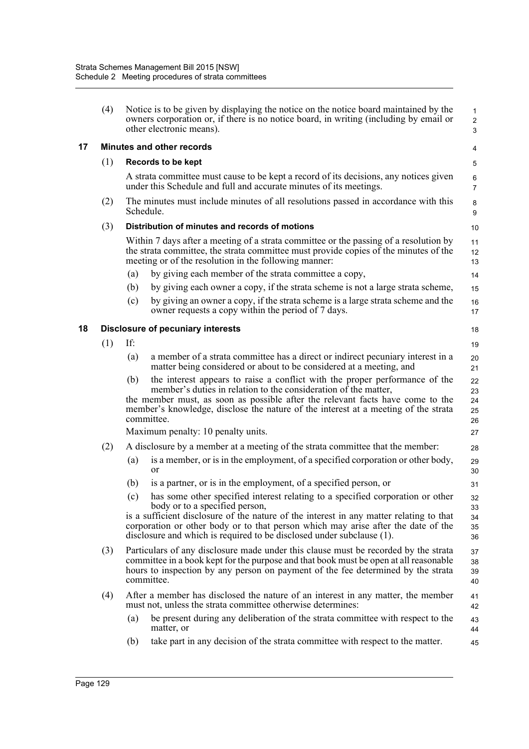(4) Notice is to be given by displaying the notice on the notice board maintained by the owners corporation or, if there is no notice board, in writing (including by email or other electronic means).

### 17 Minutes and other records

(1) **Records to be kept**

A strata committee must cause to be kept a record of its decisions, any notices given under this Schedule and full and accurate minutes of its meetings.

(2) The minutes must include minutes of all resolutions passed in accordance with this Schedule.

(3) **Distribution of minutes and records of motions**

Within 7 days after a meeting of a strata committee or the passing of a resolution by the strata committee, the strata committee must provide copies of the minutes of the meeting or of the resolution in the following manner:

- (a) by giving each member of the strata committee a copy,
- (b) by giving each owner a copy, if the strata scheme is not a large strata scheme,
- (c) by giving an owner a copy, if the strata scheme is a large strata scheme and the owner requests a copy within the period of 7 days.

### 18 Disclosure of pecuniary interests

(1) If:

- (a) a member of a strata committee has a direct or indirect pecuniary interest in a matter being considered or about to be considered at a meeting, and
- (b) the interest appears to raise a conflict with the proper performance of the member's duties in relation to the consideration of the matter,

the member must, as soon as possible after the relevant facts have come to the member's knowledge, disclose the nature of the interest at a meeting of the strata committee.

Maximum penalty: 10 penalty units.

(2) A disclosure by a member at a meeting of the strata committee that the member:

- (a) is a member, or is in the employment, of a specified corporation or other body, or
- (b) is a partner, or is in the employment, of a specified person, or
- (c) has some other specified interest relating to a specified corporation or other body or to a specified person,

is a sufficient disclosure of the nature of the interest in any matter relating to that corporation or other body or to that person which may arise after the date of the disclosure and which is required to be disclosed under subclause (1).

(3) Particulars of any disclosure made under this clause must be recorded by the strata committee in a book kept for the purpose and that book must be open at all reasonable hours to inspection by any person on payment of the fee determined by the strata committee.

(4) After a member has disclosed the nature of an interest in any matter, the member must not, unless the strata committee otherwise determines:

- (a) be present during any deliberation of the strata committee with respect to the matter, or
- (b) take part in any decision of the strata committee with respect to the matter.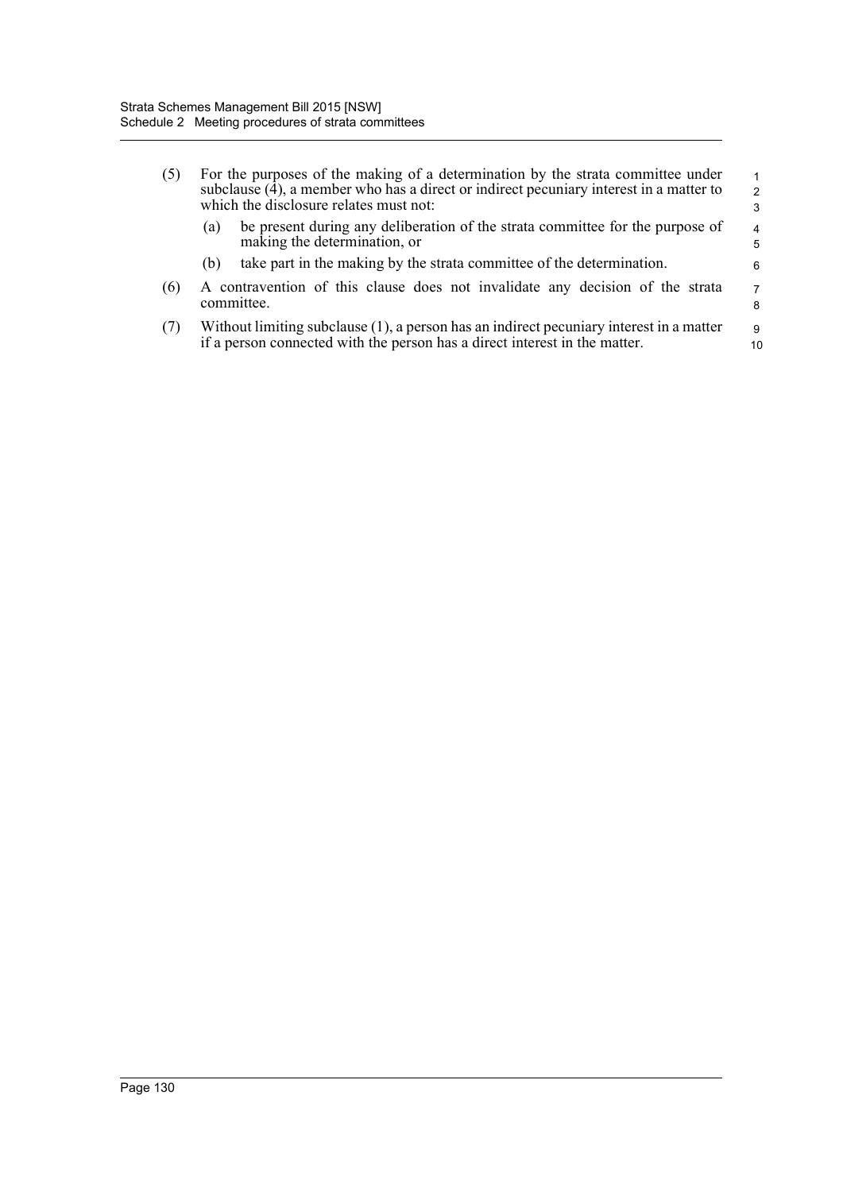(5) For the purposes of the making of a determination by the strata committee under subclause (4), a member who has a direct or indirect pecuniary interest in a matter to which the disclosure relates must not:

  (a) be present during any deliberation of the strata committee for the purpose of making the determination, or

  (b) take part in the making by the strata committee of the determination.

(6) A contravention of this clause does not invalidate any decision of the strata committee.

(7) Without limiting subclause (1), a person has an indirect pecuniary interest in a matter if a person connected with the person has a direct interest in the matter.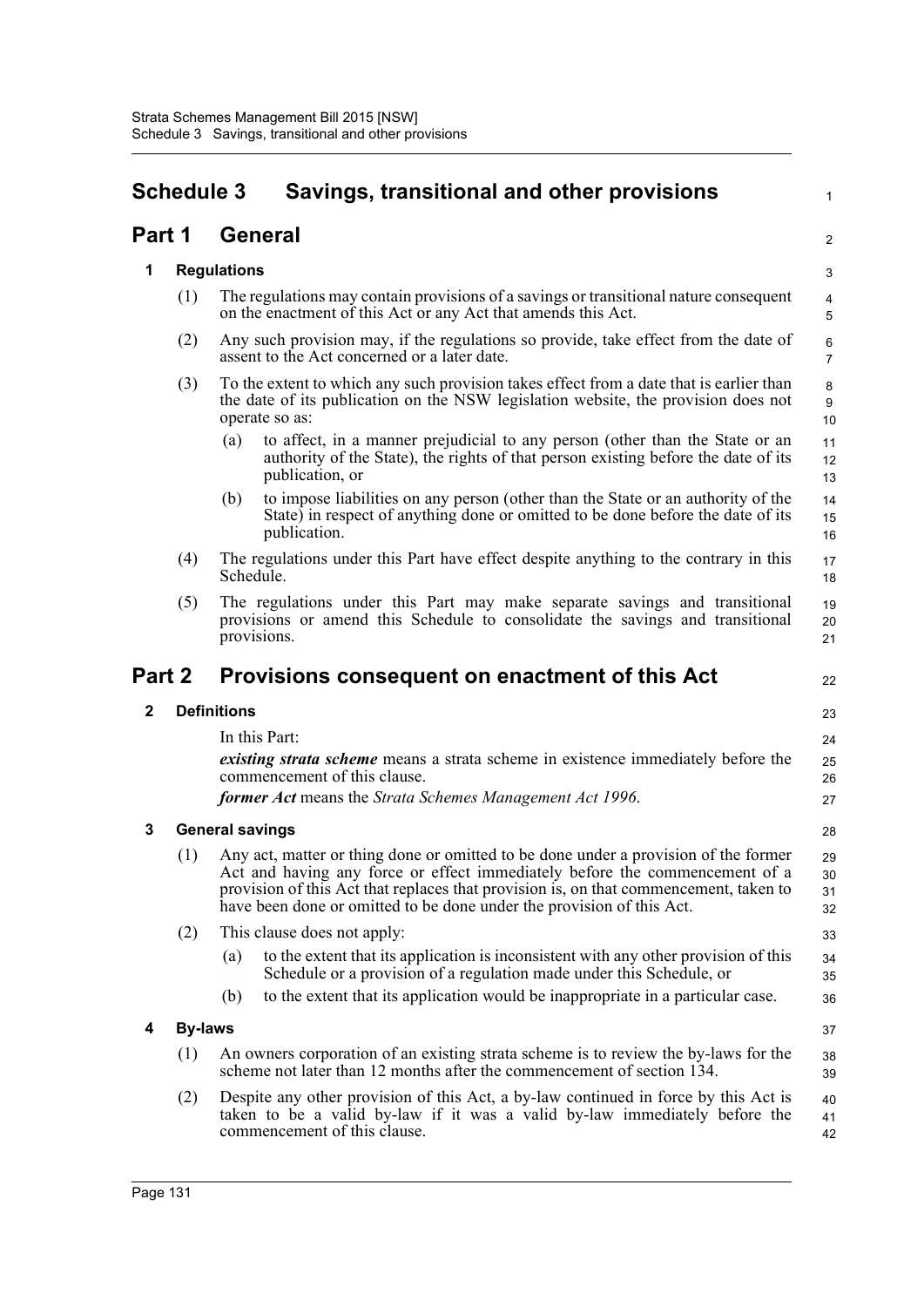# Schedule 3 Savings, transitional and other provisions

## Part 1 General

### 1 Regulations

(1) The regulations may contain provisions of a savings or transitional nature consequent on the enactment of this Act or any Act that amends this Act.

(2) Any such provision may, if the regulations so provide, take effect from the date of assent to the Act concerned or a later date.

(3) To the extent to which any such provision takes effect from a date that is earlier than the date of its publication on the NSW legislation website, the provision does not operate so as:

- (a) to affect, in a manner prejudicial to any person (other than the State or an authority of the State), the rights of that person existing before the date of its publication, or
- (b) to impose liabilities on any person (other than the State or an authority of the State) in respect of anything done or omitted to be done before the date of its publication.

(4) The regulations under this Part have effect despite anything to the contrary in this Schedule.

(5) The regulations under this Part may make separate savings and transitional provisions or amend this Schedule to consolidate the savings and transitional provisions.

## Part 2 Provisions consequent on enactment of this Act

### 2 Definitions

In this Part:

***existing strata scheme*** means a strata scheme in existence immediately before the commencement of this clause.

***former Act*** means the *Strata Schemes Management Act 1996*.

### 3 General savings

(1) Any act, matter or thing done or omitted to be done under a provision of the former Act and having any force or effect immediately before the commencement of a provision of this Act that replaces that provision is, on that commencement, taken to have been done or omitted to be done under the provision of this Act.

(2) This clause does not apply:

- (a) to the extent that its application is inconsistent with any other provision of this Schedule or a provision of a regulation made under this Schedule, or
- (b) to the extent that its application would be inappropriate in a particular case.

### 4 By-laws

(1) An owners corporation of an existing strata scheme is to review the by-laws for the scheme not later than 12 months after the commencement of section 134.

(2) Despite any other provision of this Act, a by-law continued in force by this Act is taken to be a valid by-law if it was a valid by-law immediately before the commencement of this clause.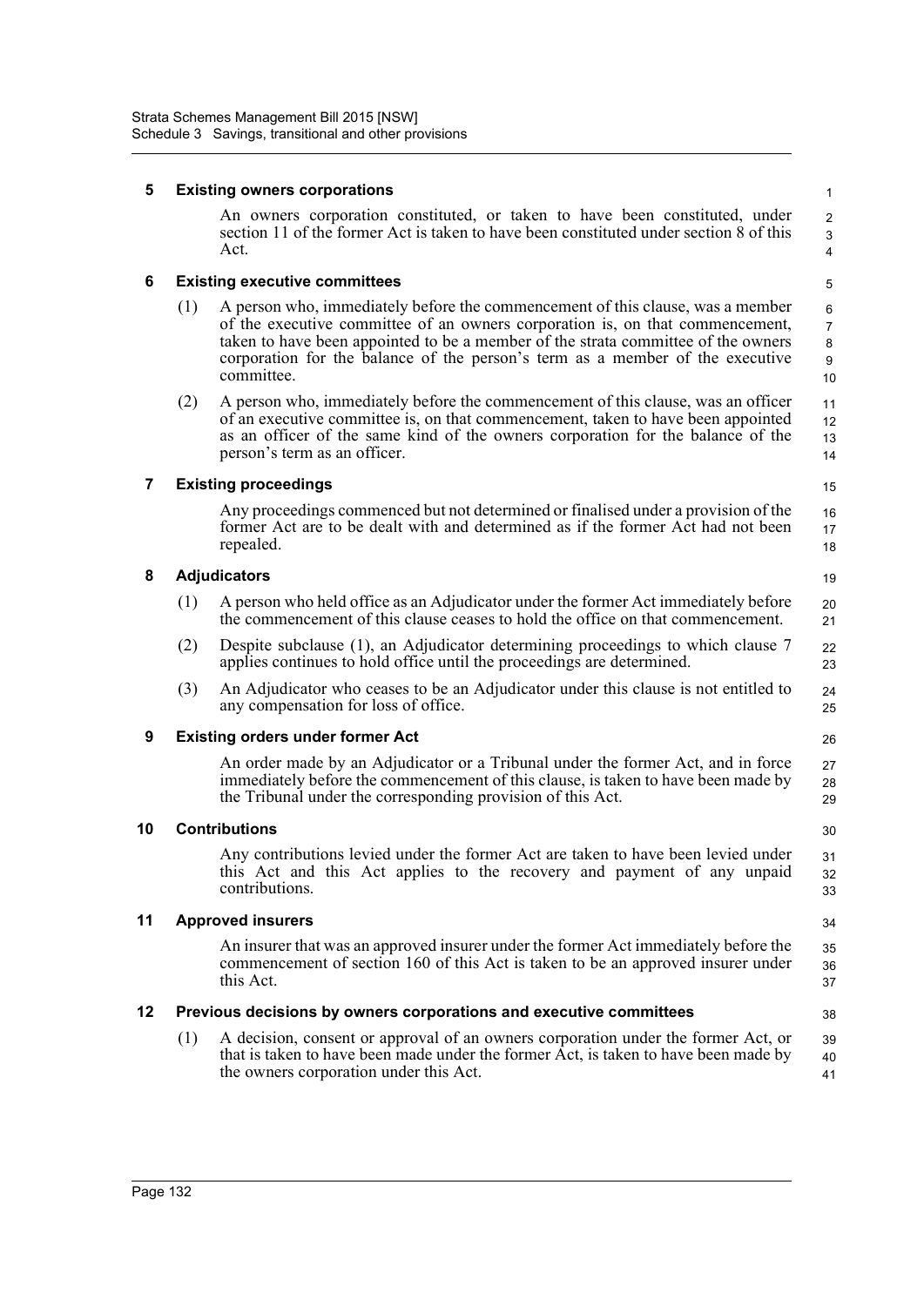### 5 Existing owners corporations

An owners corporation constituted, or taken to have been constituted, under section 11 of the former Act is taken to have been constituted under section 8 of this Act.

### 6 Existing executive committees

(1) A person who, immediately before the commencement of this clause, was a member of the executive committee of an owners corporation is, on that commencement, taken to have been appointed to be a member of the strata committee of the owners corporation for the balance of the person's term as a member of the executive committee.

(2) A person who, immediately before the commencement of this clause, was an officer of an executive committee is, on that commencement, taken to have been appointed as an officer of the same kind of the owners corporation for the balance of the person's term as an officer.

### 7 Existing proceedings

Any proceedings commenced but not determined or finalised under a provision of the former Act are to be dealt with and determined as if the former Act had not been repealed.

### 8 Adjudicators

(1) A person who held office as an Adjudicator under the former Act immediately before the commencement of this clause ceases to hold the office on that commencement.

(2) Despite subclause (1), an Adjudicator determining proceedings to which clause 7 applies continues to hold office until the proceedings are determined.

(3) An Adjudicator who ceases to be an Adjudicator under this clause is not entitled to any compensation for loss of office.

### 9 Existing orders under former Act

An order made by an Adjudicator or a Tribunal under the former Act, and in force immediately before the commencement of this clause, is taken to have been made by the Tribunal under the corresponding provision of this Act.

### 10 Contributions

Any contributions levied under the former Act are taken to have been levied under this Act and this Act applies to the recovery and payment of any unpaid contributions.

### 11 Approved insurers

An insurer that was an approved insurer under the former Act immediately before the commencement of section 160 of this Act is taken to be an approved insurer under this Act.

### 12 Previous decisions by owners corporations and executive committees

(1) A decision, consent or approval of an owners corporation under the former Act, or that is taken to have been made under the former Act, is taken to have been made by the owners corporation under this Act.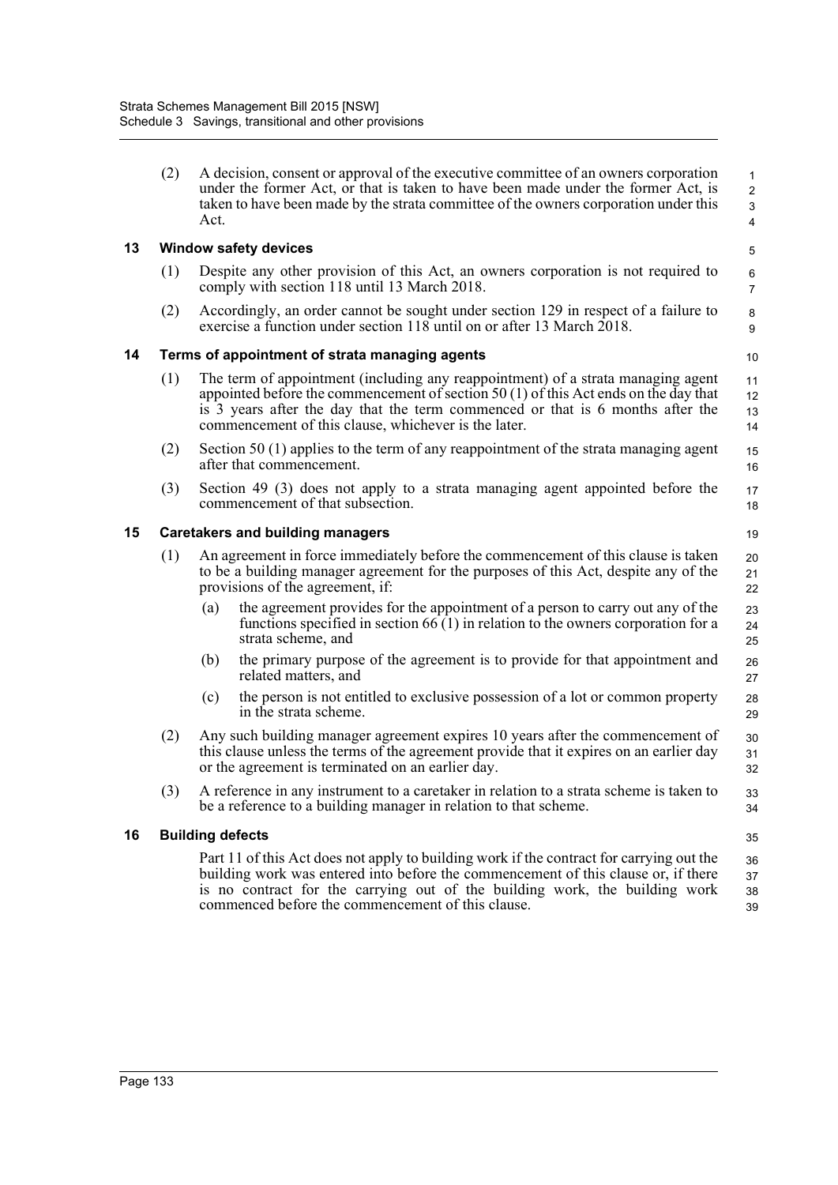(2) A decision, consent or approval of the executive committee of an owners corporation under the former Act, or that is taken to have been made under the former Act, is taken to have been made by the strata committee of the owners corporation under this Act.

### 13 Window safety devices

(1) Despite any other provision of this Act, an owners corporation is not required to comply with section 118 until 13 March 2018.

(2) Accordingly, an order cannot be sought under section 129 in respect of a failure to exercise a function under section 118 until on or after 13 March 2018.

### 14 Terms of appointment of strata managing agents

(1) The term of appointment (including any reappointment) of a strata managing agent appointed before the commencement of section 50 (1) of this Act ends on the day that is 3 years after the day that the term commenced or that is 6 months after the commencement of this clause, whichever is the later.

(2) Section 50 (1) applies to the term of any reappointment of the strata managing agent after that commencement.

(3) Section 49 (3) does not apply to a strata managing agent appointed before the commencement of that subsection.

### 15 Caretakers and building managers

(1) An agreement in force immediately before the commencement of this clause is taken to be a building manager agreement for the purposes of this Act, despite any of the provisions of the agreement, if:

(a) the agreement provides for the appointment of a person to carry out any of the functions specified in section 66 (1) in relation to the owners corporation for a strata scheme, and

(b) the primary purpose of the agreement is to provide for that appointment and related matters, and

(c) the person is not entitled to exclusive possession of a lot or common property in the strata scheme.

(2) Any such building manager agreement expires 10 years after the commencement of this clause unless the terms of the agreement provide that it expires on an earlier day or the agreement is terminated on an earlier day.

(3) A reference in any instrument to a caretaker in relation to a strata scheme is taken to be a reference to a building manager in relation to that scheme.

### 16 Building defects

Part 11 of this Act does not apply to building work if the contract for carrying out the building work was entered into before the commencement of this clause or, if there is no contract for the carrying out of the building work, the building work commenced before the commencement of this clause.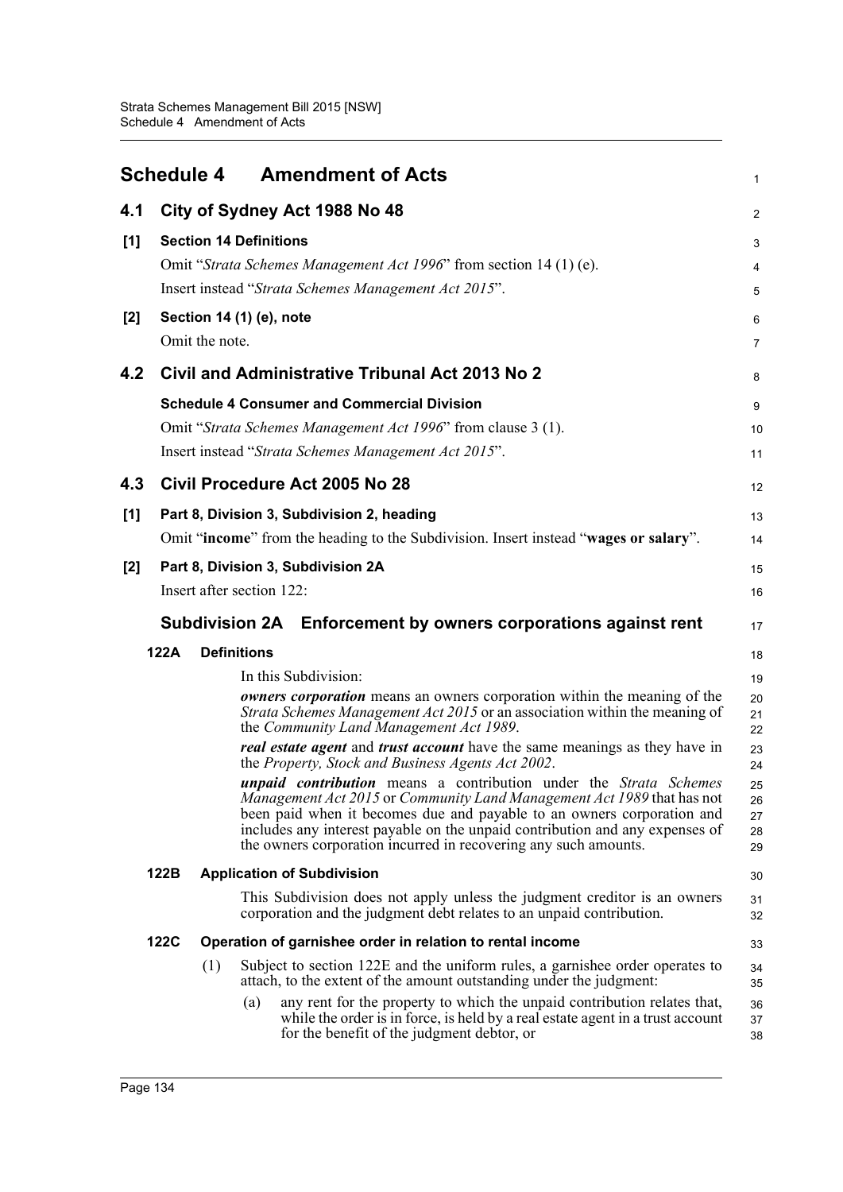# Schedule 4 Amendment of Acts

## 4.1 City of Sydney Act 1988 No 48

**[1] Section 14 Definitions**

Omit "*Strata Schemes Management Act 1996*" from section 14 (1) (e).

Insert instead "*Strata Schemes Management Act 2015*".

**[2] Section 14 (1) (e), note**

Omit the note.

## 4.2 Civil and Administrative Tribunal Act 2013 No 2

**Schedule 4 Consumer and Commercial Division**

Omit "*Strata Schemes Management Act 1996*" from clause 3 (1).

Insert instead "*Strata Schemes Management Act 2015*".

## 4.3 Civil Procedure Act 2005 No 28

**[1] Part 8, Division 3, Subdivision 2, heading**

Omit "**income**" from the heading to the Subdivision. Insert instead "**wages or salary**".

**[2] Part 8, Division 3, Subdivision 2A**

Insert after section 122:

### Subdivision 2A Enforcement by owners corporations against rent

**122A Definitions**

In this Subdivision:

***owners corporation*** means an owners corporation within the meaning of the *Strata Schemes Management Act 2015* or an association within the meaning of the *Community Land Management Act 1989*.

***real estate agent*** and ***trust account*** have the same meanings as they have in the *Property, Stock and Business Agents Act 2002*.

***unpaid contribution*** means a contribution under the *Strata Schemes Management Act 2015* or *Community Land Management Act 1989* that has not been paid when it becomes due and payable to an owners corporation and includes any interest payable on the unpaid contribution and any expenses of the owners corporation incurred in recovering any such amounts.

**122B Application of Subdivision**

This Subdivision does not apply unless the judgment creditor is an owners corporation and the judgment debt relates to an unpaid contribution.

**122C Operation of garnishee order in relation to rental income**

(1) Subject to section 122E and the uniform rules, a garnishee order operates to attach, to the extent of the amount outstanding under the judgment:

(a) any rent for the property to which the unpaid contribution relates that, while the order is in force, is held by a real estate agent in a trust account for the benefit of the judgment debtor, or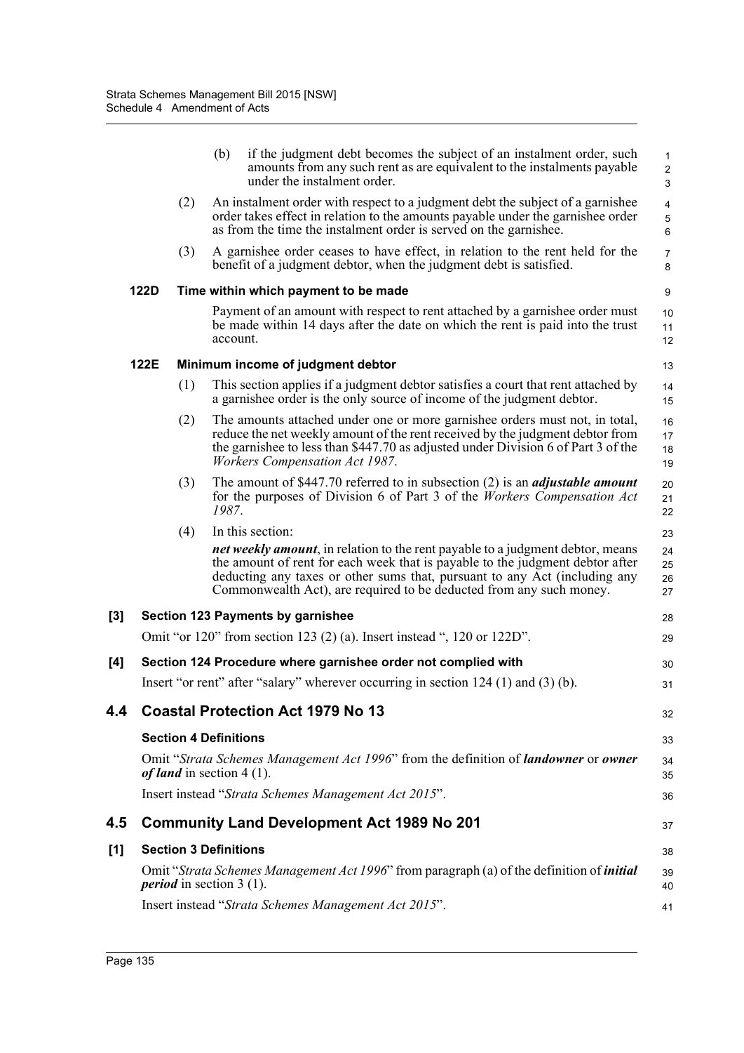(b) if the judgment debt becomes the subject of an instalment order, such amounts from any such rent as are equivalent to the instalments payable under the instalment order.

(2) An instalment order with respect to a judgment debt the subject of a garnishee order takes effect in relation to the amounts payable under the garnishee order as from the time the instalment order is served on the garnishee.

(3) A garnishee order ceases to have effect, in relation to the rent held for the benefit of a judgment debtor, when the judgment debt is satisfied.

**122D Time within which payment to be made**

Payment of an amount with respect to rent attached by a garnishee order must be made within 14 days after the date on which the rent is paid into the trust account.

**122E Minimum income of judgment debtor**

(1) This section applies if a judgment debtor satisfies a court that rent attached by a garnishee order is the only source of income of the judgment debtor.

(2) The amounts attached under one or more garnishee orders must not, in total, reduce the net weekly amount of the rent received by the judgment debtor from the garnishee to less than $447.70 as adjusted under Division 6 of Part 3 of the *Workers Compensation Act 1987*.

(3) The amount of $447.70 referred to in subsection (2) is an ***adjustable amount*** for the purposes of Division 6 of Part 3 of the *Workers Compensation Act 1987*.

(4) In this section:

***net weekly amount***, in relation to the rent payable to a judgment debtor, means the amount of rent for each week that is payable to the judgment debtor after deducting any taxes or other sums that, pursuant to any Act (including any Commonwealth Act), are required to be deducted from any such money.

**[3] Section 123 Payments by garnishee**

Omit "or 120" from section 123 (2) (a). Insert instead ", 120 or 122D".

**[4] Section 124 Procedure where garnishee order not complied with**

Insert "or rent" after "salary" wherever occurring in section 124 (1) and (3) (b).

## 4.4 Coastal Protection Act 1979 No 13

**Section 4 Definitions**

Omit "*Strata Schemes Management Act 1996*" from the definition of ***landowner*** or ***owner of land*** in section 4 (1).

Insert instead "*Strata Schemes Management Act 2015*".

## 4.5 Community Land Development Act 1989 No 201

**[1] Section 3 Definitions**

Omit "*Strata Schemes Management Act 1996*" from paragraph (a) of the definition of ***initial period*** in section 3 (1).

Insert instead "*Strata Schemes Management Act 2015*".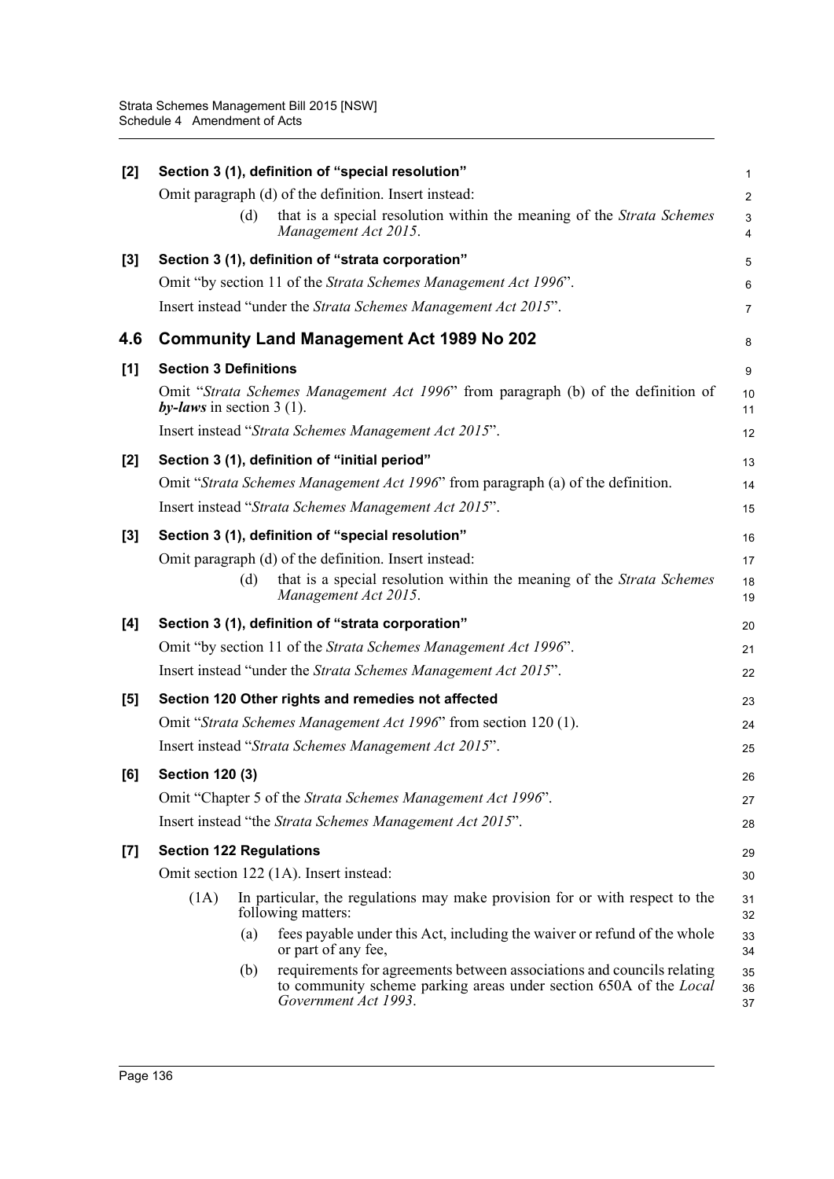**[2] Section 3 (1), definition of "special resolution"**

Omit paragraph (d) of the definition. Insert instead:

(d) that is a special resolution within the meaning of the *Strata Schemes Management Act 2015*.

**[3] Section 3 (1), definition of "strata corporation"**

Omit "by section 11 of the *Strata Schemes Management Act 1996*".

Insert instead "under the *Strata Schemes Management Act 2015*".

## 4.6 Community Land Management Act 1989 No 202

**[1] Section 3 Definitions**

Omit "*Strata Schemes Management Act 1996*" from paragraph (b) of the definition of ***by-laws*** in section 3 (1).

Insert instead "*Strata Schemes Management Act 2015*".

**[2] Section 3 (1), definition of "initial period"**

Omit "*Strata Schemes Management Act 1996*" from paragraph (a) of the definition.

Insert instead "*Strata Schemes Management Act 2015*".

**[3] Section 3 (1), definition of "special resolution"**

Omit paragraph (d) of the definition. Insert instead:

(d) that is a special resolution within the meaning of the *Strata Schemes Management Act 2015*.

**[4] Section 3 (1), definition of "strata corporation"**

Omit "by section 11 of the *Strata Schemes Management Act 1996*".

Insert instead "under the *Strata Schemes Management Act 2015*".

**[5] Section 120 Other rights and remedies not affected**

Omit "*Strata Schemes Management Act 1996*" from section 120 (1).

Insert instead "*Strata Schemes Management Act 2015*".

**[6] Section 120 (3)**

Omit "Chapter 5 of the *Strata Schemes Management Act 1996*".

Insert instead "the *Strata Schemes Management Act 2015*".

**[7] Section 122 Regulations**

Omit section 122 (1A). Insert instead:

(1A) In particular, the regulations may make provision for or with respect to the following matters:

(a) fees payable under this Act, including the waiver or refund of the whole or part of any fee,

(b) requirements for agreements between associations and councils relating to community scheme parking areas under section 650A of the *Local Government Act 1993*.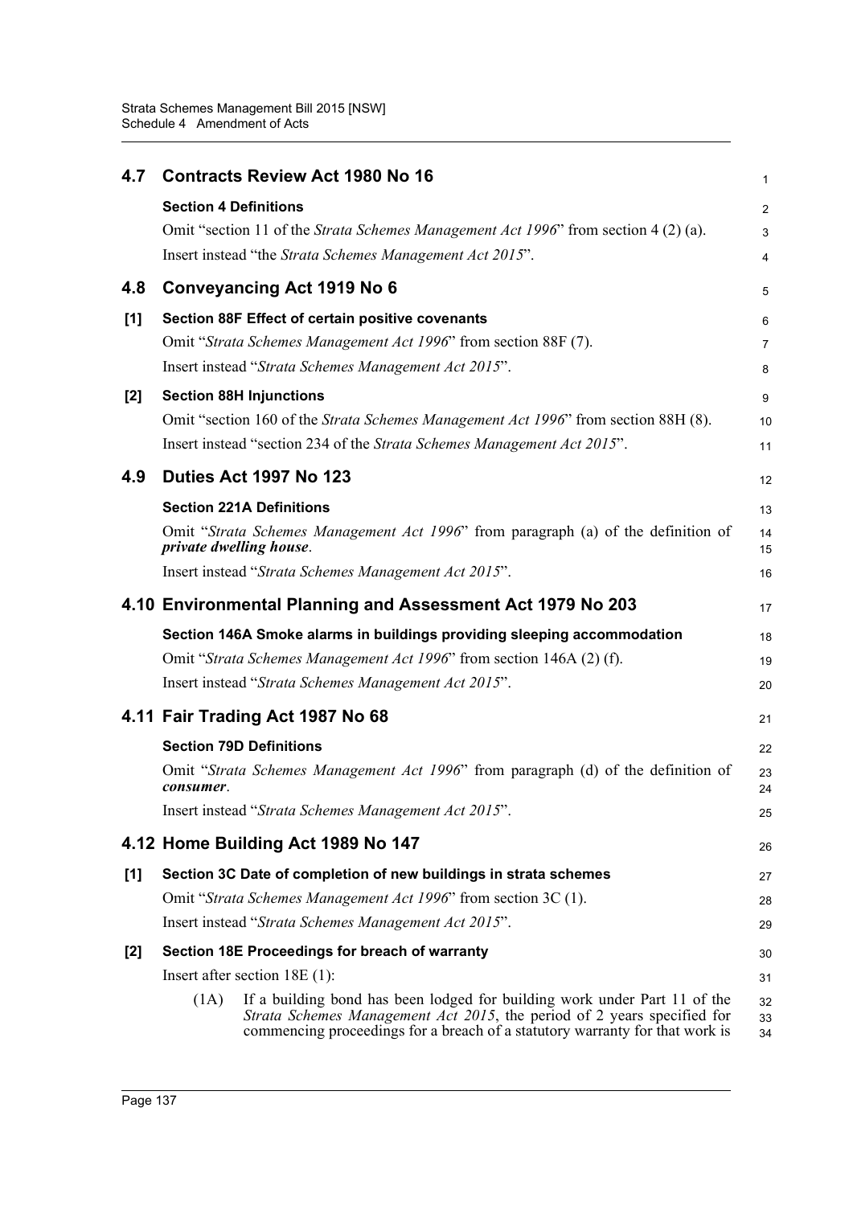## 4.7 Contracts Review Act 1980 No 16

**Section 4 Definitions**

Omit "section 11 of the *Strata Schemes Management Act 1996*" from section 4 (2) (a).

Insert instead "the *Strata Schemes Management Act 2015*".

## 4.8 Conveyancing Act 1919 No 6

**[1] Section 88F Effect of certain positive covenants**

Omit "*Strata Schemes Management Act 1996*" from section 88F (7).

Insert instead "*Strata Schemes Management Act 2015*".

**[2] Section 88H Injunctions**

Omit "section 160 of the *Strata Schemes Management Act 1996*" from section 88H (8).

Insert instead "section 234 of the *Strata Schemes Management Act 2015*".

## 4.9 Duties Act 1997 No 123

**Section 221A Definitions**

Omit "*Strata Schemes Management Act 1996*" from paragraph (a) of the definition of ***private dwelling house***.

Insert instead "*Strata Schemes Management Act 2015*".

## 4.10 Environmental Planning and Assessment Act 1979 No 203

**Section 146A Smoke alarms in buildings providing sleeping accommodation**

Omit "*Strata Schemes Management Act 1996*" from section 146A (2) (f).

Insert instead "*Strata Schemes Management Act 2015*".

## 4.11 Fair Trading Act 1987 No 68

**Section 79D Definitions**

Omit "*Strata Schemes Management Act 1996*" from paragraph (d) of the definition of ***consumer***.

Insert instead "*Strata Schemes Management Act 2015*".

## 4.12 Home Building Act 1989 No 147

**[1] Section 3C Date of completion of new buildings in strata schemes**

Omit "*Strata Schemes Management Act 1996*" from section 3C (1).

Insert instead "*Strata Schemes Management Act 2015*".

**[2] Section 18E Proceedings for breach of warranty**

Insert after section 18E (1):

(1A) If a building bond has been lodged for building work under Part 11 of the *Strata Schemes Management Act 2015*, the period of 2 years specified for commencing proceedings for a breach of a statutory warranty for that work is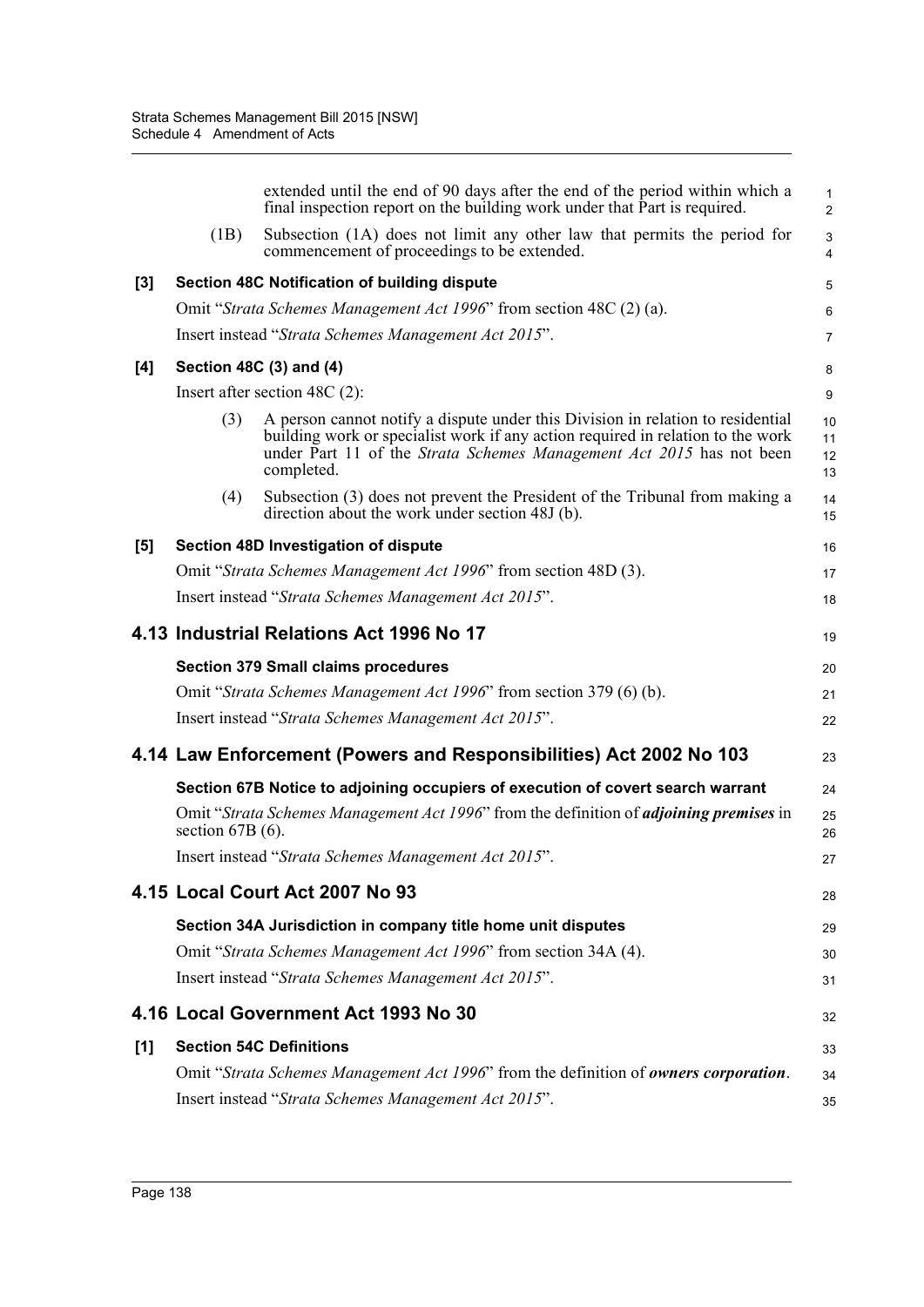extended until the end of 90 days after the end of the period within which a final inspection report on the building work under that Part is required.

(1B) Subsection (1A) does not limit any other law that permits the period for commencement of proceedings to be extended.

**[3] Section 48C Notification of building dispute**

Omit "*Strata Schemes Management Act 1996*" from section 48C (2) (a).

Insert instead "*Strata Schemes Management Act 2015*".

**[4] Section 48C (3) and (4)**

Insert after section 48C (2):

(3) A person cannot notify a dispute under this Division in relation to residential building work or specialist work if any action required in relation to the work under Part 11 of the *Strata Schemes Management Act 2015* has not been completed.

(4) Subsection (3) does not prevent the President of the Tribunal from making a direction about the work under section 48J (b).

**[5] Section 48D Investigation of dispute**

Omit "*Strata Schemes Management Act 1996*" from section 48D (3).

Insert instead "*Strata Schemes Management Act 2015*".

## 4.13 Industrial Relations Act 1996 No 17

**Section 379 Small claims procedures**

Omit "*Strata Schemes Management Act 1996*" from section 379 (6) (b).

Insert instead "*Strata Schemes Management Act 2015*".

## 4.14 Law Enforcement (Powers and Responsibilities) Act 2002 No 103

**Section 67B Notice to adjoining occupiers of execution of covert search warrant**

Omit "*Strata Schemes Management Act 1996*" from the definition of ***adjoining premises*** in section 67B (6).

Insert instead "*Strata Schemes Management Act 2015*".

## 4.15 Local Court Act 2007 No 93

**Section 34A Jurisdiction in company title home unit disputes**

Omit "*Strata Schemes Management Act 1996*" from section 34A (4).

Insert instead "*Strata Schemes Management Act 2015*".

## 4.16 Local Government Act 1993 No 30

**[1] Section 54C Definitions**

Omit "*Strata Schemes Management Act 1996*" from the definition of ***owners corporation***.

Insert instead "*Strata Schemes Management Act 2015*".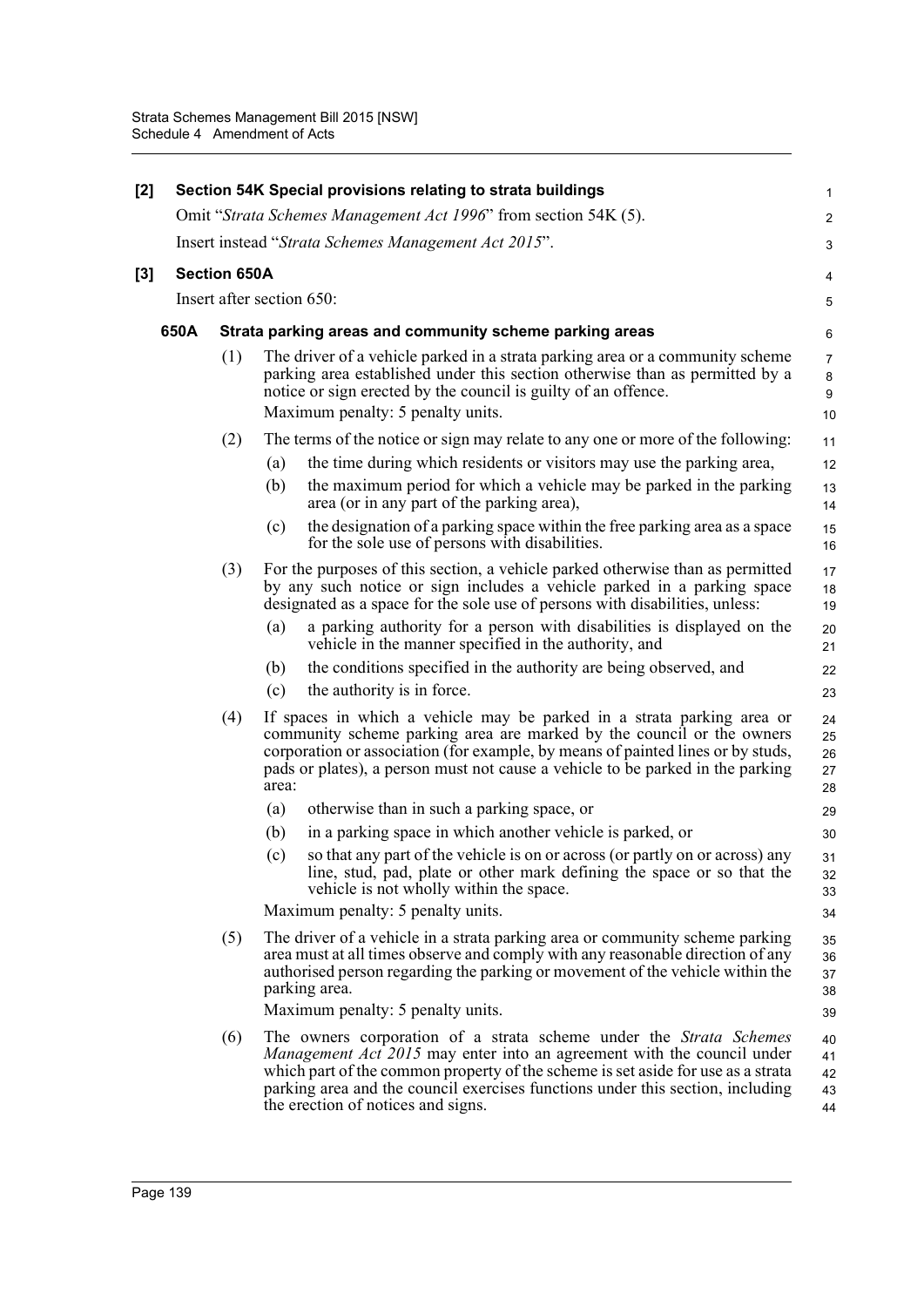**[2] Section 54K Special provisions relating to strata buildings**

Omit "*Strata Schemes Management Act 1996*" from section 54K (5).

Insert instead "*Strata Schemes Management Act 2015*".

**[3] Section 650A**

Insert after section 650:

**650A Strata parking areas and community scheme parking areas**

(1) The driver of a vehicle parked in a strata parking area or a community scheme parking area established under this section otherwise than as permitted by a notice or sign erected by the council is guilty of an offence.

Maximum penalty: 5 penalty units.

(2) The terms of the notice or sign may relate to any one or more of the following:

(a) the time during which residents or visitors may use the parking area,

(b) the maximum period for which a vehicle may be parked in the parking area (or in any part of the parking area),

(c) the designation of a parking space within the free parking area as a space for the sole use of persons with disabilities.

(3) For the purposes of this section, a vehicle parked otherwise than as permitted by any such notice or sign includes a vehicle parked in a parking space designated as a space for the sole use of persons with disabilities, unless:

(a) a parking authority for a person with disabilities is displayed on the vehicle in the manner specified in the authority, and

(b) the conditions specified in the authority are being observed, and

(c) the authority is in force.

(4) If spaces in which a vehicle may be parked in a strata parking area or community scheme parking area are marked by the council or the owners corporation or association (for example, by means of painted lines or by studs, pads or plates), a person must not cause a vehicle to be parked in the parking area:

(a) otherwise than in such a parking space, or

(b) in a parking space in which another vehicle is parked, or

(c) so that any part of the vehicle is on or across (or partly on or across) any line, stud, pad, plate or other mark defining the space or so that the vehicle is not wholly within the space.

Maximum penalty: 5 penalty units.

(5) The driver of a vehicle in a strata parking area or community scheme parking area must at all times observe and comply with any reasonable direction of any authorised person regarding the parking or movement of the vehicle within the parking area.

Maximum penalty: 5 penalty units.

(6) The owners corporation of a strata scheme under the *Strata Schemes Management Act 2015* may enter into an agreement with the council under which part of the common property of the scheme is set aside for use as a strata parking area and the council exercises functions under this section, including the erection of notices and signs.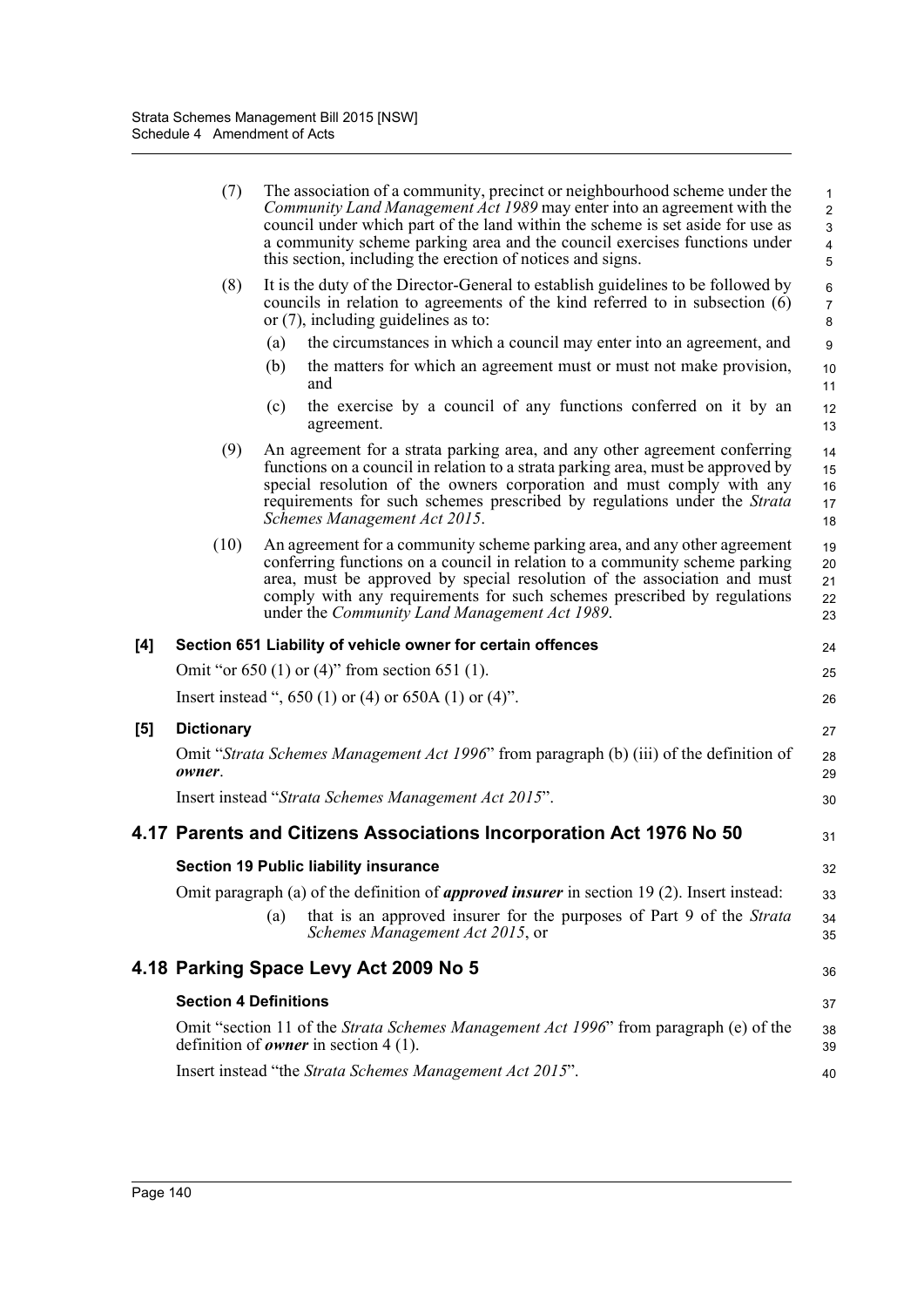(7) The association of a community, precinct or neighbourhood scheme under the *Community Land Management Act 1989* may enter into an agreement with the council under which part of the land within the scheme is set aside for use as a community scheme parking area and the council exercises functions under this section, including the erection of notices and signs.

(8) It is the duty of the Director-General to establish guidelines to be followed by councils in relation to agreements of the kind referred to in subsection (6) or (7), including guidelines as to:

(a) the circumstances in which a council may enter into an agreement, and

(b) the matters for which an agreement must or must not make provision, and

(c) the exercise by a council of any functions conferred on it by an agreement.

(9) An agreement for a strata parking area, and any other agreement conferring functions on a council in relation to a strata parking area, must be approved by special resolution of the owners corporation and must comply with any requirements for such schemes prescribed by regulations under the *Strata Schemes Management Act 2015*.

(10) An agreement for a community scheme parking area, and any other agreement conferring functions on a council in relation to a community scheme parking area, must be approved by special resolution of the association and must comply with any requirements for such schemes prescribed by regulations under the *Community Land Management Act 1989*.

**[4] Section 651 Liability of vehicle owner for certain offences**

Omit "or 650 (1) or (4)" from section 651 (1).

Insert instead ", 650 (1) or (4) or 650A (1) or (4)".

**[5] Dictionary**

Omit "*Strata Schemes Management Act 1996*" from paragraph (b) (iii) of the definition of ***owner***.

Insert instead "*Strata Schemes Management Act 2015*".

## 4.17 Parents and Citizens Associations Incorporation Act 1976 No 50

**Section 19 Public liability insurance**

Omit paragraph (a) of the definition of ***approved insurer*** in section 19 (2). Insert instead:

(a) that is an approved insurer for the purposes of Part 9 of the *Strata Schemes Management Act 2015*, or

## 4.18 Parking Space Levy Act 2009 No 5

**Section 4 Definitions**

Omit "section 11 of the *Strata Schemes Management Act 1996*" from paragraph (e) of the definition of ***owner*** in section 4 (1).

Insert instead "the *Strata Schemes Management Act 2015*".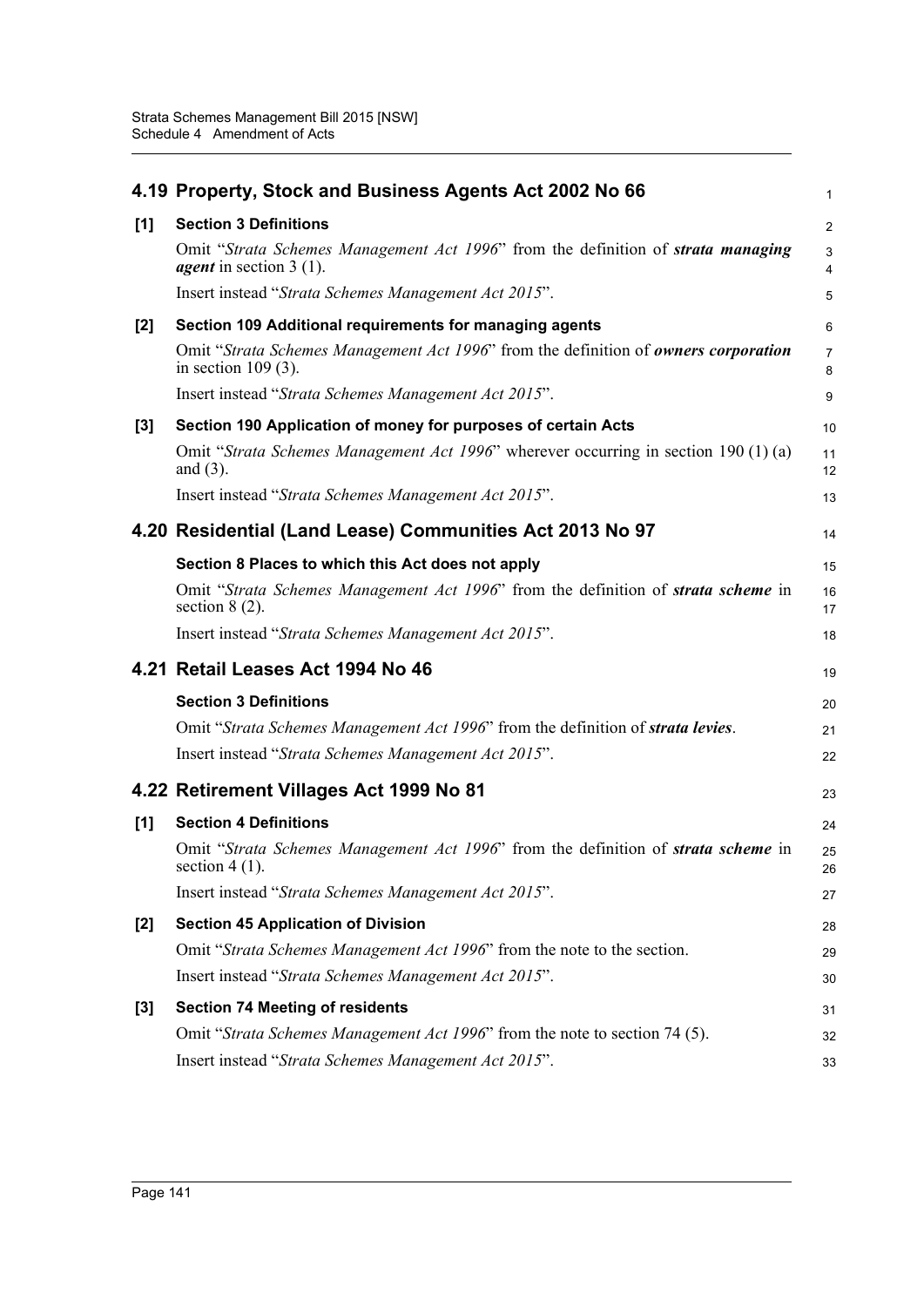## 4.19 Property, Stock and Business Agents Act 2002 No 66

**[1] Section 3 Definitions**

Omit "*Strata Schemes Management Act 1996*" from the definition of ***strata managing agent*** in section 3 (1).

Insert instead "*Strata Schemes Management Act 2015*".

**[2] Section 109 Additional requirements for managing agents**

Omit "*Strata Schemes Management Act 1996*" from the definition of ***owners corporation*** in section 109 (3).

Insert instead "*Strata Schemes Management Act 2015*".

**[3] Section 190 Application of money for purposes of certain Acts**

Omit "*Strata Schemes Management Act 1996*" wherever occurring in section 190 (1) (a) and (3).

Insert instead "*Strata Schemes Management Act 2015*".

## 4.20 Residential (Land Lease) Communities Act 2013 No 97

**Section 8 Places to which this Act does not apply**

Omit "*Strata Schemes Management Act 1996*" from the definition of ***strata scheme*** in section 8 (2).

Insert instead "*Strata Schemes Management Act 2015*".

## 4.21 Retail Leases Act 1994 No 46

**Section 3 Definitions**

Omit "*Strata Schemes Management Act 1996*" from the definition of ***strata levies***.

Insert instead "*Strata Schemes Management Act 2015*".

## 4.22 Retirement Villages Act 1999 No 81

**[1] Section 4 Definitions**

Omit "*Strata Schemes Management Act 1996*" from the definition of ***strata scheme*** in section 4 (1).

Insert instead "*Strata Schemes Management Act 2015*".

**[2] Section 45 Application of Division**

Omit "*Strata Schemes Management Act 1996*" from the note to the section.

Insert instead "*Strata Schemes Management Act 2015*".

**[3] Section 74 Meeting of residents**

Omit "*Strata Schemes Management Act 1996*" from the note to section 74 (5).

Insert instead "*Strata Schemes Management Act 2015*".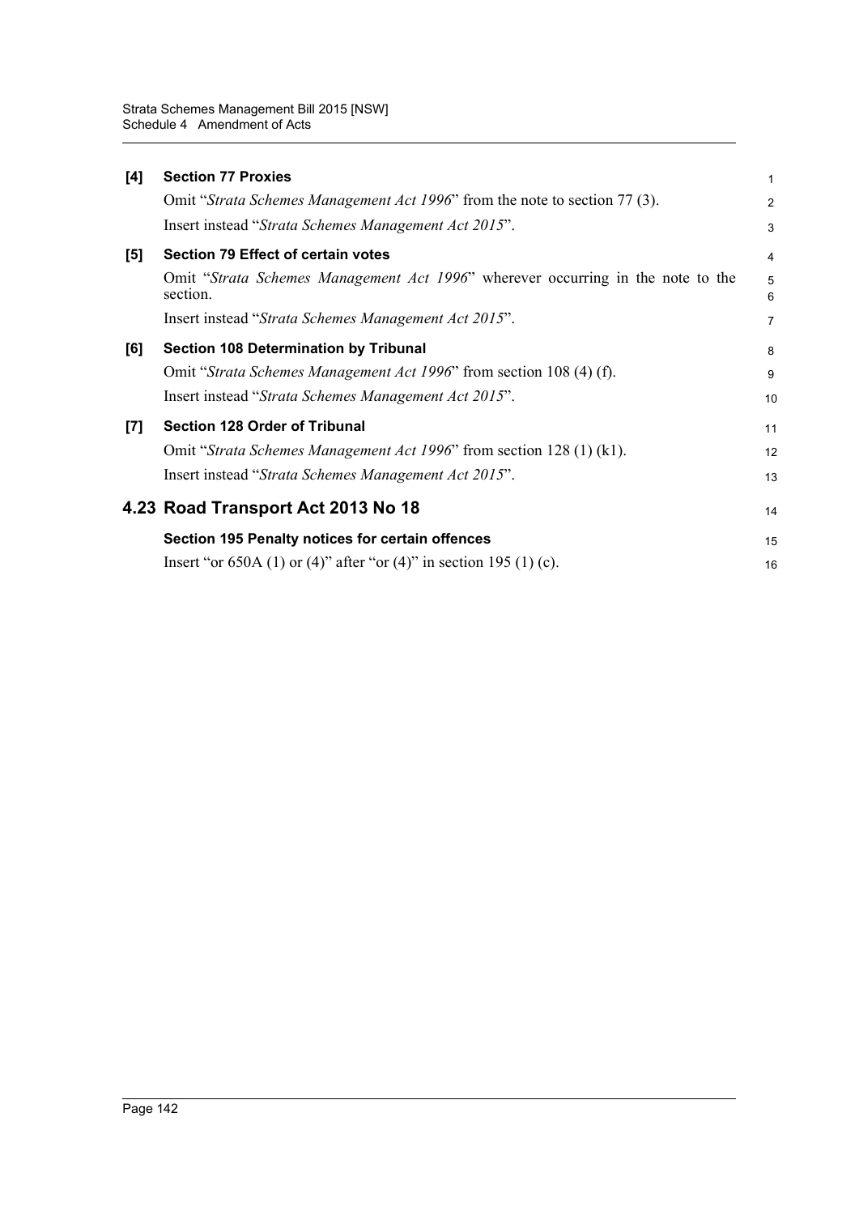**[4] Section 77 Proxies**

Omit "*Strata Schemes Management Act 1996*" from the note to section 77 (3).

Insert instead "*Strata Schemes Management Act 2015*".

**[5] Section 79 Effect of certain votes**

Omit "*Strata Schemes Management Act 1996*" wherever occurring in the note to the section.

Insert instead "*Strata Schemes Management Act 2015*".

**[6] Section 108 Determination by Tribunal**

Omit "*Strata Schemes Management Act 1996*" from section 108 (4) (f).

Insert instead "*Strata Schemes Management Act 2015*".

**[7] Section 128 Order of Tribunal**

Omit "*Strata Schemes Management Act 1996*" from section 128 (1) (k1).

Insert instead "*Strata Schemes Management Act 2015*".

## 4.23 Road Transport Act 2013 No 18

**Section 195 Penalty notices for certain offences**

Insert "or 650A (1) or (4)" after "or (4)" in section 195 (1) (c).